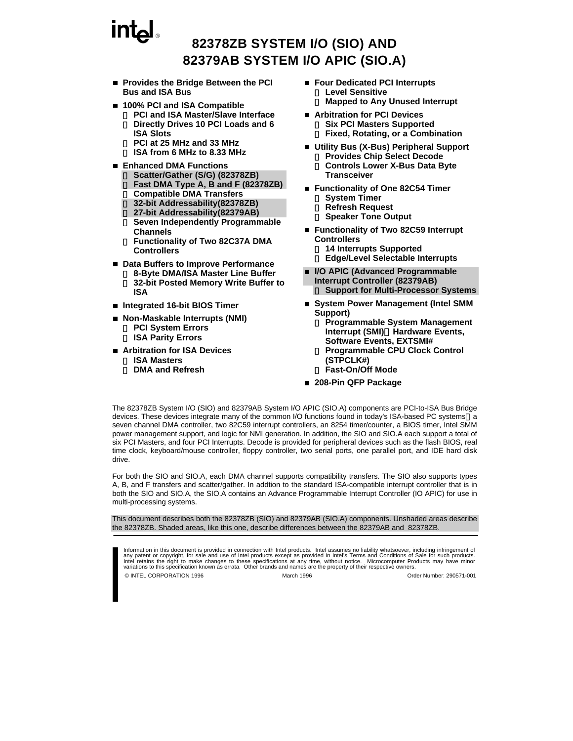# 82378ZB SYSTEM I/O (SIO) AND 82379AB SYSTEM I/O APIC (SIO.A)

- **Provides the Bridge Between the PCI Bus and ISA Bus**
- **100% PCI and ISA Compatible**
  - PCI and ISA Master/Slave Interface
  - Directly Drives 10 PCI Loads and 6 ISA Slots
  - PCI at 25 MHz and 33 MHz
  - ISA from 6 MHz to 8.33 MHz
- **Enhanced DMA Functions**
  - Scatter/Gather (S/G) (82378ZB)
  - Fast DMA Type A, B and F (82378ZB)
  - Compatible DMA Transfers
  - 32-bit Addressability(82378ZB)
  - 27-bit Addressability(82379AB)
  - Seven Independently Programmable Channels
  - Functionality of Two 82C37A DMA Controllers
- **Data Buffers to Improve Performance**
  - 8-Byte DMA/ISA Master Line Buffer
  - 32-bit Posted Memory Write Buffer to ISA
- **Integrated 16-bit BIOS Timer**
- **Non-Maskable Interrupts (NMI)**
  - PCI System Errors
  - ISA Parity Errors
- **Arbitration for ISA Devices**
  - ISA Masters
  - DMA and Refresh
- **Four Dedicated PCI Interrupts**
  - Level Sensitive
  - Mapped to Any Unused Interrupt
- **Arbitration for PCI Devices**
  - Six PCI Masters Supported
  - Fixed, Rotating, or a Combination
- **Utility Bus (X-Bus) Peripheral Support**
  - Provides Chip Select Decode
  - Controls Lower X-Bus Data Byte Transceiver
- **Functionality of One 82C54 Timer**
  - System Timer
  - Refresh Request
  - Speaker Tone Output
- **Functionality of Two 82C59 Interrupt Controllers**
  - 14 Interrupts Supported
  - Edge/Level Selectable Interrupts
- **I/O APIC (Advanced Programmable Interrupt Controller (82379AB)**
  - Support for Multi-Processor Systems
- **System Power Management (Intel SMM Support)**
  - Programmable System Management Interrupt (SMI)—Hardware Events, Software Events, EXTSMI#
  - Programmable CPU Clock Control (STPCLK#)
  - Fast-On/Off Mode
- **208-Pin QFP Package**

The 82378ZB System I/O (SIO) and 82379AB System I/O APIC (SIO.A) components are PCI-to-ISA Bus Bridge devices. These devices integrate many of the common I/O functions found in today's ISA-based PC systems—a seven channel DMA controller, two 82C59 interrupt controllers, an 8254 timer/counter, a BIOS timer, Intel SMM power management support, and logic for NMI generation. In addition, the SIO and SIO.A each support a total of six PCI Masters, and four PCI Interrupts. Decode is provided for peripheral devices such as the flash BIOS, real time clock, keyboard/mouse controller, floppy controller, two serial ports, one parallel port, and IDE hard disk drive.

For both the SIO and SIO.A, each DMA channel supports compatibility transfers. The SIO also supports types A, B, and F transfers and scatter/gather. In addtion to the standard ISA-compatible interrupt controller that is in both the SIO and SIO.A, the SIO.A contains an Advance Programmable Interrupt Controller (IO APIC) for use in multi-processing systems.

This document describes both the 82378ZB (SIO) and 82379AB (SIO.A) components. Unshaded areas describe the 82378ZB. Shaded areas, like this one, describe differences between the 82379AB and 82378ZB.

Information in this document is provided in connection with Intel products. Intel assumes no liability whatsoever, including infringement of any patent or copyright, for sale and use of Intel products except as provided in Intel's Terms and Conditions of Sale for such products. Intel retains the right to make changes to these specifications at any time, without notice. Microcomputer Products may have minor variations to this specification known as errata. Other brands and names are the property of their respective owners.

© INTEL CORPORATION 1996 March 1996 Order Number: 290571-001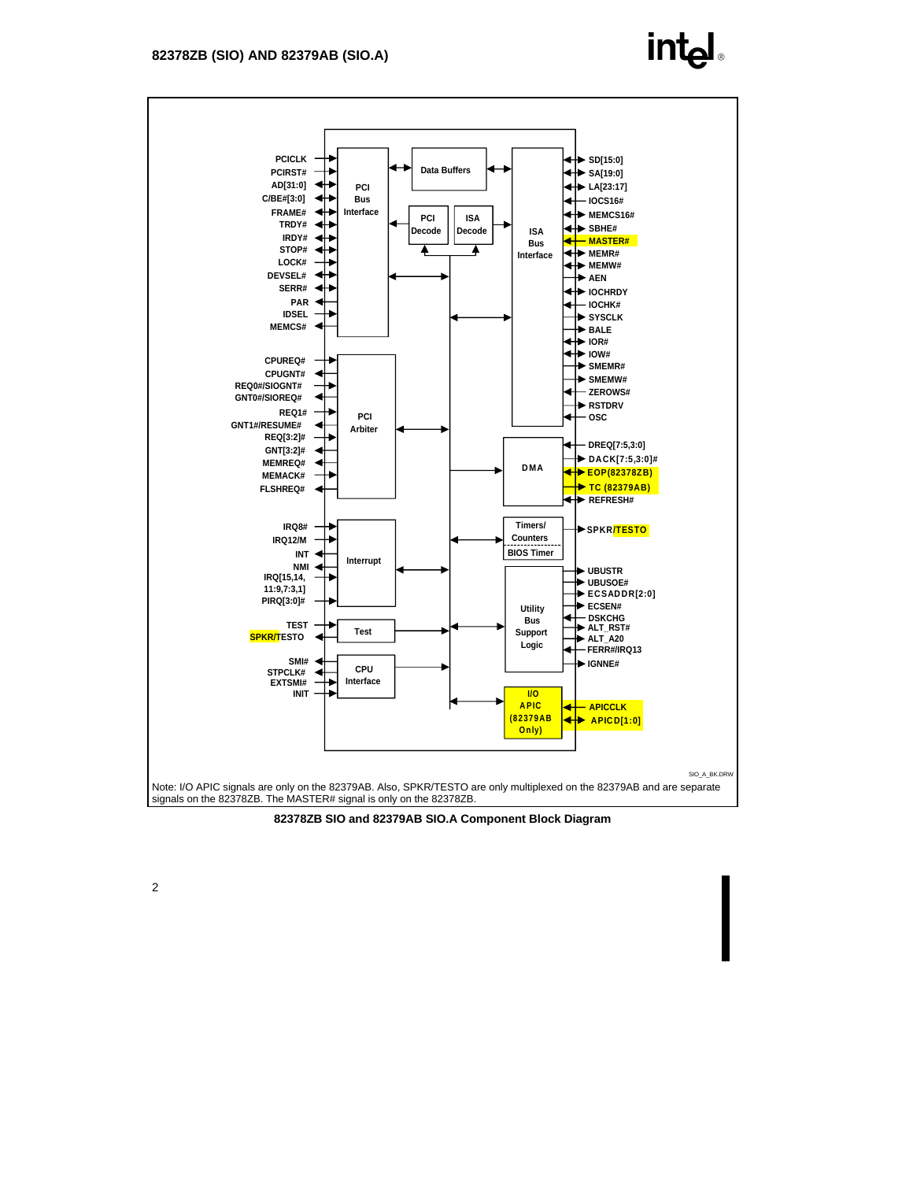PCICLK
PCIRST#
AD[31:0]
C/BE#[3:0]
FRAME#
TRDY#
IRDY#
STOP#
LOCK#
DEVSEL#
SERR#
PAR
IDSEL
MEMCS#

PCI Bus Interface

Data Buffers

PCI Decode

ISA Decode

ISA Bus Interface

SD[15:0]
SA[19:0]
LA[23:17]
IOCS16#
MEMCS16#
SBHE#
MASTER#
MEMR#
MEMW#
AEN
IOCHRDY
IOCHK#
SYSCLK
BALE
IOR#
IOW#
SMEMR#
SMEMW#
ZEROWS#
RSTDRV
OSC

CPUREQ#
CPUGNT#
REQ0#/SIOGNT#
GNT0#/SIOREQ#
REQ1#
GNT1#/RESUME#
REQ[3:2]#
GNT[3:2]#
MEMREQ#
MEMACK#
FLSHREQ#

PCI Arbiter

DMA

DREQ[7:5,3:0]
DACK[7:5,3:0]#
EOP(82378ZB)
TC (82379AB)
REFRESH#

IRQ8#
IRQ12/M
INT
NMI
IRQ[15,14, 11:9,7:3,1]
PIRQ[3:0]#

Interrupt

Timers/ Counters

BIOS Timer

SPKR/TESTO

Utility Bus Support Logic

UBUSTR
UBUSOE#
ECSADDR[2:0]
ECSEN#
DSKCHG
ALT_RST#
ALT_A20
FERR#/IRQ13
IGNNE#

TEST
SPKR/TESTO

Test

SMI#
STPCLK#
EXTSMI#
INIT

CPU Interface

I/O APIC (82379AB Only)

APICCLK
APICD[1:0]

SIO_A_BK.DRW

Note: I/O APIC signals are only on the 82379AB. Also, SPKR/TESTO are only multiplexed on the 82379AB and are separate signals on the 82378ZB. The MASTER# signal is only on the 82378ZB.

**82378ZB SIO and 82379AB SIO.A Component Block Diagram**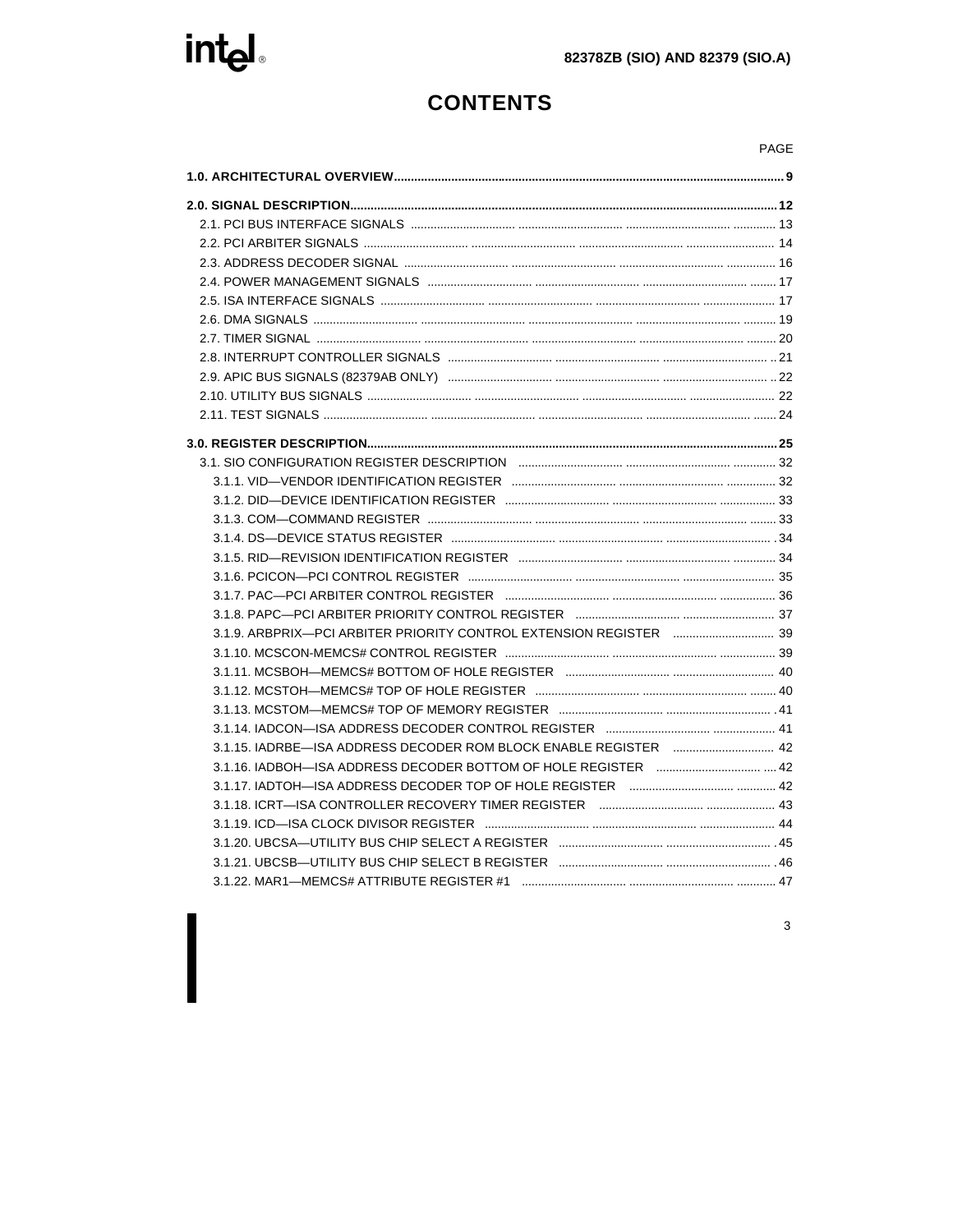# CONTENTS

| | PAGE |
|---|---|
| **1.0. ARCHITECTURAL OVERVIEW** | **9** |
| **2.0. SIGNAL DESCRIPTION** | **12** |
| 2.1. PCI BUS INTERFACE SIGNALS | 13 |
| 2.2. PCI ARBITER SIGNALS | 14 |
| 2.3. ADDRESS DECODER SIGNAL | 16 |
| 2.4. POWER MANAGEMENT SIGNALS | 17 |
| 2.5. ISA INTERFACE SIGNALS | 17 |
| 2.6. DMA SIGNALS | 19 |
| 2.7. TIMER SIGNAL | 20 |
| 2.8. INTERRUPT CONTROLLER SIGNALS | 21 |
| 2.9. APIC BUS SIGNALS (82379AB ONLY) | 22 |
| 2.10. UTILITY BUS SIGNALS | 22 |
| 2.11. TEST SIGNALS | 24 |
| **3.0. REGISTER DESCRIPTION** | **25** |
| 3.1. SIO CONFIGURATION REGISTER DESCRIPTION | 32 |
| 3.1.1. VID—VENDOR IDENTIFICATION REGISTER | 32 |
| 3.1.2. DID—DEVICE IDENTIFICATION REGISTER | 33 |
| 3.1.3. COM—COMMAND REGISTER | 33 |
| 3.1.4. DS—DEVICE STATUS REGISTER | 34 |
| 3.1.5. RID—REVISION IDENTIFICATION REGISTER | 34 |
| 3.1.6. PCICON—PCI CONTROL REGISTER | 35 |
| 3.1.7. PAC—PCI ARBITER CONTROL REGISTER | 36 |
| 3.1.8. PAPC—PCI ARBITER PRIORITY CONTROL REGISTER | 37 |
| 3.1.9. ARBPRIX—PCI ARBITER PRIORITY CONTROL EXTENSION REGISTER | 39 |
| 3.1.10. MCSCON-MEMCS# CONTROL REGISTER | 39 |
| 3.1.11. MCSBOH—MEMCS# BOTTOM OF HOLE REGISTER | 40 |
| 3.1.12. MCSTOH—MEMCS# TOP OF HOLE REGISTER | 40 |
| 3.1.13. MCSTOM—MEMCS# TOP OF MEMORY REGISTER | 41 |
| 3.1.14. IADCON—ISA ADDRESS DECODER CONTROL REGISTER | 41 |
| 3.1.15. IADRBE—ISA ADDRESS DECODER ROM BLOCK ENABLE REGISTER | 42 |
| 3.1.16. IADBOH—ISA ADDRESS DECODER BOTTOM OF HOLE REGISTER | 42 |
| 3.1.17. IADTOH—ISA ADDRESS DECODER TOP OF HOLE REGISTER | 42 |
| 3.1.18. ICRT—ISA CONTROLLER RECOVERY TIMER REGISTER | 43 |
| 3.1.19. ICD—ISA CLOCK DIVISOR REGISTER | 44 |
| 3.1.20. UBCSA—UTILITY BUS CHIP SELECT A REGISTER | 45 |
| 3.1.21. UBCSB—UTILITY BUS CHIP SELECT B REGISTER | 46 |
| 3.1.22. MAR1—MEMCS# ATTRIBUTE REGISTER #1 | 47 |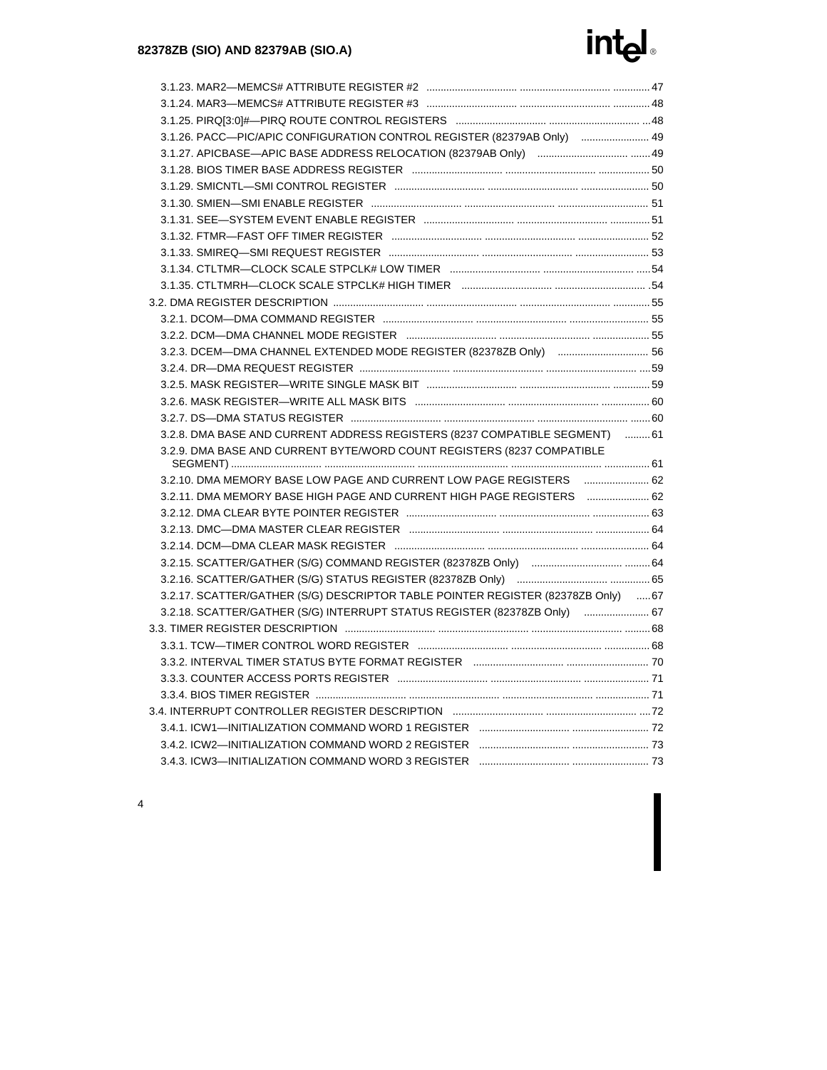3.1.23. MAR2—MEMCS# ATTRIBUTE REGISTER #2 ..... 47
3.1.24. MAR3—MEMCS# ATTRIBUTE REGISTER #3 ..... 48
3.1.25. PIRQ[3:0]#—PIRQ ROUTE CONTROL REGISTERS ..... 48
3.1.26. PACC—PIC/APIC CONFIGURATION CONTROL REGISTER (82379AB Only) ..... 49
3.1.27. APICBASE—APIC BASE ADDRESS RELOCATION (82379AB Only) ..... 49
3.1.28. BIOS TIMER BASE ADDRESS REGISTER ..... 50
3.1.29. SMICNTL—SMI CONTROL REGISTER ..... 50
3.1.30. SMIEN—SMI ENABLE REGISTER ..... 51
3.1.31. SEE—SYSTEM EVENT ENABLE REGISTER ..... 51
3.1.32. FTMR—FAST OFF TIMER REGISTER ..... 52
3.1.33. SMIREQ—SMI REQUEST REGISTER ..... 53
3.1.34. CTLTMR—CLOCK SCALE STPCLK# LOW TIMER ..... 54
3.1.35. CTLTMRH—CLOCK SCALE STPCLK# HIGH TIMER ..... 54

3.2. DMA REGISTER DESCRIPTION ..... 55
3.2.1. DCOM—DMA COMMAND REGISTER ..... 55
3.2.2. DCM—DMA CHANNEL MODE REGISTER ..... 55
3.2.3. DCEM—DMA CHANNEL EXTENDED MODE REGISTER (82378ZB Only) ..... 56
3.2.4. DR—DMA REQUEST REGISTER ..... 59
3.2.5. MASK REGISTER—WRITE SINGLE MASK BIT ..... 59
3.2.6. MASK REGISTER—WRITE ALL MASK BITS ..... 60
3.2.7. DS—DMA STATUS REGISTER ..... 60
3.2.8. DMA BASE AND CURRENT ADDRESS REGISTERS (8237 COMPATIBLE SEGMENT) ..... 61
3.2.9. DMA BASE AND CURRENT BYTE/WORD COUNT REGISTERS (8237 COMPATIBLE SEGMENT) ..... 61
3.2.10. DMA MEMORY BASE LOW PAGE AND CURRENT LOW PAGE REGISTERS ..... 62
3.2.11. DMA MEMORY BASE HIGH PAGE AND CURRENT HIGH PAGE REGISTERS ..... 62
3.2.12. DMA CLEAR BYTE POINTER REGISTER ..... 63
3.2.13. DMC—DMA MASTER CLEAR REGISTER ..... 64
3.2.14. DCM—DMA CLEAR MASK REGISTER ..... 64
3.2.15. SCATTER/GATHER (S/G) COMMAND REGISTER (82378ZB Only) ..... 64
3.2.16. SCATTER/GATHER (S/G) STATUS REGISTER (82378ZB Only) ..... 65
3.2.17. SCATTER/GATHER (S/G) DESCRIPTOR TABLE POINTER REGISTER (82378ZB Only) ..... 67
3.2.18. SCATTER/GATHER (S/G) INTERRUPT STATUS REGISTER (82378ZB Only) ..... 67

3.3. TIMER REGISTER DESCRIPTION ..... 68
3.3.1. TCW—TIMER CONTROL WORD REGISTER ..... 68
3.3.2. INTERVAL TIMER STATUS BYTE FORMAT REGISTER ..... 70
3.3.3. COUNTER ACCESS PORTS REGISTER ..... 71
3.3.4. BIOS TIMER REGISTER ..... 71

3.4. INTERRUPT CONTROLLER REGISTER DESCRIPTION ..... 72
3.4.1. ICW1—INITIALIZATION COMMAND WORD 1 REGISTER ..... 72
3.4.2. ICW2—INITIALIZATION COMMAND WORD 2 REGISTER ..... 73
3.4.3. ICW3—INITIALIZATION COMMAND WORD 3 REGISTER ..... 73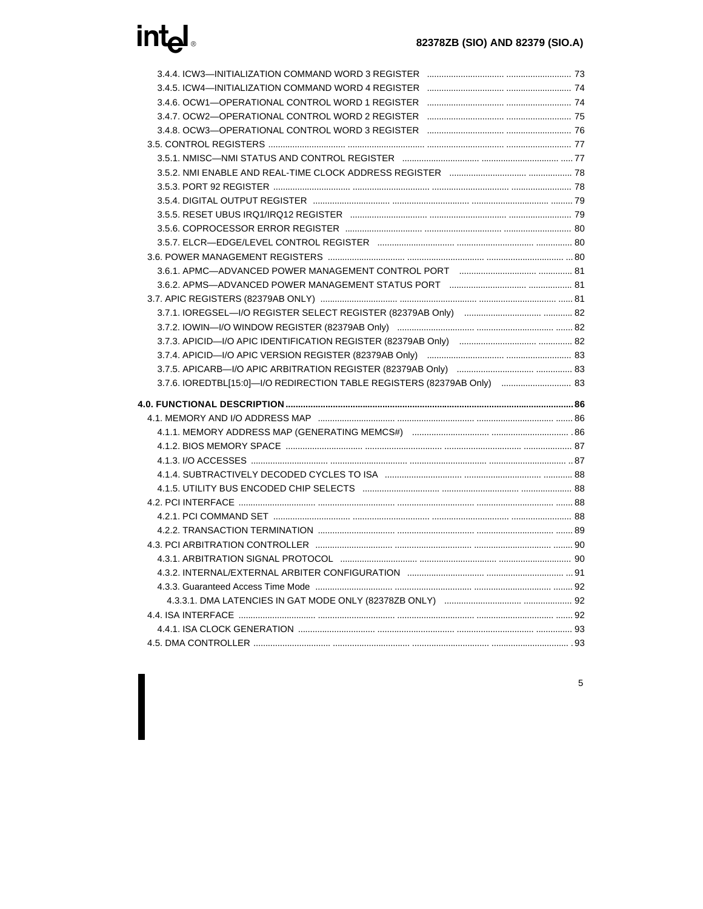3.4.4. ICW3—INITIALIZATION COMMAND WORD 3 REGISTER ..... 73
3.4.5. ICW4—INITIALIZATION COMMAND WORD 4 REGISTER ..... 74
3.4.6. OCW1—OPERATIONAL CONTROL WORD 1 REGISTER ..... 74
3.4.7. OCW2—OPERATIONAL CONTROL WORD 2 REGISTER ..... 75
3.4.8. OCW3—OPERATIONAL CONTROL WORD 3 REGISTER ..... 76
3.5. CONTROL REGISTERS ..... 77
3.5.1. NMISC—NMI STATUS AND CONTROL REGISTER ..... 77
3.5.2. NMI ENABLE AND REAL-TIME CLOCK ADDRESS REGISTER ..... 78
3.5.3. PORT 92 REGISTER ..... 78
3.5.4. DIGITAL OUTPUT REGISTER ..... 79
3.5.5. RESET UBUS IRQ1/IRQ12 REGISTER ..... 79
3.5.6. COPROCESSOR ERROR REGISTER ..... 80
3.5.7. ELCR—EDGE/LEVEL CONTROL REGISTER ..... 80
3.6. POWER MANAGEMENT REGISTERS ..... 80
3.6.1. APMC—ADVANCED POWER MANAGEMENT CONTROL PORT ..... 81
3.6.2. APMS—ADVANCED POWER MANAGEMENT STATUS PORT ..... 81
3.7. APIC REGISTERS (82379AB ONLY) ..... 81
3.7.1. IOREGSEL—I/O REGISTER SELECT REGISTER (82379AB Only) ..... 82
3.7.2. IOWIN—I/O WINDOW REGISTER (82379AB Only) ..... 82
3.7.3. APICID—I/O APIC IDENTIFICATION REGISTER (82379AB Only) ..... 82
3.7.4. APICID—I/O APIC VERSION REGISTER (82379AB Only) ..... 83
3.7.5. APICARB—I/O APIC ARBITRATION REGISTER (82379AB Only) ..... 83
3.7.6. IOREDTBL[15:0]—I/O REDIRECTION TABLE REGISTERS (82379AB Only) ..... 83

**4.0. FUNCTIONAL DESCRIPTION ..... 86**

4.1. MEMORY AND I/O ADDRESS MAP ..... 86
4.1.1. MEMORY ADDRESS MAP (GENERATING MEMCS#) ..... 86
4.1.2. BIOS MEMORY SPACE ..... 87
4.1.3. I/O ACCESSES ..... 87
4.1.4. SUBTRACTIVELY DECODED CYCLES TO ISA ..... 88
4.1.5. UTILITY BUS ENCODED CHIP SELECTS ..... 88
4.2. PCI INTERFACE ..... 88
4.2.1. PCI COMMAND SET ..... 88
4.2.2. TRANSACTION TERMINATION ..... 89
4.3. PCI ARBITRATION CONTROLLER ..... 90
4.3.1. ARBITRATION SIGNAL PROTOCOL ..... 90
4.3.2. INTERNAL/EXTERNAL ARBITER CONFIGURATION ..... 91
4.3.3. Guaranteed Access Time Mode ..... 92
4.3.3.1. DMA LATENCIES IN GAT MODE ONLY (82378ZB ONLY) ..... 92
4.4. ISA INTERFACE ..... 92
4.4.1. ISA CLOCK GENERATION ..... 93
4.5. DMA CONTROLLER ..... 93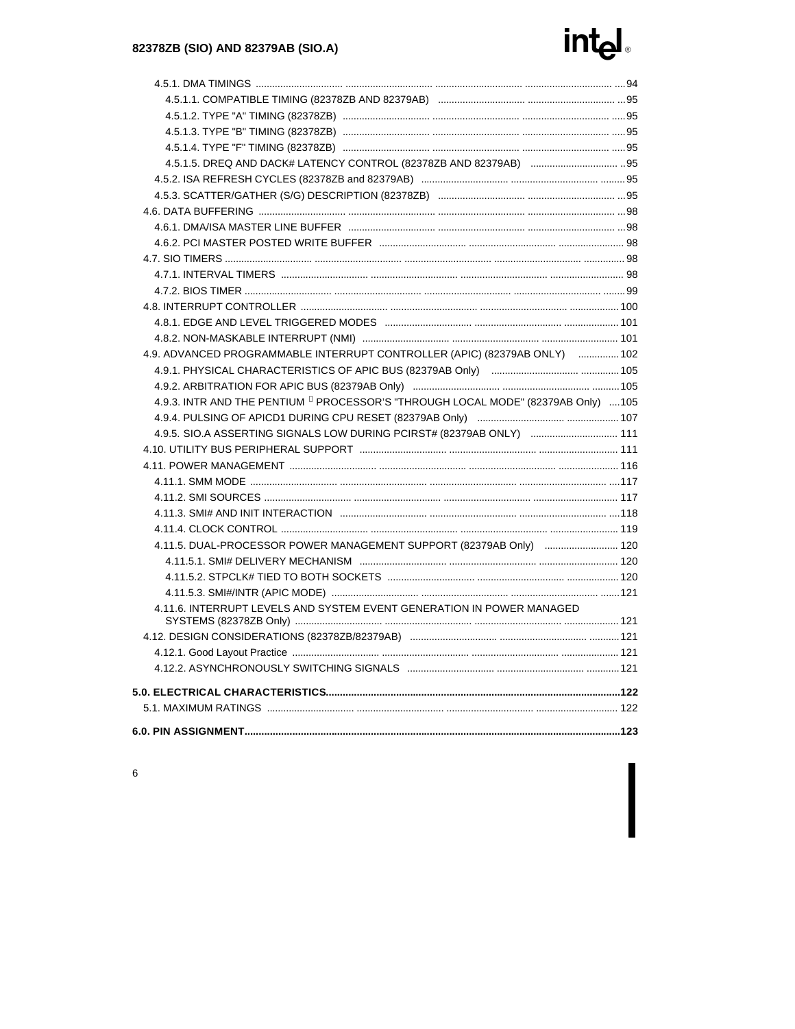4.5.1. DMA TIMINGS ..... 94
   4.5.1.1. COMPATIBLE TIMING (82378ZB AND 82379AB) ..... 95
   4.5.1.2. TYPE "A" TIMING (82378ZB) ..... 95
   4.5.1.3. TYPE "B" TIMING (82378ZB) ..... 95
   4.5.1.4. TYPE "F" TIMING (82378ZB) ..... 95
   4.5.1.5. DREQ AND DACK# LATENCY CONTROL (82378ZB AND 82379AB) ..... 95
4.5.2. ISA REFRESH CYCLES (82378ZB and 82379AB) ..... 95
4.5.3. SCATTER/GATHER (S/G) DESCRIPTION (82378ZB) ..... 95

4.6. DATA BUFFERING ..... 98
   4.6.1. DMA/ISA MASTER LINE BUFFER ..... 98
   4.6.2. PCI MASTER POSTED WRITE BUFFER ..... 98

4.7. SIO TIMERS ..... 98
   4.7.1. INTERVAL TIMERS ..... 98
   4.7.2. BIOS TIMER ..... 99

4.8. INTERRUPT CONTROLLER ..... 100
   4.8.1. EDGE AND LEVEL TRIGGERED MODES ..... 101
   4.8.2. NON-MASKABLE INTERRUPT (NMI) ..... 101

4.9. ADVANCED PROGRAMMABLE INTERRUPT CONTROLLER (APIC) (82379AB ONLY) ..... 102
   4.9.1. PHYSICAL CHARACTERISTICS OF APIC BUS (82379AB Only) ..... 105
   4.9.2. ARBITRATION FOR APIC BUS (82379AB Only) ..... 105
   4.9.3. INTR AND THE PENTIUM ® PROCESSOR'S "THROUGH LOCAL MODE" (82379AB Only) ..... 105
   4.9.4. PULSING OF APICD1 DURING CPU RESET (82379AB Only) ..... 107
   4.9.5. SIO.A ASSERTING SIGNALS LOW DURING PCIRST# (82379AB ONLY) ..... 111

4.10. UTILITY BUS PERIPHERAL SUPPORT ..... 111

4.11. POWER MANAGEMENT ..... 116
   4.11.1. SMM MODE ..... 117
   4.11.2. SMI SOURCES ..... 117
   4.11.3. SMI# AND INIT INTERACTION ..... 118
   4.11.4. CLOCK CONTROL ..... 119
   4.11.5. DUAL-PROCESSOR POWER MANAGEMENT SUPPORT (82379AB Only) ..... 120
      4.11.5.1. SMI# DELIVERY MECHANISM ..... 120
      4.11.5.2. STPCLK# TIED TO BOTH SOCKETS ..... 120
      4.11.5.3. SMI#/INTR (APIC MODE) ..... 121
   4.11.6. INTERRUPT LEVELS AND SYSTEM EVENT GENERATION IN POWER MANAGED SYSTEMS (82378ZB Only) ..... 121

4.12. DESIGN CONSIDERATIONS (82378ZB/82379AB) ..... 121
   4.12.1. Good Layout Practice ..... 121
   4.12.2. ASYNCHRONOUSLY SWITCHING SIGNALS ..... 121

**5.0. ELECTRICAL CHARACTERISTICS ..... 122**

5.1. MAXIMUM RATINGS ..... 122

**6.0. PIN ASSIGNMENT ..... 123**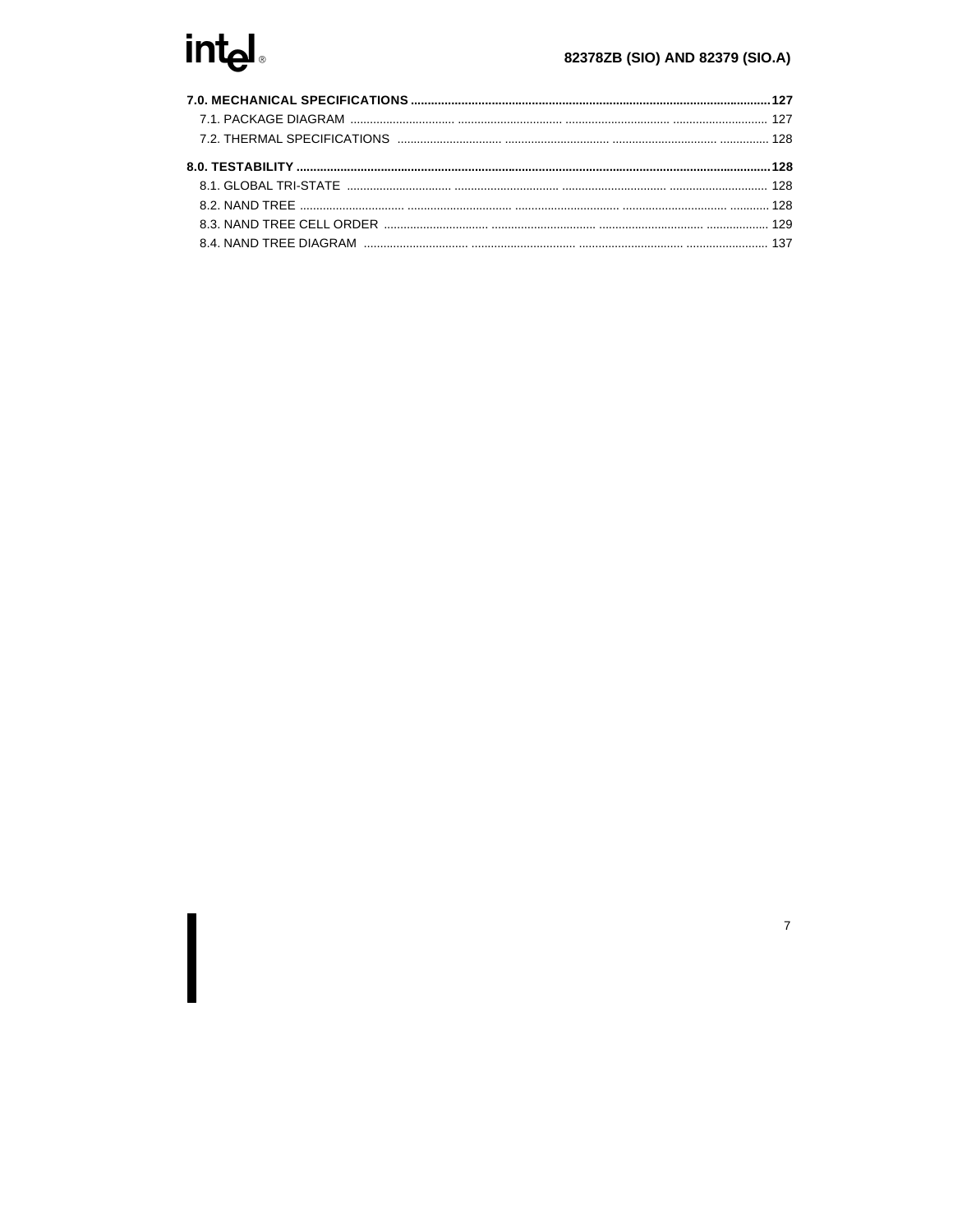**7.0. MECHANICAL SPECIFICATIONS** ..... **127**

7.1. PACKAGE DIAGRAM ..... 127

7.2. THERMAL SPECIFICATIONS ..... 128

**8.0. TESTABILITY** ..... **128**

8.1. GLOBAL TRI-STATE ..... 128

8.2. NAND TREE ..... 128

8.3. NAND TREE CELL ORDER ..... 129

8.4. NAND TREE DIAGRAM ..... 137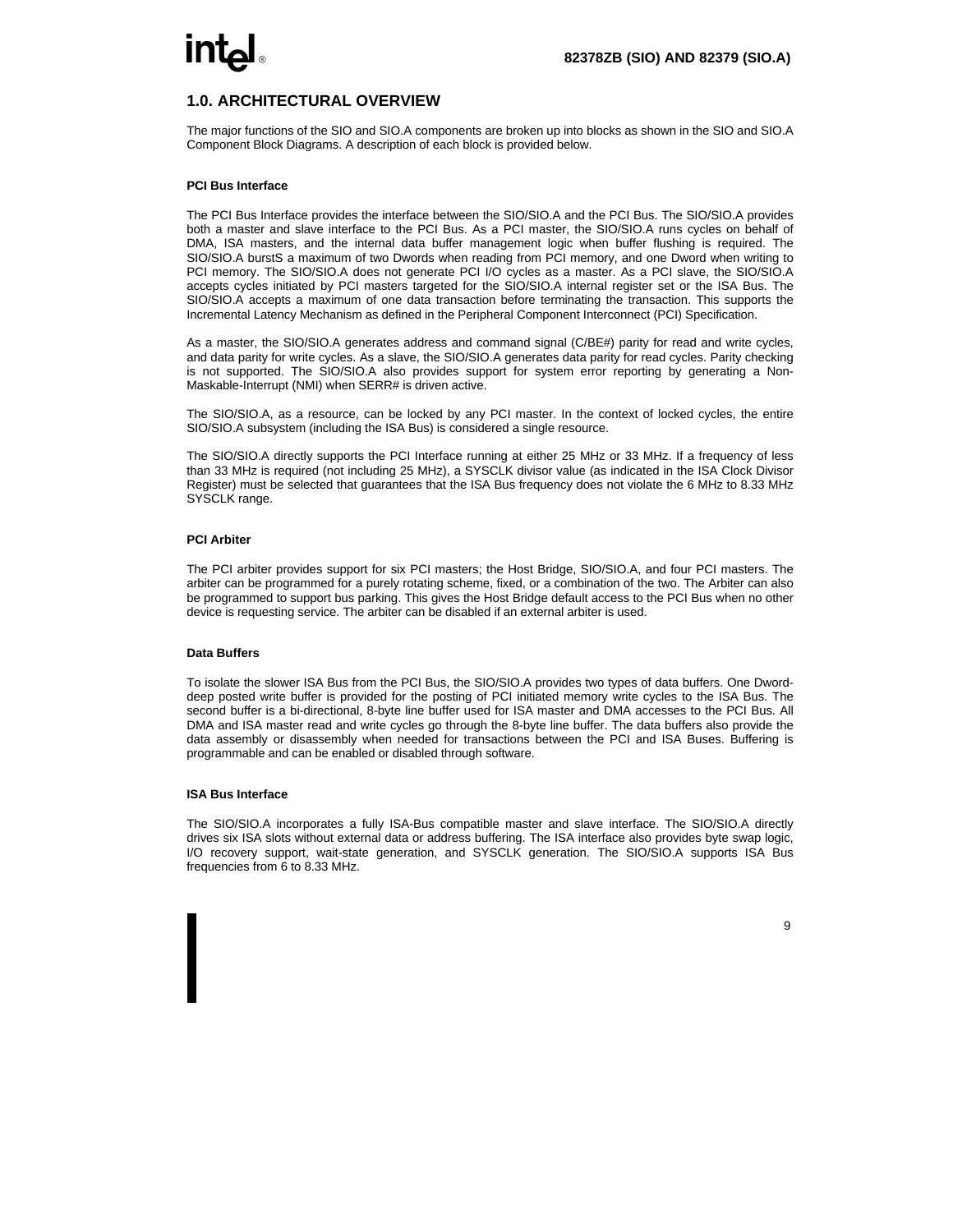## 1.0. ARCHITECTURAL OVERVIEW

The major functions of the SIO and SIO.A components are broken up into blocks as shown in the SIO and SIO.A Component Block Diagrams. A description of each block is provided below.

#### PCI Bus Interface

The PCI Bus Interface provides the interface between the SIO/SIO.A and the PCI Bus. The SIO/SIO.A provides both a master and slave interface to the PCI Bus. As a PCI master, the SIO/SIO.A runs cycles on behalf of DMA, ISA masters, and the internal data buffer management logic when buffer flushing is required. The SIO/SIO.A burstS a maximum of two Dwords when reading from PCI memory, and one Dword when writing to PCI memory. The SIO/SIO.A does not generate PCI I/O cycles as a master. As a PCI slave, the SIO/SIO.A accepts cycles initiated by PCI masters targeted for the SIO/SIO.A internal register set or the ISA Bus. The SIO/SIO.A accepts a maximum of one data transaction before terminating the transaction. This supports the Incremental Latency Mechanism as defined in the Peripheral Component Interconnect (PCI) Specification.

As a master, the SIO/SIO.A generates address and command signal (C/BE#) parity for read and write cycles, and data parity for write cycles. As a slave, the SIO/SIO.A generates data parity for read cycles. Parity checking is not supported. The SIO/SIO.A also provides support for system error reporting by generating a Non-Maskable-Interrupt (NMI) when SERR# is driven active.

The SIO/SIO.A, as a resource, can be locked by any PCI master. In the context of locked cycles, the entire SIO/SIO.A subsystem (including the ISA Bus) is considered a single resource.

The SIO/SIO.A directly supports the PCI Interface running at either 25 MHz or 33 MHz. If a frequency of less than 33 MHz is required (not including 25 MHz), a SYSCLK divisor value (as indicated in the ISA Clock Divisor Register) must be selected that guarantees that the ISA Bus frequency does not violate the 6 MHz to 8.33 MHz SYSCLK range.

#### PCI Arbiter

The PCI arbiter provides support for six PCI masters; the Host Bridge, SIO/SIO.A, and four PCI masters. The arbiter can be programmed for a purely rotating scheme, fixed, or a combination of the two. The Arbiter can also be programmed to support bus parking. This gives the Host Bridge default access to the PCI Bus when no other device is requesting service. The arbiter can be disabled if an external arbiter is used.

#### Data Buffers

To isolate the slower ISA Bus from the PCI Bus, the SIO/SIO.A provides two types of data buffers. One Dword-deep posted write buffer is provided for the posting of PCI initiated memory write cycles to the ISA Bus. The second buffer is a bi-directional, 8-byte line buffer used for ISA master and DMA accesses to the PCI Bus. All DMA and ISA master read and write cycles go through the 8-byte line buffer. The data buffers also provide the data assembly or disassembly when needed for transactions between the PCI and ISA Buses. Buffering is programmable and can be enabled or disabled through software.

#### ISA Bus Interface

The SIO/SIO.A incorporates a fully ISA-Bus compatible master and slave interface. The SIO/SIO.A directly drives six ISA slots without external data or address buffering. The ISA interface also provides byte swap logic, I/O recovery support, wait-state generation, and SYSCLK generation. The SIO/SIO.A supports ISA Bus frequencies from 6 to 8.33 MHz.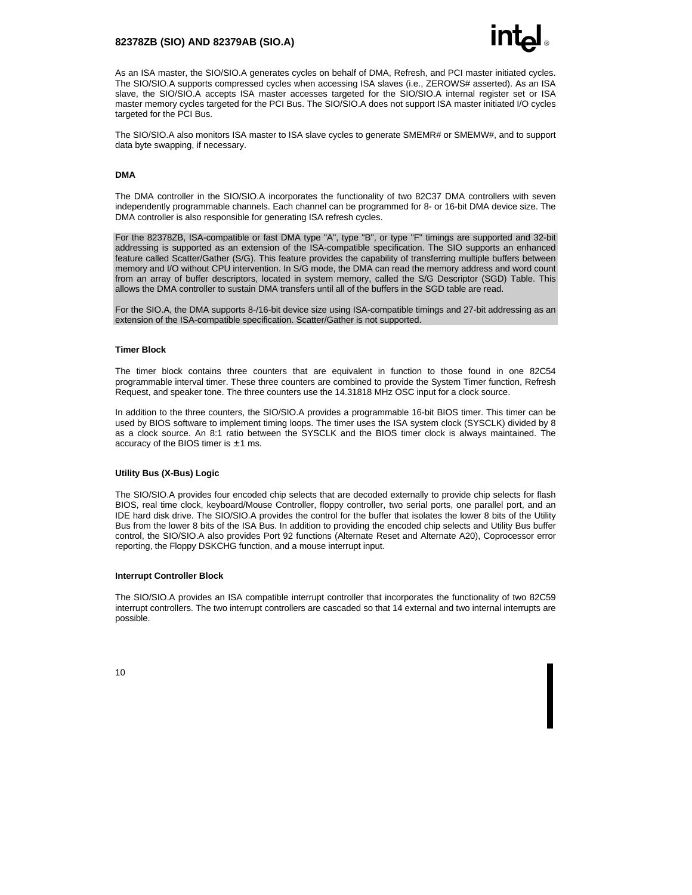As an ISA master, the SIO/SIO.A generates cycles on behalf of DMA, Refresh, and PCI master initiated cycles. The SIO/SIO.A supports compressed cycles when accessing ISA slaves (i.e., ZEROWS# asserted). As an ISA slave, the SIO/SIO.A accepts ISA master accesses targeted for the SIO/SIO.A internal register set or ISA master memory cycles targeted for the PCI Bus. The SIO/SIO.A does not support ISA master initiated I/O cycles targeted for the PCI Bus.

The SIO/SIO.A also monitors ISA master to ISA slave cycles to generate SMEMR# or SMEMW#, and to support data byte swapping, if necessary.

### DMA

The DMA controller in the SIO/SIO.A incorporates the functionality of two 82C37 DMA controllers with seven independently programmable channels. Each channel can be programmed for 8- or 16-bit DMA device size. The DMA controller is also responsible for generating ISA refresh cycles.

For the 82378ZB, ISA-compatible or fast DMA type "A", type "B", or type "F" timings are supported and 32-bit addressing is supported as an extension of the ISA-compatible specification. The SIO supports an enhanced feature called Scatter/Gather (S/G). This feature provides the capability of transferring multiple buffers between memory and I/O without CPU intervention. In S/G mode, the DMA can read the memory address and word count from an array of buffer descriptors, located in system memory, called the S/G Descriptor (SGD) Table. This allows the DMA controller to sustain DMA transfers until all of the buffers in the SGD table are read.

For the SIO.A, the DMA supports 8-/16-bit device size using ISA-compatible timings and 27-bit addressing as an extension of the ISA-compatible specification. Scatter/Gather is not supported.

### Timer Block

The timer block contains three counters that are equivalent in function to those found in one 82C54 programmable interval timer. These three counters are combined to provide the System Timer function, Refresh Request, and speaker tone. The three counters use the 14.31818 MHz OSC input for a clock source.

In addition to the three counters, the SIO/SIO.A provides a programmable 16-bit BIOS timer. This timer can be used by BIOS software to implement timing loops. The timer uses the ISA system clock (SYSCLK) divided by 8 as a clock source. An 8:1 ratio between the SYSCLK and the BIOS timer clock is always maintained. The accuracy of the BIOS timer is ±1 ms.

### Utility Bus (X-Bus) Logic

The SIO/SIO.A provides four encoded chip selects that are decoded externally to provide chip selects for flash BIOS, real time clock, keyboard/Mouse Controller, floppy controller, two serial ports, one parallel port, and an IDE hard disk drive. The SIO/SIO.A provides the control for the buffer that isolates the lower 8 bits of the Utility Bus from the lower 8 bits of the ISA Bus. In addition to providing the encoded chip selects and Utility Bus buffer control, the SIO/SIO.A also provides Port 92 functions (Alternate Reset and Alternate A20), Coprocessor error reporting, the Floppy DSKCHG function, and a mouse interrupt input.

### Interrupt Controller Block

The SIO/SIO.A provides an ISA compatible interrupt controller that incorporates the functionality of two 82C59 interrupt controllers. The two interrupt controllers are cascaded so that 14 external and two internal interrupts are possible.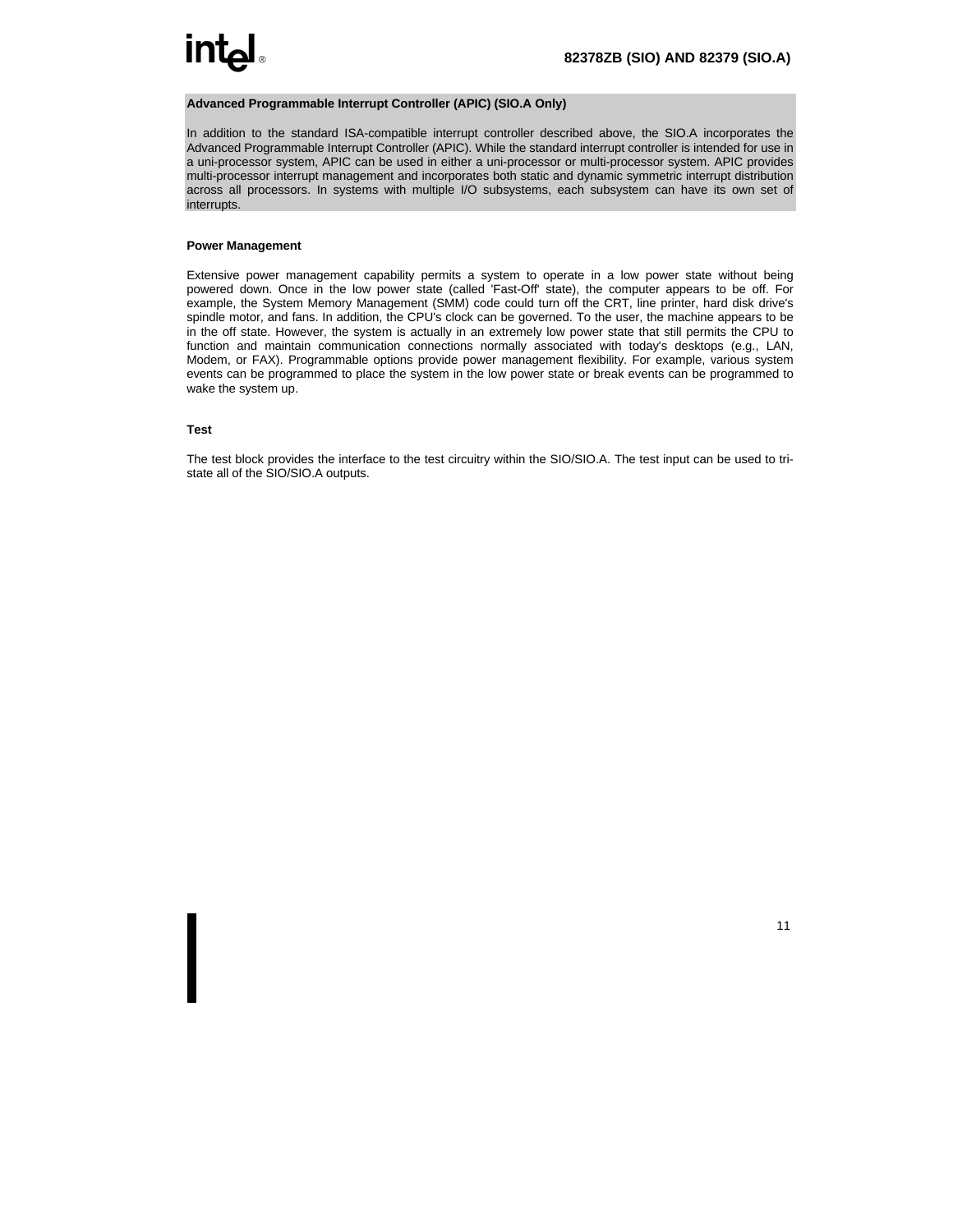### Advanced Programmable Interrupt Controller (APIC) (SIO.A Only)

In addition to the standard ISA-compatible interrupt controller described above, the SIO.A incorporates the Advanced Programmable Interrupt Controller (APIC). While the standard interrupt controller is intended for use in a uni-processor system, APIC can be used in either a uni-processor or multi-processor system. APIC provides multi-processor interrupt management and incorporates both static and dynamic symmetric interrupt distribution across all processors. In systems with multiple I/O subsystems, each subsystem can have its own set of interrupts.

### Power Management

Extensive power management capability permits a system to operate in a low power state without being powered down. Once in the low power state (called 'Fast-Off' state), the computer appears to be off. For example, the System Memory Management (SMM) code could turn off the CRT, line printer, hard disk drive's spindle motor, and fans. In addition, the CPU's clock can be governed. To the user, the machine appears to be in the off state. However, the system is actually in an extremely low power state that still permits the CPU to function and maintain communication connections normally associated with today's desktops (e.g., LAN, Modem, or FAX). Programmable options provide power management flexibility. For example, various system events can be programmed to place the system in the low power state or break events can be programmed to wake the system up.

### Test

The test block provides the interface to the test circuitry within the SIO/SIO.A. The test input can be used to tri-state all of the SIO/SIO.A outputs.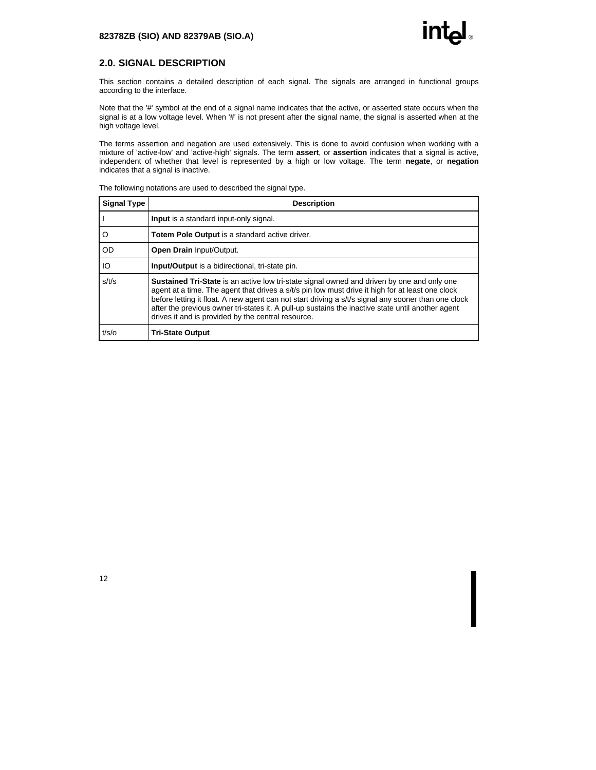## 2.0. SIGNAL DESCRIPTION

This section contains a detailed description of each signal. The signals are arranged in functional groups according to the interface.

Note that the '#' symbol at the end of a signal name indicates that the active, or asserted state occurs when the signal is at a low voltage level. When '#' is not present after the signal name, the signal is asserted when at the high voltage level.

The terms assertion and negation are used extensively. This is done to avoid confusion when working with a mixture of 'active-low' and 'active-high' signals. The term **assert**, or **assertion** indicates that a signal is active, independent of whether that level is represented by a high or low voltage. The term **negate**, or **negation** indicates that a signal is inactive.

The following notations are used to described the signal type.

| Signal Type | Description |
|---|---|
| I | **Input** is a standard input-only signal. |
| O | **Totem Pole Output** is a standard active driver. |
| OD | **Open Drain** Input/Output. |
| IO | **Input/Output** is a bidirectional, tri-state pin. |
| s/t/s | **Sustained Tri-State** is an active low tri-state signal owned and driven by one and only one agent at a time. The agent that drives a s/t/s pin low must drive it high for at least one clock before letting it float. A new agent can not start driving a s/t/s signal any sooner than one clock after the previous owner tri-states it. A pull-up sustains the inactive state until another agent drives it and is provided by the central resource. |
| t/s/o | **Tri-State Output** |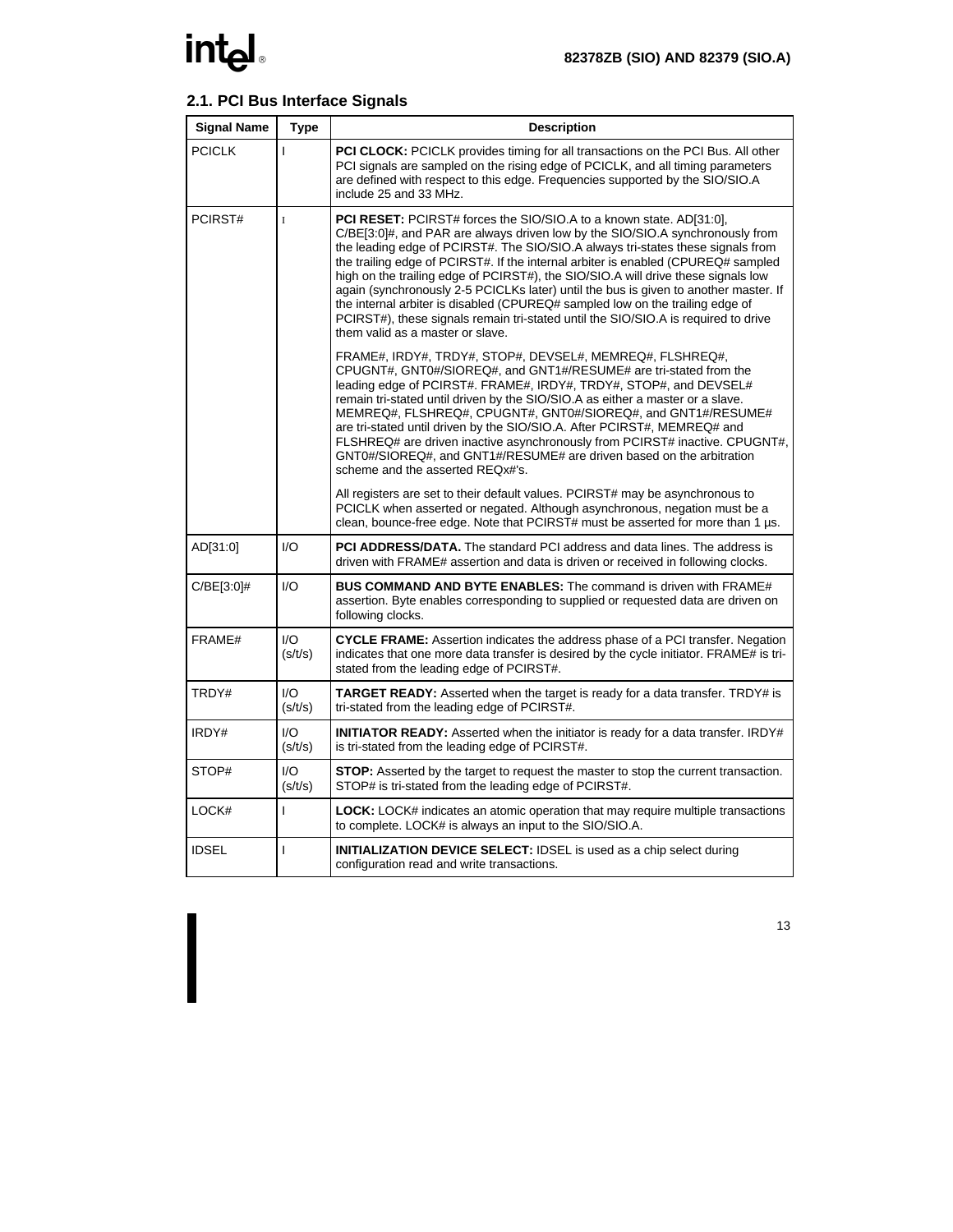## 2.1. PCI Bus Interface Signals

| Signal Name | Type | Description |
|---|---|---|
| PCICLK | I | **PCI CLOCK:** PCICLK provides timing for all transactions on the PCI Bus. All other PCI signals are sampled on the rising edge of PCICLK, and all timing parameters are defined with respect to this edge. Frequencies supported by the SIO/SIO.A include 25 and 33 MHz. |
| PCIRST# | I | **PCI RESET:** PCIRST# forces the SIO/SIO.A to a known state. AD[31:0], C/BE[3:0]#, and PAR are always driven low by the SIO/SIO.A synchronously from the leading edge of PCIRST#. The SIO/SIO.A always tri-states these signals from the trailing edge of PCIRST#. If the internal arbiter is enabled (CPUREQ# sampled high on the trailing edge of PCIRST#), the SIO/SIO.A will drive these signals low again (synchronously 2-5 PCICLKs later) until the bus is given to another master. If the internal arbiter is disabled (CPUREQ# sampled low on the trailing edge of PCIRST#), these signals remain tri-stated until the SIO/SIO.A is required to drive them valid as a master or slave.<br><br>FRAME#, IRDY#, TRDY#, STOP#, DEVSEL#, MEMREQ#, FLSHREQ#, CPUGNT#, GNT0#/SIOREQ#, and GNT1#/RESUME# are tri-stated from the leading edge of PCIRST#. FRAME#, IRDY#, TRDY#, STOP#, and DEVSEL# remain tri-stated until driven by the SIO/SIO.A as either a master or a slave. MEMREQ#, FLSHREQ#, CPUGNT#, GNT0#/SIOREQ#, and GNT1#/RESUME# are tri-stated until driven by the SIO/SIO.A. After PCIRST#, MEMREQ# and FLSHREQ# are driven inactive asynchronously from PCIRST# inactive. CPUGNT#, GNT0#/SIOREQ#, and GNT1#/RESUME# are driven based on the arbitration scheme and the asserted REQx#'s.<br><br>All registers are set to their default values. PCIRST# may be asynchronous to PCICLK when asserted or negated. Although asynchronous, negation must be a clean, bounce-free edge. Note that PCIRST# must be asserted for more than 1 µs. |
| AD[31:0] | I/O | **PCI ADDRESS/DATA.** The standard PCI address and data lines. The address is driven with FRAME# assertion and data is driven or received in following clocks. |
| C/BE[3:0]# | I/O | **BUS COMMAND AND BYTE ENABLES:** The command is driven with FRAME# assertion. Byte enables corresponding to supplied or requested data are driven on following clocks. |
| FRAME# | I/O (s/t/s) | **CYCLE FRAME:** Assertion indicates the address phase of a PCI transfer. Negation indicates that one more data transfer is desired by the cycle initiator. FRAME# is tri-stated from the leading edge of PCIRST#. |
| TRDY# | I/O (s/t/s) | **TARGET READY:** Asserted when the target is ready for a data transfer. TRDY# is tri-stated from the leading edge of PCIRST#. |
| IRDY# | I/O (s/t/s) | **INITIATOR READY:** Asserted when the initiator is ready for a data transfer. IRDY# is tri-stated from the leading edge of PCIRST#. |
| STOP# | I/O (s/t/s) | **STOP:** Asserted by the target to request the master to stop the current transaction. STOP# is tri-stated from the leading edge of PCIRST#. |
| LOCK# | I | **LOCK:** LOCK# indicates an atomic operation that may require multiple transactions to complete. LOCK# is always an input to the SIO/SIO.A. |
| IDSEL | I | **INITIALIZATION DEVICE SELECT:** IDSEL is used as a chip select during configuration read and write transactions. |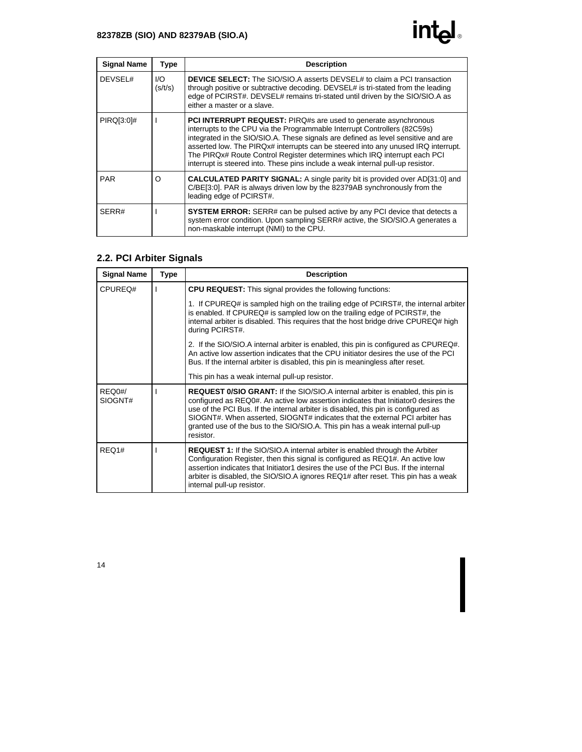| Signal Name | Type | Description |
|---|---|---|
| DEVSEL# | I/O (s/t/s) | **DEVICE SELECT:** The SIO/SIO.A asserts DEVSEL# to claim a PCI transaction through positive or subtractive decoding. DEVSEL# is tri-stated from the leading edge of PCIRST#. DEVSEL# remains tri-stated until driven by the SIO/SIO.A as either a master or a slave. |
| PIRQ[3:0]# | I | **PCI INTERRUPT REQUEST:** PIRQ#s are used to generate asynchronous interrupts to the CPU via the Programmable Interrupt Controllers (82C59s) integrated in the SIO/SIO.A. These signals are defined as level sensitive and are asserted low. The PIRQx# interrupts can be steered into any unused IRQ interrupt. The PIRQx# Route Control Register determines which IRQ interrupt each PCI interrupt is steered into. These pins include a weak internal pull-up resistor. |
| PAR | O | **CALCULATED PARITY SIGNAL:** A single parity bit is provided over AD[31:0] and C/BE[3:0]. PAR is always driven low by the 82379AB synchronously from the leading edge of PCIRST#. |
| SERR# | I | **SYSTEM ERROR:** SERR# can be pulsed active by any PCI device that detects a system error condition. Upon sampling SERR# active, the SIO/SIO.A generates a non-maskable interrupt (NMI) to the CPU. |

## 2.2. PCI Arbiter Signals

| Signal Name | Type | Description |
|---|---|---|
| CPUREQ# | I | **CPU REQUEST:** This signal provides the following functions:<br><br>1. If CPUREQ# is sampled high on the trailing edge of PCIRST#, the internal arbiter is enabled. If CPUREQ# is sampled low on the trailing edge of PCIRST#, the internal arbiter is disabled. This requires that the host bridge drive CPUREQ# high during PCIRST#.<br><br>2. If the SIO/SIO.A internal arbiter is enabled, this pin is configured as CPUREQ#. An active low assertion indicates that the CPU initiator desires the use of the PCI Bus. If the internal arbiter is disabled, this pin is meaningless after reset.<br><br>This pin has a weak internal pull-up resistor. |
| REQ0#/ SIOGNT# | I | **REQUEST 0/SIO GRANT:** If the SIO/SIO.A internal arbiter is enabled, this pin is configured as REQ0#. An active low assertion indicates that Initiator0 desires the use of the PCI Bus. If the internal arbiter is disabled, this pin is configured as SIOGNT#. When asserted, SIOGNT# indicates that the external PCI arbiter has granted use of the bus to the SIO/SIO.A. This pin has a weak internal pull-up resistor. |
| REQ1# | I | **REQUEST 1:** If the SIO/SIO.A internal arbiter is enabled through the Arbiter Configuration Register, then this signal is configured as REQ1#. An active low assertion indicates that Initiator1 desires the use of the PCI Bus. If the internal arbiter is disabled, the SIO/SIO.A ignores REQ1# after reset. This pin has a weak internal pull-up resistor. |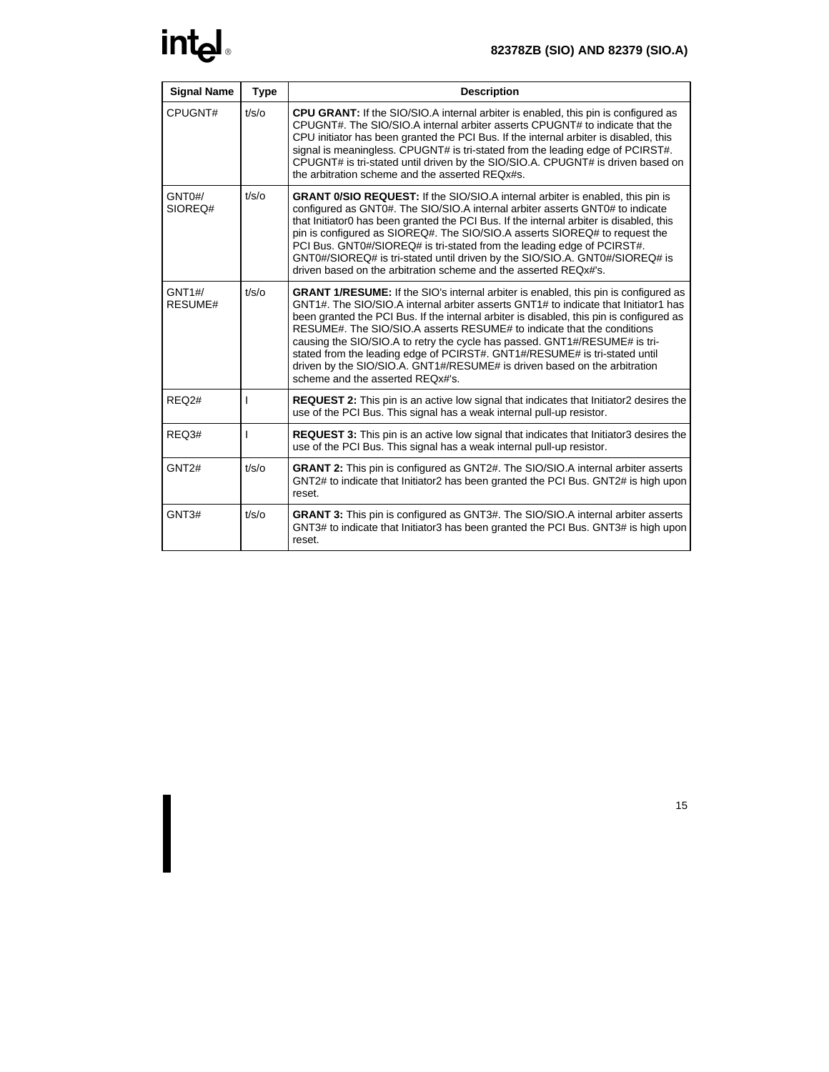| Signal Name | Type | Description |
|---|---|---|
| CPUGNT# | t/s/o | **CPU GRANT:** If the SIO/SIO.A internal arbiter is enabled, this pin is configured as CPUGNT#. The SIO/SIO.A internal arbiter asserts CPUGNT# to indicate that the CPU initiator has been granted the PCI Bus. If the internal arbiter is disabled, this signal is meaningless. CPUGNT# is tri-stated from the leading edge of PCIRST#. CPUGNT# is tri-stated until driven by the SIO/SIO.A. CPUGNT# is driven based on the arbitration scheme and the asserted REQx#s. |
| GNT0#/ SIOREQ# | t/s/o | **GRANT 0/SIO REQUEST:** If the SIO/SIO.A internal arbiter is enabled, this pin is configured as GNT0#. The SIO/SIO.A internal arbiter asserts GNT0# to indicate that Initiator0 has been granted the PCI Bus. If the internal arbiter is disabled, this pin is configured as SIOREQ#. The SIO/SIO.A asserts SIOREQ# to request the PCI Bus. GNT0#/SIOREQ# is tri-stated from the leading edge of PCIRST#. GNT0#/SIOREQ# is tri-stated until driven by the SIO/SIO.A. GNT0#/SIOREQ# is driven based on the arbitration scheme and the asserted REQx#'s. |
| GNT1#/ RESUME# | t/s/o | **GRANT 1/RESUME:** If the SIO's internal arbiter is enabled, this pin is configured as GNT1#. The SIO/SIO.A internal arbiter asserts GNT1# to indicate that Initiator1 has been granted the PCI Bus. If the internal arbiter is disabled, this pin is configured as RESUME#. The SIO/SIO.A asserts RESUME# to indicate that the conditions causing the SIO/SIO.A to retry the cycle has passed. GNT1#/RESUME# is tri-stated from the leading edge of PCIRST#. GNT1#/RESUME# is tri-stated until driven by the SIO/SIO.A. GNT1#/RESUME# is driven based on the arbitration scheme and the asserted REQx#'s. |
| REQ2# | I | **REQUEST 2:** This pin is an active low signal that indicates that Initiator2 desires the use of the PCI Bus. This signal has a weak internal pull-up resistor. |
| REQ3# | I | **REQUEST 3:** This pin is an active low signal that indicates that Initiator3 desires the use of the PCI Bus. This signal has a weak internal pull-up resistor. |
| GNT2# | t/s/o | **GRANT 2:** This pin is configured as GNT2#. The SIO/SIO.A internal arbiter asserts GNT2# to indicate that Initiator2 has been granted the PCI Bus. GNT2# is high upon reset. |
| GNT3# | t/s/o | **GRANT 3:** This pin is configured as GNT3#. The SIO/SIO.A internal arbiter asserts GNT3# to indicate that Initiator3 has been granted the PCI Bus. GNT3# is high upon reset. |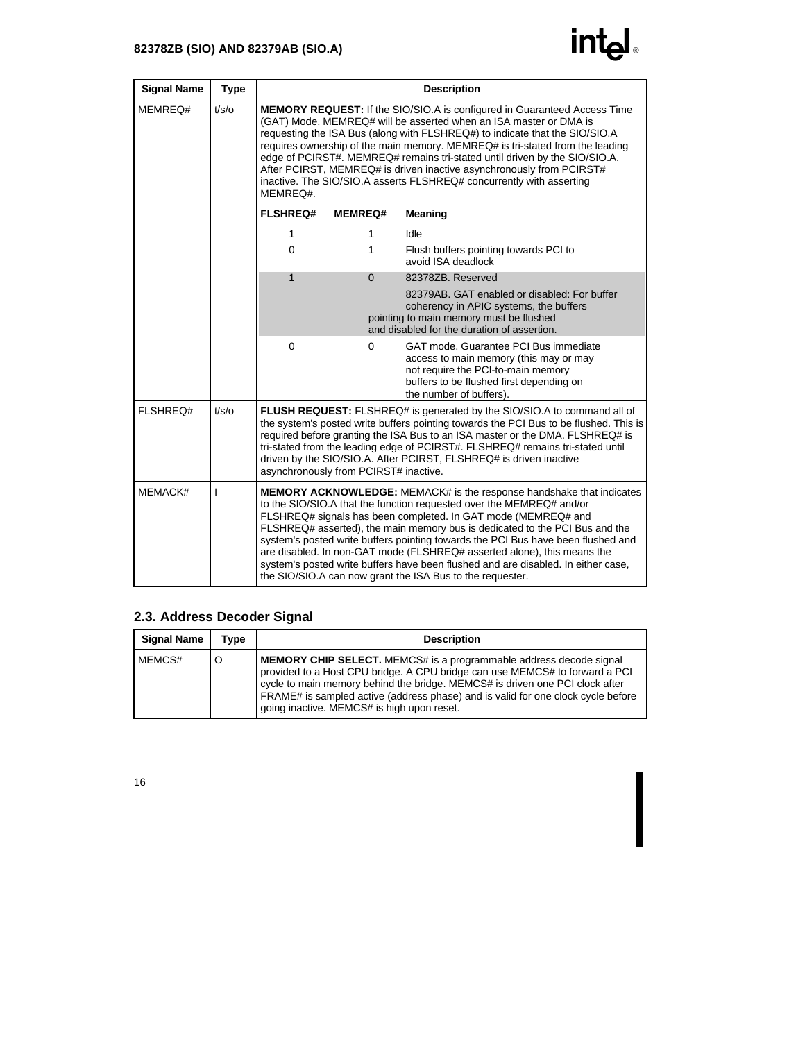| Signal Name | Type | Description |
|---|---|---|
| MEMREQ# | t/s/o | **MEMORY REQUEST:** If the SIO/SIO.A is configured in Guaranteed Access Time (GAT) Mode, MEMREQ# will be asserted when an ISA master or DMA is requesting the ISA Bus (along with FLSHREQ#) to indicate that the SIO/SIO.A requires ownership of the main memory. MEMREQ# is tri-stated from the leading edge of PCIRST#. MEMREQ# remains tri-stated until driven by the SIO/SIO.A. After PCIRST, MEMREQ# is driven inactive asynchronously from PCIRST# inactive. The SIO/SIO.A asserts FLSHREQ# concurrently with asserting MEMREQ#.<br><br>**FLSHREQ# / MEMREQ# / Meaning**<br>1 / 1 / Idle<br>0 / 1 / Flush buffers pointing towards PCI to avoid ISA deadlock<br>1 / 0 / 82378ZB. Reserved<br>82379AB. GAT enabled or disabled: For buffer coherency in APIC systems, the buffers pointing to main memory must be flushed and disabled for the duration of assertion.<br>0 / 0 / GAT mode. Guarantee PCI Bus immediate access to main memory (this may or may not require the PCI-to-main memory buffers to be flushed first depending on the number of buffers). |
| FLSHREQ# | t/s/o | **FLUSH REQUEST:** FLSHREQ# is generated by the SIO/SIO.A to command all of the system's posted write buffers pointing towards the PCI Bus to be flushed. This is required before granting the ISA Bus to an ISA master or the DMA. FLSHREQ# is tri-stated from the leading edge of PCIRST#. FLSHREQ# remains tri-stated until driven by the SIO/SIO.A. After PCIRST, FLSHREQ# is driven inactive asynchronously from PCIRST# inactive. |
| MEMACK# | I | **MEMORY ACKNOWLEDGE:** MEMACK# is the response handshake that indicates to the SIO/SIO.A that the function requested over the MEMREQ# and/or FLSHREQ# signals has been completed. In GAT mode (MEMREQ# and FLSHREQ# asserted), the main memory bus is dedicated to the PCI Bus and the system's posted write buffers pointing towards the PCI Bus have been flushed and are disabled. In non-GAT mode (FLSHREQ# asserted alone), this means the system's posted write buffers have been flushed and are disabled. In either case, the SIO/SIO.A can now grant the ISA Bus to the requester. |

## 2.3. Address Decoder Signal

| Signal Name | Type | Description |
|---|---|---|
| MEMCS# | O | **MEMORY CHIP SELECT.** MEMCS# is a programmable address decode signal provided to a Host CPU bridge. A CPU bridge can use MEMCS# to forward a PCI cycle to main memory behind the bridge. MEMCS# is driven one PCI clock after FRAME# is sampled active (address phase) and is valid for one clock cycle before going inactive. MEMCS# is high upon reset. |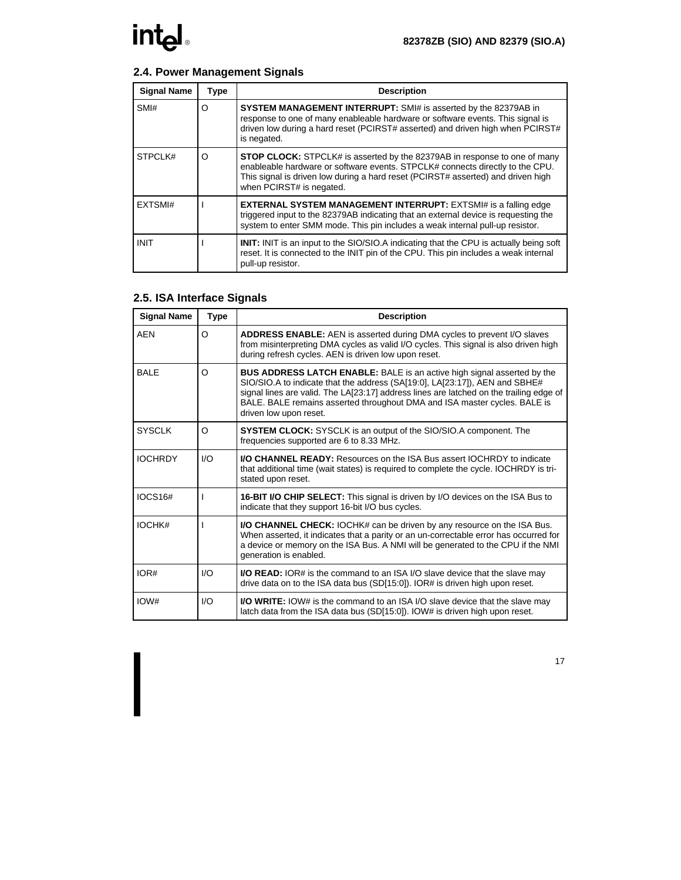## 2.4. Power Management Signals

| Signal Name | Type | Description |
|---|---|---|
| SMI# | O | **SYSTEM MANAGEMENT INTERRUPT:** SMI# is asserted by the 82379AB in response to one of many enableable hardware or software events. This signal is driven low during a hard reset (PCIRST# asserted) and driven high when PCIRST# is negated. |
| STPCLK# | O | **STOP CLOCK:** STPCLK# is asserted by the 82379AB in response to one of many enableable hardware or software events. STPCLK# connects directly to the CPU. This signal is driven low during a hard reset (PCIRST# asserted) and driven high when PCIRST# is negated. |
| EXTSMI# | I | **EXTERNAL SYSTEM MANAGEMENT INTERRUPT:** EXTSMI# is a falling edge triggered input to the 82379AB indicating that an external device is requesting the system to enter SMM mode. This pin includes a weak internal pull-up resistor. |
| INIT | I | **INIT:** INIT is an input to the SIO/SIO.A indicating that the CPU is actually being soft reset. It is connected to the INIT pin of the CPU. This pin includes a weak internal pull-up resistor. |

## 2.5. ISA Interface Signals

| Signal Name | Type | Description |
|---|---|---|
| AEN | O | **ADDRESS ENABLE:** AEN is asserted during DMA cycles to prevent I/O slaves from misinterpreting DMA cycles as valid I/O cycles. This signal is also driven high during refresh cycles. AEN is driven low upon reset. |
| BALE | O | **BUS ADDRESS LATCH ENABLE:** BALE is an active high signal asserted by the SIO/SIO.A to indicate that the address (SA[19:0], LA[23:17]), AEN and SBHE# signal lines are valid. The LA[23:17] address lines are latched on the trailing edge of BALE. BALE remains asserted throughout DMA and ISA master cycles. BALE is driven low upon reset. |
| SYSCLK | O | **SYSTEM CLOCK:** SYSCLK is an output of the SIO/SIO.A component. The frequencies supported are 6 to 8.33 MHz. |
| IOCHRDY | I/O | **I/O CHANNEL READY:** Resources on the ISA Bus assert IOCHRDY to indicate that additional time (wait states) is required to complete the cycle. IOCHRDY is tri-stated upon reset. |
| IOCS16# | I | **16-BIT I/O CHIP SELECT:** This signal is driven by I/O devices on the ISA Bus to indicate that they support 16-bit I/O bus cycles. |
| IOCHK# | I | **I/O CHANNEL CHECK:** IOCHK# can be driven by any resource on the ISA Bus. When asserted, it indicates that a parity or an un-correctable error has occurred for a device or memory on the ISA Bus. A NMI will be generated to the CPU if the NMI generation is enabled. |
| IOR# | I/O | **I/O READ:** IOR# is the command to an ISA I/O slave device that the slave may drive data on to the ISA data bus (SD[15:0]). IOR# is driven high upon reset. |
| IOW# | I/O | **I/O WRITE:** IOW# is the command to an ISA I/O slave device that the slave may latch data from the ISA data bus (SD[15:0]). IOW# is driven high upon reset. |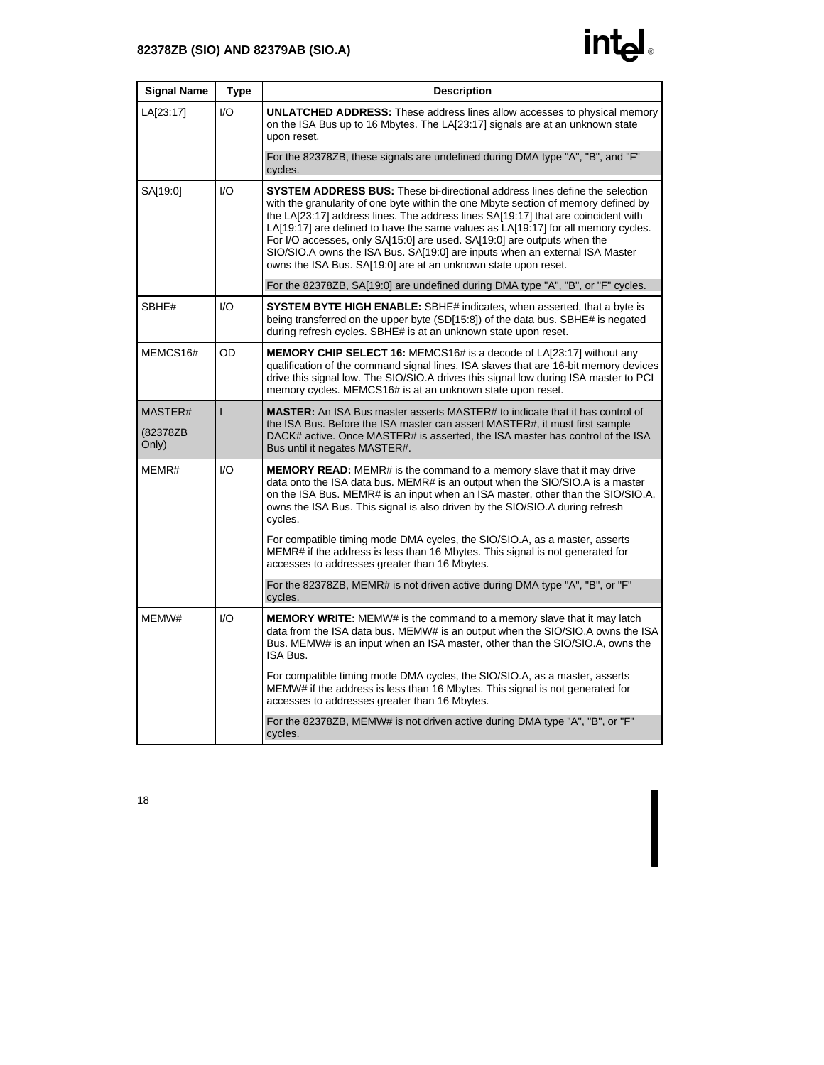| Signal Name | Type | Description |
|---|---|---|
| LA[23:17] | I/O | **UNLATCHED ADDRESS:** These address lines allow accesses to physical memory on the ISA Bus up to 16 Mbytes. The LA[23:17] signals are at an unknown state upon reset.<br><br>For the 82378ZB, these signals are undefined during DMA type "A", "B", and "F" cycles. |
| SA[19:0] | I/O | **SYSTEM ADDRESS BUS:** These bi-directional address lines define the selection with the granularity of one byte within the one Mbyte section of memory defined by the LA[23:17] address lines. The address lines SA[19:17] that are coincident with LA[19:17] are defined to have the same values as LA[19:17] for all memory cycles. For I/O accesses, only SA[15:0] are used. SA[19:0] are outputs when the SIO/SIO.A owns the ISA Bus. SA[19:0] are inputs when an external ISA Master owns the ISA Bus. SA[19:0] are at an unknown state upon reset.<br><br>For the 82378ZB, SA[19:0] are undefined during DMA type "A", "B", or "F" cycles. |
| SBHE# | I/O | **SYSTEM BYTE HIGH ENABLE:** SBHE# indicates, when asserted, that a byte is being transferred on the upper byte (SD[15:8]) of the data bus. SBHE# is negated during refresh cycles. SBHE# is at an unknown state upon reset. |
| MEMCS16# | OD | **MEMORY CHIP SELECT 16:** MEMCS16# is a decode of LA[23:17] without any qualification of the command signal lines. ISA slaves that are 16-bit memory devices drive this signal low. The SIO/SIO.A drives this signal low during ISA master to PCI memory cycles. MEMCS16# is at an unknown state upon reset. |
| MASTER#<br><br>(82378ZB Only) | I | **MASTER:** An ISA Bus master asserts MASTER# to indicate that it has control of the ISA Bus. Before the ISA master can assert MASTER#, it must first sample DACK# active. Once MASTER# is asserted, the ISA master has control of the ISA Bus until it negates MASTER#. |
| MEMR# | I/O | **MEMORY READ:** MEMR# is the command to a memory slave that it may drive data onto the ISA data bus. MEMR# is an output when the SIO/SIO.A is a master on the ISA Bus. MEMR# is an input when an ISA master, other than the SIO/SIO.A, owns the ISA Bus. This signal is also driven by the SIO/SIO.A during refresh cycles.<br><br>For compatible timing mode DMA cycles, the SIO/SIO.A, as a master, asserts MEMR# if the address is less than 16 Mbytes. This signal is not generated for accesses to addresses greater than 16 Mbytes.<br><br>For the 82378ZB, MEMR# is not driven active during DMA type "A", "B", or "F" cycles. |
| MEMW# | I/O | **MEMORY WRITE:** MEMW# is the command to a memory slave that it may latch data from the ISA data bus. MEMW# is an output when the SIO/SIO.A owns the ISA Bus. MEMW# is an input when an ISA master, other than the SIO/SIO.A, owns the ISA Bus.<br><br>For compatible timing mode DMA cycles, the SIO/SIO.A, as a master, asserts MEMW# if the address is less than 16 Mbytes. This signal is not generated for accesses to addresses greater than 16 Mbytes.<br><br>For the 82378ZB, MEMW# is not driven active during DMA type "A", "B", or "F" cycles. |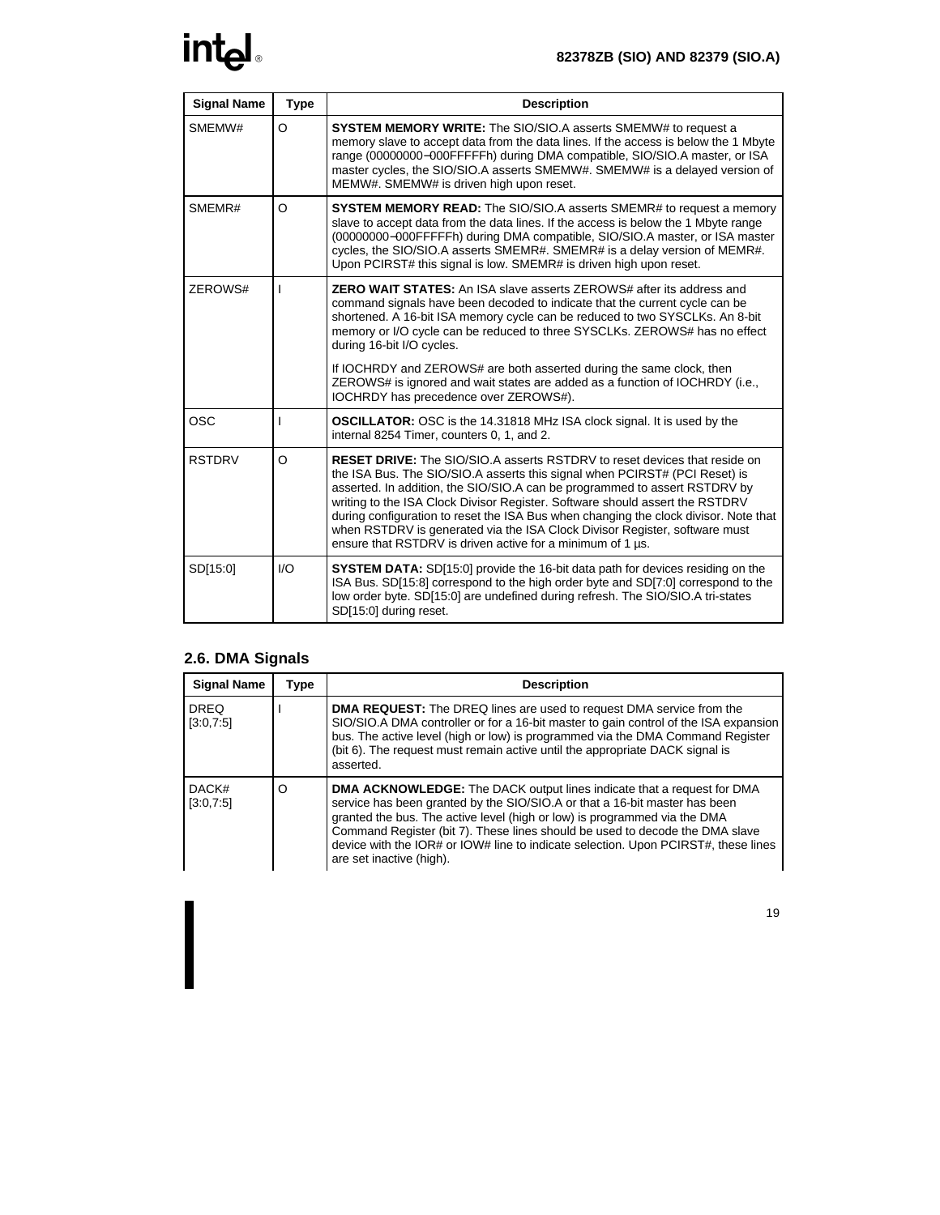| Signal Name | Type | Description |
|---|---|---|
| SMEMW# | O | **SYSTEM MEMORY WRITE:** The SIO/SIO.A asserts SMEMW# to request a memory slave to accept data from the data lines. If the access is below the 1 Mbyte range (00000000–000FFFFFh) during DMA compatible, SIO/SIO.A master, or ISA master cycles, the SIO/SIO.A asserts SMEMW#. SMEMW# is a delayed version of MEMW#. SMEMW# is driven high upon reset. |
| SMEMR# | O | **SYSTEM MEMORY READ:** The SIO/SIO.A asserts SMEMR# to request a memory slave to accept data from the data lines. If the access is below the 1 Mbyte range (00000000–000FFFFFh) during DMA compatible, SIO/SIO.A master, or ISA master cycles, the SIO/SIO.A asserts SMEMR#. SMEMR# is a delay version of MEMR#. Upon PCIRST# this signal is low. SMEMR# is driven high upon reset. |
| ZEROWS# | I | **ZERO WAIT STATES:** An ISA slave asserts ZEROWS# after its address and command signals have been decoded to indicate that the current cycle can be shortened. A 16-bit ISA memory cycle can be reduced to two SYSCLKs. An 8-bit memory or I/O cycle can be reduced to three SYSCLKs. ZEROWS# has no effect during 16-bit I/O cycles.<br><br>If IOCHRDY and ZEROWS# are both asserted during the same clock, then ZEROWS# is ignored and wait states are added as a function of IOCHRDY (i.e., IOCHRDY has precedence over ZEROWS#). |
| OSC | I | **OSCILLATOR:** OSC is the 14.31818 MHz ISA clock signal. It is used by the internal 8254 Timer, counters 0, 1, and 2. |
| RSTDRV | O | **RESET DRIVE:** The SIO/SIO.A asserts RSTDRV to reset devices that reside on the ISA Bus. The SIO/SIO.A asserts this signal when PCIRST# (PCI Reset) is asserted. In addition, the SIO/SIO.A can be programmed to assert RSTDRV by writing to the ISA Clock Divisor Register. Software should assert the RSTDRV during configuration to reset the ISA Bus when changing the clock divisor. Note that when RSTDRV is generated via the ISA Clock Divisor Register, software must ensure that RSTDRV is driven active for a minimum of 1 µs. |
| SD[15:0] | I/O | **SYSTEM DATA:** SD[15:0] provide the 16-bit data path for devices residing on the ISA Bus. SD[15:8] correspond to the high order byte and SD[7:0] correspond to the low order byte. SD[15:0] are undefined during refresh. The SIO/SIO.A tri-states SD[15:0] during reset. |

## 2.6. DMA Signals

| Signal Name | Type | Description |
|---|---|---|
| DREQ [3:0,7:5] | I | **DMA REQUEST:** The DREQ lines are used to request DMA service from the SIO/SIO.A DMA controller or for a 16-bit master to gain control of the ISA expansion bus. The active level (high or low) is programmed via the DMA Command Register (bit 6). The request must remain active until the appropriate DACK signal is asserted. |
| DACK# [3:0,7:5] | O | **DMA ACKNOWLEDGE:** The DACK output lines indicate that a request for DMA service has been granted by the SIO/SIO.A or that a 16-bit master has been granted the bus. The active level (high or low) is programmed via the DMA Command Register (bit 7). These lines should be used to decode the DMA slave device with the IOR# or IOW# line to indicate selection. Upon PCIRST#, these lines are set inactive (high). |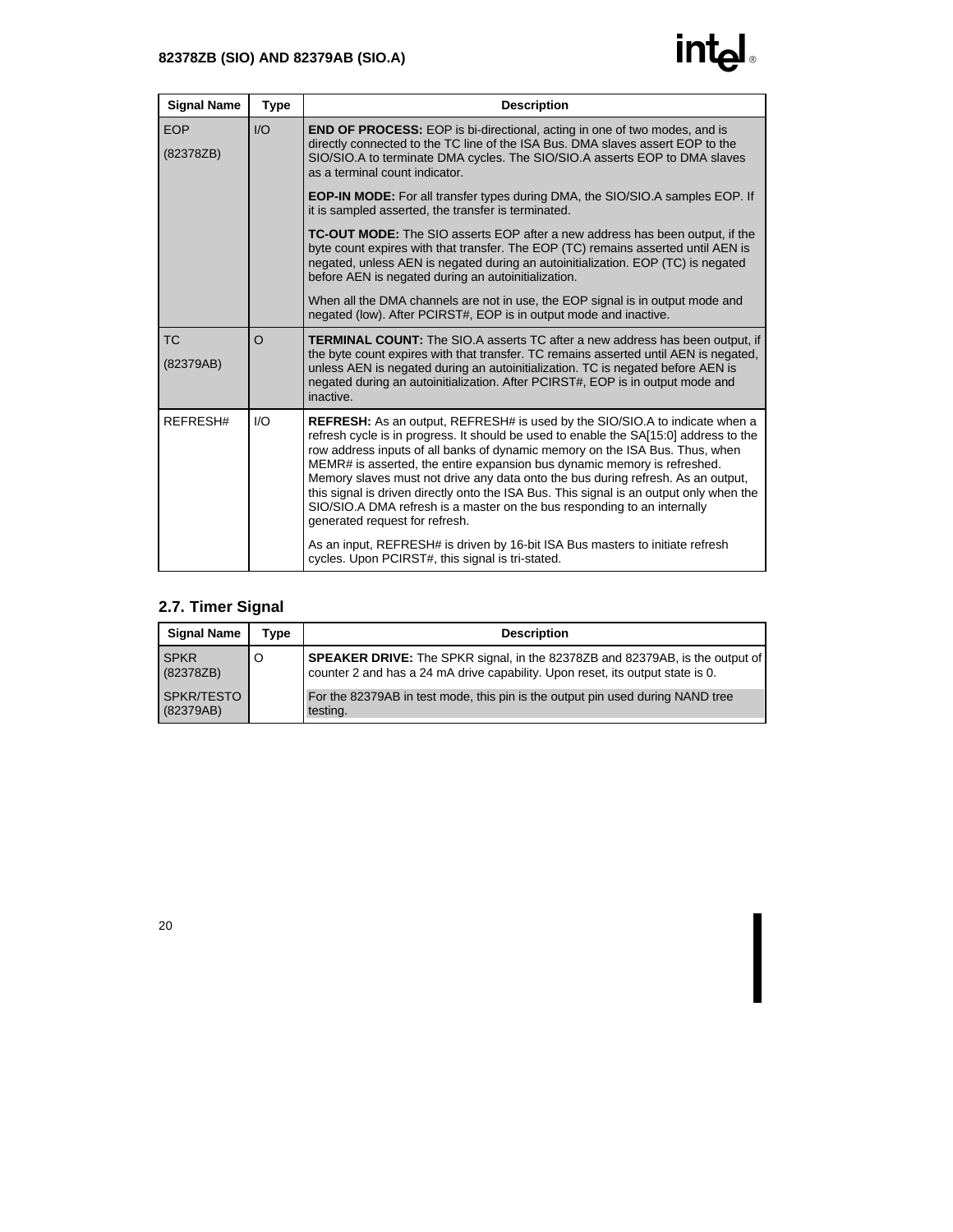| Signal Name | Type | Description |
|---|---|---|
| EOP<br>(82378ZB) | I/O | **END OF PROCESS:** EOP is bi-directional, acting in one of two modes, and is directly connected to the TC line of the ISA Bus. DMA slaves assert EOP to the SIO/SIO.A to terminate DMA cycles. The SIO/SIO.A asserts EOP to DMA slaves as a terminal count indicator.<br><br>**EOP-IN MODE:** For all transfer types during DMA, the SIO/SIO.A samples EOP. If it is sampled asserted, the transfer is terminated.<br><br>**TC-OUT MODE:** The SIO asserts EOP after a new address has been output, if the byte count expires with that transfer. The EOP (TC) remains asserted until AEN is negated, unless AEN is negated during an autoinitialization. EOP (TC) is negated before AEN is negated during an autoinitialization.<br><br>When all the DMA channels are not in use, the EOP signal is in output mode and negated (low). After PCIRST#, EOP is in output mode and inactive. |
| TC<br>(82379AB) | O | **TERMINAL COUNT:** The SIO.A asserts TC after a new address has been output, if the byte count expires with that transfer. TC remains asserted until AEN is negated, unless AEN is negated during an autoinitialization. TC is negated before AEN is negated during an autoinitialization. After PCIRST#, EOP is in output mode and inactive. |
| REFRESH# | I/O | **REFRESH:** As an output, REFRESH# is used by the SIO/SIO.A to indicate when a refresh cycle is in progress. It should be used to enable the SA[15:0] address to the row address inputs of all banks of dynamic memory on the ISA Bus. Thus, when MEMR# is asserted, the entire expansion bus dynamic memory is refreshed. Memory slaves must not drive any data onto the bus during refresh. As an output, this signal is driven directly onto the ISA Bus. This signal is an output only when the SIO/SIO.A DMA refresh is a master on the bus responding to an internally generated request for refresh.<br><br>As an input, REFRESH# is driven by 16-bit ISA Bus masters to initiate refresh cycles. Upon PCIRST#, this signal is tri-stated. |

## 2.7. Timer Signal

| Signal Name | Type | Description |
|---|---|---|
| SPKR<br>(82378ZB) | O | **SPEAKER DRIVE:** The SPKR signal, in the 82378ZB and 82379AB, is the output of counter 2 and has a 24 mA drive capability. Upon reset, its output state is 0. |
| SPKR/TESTO<br>(82379AB) | | For the 82379AB in test mode, this pin is the output pin used during NAND tree testing. |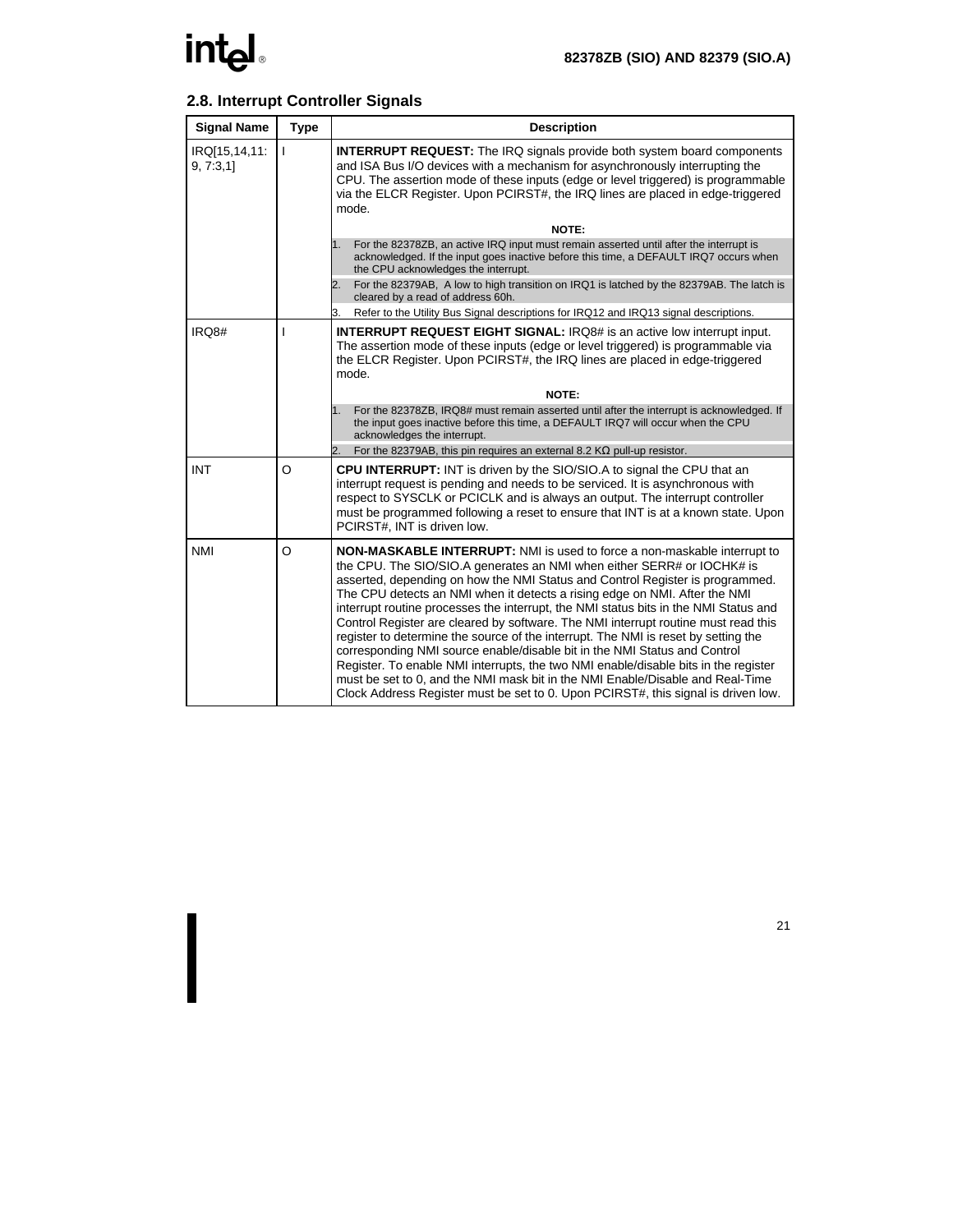## 2.8. Interrupt Controller Signals

| Signal Name | Type | Description |
|---|---|---|
| IRQ[15,14,11:9, 7:3,1] | I | **INTERRUPT REQUEST:** The IRQ signals provide both system board components and ISA Bus I/O devices with a mechanism for asynchronously interrupting the CPU. The assertion mode of these inputs (edge or level triggered) is programmable via the ELCR Register. Upon PCIRST#, the IRQ lines are placed in edge-triggered mode.<br><br>**NOTE:**<br>1. For the 82378ZB, an active IRQ input must remain asserted until after the interrupt is acknowledged. If the input goes inactive before this time, a DEFAULT IRQ7 occurs when the CPU acknowledges the interrupt.<br>2. For the 82379AB, A low to high transition on IRQ1 is latched by the 82379AB. The latch is cleared by a read of address 60h.<br>3. Refer to the Utility Bus Signal descriptions for IRQ12 and IRQ13 signal descriptions. |
| IRQ8# | I | **INTERRUPT REQUEST EIGHT SIGNAL:** IRQ8# is an active low interrupt input. The assertion mode of these inputs (edge or level triggered) is programmable via the ELCR Register. Upon PCIRST#, the IRQ lines are placed in edge-triggered mode.<br><br>**NOTE:**<br>1. For the 82378ZB, IRQ8# must remain asserted until after the interrupt is acknowledged. If the input goes inactive before this time, a DEFAULT IRQ7 will occur when the CPU acknowledges the interrupt.<br>2. For the 82379AB, this pin requires an external 8.2 KΩ pull-up resistor. |
| INT | O | **CPU INTERRUPT:** INT is driven by the SIO/SIO.A to signal the CPU that an interrupt request is pending and needs to be serviced. It is asynchronous with respect to SYSCLK or PCICLK and is always an output. The interrupt controller must be programmed following a reset to ensure that INT is at a known state. Upon PCIRST#, INT is driven low. |
| NMI | O | **NON-MASKABLE INTERRUPT:** NMI is used to force a non-maskable interrupt to the CPU. The SIO/SIO.A generates an NMI when either SERR# or IOCHK# is asserted, depending on how the NMI Status and Control Register is programmed. The CPU detects an NMI when it detects a rising edge on NMI. After the NMI interrupt routine processes the interrupt, the NMI status bits in the NMI Status and Control Register are cleared by software. The NMI interrupt routine must read this register to determine the source of the interrupt. The NMI is reset by setting the corresponding NMI source enable/disable bit in the NMI Status and Control Register. To enable NMI interrupts, the two NMI enable/disable bits in the register must be set to 0, and the NMI mask bit in the NMI Enable/Disable and Real-Time Clock Address Register must be set to 0. Upon PCIRST#, this signal is driven low. |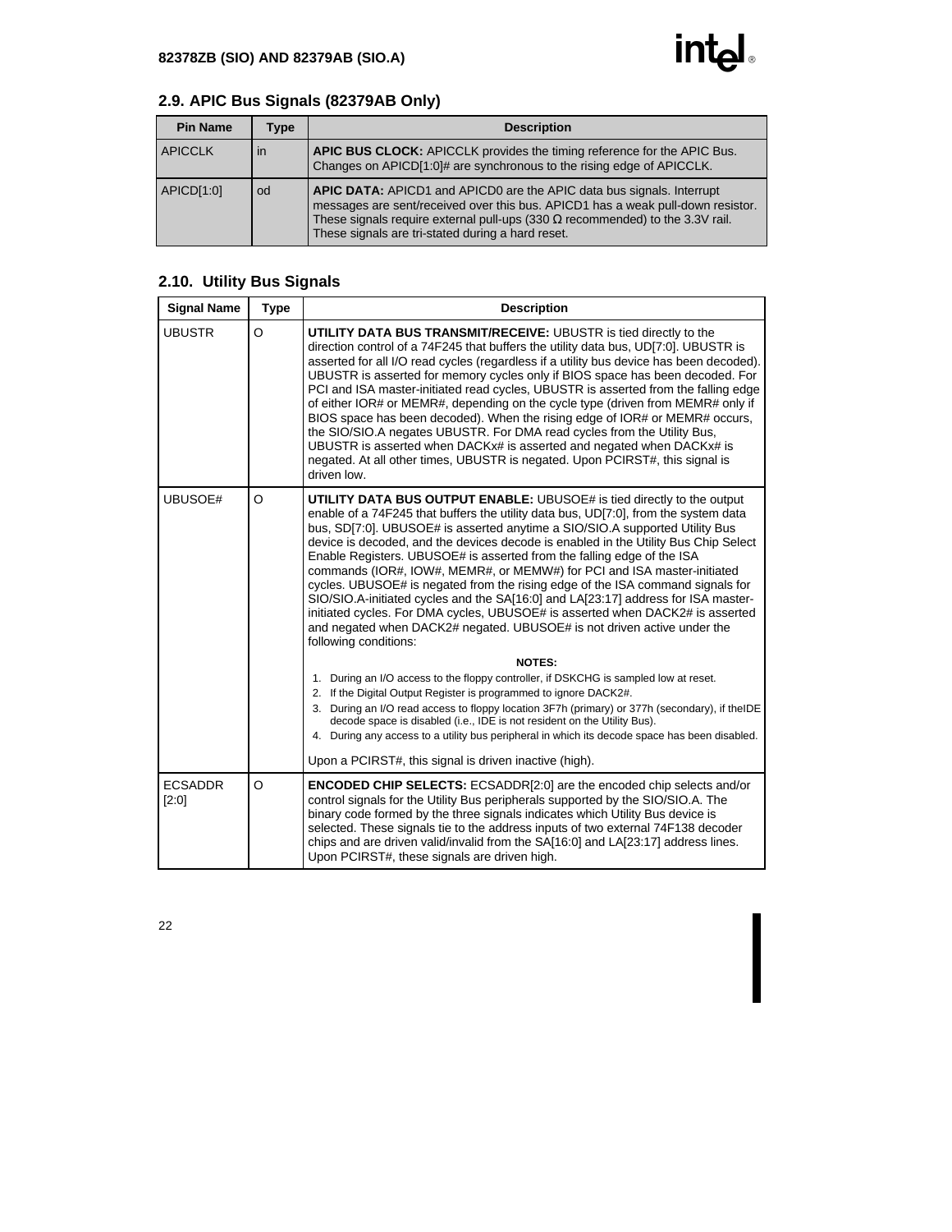## 2.9. APIC Bus Signals (82379AB Only)

| Pin Name | Type | Description |
|---|---|---|
| APICCLK | in | **APIC BUS CLOCK:** APICCLK provides the timing reference for the APIC Bus. Changes on APICD[1:0]# are synchronous to the rising edge of APICCLK. |
| APICD[1:0] | od | **APIC DATA:** APICD1 and APICD0 are the APIC data bus signals. Interrupt messages are sent/received over this bus. APICD1 has a weak pull-down resistor. These signals require external pull-ups (330 Ω recommended) to the 3.3V rail. These signals are tri-stated during a hard reset. |

## 2.10. Utility Bus Signals

| Signal Name | Type | Description |
|---|---|---|
| UBUSTR | O | **UTILITY DATA BUS TRANSMIT/RECEIVE:** UBUSTR is tied directly to the direction control of a 74F245 that buffers the utility data bus, UD[7:0]. UBUSTR is asserted for all I/O read cycles (regardless if a utility bus device has been decoded). UBUSTR is asserted for memory cycles only if BIOS space has been decoded. For PCI and ISA master-initiated read cycles, UBUSTR is asserted from the falling edge of either IOR# or MEMR#, depending on the cycle type (driven from MEMR# only if BIOS space has been decoded). When the rising edge of IOR# or MEMR# occurs, the SIO/SIO.A negates UBUSTR. For DMA read cycles from the Utility Bus, UBUSTR is asserted when DACKx# is asserted and negated when DACKx# is negated. At all other times, UBUSTR is negated. Upon PCIRST#, this signal is driven low. |
| UBUSOE# | O | **UTILITY DATA BUS OUTPUT ENABLE:** UBUSOE# is tied directly to the output enable of a 74F245 that buffers the utility data bus, UD[7:0], from the system data bus, SD[7:0]. UBUSOE# is asserted anytime a SIO/SIO.A supported Utility Bus device is decoded, and the devices decode is enabled in the Utility Bus Chip Select Enable Registers. UBUSOE# is asserted from the falling edge of the ISA commands (IOR#, IOW#, MEMR#, or MEMW#) for PCI and ISA master-initiated cycles. UBUSOE# is negated from the rising edge of the ISA command signals for SIO/SIO.A-initiated cycles and the SA[16:0] and LA[23:17] address for ISA master-initiated cycles. For DMA cycles, UBUSOE# is asserted when DACK2# is asserted and negated when DACK2# negated. UBUSOE# is not driven active under the following conditions:<br><br>**NOTES:**<br>1. During an I/O access to the floppy controller, if DSKCHG is sampled low at reset.<br>2. If the Digital Output Register is programmed to ignore DACK2#.<br>3. During an I/O read access to floppy location 3F7h (primary) or 377h (secondary), if theIDE decode space is disabled (i.e., IDE is not resident on the Utility Bus).<br>4. During any access to a utility bus peripheral in which its decode space has been disabled.<br><br>Upon a PCIRST#, this signal is driven inactive (high). |
| ECSADDR [2:0] | O | **ENCODED CHIP SELECTS:** ECSADDR[2:0] are the encoded chip selects and/or control signals for the Utility Bus peripherals supported by the SIO/SIO.A. The binary code formed by the three signals indicates which Utility Bus device is selected. These signals tie to the address inputs of two external 74F138 decoder chips and are driven valid/invalid from the SA[16:0] and LA[23:17] address lines. Upon PCIRST#, these signals are driven high. |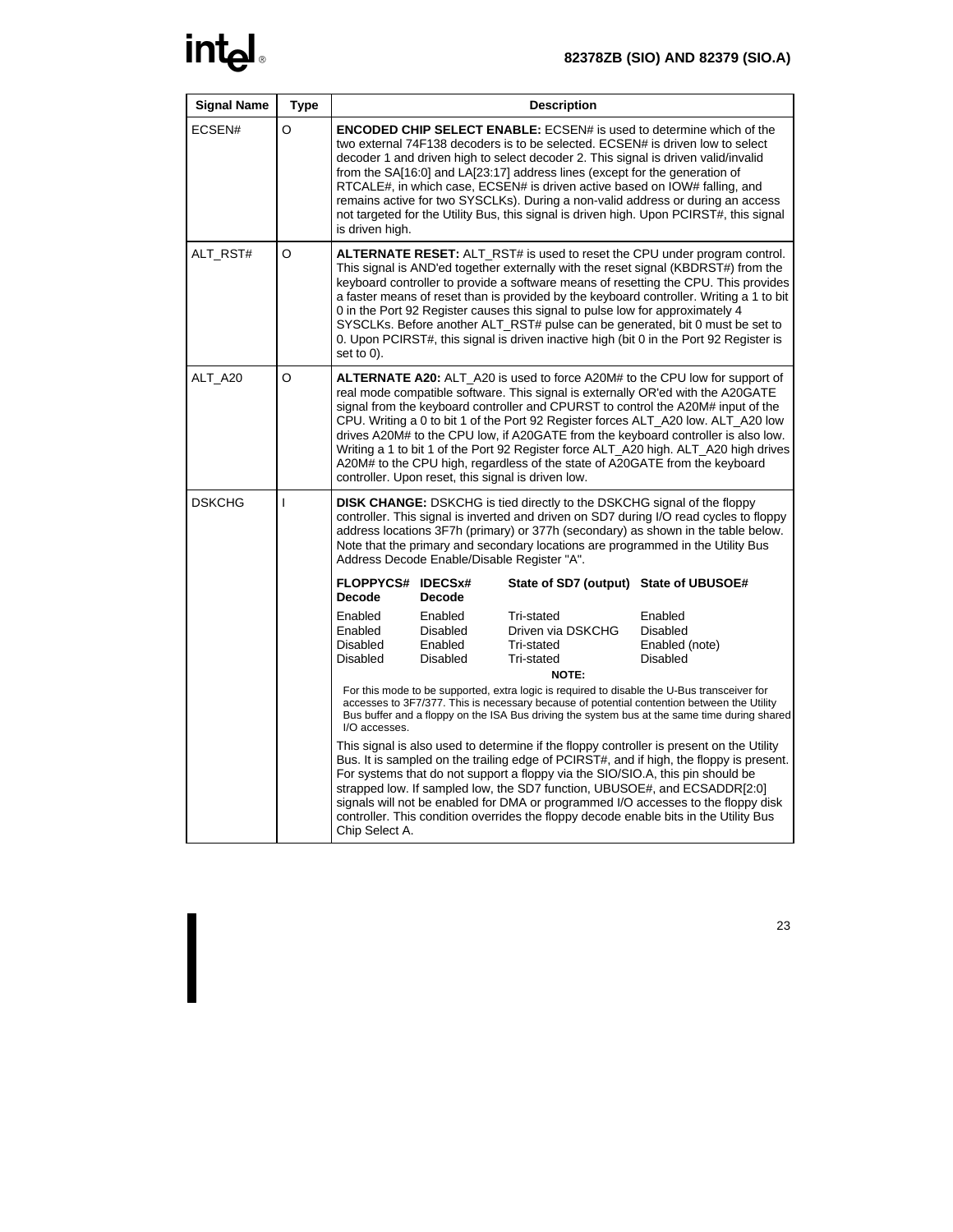| Signal Name | Type | Description |
|---|---|---|
| ECSEN# | O | **ENCODED CHIP SELECT ENABLE:** ECSEN# is used to determine which of the two external 74F138 decoders is to be selected. ECSEN# is driven low to select decoder 1 and driven high to select decoder 2. This signal is driven valid/invalid from the SA[16:0] and LA[23:17] address lines (except for the generation of RTCALE#, in which case, ECSEN# is driven active based on IOW# falling, and remains active for two SYSCLKs). During a non-valid address or during an access not targeted for the Utility Bus, this signal is driven high. Upon PCIRST#, this signal is driven high. |
| ALT_RST# | O | **ALTERNATE RESET:** ALT_RST# is used to reset the CPU under program control. This signal is AND'ed together externally with the reset signal (KBDRST#) from the keyboard controller to provide a software means of resetting the CPU. This provides a faster means of reset than is provided by the keyboard controller. Writing a 1 to bit 0 in the Port 92 Register causes this signal to pulse low for approximately 4 SYSCLKs. Before another ALT_RST# pulse can be generated, bit 0 must be set to 0. Upon PCIRST#, this signal is driven inactive high (bit 0 in the Port 92 Register is set to 0). |
| ALT_A20 | O | **ALTERNATE A20:** ALT_A20 is used to force A20M# to the CPU low for support of real mode compatible software. This signal is externally OR'ed with the A20GATE signal from the keyboard controller and CPURST to control the A20M# input of the CPU. Writing a 0 to bit 1 of the Port 92 Register forces ALT_A20 low. ALT_A20 low drives A20M# to the CPU low, if A20GATE from the keyboard controller is also low. Writing a 1 to bit 1 of the Port 92 Register force ALT_A20 high. ALT_A20 high drives A20M# to the CPU high, regardless of the state of A20GATE from the keyboard controller. Upon reset, this signal is driven low. |
| DSKCHG | I | **DISK CHANGE:** DSKCHG is tied directly to the DSKCHG signal of the floppy controller. This signal is inverted and driven on SD7 during I/O read cycles to floppy address locations 3F7h (primary) or 377h (secondary) as shown in the table below. Note that the primary and secondary locations are programmed in the Utility Bus Address Decode Enable/Disable Register "A".<br><br>**FLOPPYCS# Decode / IDECSx# Decode / State of SD7 (output) / State of UBUSOE#**<br>Enabled / Enabled / Tri-stated / Enabled<br>Enabled / Disabled / Driven via DSKCHG / Disabled<br>Disabled / Enabled / Tri-stated / Enabled (note)<br>Disabled / Disabled / Tri-stated / Disabled<br><br>**NOTE:**<br>For this mode to be supported, extra logic is required to disable the U-Bus transceiver for accesses to 3F7/377. This is necessary because of potential contention between the Utility Bus buffer and a floppy on the ISA Bus driving the system bus at the same time during shared I/O accesses.<br><br>This signal is also used to determine if the floppy controller is present on the Utility Bus. It is sampled on the trailing edge of PCIRST#, and if high, the floppy is present. For systems that do not support a floppy via the SIO/SIO.A, this pin should be strapped low. If sampled low, the SD7 function, UBUSOE#, and ECSADDR[2:0] signals will not be enabled for DMA or programmed I/O accesses to the floppy disk controller. This condition overrides the floppy decode enable bits in the Utility Bus Chip Select A. |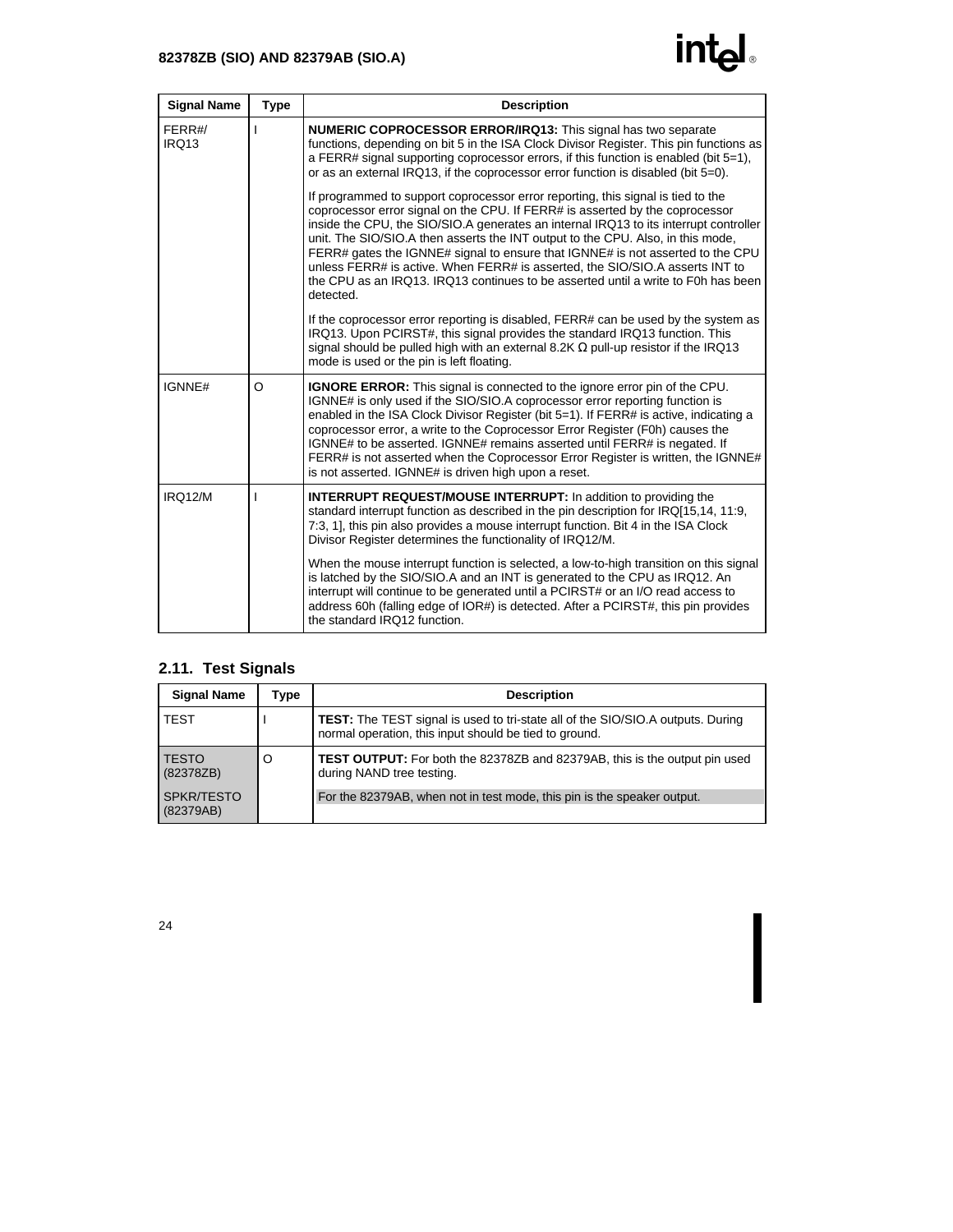| Signal Name | Type | Description |
|---|---|---|
| FERR#/ IRQ13 | I | **NUMERIC COPROCESSOR ERROR/IRQ13:** This signal has two separate functions, depending on bit 5 in the ISA Clock Divisor Register. This pin functions as a FERR# signal supporting coprocessor errors, if this function is enabled (bit 5=1), or as an external IRQ13, if the coprocessor error function is disabled (bit 5=0).<br><br>If programmed to support coprocessor error reporting, this signal is tied to the coprocessor error signal on the CPU. If FERR# is asserted by the coprocessor inside the CPU, the SIO/SIO.A generates an internal IRQ13 to its interrupt controller unit. The SIO/SIO.A then asserts the INT output to the CPU. Also, in this mode, FERR# gates the IGNNE# signal to ensure that IGNNE# is not asserted to the CPU unless FERR# is active. When FERR# is asserted, the SIO/SIO.A asserts INT to the CPU as an IRQ13. IRQ13 continues to be asserted until a write to F0h has been detected.<br><br>If the coprocessor error reporting is disabled, FERR# can be used by the system as IRQ13. Upon PCIRST#, this signal provides the standard IRQ13 function. This signal should be pulled high with an external 8.2K Ω pull-up resistor if the IRQ13 mode is used or the pin is left floating. |
| IGNNE# | O | **IGNORE ERROR:** This signal is connected to the ignore error pin of the CPU. IGNNE# is only used if the SIO/SIO.A coprocessor error reporting function is enabled in the ISA Clock Divisor Register (bit 5=1). If FERR# is active, indicating a coprocessor error, a write to the Coprocessor Error Register (F0h) causes the IGNNE# to be asserted. IGNNE# remains asserted until FERR# is negated. If FERR# is not asserted when the Coprocessor Error Register is written, the IGNNE# is not asserted. IGNNE# is driven high upon a reset. |
| IRQ12/M | I | **INTERRUPT REQUEST/MOUSE INTERRUPT:** In addition to providing the standard interrupt function as described in the pin description for IRQ[15,14, 11:9, 7:3, 1], this pin also provides a mouse interrupt function. Bit 4 in the ISA Clock Divisor Register determines the functionality of IRQ12/M.<br><br>When the mouse interrupt function is selected, a low-to-high transition on this signal is latched by the SIO/SIO.A and an INT is generated to the CPU as IRQ12. An interrupt will continue to be generated until a PCIRST# or an I/O read access to address 60h (falling edge of IOR#) is detected. After a PCIRST#, this pin provides the standard IRQ12 function. |

## 2.11. Test Signals

| Signal Name | Type | Description |
|---|---|---|
| TEST | I | **TEST:** The TEST signal is used to tri-state all of the SIO/SIO.A outputs. During normal operation, this input should be tied to ground. |
| TESTO (82378ZB)<br><br>SPKR/TESTO (82379AB) | O | **TEST OUTPUT:** For both the 82378ZB and 82379AB, this is the output pin used during NAND tree testing.<br><br>For the 82379AB, when not in test mode, this pin is the speaker output. |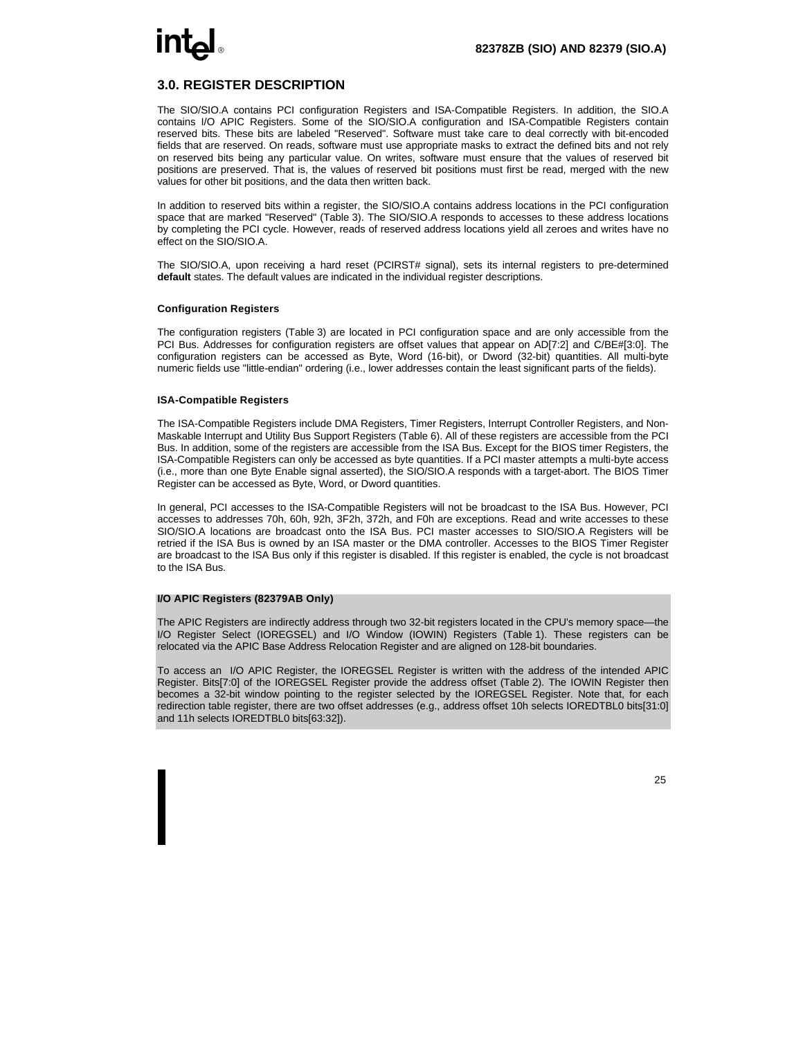## 3.0. REGISTER DESCRIPTION

The SIO/SIO.A contains PCI configuration Registers and ISA-Compatible Registers. In addition, the SIO.A contains I/O APIC Registers. Some of the SIO/SIO.A configuration and ISA-Compatible Registers contain reserved bits. These bits are labeled "Reserved". Software must take care to deal correctly with bit-encoded fields that are reserved. On reads, software must use appropriate masks to extract the defined bits and not rely on reserved bits being any particular value. On writes, software must ensure that the values of reserved bit positions are preserved. That is, the values of reserved bit positions must first be read, merged with the new values for other bit positions, and the data then written back.

In addition to reserved bits within a register, the SIO/SIO.A contains address locations in the PCI configuration space that are marked "Reserved" (Table 3). The SIO/SIO.A responds to accesses to these address locations by completing the PCI cycle. However, reads of reserved address locations yield all zeroes and writes have no effect on the SIO/SIO.A.

The SIO/SIO.A, upon receiving a hard reset (PCIRST# signal), sets its internal registers to pre-determined **default** states. The default values are indicated in the individual register descriptions.

#### Configuration Registers

The configuration registers (Table 3) are located in PCI configuration space and are only accessible from the PCI Bus. Addresses for configuration registers are offset values that appear on AD[7:2] and C/BE#[3:0]. The configuration registers can be accessed as Byte, Word (16-bit), or Dword (32-bit) quantities. All multi-byte numeric fields use "little-endian" ordering (i.e., lower addresses contain the least significant parts of the fields).

#### ISA-Compatible Registers

The ISA-Compatible Registers include DMA Registers, Timer Registers, Interrupt Controller Registers, and Non-Maskable Interrupt and Utility Bus Support Registers (Table 6). All of these registers are accessible from the PCI Bus. In addition, some of the registers are accessible from the ISA Bus. Except for the BIOS timer Registers, the ISA-Compatible Registers can only be accessed as byte quantities. If a PCI master attempts a multi-byte access (i.e., more than one Byte Enable signal asserted), the SIO/SIO.A responds with a target-abort. The BIOS Timer Register can be accessed as Byte, Word, or Dword quantities.

In general, PCI accesses to the ISA-Compatible Registers will not be broadcast to the ISA Bus. However, PCI accesses to addresses 70h, 60h, 92h, 3F2h, 372h, and F0h are exceptions. Read and write accesses to these SIO/SIO.A locations are broadcast onto the ISA Bus. PCI master accesses to SIO/SIO.A Registers will be retried if the ISA Bus is owned by an ISA master or the DMA controller. Accesses to the BIOS Timer Register are broadcast to the ISA Bus only if this register is disabled. If this register is enabled, the cycle is not broadcast to the ISA Bus.

#### I/O APIC Registers (82379AB Only)

The APIC Registers are indirectly address through two 32-bit registers located in the CPU's memory space—the I/O Register Select (IOREGSEL) and I/O Window (IOWIN) Registers (Table 1). These registers can be relocated via the APIC Base Address Relocation Register and are aligned on 128-bit boundaries.

To access an I/O APIC Register, the IOREGSEL Register is written with the address of the intended APIC Register. Bits[7:0] of the IOREGSEL Register provide the address offset (Table 2). The IOWIN Register then becomes a 32-bit window pointing to the register selected by the IOREGSEL Register. Note that, for each redirection table register, there are two offset addresses (e.g., address offset 10h selects IOREDTBL0 bits[31:0] and 11h selects IOREDTBL0 bits[63:32]).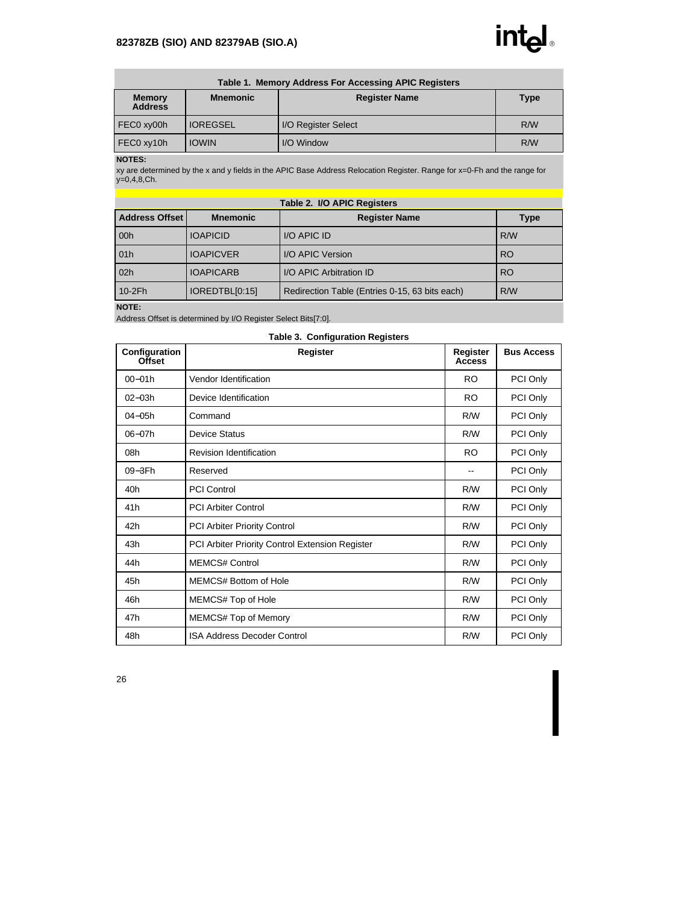**Table 1. Memory Address For Accessing APIC Registers**

| Memory Address | Mnemonic | Register Name | Type |
|---|---|---|---|
| FEC0 xy00h | IOREGSEL | I/O Register Select | R/W |
| FEC0 xy10h | IOWIN | I/O Window | R/W |

**NOTES:**
xy are determined by the x and y fields in the APIC Base Address Relocation Register. Range for x=0-Fh and the range for y=0,4,8,Ch.

**Table 2. I/O APIC Registers**

| Address Offset | Mnemonic | Register Name | Type |
|---|---|---|---|
| 00h | IOAPICID | I/O APIC ID | R/W |
| 01h | IOAPICVER | I/O APIC Version | RO |
| 02h | IOAPICARB | I/O APIC Arbitration ID | RO |
| 10-2Fh | IOREDTBL[0:15] | Redirection Table (Entries 0-15, 63 bits each) | R/W |

**NOTE:**
Address Offset is determined by I/O Register Select Bits[7:0].

**Table 3. Configuration Registers**

| Configuration Offset | Register | Register Access | Bus Access |
|---|---|---|---|
| 00–01h | Vendor Identification | RO | PCI Only |
| 02–03h | Device Identification | RO | PCI Only |
| 04–05h | Command | R/W | PCI Only |
| 06–07h | Device Status | R/W | PCI Only |
| 08h | Revision Identification | RO | PCI Only |
| 09–3Fh | Reserved | -- | PCI Only |
| 40h | PCI Control | R/W | PCI Only |
| 41h | PCI Arbiter Control | R/W | PCI Only |
| 42h | PCI Arbiter Priority Control | R/W | PCI Only |
| 43h | PCI Arbiter Priority Control Extension Register | R/W | PCI Only |
| 44h | MEMCS# Control | R/W | PCI Only |
| 45h | MEMCS# Bottom of Hole | R/W | PCI Only |
| 46h | MEMCS# Top of Hole | R/W | PCI Only |
| 47h | MEMCS# Top of Memory | R/W | PCI Only |
| 48h | ISA Address Decoder Control | R/W | PCI Only |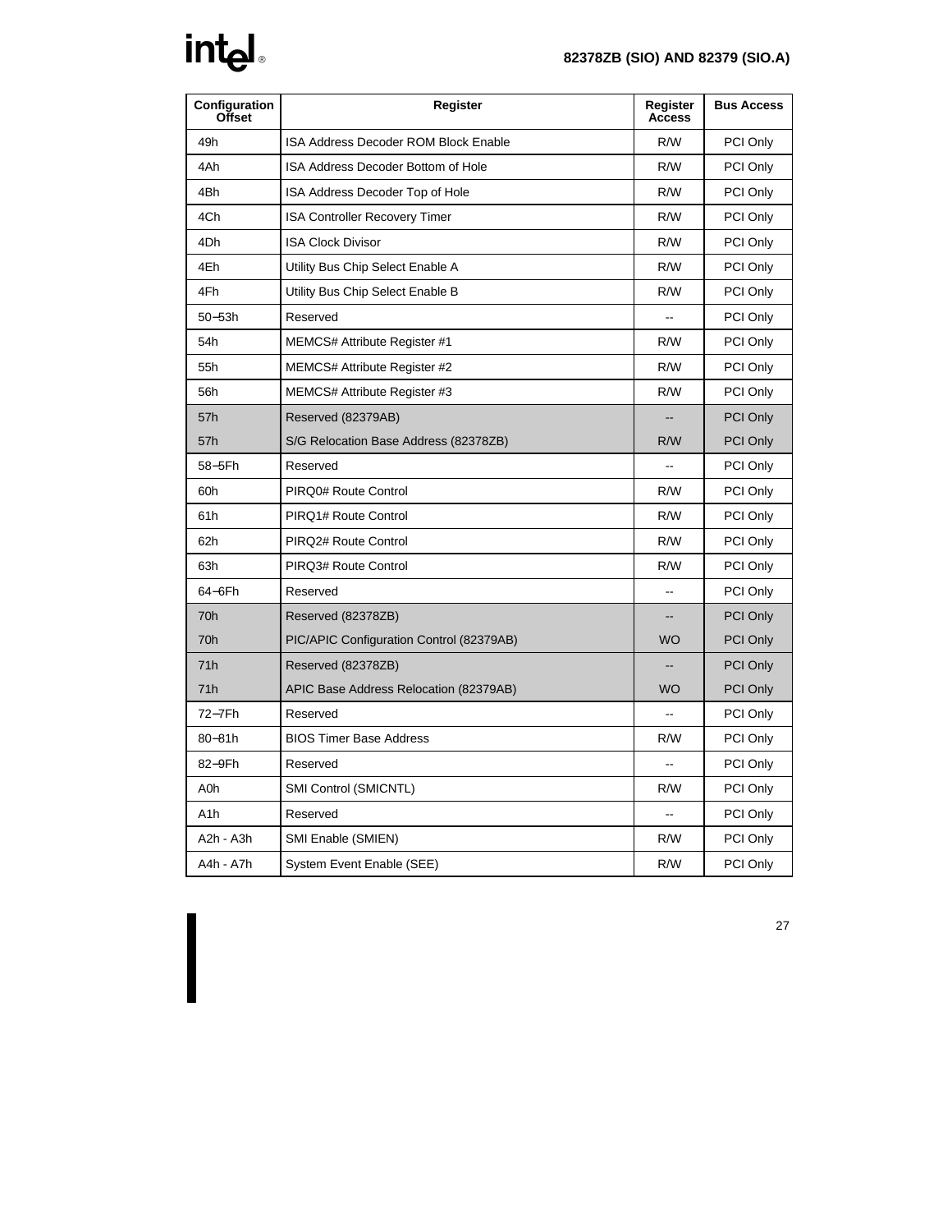| Configuration Offset | Register | Register Access | Bus Access |
|---|---|---|---|
| 49h | ISA Address Decoder ROM Block Enable | R/W | PCI Only |
| 4Ah | ISA Address Decoder Bottom of Hole | R/W | PCI Only |
| 4Bh | ISA Address Decoder Top of Hole | R/W | PCI Only |
| 4Ch | ISA Controller Recovery Timer | R/W | PCI Only |
| 4Dh | ISA Clock Divisor | R/W | PCI Only |
| 4Eh | Utility Bus Chip Select Enable A | R/W | PCI Only |
| 4Fh | Utility Bus Chip Select Enable B | R/W | PCI Only |
| 50–53h | Reserved | -- | PCI Only |
| 54h | MEMCS# Attribute Register #1 | R/W | PCI Only |
| 55h | MEMCS# Attribute Register #2 | R/W | PCI Only |
| 56h | MEMCS# Attribute Register #3 | R/W | PCI Only |
| 57h | Reserved (82379AB) | -- | PCI Only |
| 57h | S/G Relocation Base Address (82378ZB) | R/W | PCI Only |
| 58–5Fh | Reserved | -- | PCI Only |
| 60h | PIRQ0# Route Control | R/W | PCI Only |
| 61h | PIRQ1# Route Control | R/W | PCI Only |
| 62h | PIRQ2# Route Control | R/W | PCI Only |
| 63h | PIRQ3# Route Control | R/W | PCI Only |
| 64–6Fh | Reserved | -- | PCI Only |
| 70h | Reserved (82378ZB) | -- | PCI Only |
| 70h | PIC/APIC Configuration Control (82379AB) | WO | PCI Only |
| 71h | Reserved (82378ZB) | -- | PCI Only |
| 71h | APIC Base Address Relocation (82379AB) | WO | PCI Only |
| 72–7Fh | Reserved | -- | PCI Only |
| 80–81h | BIOS Timer Base Address | R/W | PCI Only |
| 82–9Fh | Reserved | -- | PCI Only |
| A0h | SMI Control (SMICNTL) | R/W | PCI Only |
| A1h | Reserved | -- | PCI Only |
| A2h - A3h | SMI Enable (SMIEN) | R/W | PCI Only |
| A4h - A7h | System Event Enable (SEE) | R/W | PCI Only |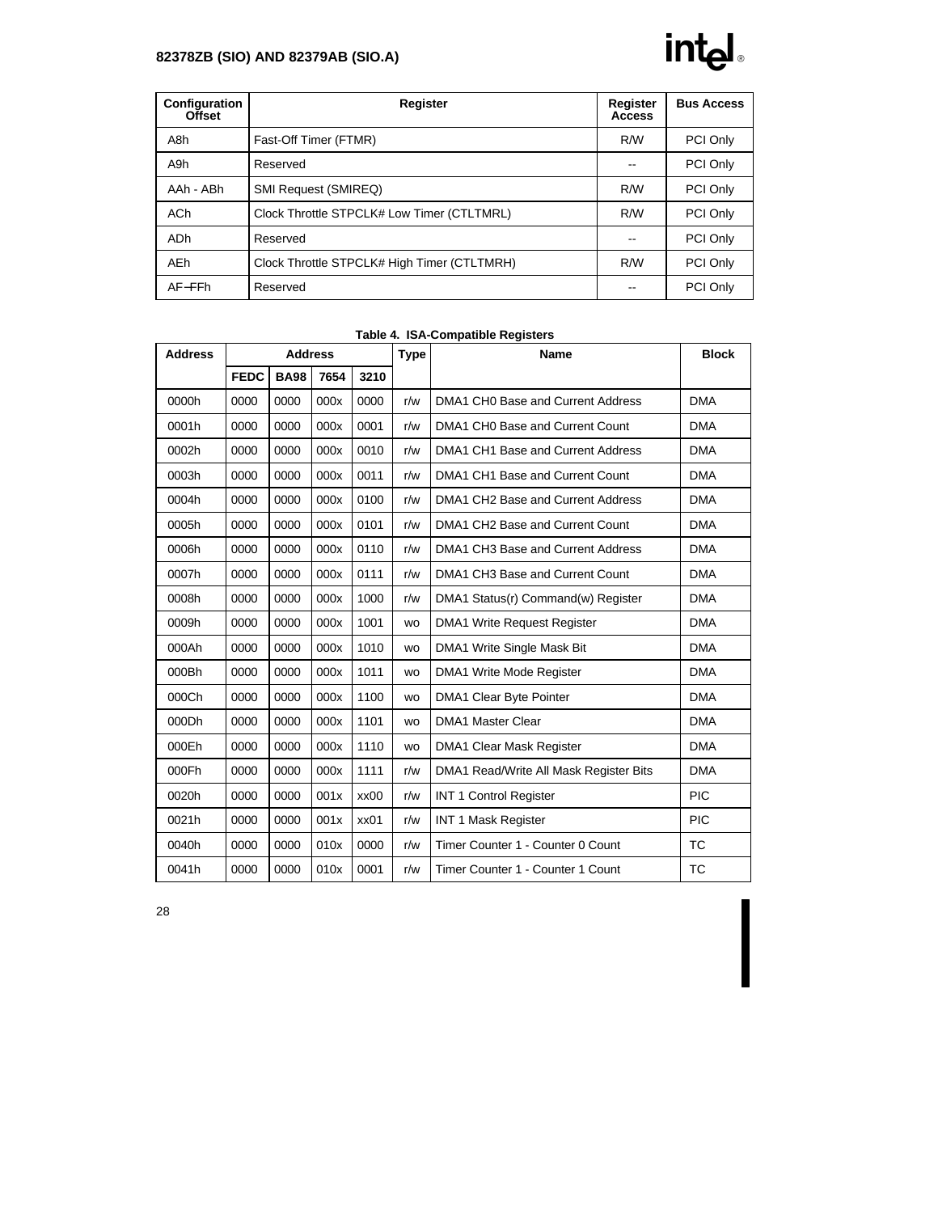| Configuration Offset | Register | Register Access | Bus Access |
|---|---|---|---|
| A8h | Fast-Off Timer (FTMR) | R/W | PCI Only |
| A9h | Reserved | -- | PCI Only |
| AAh - ABh | SMI Request (SMIREQ) | R/W | PCI Only |
| ACh | Clock Throttle STPCLK# Low Timer (CTLTMRL) | R/W | PCI Only |
| ADh | Reserved | -- | PCI Only |
| AEh | Clock Throttle STPCLK# High Timer (CTLTMRH) | R/W | PCI Only |
| AF–FFh | Reserved | -- | PCI Only |

**Table 4. ISA-Compatible Registers**

| Address | Address | | | | Type | Name | Block |
|---|---|---|---|---|---|---|---|
| | FEDC | BA98 | 7654 | 3210 | | | |
| 0000h | 0000 | 0000 | 000x | 0000 | r/w | DMA1 CH0 Base and Current Address | DMA |
| 0001h | 0000 | 0000 | 000x | 0001 | r/w | DMA1 CH0 Base and Current Count | DMA |
| 0002h | 0000 | 0000 | 000x | 0010 | r/w | DMA1 CH1 Base and Current Address | DMA |
| 0003h | 0000 | 0000 | 000x | 0011 | r/w | DMA1 CH1 Base and Current Count | DMA |
| 0004h | 0000 | 0000 | 000x | 0100 | r/w | DMA1 CH2 Base and Current Address | DMA |
| 0005h | 0000 | 0000 | 000x | 0101 | r/w | DMA1 CH2 Base and Current Count | DMA |
| 0006h | 0000 | 0000 | 000x | 0110 | r/w | DMA1 CH3 Base and Current Address | DMA |
| 0007h | 0000 | 0000 | 000x | 0111 | r/w | DMA1 CH3 Base and Current Count | DMA |
| 0008h | 0000 | 0000 | 000x | 1000 | r/w | DMA1 Status(r) Command(w) Register | DMA |
| 0009h | 0000 | 0000 | 000x | 1001 | wo | DMA1 Write Request Register | DMA |
| 000Ah | 0000 | 0000 | 000x | 1010 | wo | DMA1 Write Single Mask Bit | DMA |
| 000Bh | 0000 | 0000 | 000x | 1011 | wo | DMA1 Write Mode Register | DMA |
| 000Ch | 0000 | 0000 | 000x | 1100 | wo | DMA1 Clear Byte Pointer | DMA |
| 000Dh | 0000 | 0000 | 000x | 1101 | wo | DMA1 Master Clear | DMA |
| 000Eh | 0000 | 0000 | 000x | 1110 | wo | DMA1 Clear Mask Register | DMA |
| 000Fh | 0000 | 0000 | 000x | 1111 | r/w | DMA1 Read/Write All Mask Register Bits | DMA |
| 0020h | 0000 | 0000 | 001x | xx00 | r/w | INT 1 Control Register | PIC |
| 0021h | 0000 | 0000 | 001x | xx01 | r/w | INT 1 Mask Register | PIC |
| 0040h | 0000 | 0000 | 010x | 0000 | r/w | Timer Counter 1 - Counter 0 Count | TC |
| 0041h | 0000 | 0000 | 010x | 0001 | r/w | Timer Counter 1 - Counter 1 Count | TC |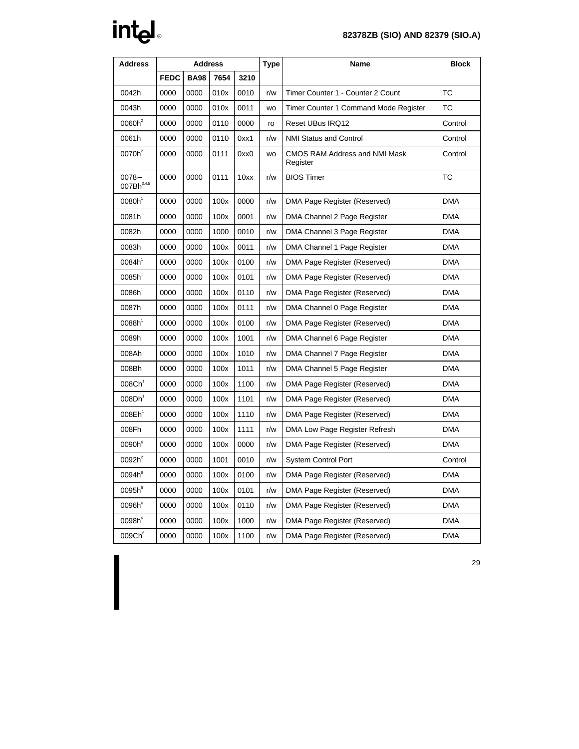| Address | Address | | | | Type | Name | Block |
|---|---|---|---|---|---|---|---|
| | FEDC | BA98 | 7654 | 3210 | | | |
| 0042h | 0000 | 0000 | 010x | 0010 | r/w | Timer Counter 1 - Counter 2 Count | TC |
| 0043h | 0000 | 0000 | 010x | 0011 | wo | Timer Counter 1 Command Mode Register | TC |
| 0060h[2] | 0000 | 0000 | 0110 | 0000 | ro | Reset UBus IRQ12 | Control |
| 0061h | 0000 | 0000 | 0110 | 0xx1 | r/w | NMI Status and Control | Control |
| 0070h[2] | 0000 | 0000 | 0111 | 0xx0 | wo | CMOS RAM Address and NMI Mask Register | Control |
| 0078–007Bh[3,4,5] | 0000 | 0000 | 0111 | 10xx | r/w | BIOS Timer | TC |
| 0080h[1] | 0000 | 0000 | 100x | 0000 | r/w | DMA Page Register (Reserved) | DMA |
| 0081h | 0000 | 0000 | 100x | 0001 | r/w | DMA Channel 2 Page Register | DMA |
| 0082h | 0000 | 0000 | 1000 | 0010 | r/w | DMA Channel 3 Page Register | DMA |
| 0083h | 0000 | 0000 | 100x | 0011 | r/w | DMA Channel 1 Page Register | DMA |
| 0084h[1] | 0000 | 0000 | 100x | 0100 | r/w | DMA Page Register (Reserved) | DMA |
| 0085h[1] | 0000 | 0000 | 100x | 0101 | r/w | DMA Page Register (Reserved) | DMA |
| 0086h[1] | 0000 | 0000 | 100x | 0110 | r/w | DMA Page Register (Reserved) | DMA |
| 0087h | 0000 | 0000 | 100x | 0111 | r/w | DMA Channel 0 Page Register | DMA |
| 0088h[1] | 0000 | 0000 | 100x | 0100 | r/w | DMA Page Register (Reserved) | DMA |
| 0089h | 0000 | 0000 | 100x | 1001 | r/w | DMA Channel 6 Page Register | DMA |
| 008Ah | 0000 | 0000 | 100x | 1010 | r/w | DMA Channel 7 Page Register | DMA |
| 008Bh | 0000 | 0000 | 100x | 1011 | r/w | DMA Channel 5 Page Register | DMA |
| 008Ch[1] | 0000 | 0000 | 100x | 1100 | r/w | DMA Page Register (Reserved) | DMA |
| 008Dh[1] | 0000 | 0000 | 100x | 1101 | r/w | DMA Page Register (Reserved) | DMA |
| 008Eh[1] | 0000 | 0000 | 100x | 1110 | r/w | DMA Page Register (Reserved) | DMA |
| 008Fh | 0000 | 0000 | 100x | 1111 | r/w | DMA Low Page Register Refresh | DMA |
| 0090h[6] | 0000 | 0000 | 100x | 0000 | r/w | DMA Page Register (Reserved) | DMA |
| 0092h[2] | 0000 | 0000 | 1001 | 0010 | r/w | System Control Port | Control |
| 0094h[6] | 0000 | 0000 | 100x | 0100 | r/w | DMA Page Register (Reserved) | DMA |
| 0095h[6] | 0000 | 0000 | 100x | 0101 | r/w | DMA Page Register (Reserved) | DMA |
| 0096h[6] | 0000 | 0000 | 100x | 0110 | r/w | DMA Page Register (Reserved) | DMA |
| 0098h[6] | 0000 | 0000 | 100x | 1000 | r/w | DMA Page Register (Reserved) | DMA |
| 009Ch[6] | 0000 | 0000 | 100x | 1100 | r/w | DMA Page Register (Reserved) | DMA |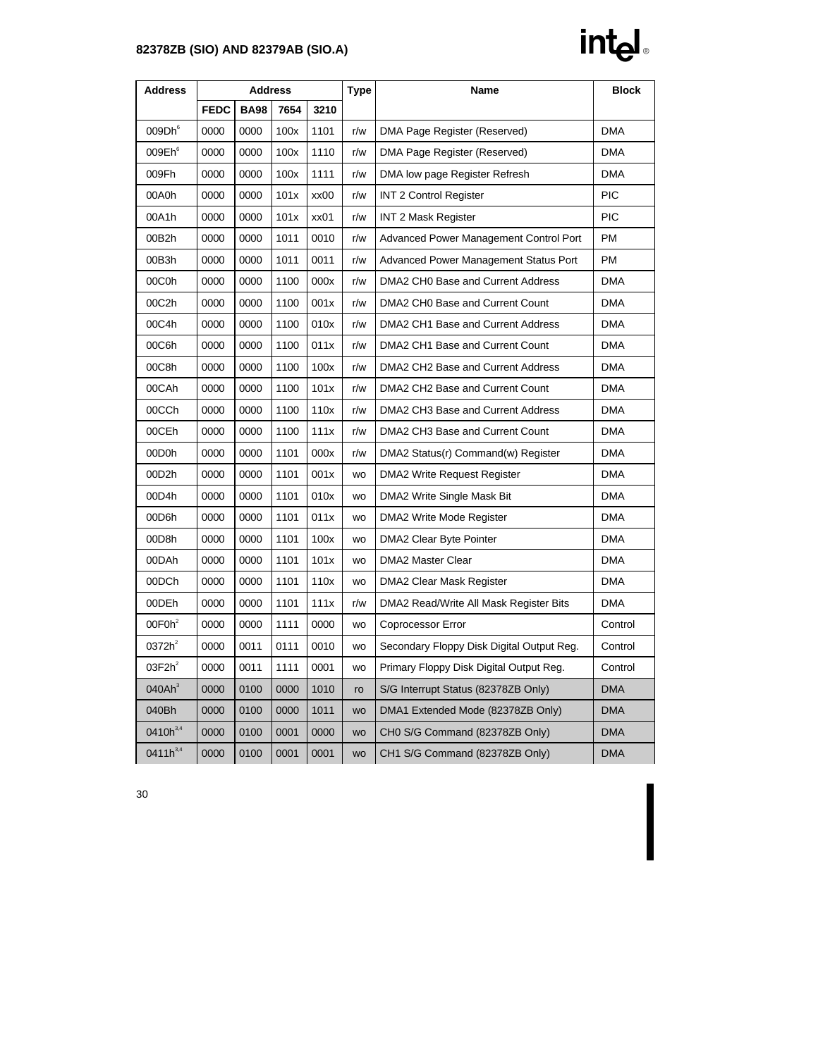| Address | Address | | | | Type | Name | Block |
|---|---|---|---|---|---|---|---|
| | FEDC | BA98 | 7654 | 3210 | | | |
| 009Dh[6] | 0000 | 0000 | 100x | 1101 | r/w | DMA Page Register (Reserved) | DMA |
| 009Eh[6] | 0000 | 0000 | 100x | 1110 | r/w | DMA Page Register (Reserved) | DMA |
| 009Fh | 0000 | 0000 | 100x | 1111 | r/w | DMA low page Register Refresh | DMA |
| 00A0h | 0000 | 0000 | 101x | xx00 | r/w | INT 2 Control Register | PIC |
| 00A1h | 0000 | 0000 | 101x | xx01 | r/w | INT 2 Mask Register | PIC |
| 00B2h | 0000 | 0000 | 1011 | 0010 | r/w | Advanced Power Management Control Port | PM |
| 00B3h | 0000 | 0000 | 1011 | 0011 | r/w | Advanced Power Management Status Port | PM |
| 00C0h | 0000 | 0000 | 1100 | 000x | r/w | DMA2 CH0 Base and Current Address | DMA |
| 00C2h | 0000 | 0000 | 1100 | 001x | r/w | DMA2 CH0 Base and Current Count | DMA |
| 00C4h | 0000 | 0000 | 1100 | 010x | r/w | DMA2 CH1 Base and Current Address | DMA |
| 00C6h | 0000 | 0000 | 1100 | 011x | r/w | DMA2 CH1 Base and Current Count | DMA |
| 00C8h | 0000 | 0000 | 1100 | 100x | r/w | DMA2 CH2 Base and Current Address | DMA |
| 00CAh | 0000 | 0000 | 1100 | 101x | r/w | DMA2 CH2 Base and Current Count | DMA |
| 00CCh | 0000 | 0000 | 1100 | 110x | r/w | DMA2 CH3 Base and Current Address | DMA |
| 00CEh | 0000 | 0000 | 1100 | 111x | r/w | DMA2 CH3 Base and Current Count | DMA |
| 00D0h | 0000 | 0000 | 1101 | 000x | r/w | DMA2 Status(r) Command(w) Register | DMA |
| 00D2h | 0000 | 0000 | 1101 | 001x | wo | DMA2 Write Request Register | DMA |
| 00D4h | 0000 | 0000 | 1101 | 010x | wo | DMA2 Write Single Mask Bit | DMA |
| 00D6h | 0000 | 0000 | 1101 | 011x | wo | DMA2 Write Mode Register | DMA |
| 00D8h | 0000 | 0000 | 1101 | 100x | wo | DMA2 Clear Byte Pointer | DMA |
| 00DAh | 0000 | 0000 | 1101 | 101x | wo | DMA2 Master Clear | DMA |
| 00DCh | 0000 | 0000 | 1101 | 110x | wo | DMA2 Clear Mask Register | DMA |
| 00DEh | 0000 | 0000 | 1101 | 111x | r/w | DMA2 Read/Write All Mask Register Bits | DMA |
| 00F0h[2] | 0000 | 0000 | 1111 | 0000 | wo | Coprocessor Error | Control |
| 0372h[2] | 0000 | 0011 | 0111 | 0010 | wo | Secondary Floppy Disk Digital Output Reg. | Control |
| 03F2h[2] | 0000 | 0011 | 1111 | 0001 | wo | Primary Floppy Disk Digital Output Reg. | Control |
| 040Ah[3] | 0000 | 0100 | 0000 | 1010 | ro | S/G Interrupt Status (82378ZB Only) | DMA |
| 040Bh | 0000 | 0100 | 0000 | 1011 | wo | DMA1 Extended Mode (82378ZB Only) | DMA |
| 0410h[3,4] | 0000 | 0100 | 0001 | 0000 | wo | CH0 S/G Command (82378ZB Only) | DMA |
| 0411h[3,4] | 0000 | 0100 | 0001 | 0001 | wo | CH1 S/G Command (82378ZB Only) | DMA |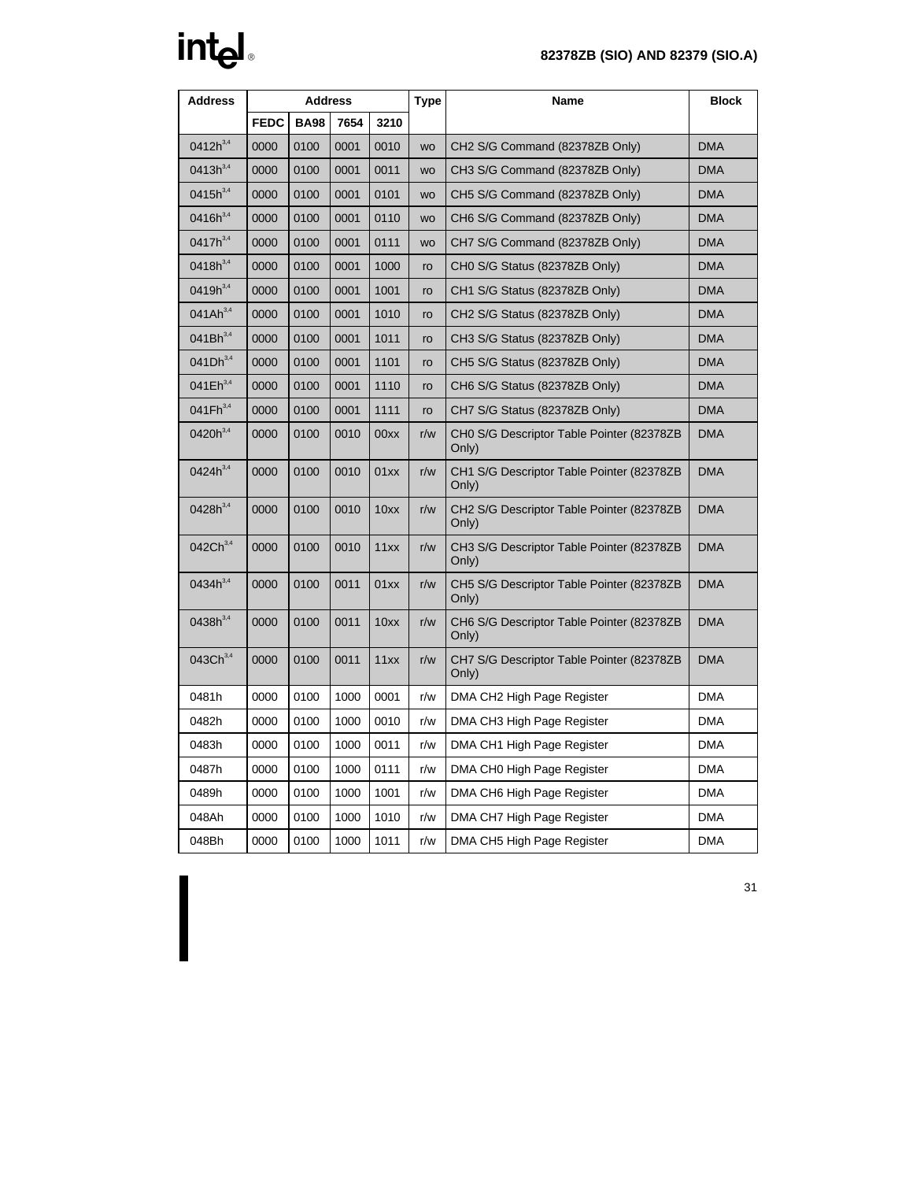| Address | Address | | | | Type | Name | Block |
|---|---|---|---|---|---|---|---|
| | FEDC | BA98 | 7654 | 3210 | | | |
| 0412h[3,4] | 0000 | 0100 | 0001 | 0010 | wo | CH2 S/G Command (82378ZB Only) | DMA |
| 0413h[3,4] | 0000 | 0100 | 0001 | 0011 | wo | CH3 S/G Command (82378ZB Only) | DMA |
| 0415h[3,4] | 0000 | 0100 | 0001 | 0101 | wo | CH5 S/G Command (82378ZB Only) | DMA |
| 0416h[3,4] | 0000 | 0100 | 0001 | 0110 | wo | CH6 S/G Command (82378ZB Only) | DMA |
| 0417h[3,4] | 0000 | 0100 | 0001 | 0111 | wo | CH7 S/G Command (82378ZB Only) | DMA |
| 0418h[3,4] | 0000 | 0100 | 0001 | 1000 | ro | CH0 S/G Status (82378ZB Only) | DMA |
| 0419h[3,4] | 0000 | 0100 | 0001 | 1001 | ro | CH1 S/G Status (82378ZB Only) | DMA |
| 041Ah[3,4] | 0000 | 0100 | 0001 | 1010 | ro | CH2 S/G Status (82378ZB Only) | DMA |
| 041Bh[3,4] | 0000 | 0100 | 0001 | 1011 | ro | CH3 S/G Status (82378ZB Only) | DMA |
| 041Dh[3,4] | 0000 | 0100 | 0001 | 1101 | ro | CH5 S/G Status (82378ZB Only) | DMA |
| 041Eh[3,4] | 0000 | 0100 | 0001 | 1110 | ro | CH6 S/G Status (82378ZB Only) | DMA |
| 041Fh[3,4] | 0000 | 0100 | 0001 | 1111 | ro | CH7 S/G Status (82378ZB Only) | DMA |
| 0420h[3,4] | 0000 | 0100 | 0010 | 00xx | r/w | CH0 S/G Descriptor Table Pointer (82378ZB Only) | DMA |
| 0424h[3,4] | 0000 | 0100 | 0010 | 01xx | r/w | CH1 S/G Descriptor Table Pointer (82378ZB Only) | DMA |
| 0428h[3,4] | 0000 | 0100 | 0010 | 10xx | r/w | CH2 S/G Descriptor Table Pointer (82378ZB Only) | DMA |
| 042Ch[3,4] | 0000 | 0100 | 0010 | 11xx | r/w | CH3 S/G Descriptor Table Pointer (82378ZB Only) | DMA |
| 0434h[3,4] | 0000 | 0100 | 0011 | 01xx | r/w | CH5 S/G Descriptor Table Pointer (82378ZB Only) | DMA |
| 0438h[3,4] | 0000 | 0100 | 0011 | 10xx | r/w | CH6 S/G Descriptor Table Pointer (82378ZB Only) | DMA |
| 043Ch[3,4] | 0000 | 0100 | 0011 | 11xx | r/w | CH7 S/G Descriptor Table Pointer (82378ZB Only) | DMA |
| 0481h | 0000 | 0100 | 1000 | 0001 | r/w | DMA CH2 High Page Register | DMA |
| 0482h | 0000 | 0100 | 1000 | 0010 | r/w | DMA CH3 High Page Register | DMA |
| 0483h | 0000 | 0100 | 1000 | 0011 | r/w | DMA CH1 High Page Register | DMA |
| 0487h | 0000 | 0100 | 1000 | 0111 | r/w | DMA CH0 High Page Register | DMA |
| 0489h | 0000 | 0100 | 1000 | 1001 | r/w | DMA CH6 High Page Register | DMA |
| 048Ah | 0000 | 0100 | 1000 | 1010 | r/w | DMA CH7 High Page Register | DMA |
| 048Bh | 0000 | 0100 | 1000 | 1011 | r/w | DMA CH5 High Page Register | DMA |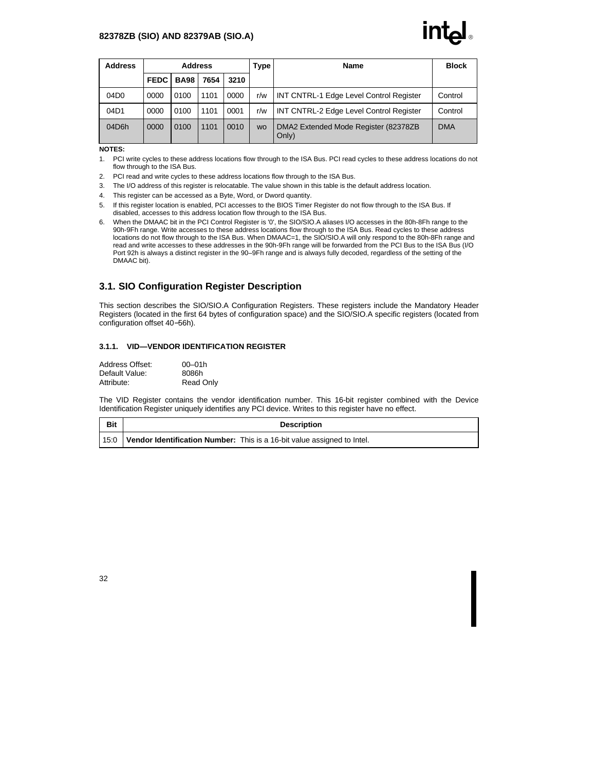| Address | Address | | | | Type | Name | Block |
|---|---|---|---|---|---|---|---|
| | FEDC | BA98 | 7654 | 3210 | | | |
| 04D0 | 0000 | 0100 | 1101 | 0000 | r/w | INT CNTRL-1 Edge Level Control Register | Control |
| 04D1 | 0000 | 0100 | 1101 | 0001 | r/w | INT CNTRL-2 Edge Level Control Register | Control |
| 04D6h | 0000 | 0100 | 1101 | 0010 | wo | DMA2 Extended Mode Register (82378ZB Only) | DMA |

**NOTES:**

1. PCI write cycles to these address locations flow through to the ISA Bus. PCI read cycles to these address locations do not flow through to the ISA Bus.
2. PCI read and write cycles to these address locations flow through to the ISA Bus.
3. The I/O address of this register is relocatable. The value shown in this table is the default address location.
4. This register can be accessed as a Byte, Word, or Dword quantity.
5. If this register location is enabled, PCI accesses to the BIOS Timer Register do not flow through to the ISA Bus. If disabled, accesses to this address location flow through to the ISA Bus.
6. When the DMAAC bit in the PCI Control Register is '0', the SIO/SIO.A aliases I/O accesses in the 80h-8Fh range to the 90h-9Fh range. Write accesses to these address locations flow through to the ISA Bus. Read cycles to these address locations do not flow through to the ISA Bus. When DMAAC=1, the SIO/SIO.A will only respond to the 80h-8Fh range and read and write accesses to these addresses in the 90h-9Fh range will be forwarded from the PCI Bus to the ISA Bus (I/O Port 92h is always a distinct register in the 90–9Fh range and is always fully decoded, regardless of the setting of the DMAAC bit).

## 3.1. SIO Configuration Register Description

This section describes the SIO/SIO.A Configuration Registers. These registers include the Mandatory Header Registers (located in the first 64 bytes of configuration space) and the SIO/SIO.A specific registers (located from configuration offset 40–56h).

### 3.1.1. VID—VENDOR IDENTIFICATION REGISTER

Address Offset: 00–01h
Default Value: 8086h
Attribute: Read Only

The VID Register contains the vendor identification number. This 16-bit register combined with the Device Identification Register uniquely identifies any PCI device. Writes to this register have no effect.

| Bit | Description |
|---|---|
| 15:0 | **Vendor Identification Number:** This is a 16-bit value assigned to Intel. |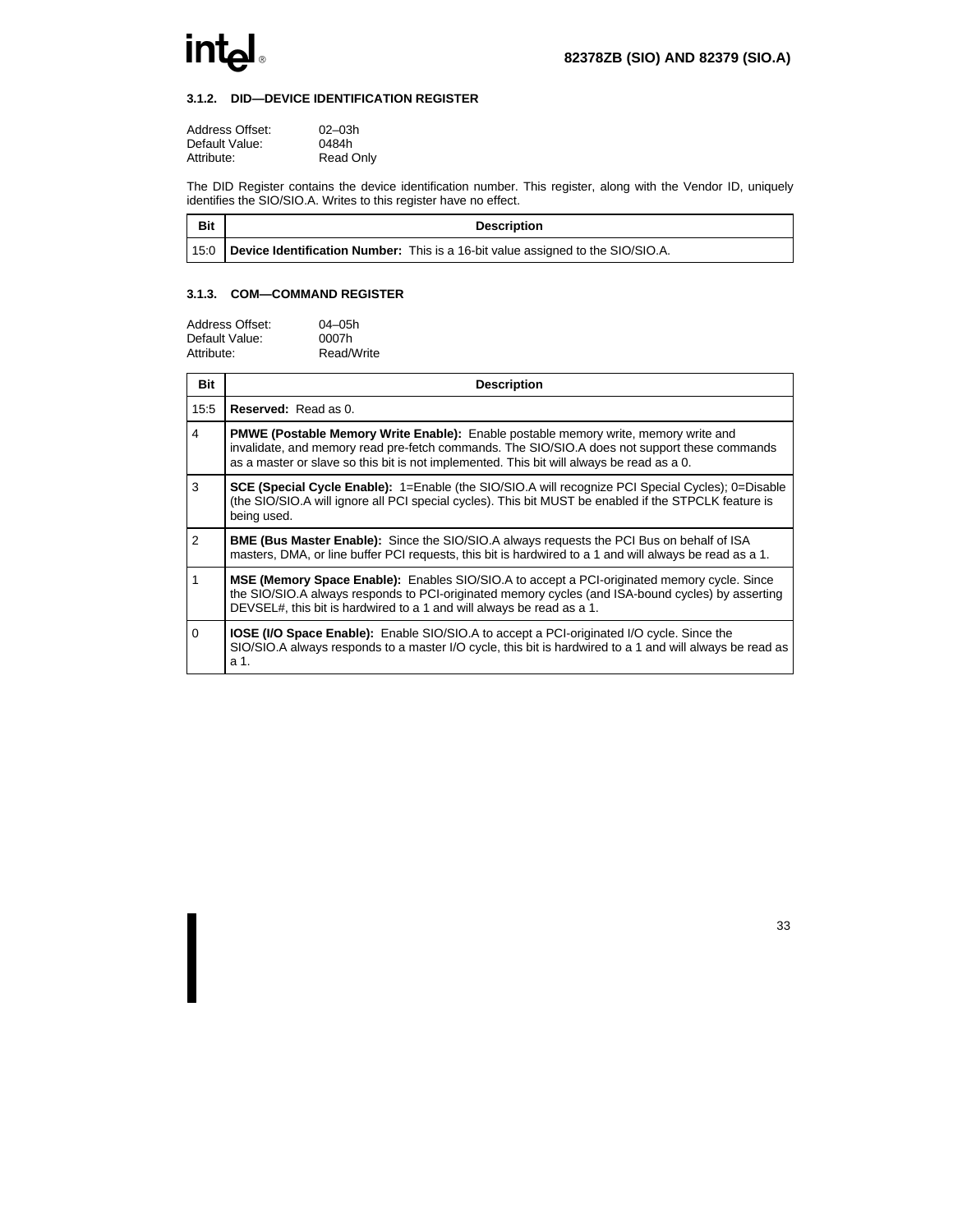### 3.1.2. DID—DEVICE IDENTIFICATION REGISTER

Address Offset: 02–03h
Default Value: 0484h
Attribute: Read Only

The DID Register contains the device identification number. This register, along with the Vendor ID, uniquely identifies the SIO/SIO.A. Writes to this register have no effect.

| Bit | Description |
|---|---|
| 15:0 | **Device Identification Number:** This is a 16-bit value assigned to the SIO/SIO.A. |

### 3.1.3. COM—COMMAND REGISTER

Address Offset: 04–05h
Default Value: 0007h
Attribute: Read/Write

| Bit | Description |
|---|---|
| 15:5 | **Reserved:** Read as 0. |
| 4 | **PMWE (Postable Memory Write Enable):** Enable postable memory write, memory write and invalidate, and memory read pre-fetch commands. The SIO/SIO.A does not support these commands as a master or slave so this bit is not implemented. This bit will always be read as a 0. |
| 3 | **SCE (Special Cycle Enable):** 1=Enable (the SIO/SIO.A will recognize PCI Special Cycles); 0=Disable (the SIO/SIO.A will ignore all PCI special cycles). This bit MUST be enabled if the STPCLK feature is being used. |
| 2 | **BME (Bus Master Enable):** Since the SIO/SIO.A always requests the PCI Bus on behalf of ISA masters, DMA, or line buffer PCI requests, this bit is hardwired to a 1 and will always be read as a 1. |
| 1 | **MSE (Memory Space Enable):** Enables SIO/SIO.A to accept a PCI-originated memory cycle. Since the SIO/SIO.A always responds to PCI-originated memory cycles (and ISA-bound cycles) by asserting DEVSEL#, this bit is hardwired to a 1 and will always be read as a 1. |
| 0 | **IOSE (I/O Space Enable):** Enable SIO/SIO.A to accept a PCI-originated I/O cycle. Since the SIO/SIO.A always responds to a master I/O cycle, this bit is hardwired to a 1 and will always be read as a 1. |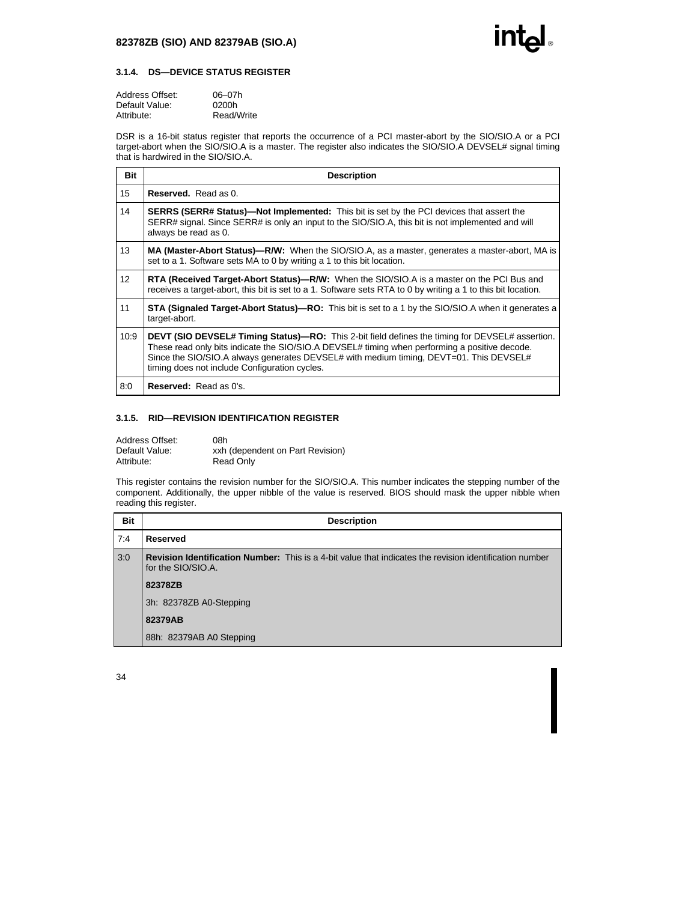### 3.1.4. DS—DEVICE STATUS REGISTER

Address Offset: 06–07h
Default Value: 0200h
Attribute: Read/Write

DSR is a 16-bit status register that reports the occurrence of a PCI master-abort by the SIO/SIO.A or a PCI target-abort when the SIO/SIO.A is a master. The register also indicates the SIO/SIO.A DEVSEL# signal timing that is hardwired in the SIO/SIO.A.

| Bit | Description |
|---|---|
| 15 | **Reserved.** Read as 0. |
| 14 | **SERRS (SERR# Status)—Not Implemented:** This bit is set by the PCI devices that assert the SERR# signal. Since SERR# is only an input to the SIO/SIO.A, this bit is not implemented and will always be read as 0. |
| 13 | **MA (Master-Abort Status)—R/W:** When the SIO/SIO.A, as a master, generates a master-abort, MA is set to a 1. Software sets MA to 0 by writing a 1 to this bit location. |
| 12 | **RTA (Received Target-Abort Status)—R/W:** When the SIO/SIO.A is a master on the PCI Bus and receives a target-abort, this bit is set to a 1. Software sets RTA to 0 by writing a 1 to this bit location. |
| 11 | **STA (Signaled Target-Abort Status)—RO:** This bit is set to a 1 by the SIO/SIO.A when it generates a target-abort. |
| 10:9 | **DEVT (SIO DEVSEL# Timing Status)—RO:** This 2-bit field defines the timing for DEVSEL# assertion. These read only bits indicate the SIO/SIO.A DEVSEL# timing when performing a positive decode. Since the SIO/SIO.A always generates DEVSEL# with medium timing, DEVT=01. This DEVSEL# timing does not include Configuration cycles. |
| 8:0 | **Reserved:** Read as 0's. |

### 3.1.5. RID—REVISION IDENTIFICATION REGISTER

Address Offset: 08h
Default Value: xxh (dependent on Part Revision)
Attribute: Read Only

This register contains the revision number for the SIO/SIO.A. This number indicates the stepping number of the component. Additionally, the upper nibble of the value is reserved. BIOS should mask the upper nibble when reading this register.

| Bit | Description |
|---|---|
| 7:4 | **Reserved** |
| 3:0 | **Revision Identification Number:** This is a 4-bit value that indicates the revision identification number for the SIO/SIO.A.<br><br>**82378ZB**<br><br>3h: 82378ZB A0-Stepping<br><br>**82379AB**<br><br>88h: 82379AB A0 Stepping |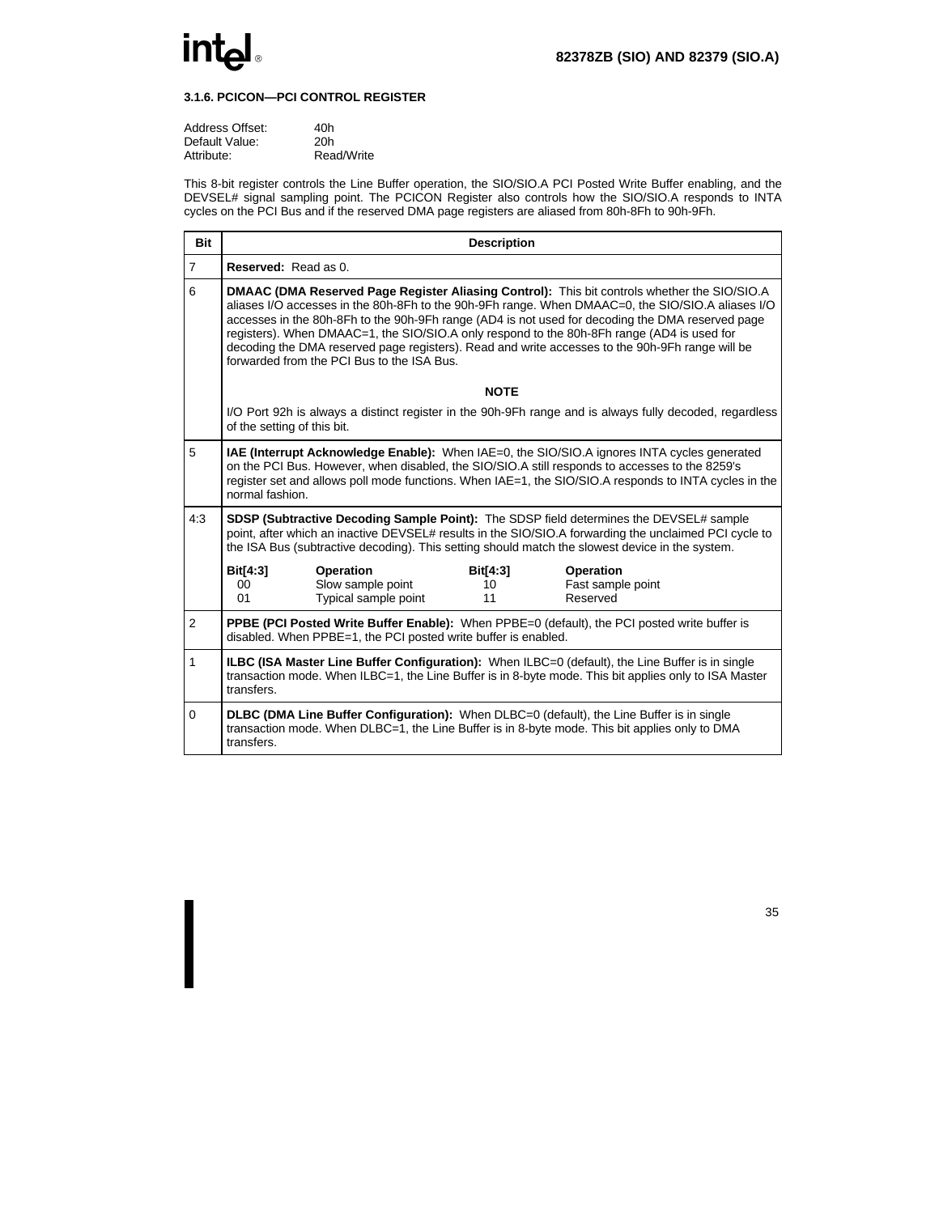### 3.1.6. PCICON—PCI CONTROL REGISTER

Address Offset: 40h
Default Value: 20h
Attribute: Read/Write

This 8-bit register controls the Line Buffer operation, the SIO/SIO.A PCI Posted Write Buffer enabling, and the DEVSEL# signal sampling point. The PCICON Register also controls how the SIO/SIO.A responds to INTA cycles on the PCI Bus and if the reserved DMA page registers are aliased from 80h-8Fh to 90h-9Fh.

| Bit | Description |
|---|---|
| 7 | **Reserved:** Read as 0. |
| 6 | **DMAAC (DMA Reserved Page Register Aliasing Control):** This bit controls whether the SIO/SIO.A aliases I/O accesses in the 80h-8Fh to the 90h-9Fh range. When DMAAC=0, the SIO/SIO.A aliases I/O accesses in the 80h-8Fh to the 90h-9Fh range (AD4 is not used for decoding the DMA reserved page registers). When DMAAC=1, the SIO/SIO.A only respond to the 80h-8Fh range (AD4 is used for decoding the DMA reserved page registers). Read and write accesses to the 90h-9Fh range will be forwarded from the PCI Bus to the ISA Bus.<br><br>**NOTE**<br><br>I/O Port 92h is always a distinct register in the 90h-9Fh range and is always fully decoded, regardless of the setting of this bit. |
| 5 | **IAE (Interrupt Acknowledge Enable):** When IAE=0, the SIO/SIO.A ignores INTA cycles generated on the PCI Bus. However, when disabled, the SIO/SIO.A still responds to accesses to the 8259's register set and allows poll mode functions. When IAE=1, the SIO/SIO.A responds to INTA cycles in the normal fashion. |
| 4:3 | **SDSP (Subtractive Decoding Sample Point):** The SDSP field determines the DEVSEL# sample point, after which an inactive DEVSEL# results in the SIO/SIO.A forwarding the unclaimed PCI cycle to the ISA Bus (subtractive decoding). This setting should match the slowest device in the system.<br><br>**Bit[4:3]** **Operation**<br>00 Slow sample point<br>01 Typical sample point<br>10 Fast sample point<br>11 Reserved |
| 2 | **PPBE (PCI Posted Write Buffer Enable):** When PPBE=0 (default), the PCI posted write buffer is disabled. When PPBE=1, the PCI posted write buffer is enabled. |
| 1 | **ILBC (ISA Master Line Buffer Configuration):** When ILBC=0 (default), the Line Buffer is in single transaction mode. When ILBC=1, the Line Buffer is in 8-byte mode. This bit applies only to ISA Master transfers. |
| 0 | **DLBC (DMA Line Buffer Configuration):** When DLBC=0 (default), the Line Buffer is in single transaction mode. When DLBC=1, the Line Buffer is in 8-byte mode. This bit applies only to DMA transfers. |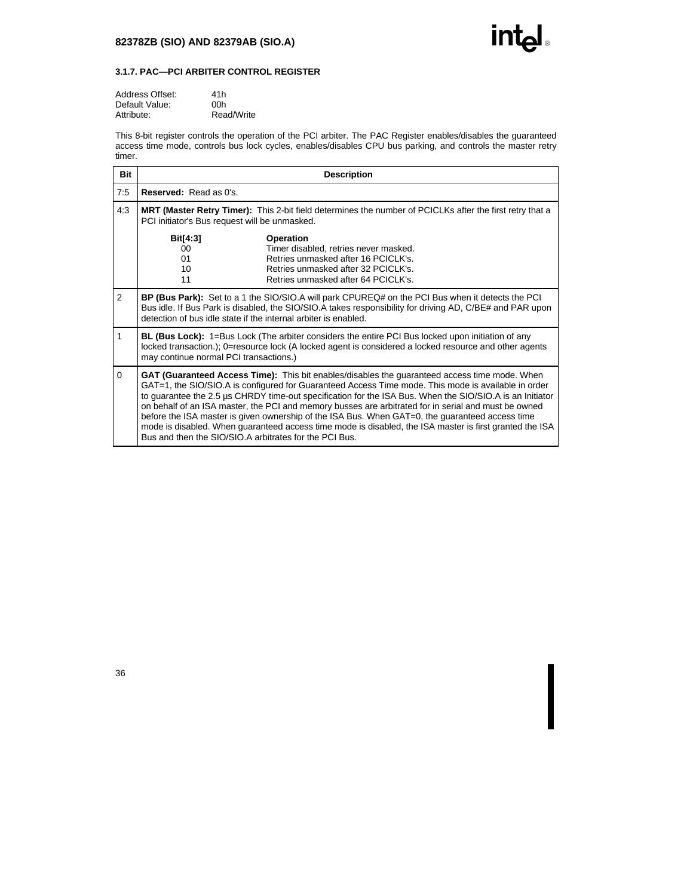### 3.1.7. PAC—PCI ARBITER CONTROL REGISTER

Address Offset: 41h
Default Value: 00h
Attribute: Read/Write

This 8-bit register controls the operation of the PCI arbiter. The PAC Register enables/disables the guaranteed access time mode, controls bus lock cycles, enables/disables CPU bus parking, and controls the master retry timer.

| Bit | Description |
|---|---|
| 7:5 | **Reserved:** Read as 0's. |
| 4:3 | **MRT (Master Retry Timer):** This 2-bit field determines the number of PCICLKs after the first retry that a PCI initiator's Bus request will be unmasked.<br><br>**Bit[4:3]** — **Operation**<br>00 — Timer disabled, retries never masked.<br>01 — Retries unmasked after 16 PCICLK's.<br>10 — Retries unmasked after 32 PCICLK's.<br>11 — Retries unmasked after 64 PCICLK's. |
| 2 | **BP (Bus Park):** Set to a 1 the SIO/SIO.A will park CPUREQ# on the PCI Bus when it detects the PCI Bus idle. If Bus Park is disabled, the SIO/SIO.A takes responsibility for driving AD, C/BE# and PAR upon detection of bus idle state if the internal arbiter is enabled. |
| 1 | **BL (Bus Lock):** 1=Bus Lock (The arbiter considers the entire PCI Bus locked upon initiation of any locked transaction.); 0=resource lock (A locked agent is considered a locked resource and other agents may continue normal PCI transactions.) |
| 0 | **GAT (Guaranteed Access Time):** This bit enables/disables the guaranteed access time mode. When GAT=1, the SIO/SIO.A is configured for Guaranteed Access Time mode. This mode is available in order to guarantee the 2.5 µs CHRDY time-out specification for the ISA Bus. When the SIO/SIO.A is an Initiator on behalf of an ISA master, the PCI and memory busses are arbitrated for in serial and must be owned before the ISA master is given ownership of the ISA Bus. When GAT=0, the guaranteed access time mode is disabled. When guaranteed access time mode is disabled, the ISA master is first granted the ISA Bus and then the SIO/SIO.A arbitrates for the PCI Bus. |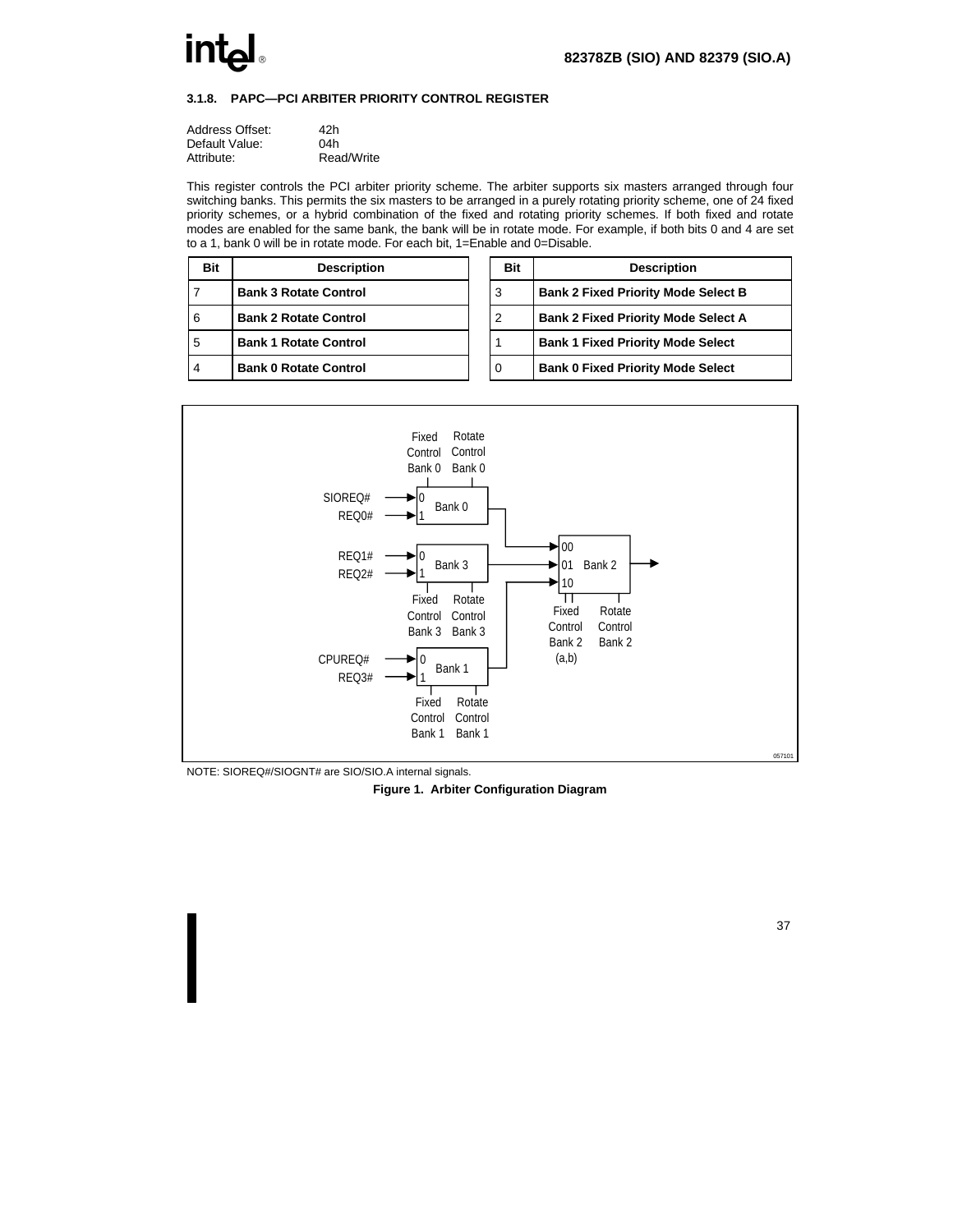### 3.1.8. PAPC—PCI ARBITER PRIORITY CONTROL REGISTER

Address Offset: 42h
Default Value: 04h
Attribute: Read/Write

This register controls the PCI arbiter priority scheme. The arbiter supports six masters arranged through four switching banks. This permits the six masters to be arranged in a purely rotating priority scheme, one of 24 fixed priority schemes, or a hybrid combination of the fixed and rotating priority schemes. If both fixed and rotate modes are enabled for the same bank, the bank will be in rotate mode. For example, if both bits 0 and 4 are set to a 1, bank 0 will be in rotate mode. For each bit, 1=Enable and 0=Disable.

| Bit | Description |
|---|---|
| 7 | **Bank 3 Rotate Control** |
| 6 | **Bank 2 Rotate Control** |
| 5 | **Bank 1 Rotate Control** |
| 4 | **Bank 0 Rotate Control** |
| 3 | **Bank 2 Fixed Priority Mode Select B** |
| 2 | **Bank 2 Fixed Priority Mode Select A** |
| 1 | **Bank 1 Fixed Priority Mode Select** |
| 0 | **Bank 0 Fixed Priority Mode Select** |

NOTE: SIOREQ#/SIOGNT# are SIO/SIO.A internal signals.

**Figure 1. Arbiter Configuration Diagram**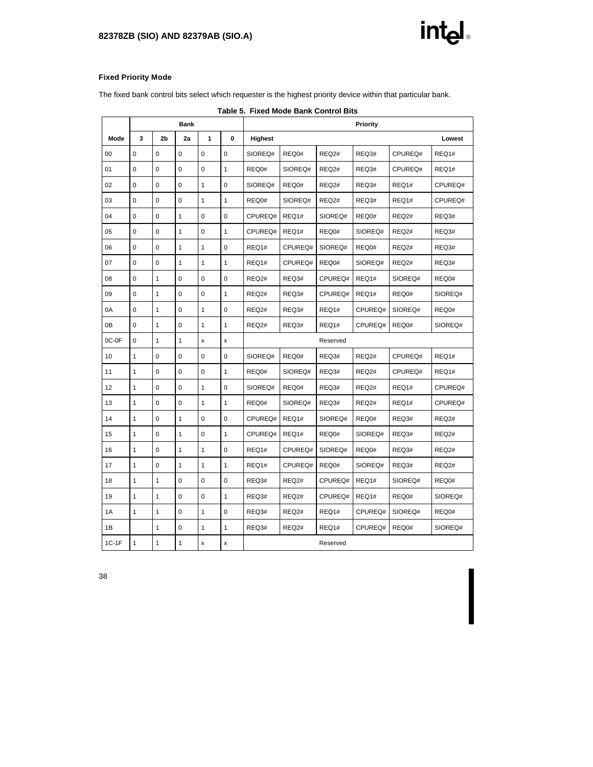### Fixed Priority Mode

The fixed bank control bits select which requester is the highest priority device within that particular bank.

**Table 5. Fixed Mode Bank Control Bits**

| | Bank | | | | | Priority | | | | | |
|---|---|---|---|---|---|---|---|---|---|---|---|
| **Mode** | **3** | **2b** | **2a** | **1** | **0** | **Highest** | | | | | **Lowest** |
| 00 | 0 | 0 | 0 | 0 | 0 | SIOREQ# | REQ0# | REQ2# | REQ3# | CPUREQ# | REQ1# |
| 01 | 0 | 0 | 0 | 0 | 1 | REQ0# | SIOREQ# | REQ2# | REQ3# | CPUREQ# | REQ1# |
| 02 | 0 | 0 | 0 | 1 | 0 | SIOREQ# | REQ0# | REQ2# | REQ3# | REQ1# | CPUREQ# |
| 03 | 0 | 0 | 0 | 1 | 1 | REQ0# | SIOREQ# | REQ2# | REQ3# | REQ1# | CPUREQ# |
| 04 | 0 | 0 | 1 | 0 | 0 | CPUREQ# | REQ1# | SIOREQ# | REQ0# | REQ2# | REQ3# |
| 05 | 0 | 0 | 1 | 0 | 1 | CPUREQ# | REQ1# | REQ0# | SIOREQ# | REQ2# | REQ3# |
| 06 | 0 | 0 | 1 | 1 | 0 | REQ1# | CPUREQ# | SIOREQ# | REQ0# | REQ2# | REQ3# |
| 07 | 0 | 0 | 1 | 1 | 1 | REQ1# | CPUREQ# | REQ0# | SIOREQ# | REQ2# | REQ3# |
| 08 | 0 | 1 | 0 | 0 | 0 | REQ2# | REQ3# | CPUREQ# | REQ1# | SIOREQ# | REQ0# |
| 09 | 0 | 1 | 0 | 0 | 1 | REQ2# | REQ3# | CPUREQ# | REQ1# | REQ0# | SIOREQ# |
| 0A | 0 | 1 | 0 | 1 | 0 | REQ2# | REQ3# | REQ1# | CPUREQ# | SIOREQ# | REQ0# |
| 0B | 0 | 1 | 0 | 1 | 1 | REQ2# | REQ3# | REQ1# | CPUREQ# | REQ0# | SIOREQ# |
| 0C-0F | 0 | 1 | 1 | x | x | Reserved | | | | | |
| 10 | 1 | 0 | 0 | 0 | 0 | SIOREQ# | REQ0# | REQ3# | REQ2# | CPUREQ# | REQ1# |
| 11 | 1 | 0 | 0 | 0 | 1 | REQ0# | SIOREQ# | REQ3# | REQ2# | CPUREQ# | REQ1# |
| 12 | 1 | 0 | 0 | 1 | 0 | SIOREQ# | REQ0# | REQ3# | REQ2# | REQ1# | CPUREQ# |
| 13 | 1 | 0 | 0 | 1 | 1 | REQ0# | SIOREQ# | REQ3# | REQ2# | REQ1# | CPUREQ# |
| 14 | 1 | 0 | 1 | 0 | 0 | CPUREQ# | REQ1# | SIOREQ# | REQ0# | REQ3# | REQ2# |
| 15 | 1 | 0 | 1 | 0 | 1 | CPUREQ# | REQ1# | REQ0# | SIOREQ# | REQ3# | REQ2# |
| 16 | 1 | 0 | 1 | 1 | 0 | REQ1# | CPUREQ# | SIOREQ# | REQ0# | REQ3# | REQ2# |
| 17 | 1 | 0 | 1 | 1 | 1 | REQ1# | CPUREQ# | REQ0# | SIOREQ# | REQ3# | REQ2# |
| 18 | 1 | 1 | 0 | 0 | 0 | REQ3# | REQ2# | CPUREQ# | REQ1# | SIOREQ# | REQ0# |
| 19 | 1 | 1 | 0 | 0 | 1 | REQ3# | REQ2# | CPUREQ# | REQ1# | REQ0# | SIOREQ# |
| 1A | 1 | 1 | 0 | 1 | 0 | REQ3# | REQ2# | REQ1# | CPUREQ# | SIOREQ# | REQ0# |
| 1B | | 1 | 0 | 1 | 1 | REQ3# | REQ2# | REQ1# | CPUREQ# | REQ0# | SIOREQ# |
| 1C-1F | 1 | 1 | 1 | x | x | Reserved | | | | | |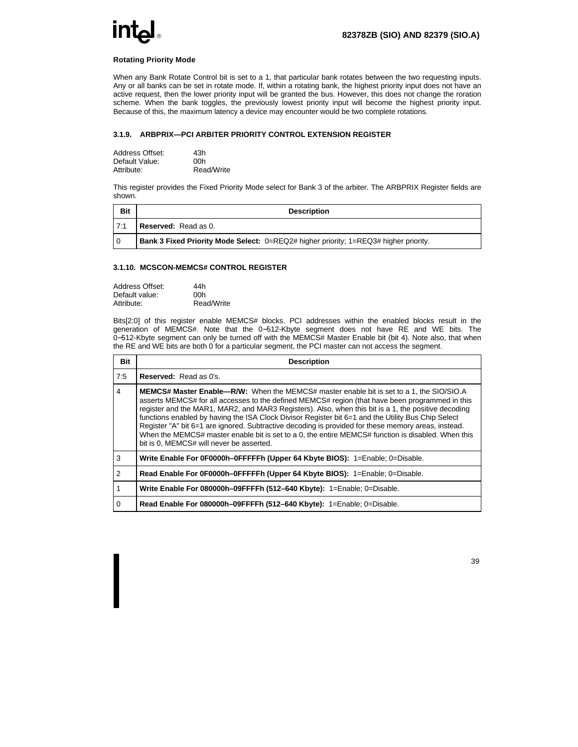**Rotating Priority Mode**

When any Bank Rotate Control bit is set to a 1, that particular bank rotates between the two requesting inputs. Any or all banks can be set in rotate mode. If, within a rotating bank, the highest priority input does not have an active request, then the lower priority input will be granted the bus. However, this does not change the roration scheme. When the bank toggles, the previously lowest priority input will become the highest priority input. Because of this, the maximum latency a device may encounter would be two complete rotations.

### 3.1.9. ARBPRIX—PCI ARBITER PRIORITY CONTROL EXTENSION REGISTER

Address Offset: 43h
Default Value: 00h
Attribute: Read/Write

This register provides the Fixed Priority Mode select for Bank 3 of the arbiter. The ARBPRIX Register fields are shown.

| Bit | Description |
|---|---|
| 7:1 | **Reserved:** Read as 0. |
| 0 | **Bank 3 Fixed Priority Mode Select:** 0=REQ2# higher priority; 1=REQ3# higher priority. |

### 3.1.10. MCSCON-MEMCS# CONTROL REGISTER

Address Offset: 44h
Default value: 00h
Attribute: Read/Write

Bits[2:0] of this register enable MEMCS# blocks. PCI addresses within the enabled blocks result in the generation of MEMCS#. Note that the 0–512-Kbyte segment does not have RE and WE bits. The 0–512-Kbyte segment can only be turned off with the MEMCS# Master Enable bit (bit 4). Note also, that when the RE and WE bits are both 0 for a particular segment, the PCI master can not access the segment.

| Bit | Description |
|---|---|
| 7:5 | **Reserved:** Read as 0's. |
| 4 | **MEMCS# Master Enable—R/W:** When the MEMCS# master enable bit is set to a 1, the SIO/SIO.A asserts MEMCS# for all accesses to the defined MEMCS# region (that have been programmed in this register and the MAR1, MAR2, and MAR3 Registers). Also, when this bit is a 1, the positive decoding functions enabled by having the ISA Clock Divisor Register bit 6=1 and the Utility Bus Chip Select Register "A" bit 6=1 are ignored. Subtractive decoding is provided for these memory areas, instead. When the MEMCS# master enable bit is set to a 0, the entire MEMCS# function is disabled. When this bit is 0, MEMCS# will never be asserted. |
| 3 | **Write Enable For 0F0000h–0FFFFFh (Upper 64 Kbyte BIOS):** 1=Enable; 0=Disable. |
| 2 | **Read Enable For 0F0000h–0FFFFFh (Upper 64 Kbyte BIOS):** 1=Enable; 0=Disable. |
| 1 | **Write Enable For 080000h–09FFFFh (512–640 Kbyte):** 1=Enable; 0=Disable. |
| 0 | **Read Enable For 080000h–09FFFFh (512–640 Kbyte):** 1=Enable; 0=Disable. |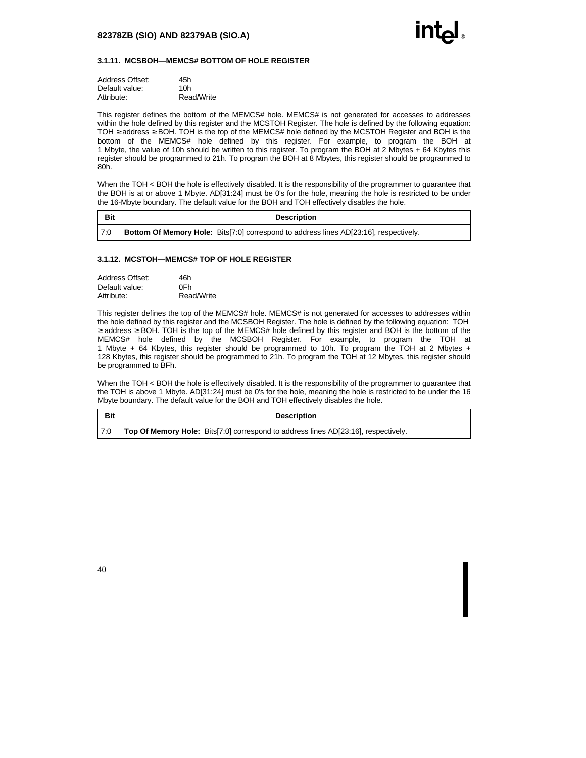### 3.1.11. MCSBOH—MEMCS# BOTTOM OF HOLE REGISTER

Address Offset: 45h
Default value: 10h
Attribute: Read/Write

This register defines the bottom of the MEMCS# hole. MEMCS# is not generated for accesses to addresses within the hole defined by this register and the MCSTOH Register. The hole is defined by the following equation: TOH ≥ address ≥ BOH. TOH is the top of the MEMCS# hole defined by the MCSTOH Register and BOH is the bottom of the MEMCS# hole defined by this register. For example, to program the BOH at 1 Mbyte, the value of 10h should be written to this register. To program the BOH at 2 Mbytes + 64 Kbytes this register should be programmed to 21h. To program the BOH at 8 Mbytes, this register should be programmed to 80h.

When the TOH < BOH the hole is effectively disabled. It is the responsibility of the programmer to guarantee that the BOH is at or above 1 Mbyte. AD[31:24] must be 0's for the hole, meaning the hole is restricted to be under the 16-Mbyte boundary. The default value for the BOH and TOH effectively disables the hole.

| Bit | Description |
|---|---|
| 7:0 | **Bottom Of Memory Hole:** Bits[7:0] correspond to address lines AD[23:16], respectively. |

### 3.1.12. MCSTOH—MEMCS# TOP OF HOLE REGISTER

Address Offset: 46h
Default value: 0Fh
Attribute: Read/Write

This register defines the top of the MEMCS# hole. MEMCS# is not generated for accesses to addresses within the hole defined by this register and the MCSBOH Register. The hole is defined by the following equation: TOH ≥ address ≥ BOH. TOH is the top of the MEMCS# hole defined by this register and BOH is the bottom of the MEMCS# hole defined by the MCSBOH Register. For example, to program the TOH at 1 Mbyte + 64 Kbytes, this register should be programmed to 10h. To program the TOH at 2 Mbytes + 128 Kbytes, this register should be programmed to 21h. To program the TOH at 12 Mbytes, this register should be programmed to BFh.

When the TOH < BOH the hole is effectively disabled. It is the responsibility of the programmer to guarantee that the TOH is above 1 Mbyte. AD[31:24] must be 0's for the hole, meaning the hole is restricted to be under the 16 Mbyte boundary. The default value for the BOH and TOH effectively disables the hole.

| Bit | Description |
|---|---|
| 7:0 | **Top Of Memory Hole:** Bits[7:0] correspond to address lines AD[23:16], respectively. |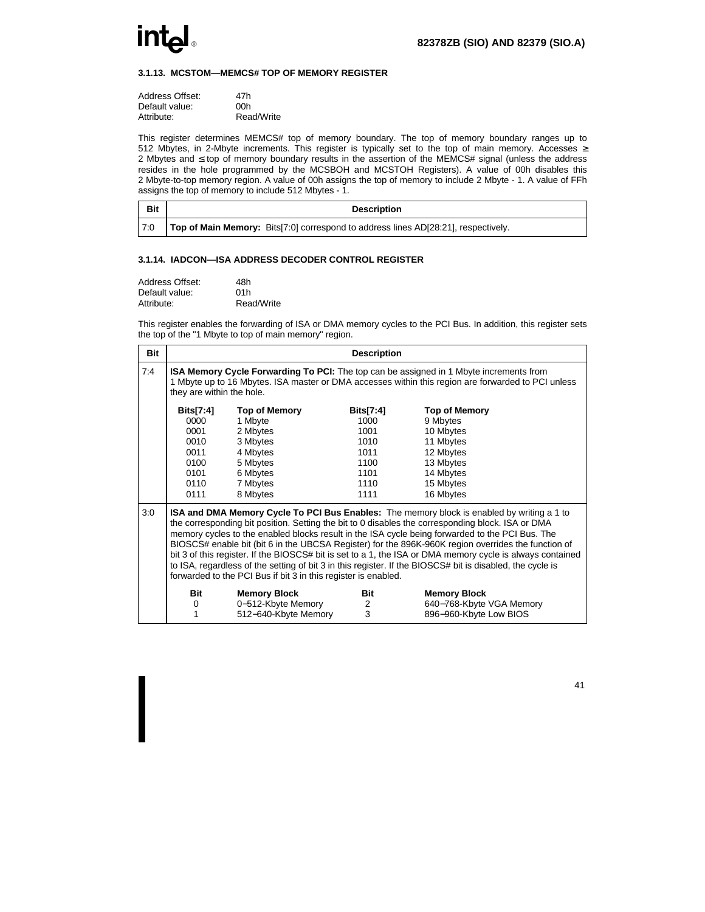### 3.1.13. MCSTOM—MEMCS# TOP OF MEMORY REGISTER

Address Offset: 47h
Default value: 00h
Attribute: Read/Write

This register determines MEMCS# top of memory boundary. The top of memory boundary ranges up to 512 Mbytes, in 2-Mbyte increments. This register is typically set to the top of main memory. Accesses ≥ 2 Mbytes and ≤ top of memory boundary results in the assertion of the MEMCS# signal (unless the address resides in the hole programmed by the MCSBOH and MCSTOH Registers). A value of 00h disables this 2 Mbyte-to-top memory region. A value of 00h assigns the top of memory to include 2 Mbyte - 1. A value of FFh assigns the top of memory to include 512 Mbytes - 1.

| Bit | Description |
|---|---|
| 7:0 | **Top of Main Memory:** Bits[7:0] correspond to address lines AD[28:21], respectively. |

### 3.1.14. IADCON—ISA ADDRESS DECODER CONTROL REGISTER

Address Offset: 48h
Default value: 01h
Attribute: Read/Write

This register enables the forwarding of ISA or DMA memory cycles to the PCI Bus. In addition, this register sets the top of the "1 Mbyte to top of main memory" region.

| Bit | Description |
|---|---|
| 7:4 | **ISA Memory Cycle Forwarding To PCI:** The top can be assigned in 1 Mbyte increments from 1 Mbyte up to 16 Mbytes. ISA master or DMA accesses within this region are forwarded to PCI unless they are within the hole.<br><br>Bits[7:4] — Top of Memory<br>0000 — 1 Mbyte<br>0001 — 2 Mbytes<br>0010 — 3 Mbytes<br>0011 — 4 Mbytes<br>0100 — 5 Mbytes<br>0101 — 6 Mbytes<br>0110 — 7 Mbytes<br>0111 — 8 Mbytes<br>1000 — 9 Mbytes<br>1001 — 10 Mbytes<br>1010 — 11 Mbytes<br>1011 — 12 Mbytes<br>1100 — 13 Mbytes<br>1101 — 14 Mbytes<br>1110 — 15 Mbytes<br>1111 — 16 Mbytes |
| 3:0 | **ISA and DMA Memory Cycle To PCI Bus Enables:** The memory block is enabled by writing a 1 to the corresponding bit position. Setting the bit to 0 disables the corresponding block. ISA or DMA memory cycles to the enabled blocks result in the ISA cycle being forwarded to the PCI Bus. The BIOSCS# enable bit (bit 6 in the UBCSA Register) for the 896K-960K region overrides the function of bit 3 of this register. If the BIOSCS# bit is set to a 1, the ISA or DMA memory cycle is always contained to ISA, regardless of the setting of bit 3 in this register. If the BIOSCS# bit is disabled, the cycle is forwarded to the PCI Bus if bit 3 in this register is enabled.<br><br>Bit — Memory Block<br>0 — 0–512-Kbyte Memory<br>1 — 512–640-Kbyte Memory<br>2 — 640–768-Kbyte VGA Memory<br>3 — 896–960-Kbyte Low BIOS |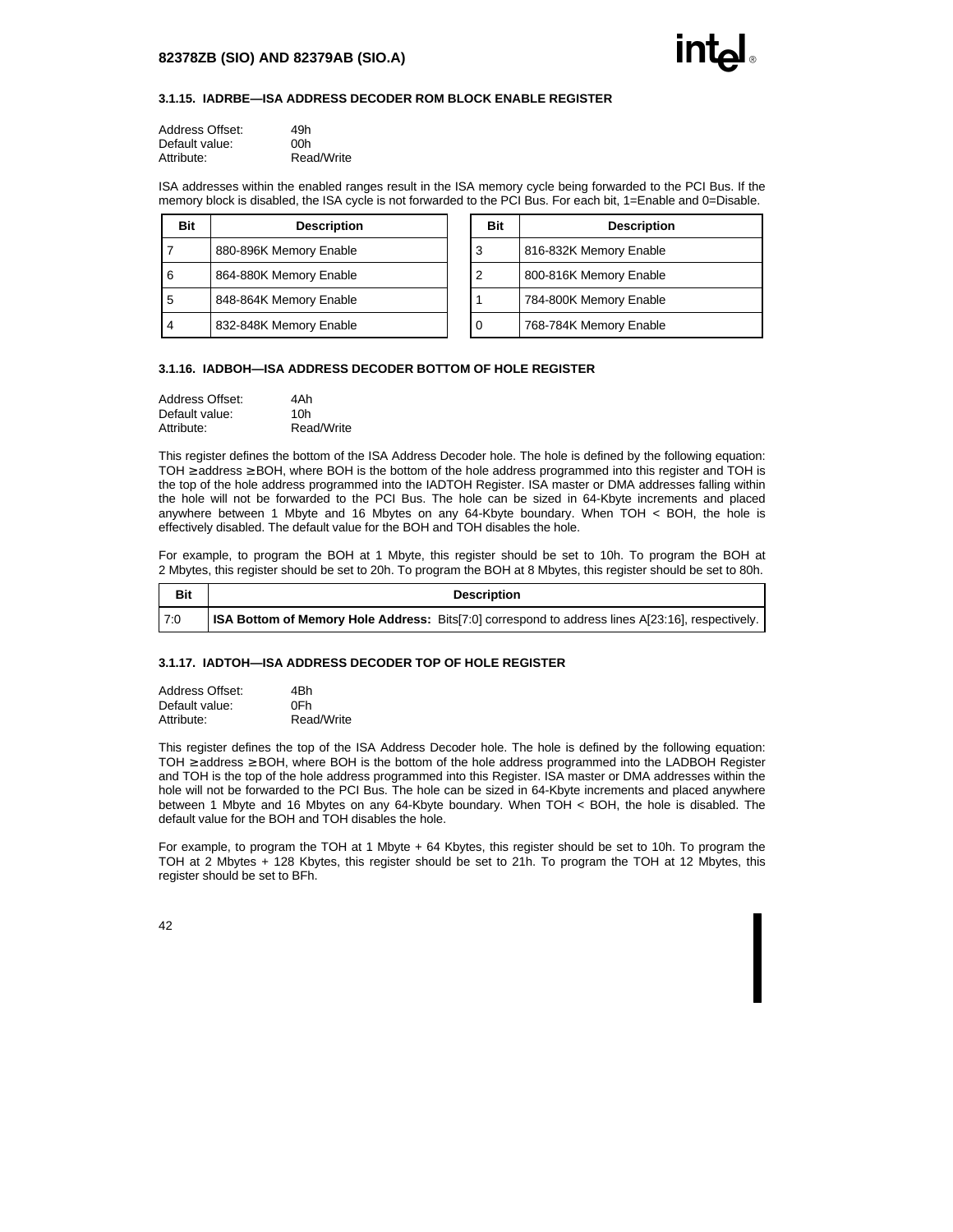### 3.1.15. IADRBE—ISA ADDRESS DECODER ROM BLOCK ENABLE REGISTER

Address Offset: 49h
Default value: 00h
Attribute: Read/Write

ISA addresses within the enabled ranges result in the ISA memory cycle being forwarded to the PCI Bus. If the memory block is disabled, the ISA cycle is not forwarded to the PCI Bus. For each bit, 1=Enable and 0=Disable.

| Bit | Description |
|---|---|
| 7 | 880-896K Memory Enable |
| 6 | 864-880K Memory Enable |
| 5 | 848-864K Memory Enable |
| 4 | 832-848K Memory Enable |
| 3 | 816-832K Memory Enable |
| 2 | 800-816K Memory Enable |
| 1 | 784-800K Memory Enable |
| 0 | 768-784K Memory Enable |

### 3.1.16. IADBOH—ISA ADDRESS DECODER BOTTOM OF HOLE REGISTER

Address Offset: 4Ah
Default value: 10h
Attribute: Read/Write

This register defines the bottom of the ISA Address Decoder hole. The hole is defined by the following equation: TOH ≥ address ≥ BOH, where BOH is the bottom of the hole address programmed into this register and TOH is the top of the hole address programmed into the IADTOH Register. ISA master or DMA addresses falling within the hole will not be forwarded to the PCI Bus. The hole can be sized in 64-Kbyte increments and placed anywhere between 1 Mbyte and 16 Mbytes on any 64-Kbyte boundary. When TOH < BOH, the hole is effectively disabled. The default value for the BOH and TOH disables the hole.

For example, to program the BOH at 1 Mbyte, this register should be set to 10h. To program the BOH at 2 Mbytes, this register should be set to 20h. To program the BOH at 8 Mbytes, this register should be set to 80h.

| Bit | Description |
|---|---|
| 7:0 | **ISA Bottom of Memory Hole Address:** Bits[7:0] correspond to address lines A[23:16], respectively. |

### 3.1.17. IADTOH—ISA ADDRESS DECODER TOP OF HOLE REGISTER

Address Offset: 4Bh
Default value: 0Fh
Attribute: Read/Write

This register defines the top of the ISA Address Decoder hole. The hole is defined by the following equation: TOH ≥ address ≥ BOH, where BOH is the bottom of the hole address programmed into the LADBOH Register and TOH is the top of the hole address programmed into this Register. ISA master or DMA addresses within the hole will not be forwarded to the PCI Bus. The hole can be sized in 64-Kbyte increments and placed anywhere between 1 Mbyte and 16 Mbytes on any 64-Kbyte boundary. When TOH < BOH, the hole is disabled. The default value for the BOH and TOH disables the hole.

For example, to program the TOH at 1 Mbyte + 64 Kbytes, this register should be set to 10h. To program the TOH at 2 Mbytes + 128 Kbytes, this register should be set to 21h. To program the TOH at 12 Mbytes, this register should be set to BFh.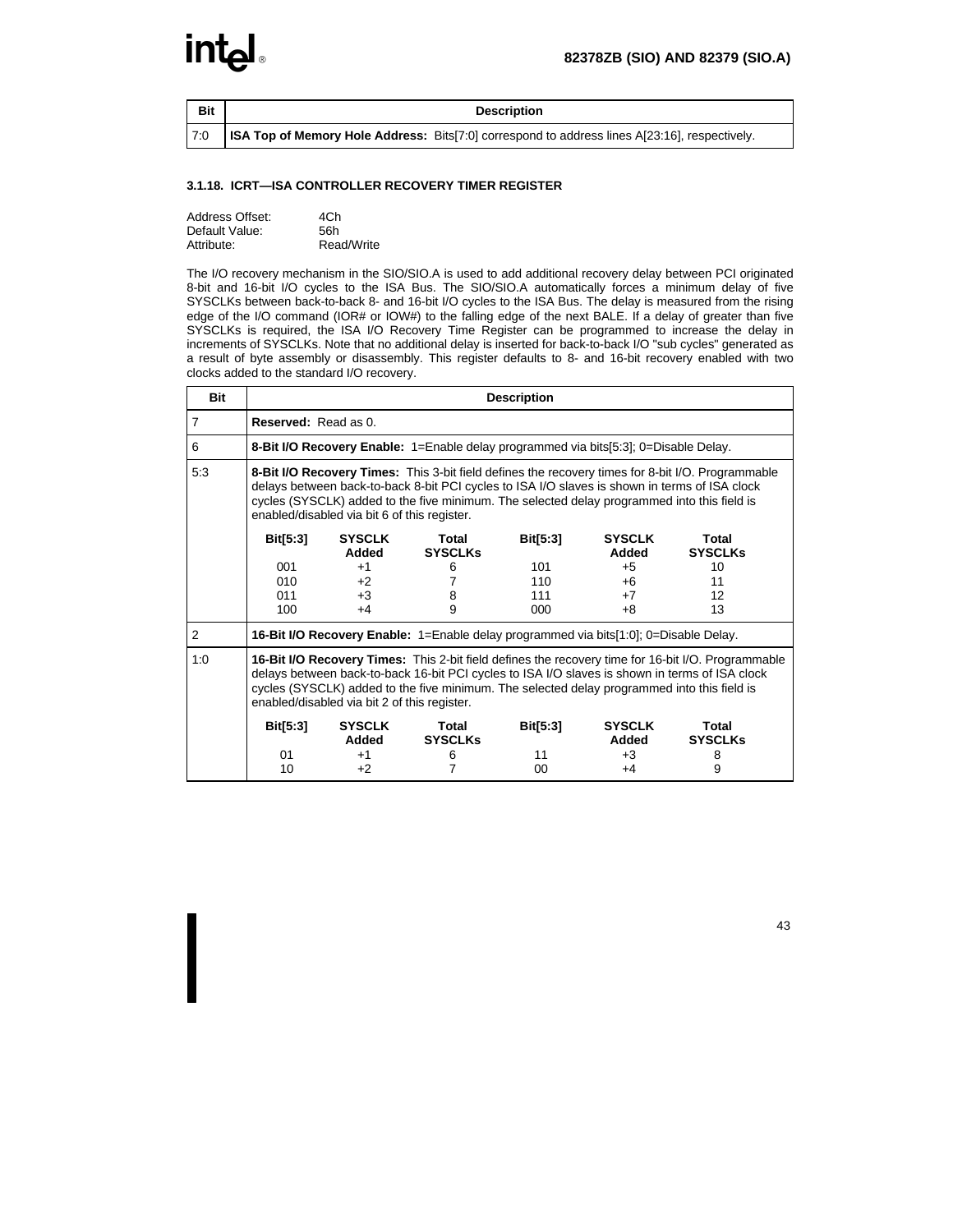| Bit | Description |
|---|---|
| 7:0 | **ISA Top of Memory Hole Address:** Bits[7:0] correspond to address lines A[23:16], respectively. |

### 3.1.18. ICRT—ISA CONTROLLER RECOVERY TIMER REGISTER

Address Offset: 4Ch
Default Value: 56h
Attribute: Read/Write

The I/O recovery mechanism in the SIO/SIO.A is used to add additional recovery delay between PCI originated 8-bit and 16-bit I/O cycles to the ISA Bus. The SIO/SIO.A automatically forces a minimum delay of five SYSCLKs between back-to-back 8- and 16-bit I/O cycles to the ISA Bus. The delay is measured from the rising edge of the I/O command (IOR# or IOW#) to the falling edge of the next BALE. If a delay of greater than five SYSCLKs is required, the ISA I/O Recovery Time Register can be programmed to increase the delay in increments of SYSCLKs. Note that no additional delay is inserted for back-to-back I/O "sub cycles" generated as a result of byte assembly or disassembly. This register defaults to 8- and 16-bit recovery enabled with two clocks added to the standard I/O recovery.

| Bit | Description |
|---|---|
| 7 | **Reserved:** Read as 0. |
| 6 | **8-Bit I/O Recovery Enable:** 1=Enable delay programmed via bits[5:3]; 0=Disable Delay. |
| 5:3 | **8-Bit I/O Recovery Times:** This 3-bit field defines the recovery times for 8-bit I/O. Programmable delays between back-to-back 8-bit PCI cycles to ISA I/O slaves is shown in terms of ISA clock cycles (SYSCLK) added to the five minimum. The selected delay programmed into this field is enabled/disabled via bit 6 of this register.<br><br>**Bit[5:3] / SYSCLK Added / Total SYSCLKs:**<br>001 / +1 / 6<br>010 / +2 / 7<br>011 / +3 / 8<br>100 / +4 / 9<br>101 / +5 / 10<br>110 / +6 / 11<br>111 / +7 / 12<br>000 / +8 / 13 |
| 2 | **16-Bit I/O Recovery Enable:** 1=Enable delay programmed via bits[1:0]; 0=Disable Delay. |
| 1:0 | **16-Bit I/O Recovery Times:** This 2-bit field defines the recovery time for 16-bit I/O. Programmable delays between back-to-back 16-bit PCI cycles to ISA I/O slaves is shown in terms of ISA clock cycles (SYSCLK) added to the five minimum. The selected delay programmed into this field is enabled/disabled via bit 2 of this register.<br><br>**Bit[5:3] / SYSCLK Added / Total SYSCLKs:**<br>01 / +1 / 6<br>10 / +2 / 7<br>11 / +3 / 8<br>00 / +4 / 9 |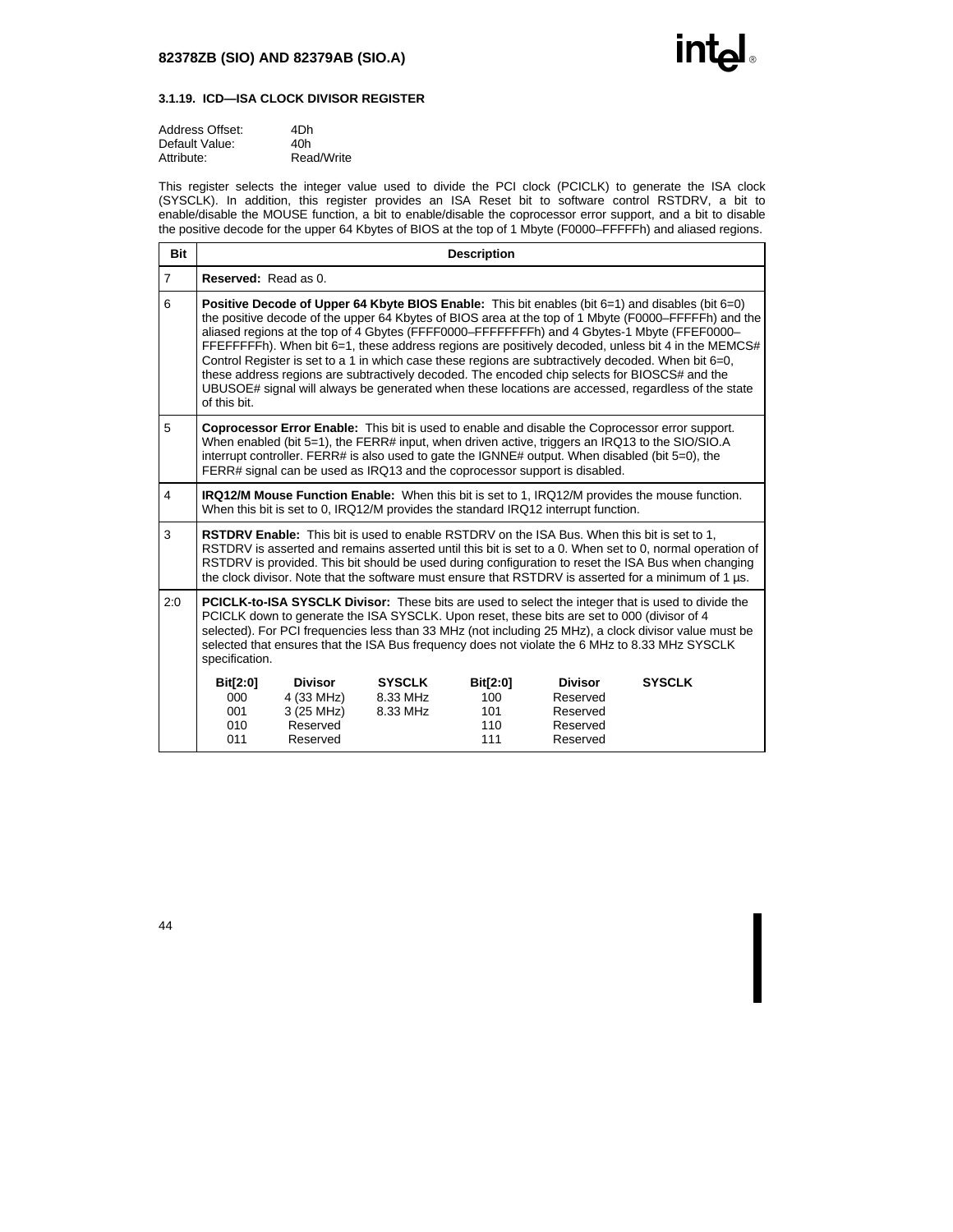### 3.1.19. ICD—ISA CLOCK DIVISOR REGISTER

Address Offset: 4Dh
Default Value: 40h
Attribute: Read/Write

This register selects the integer value used to divide the PCI clock (PCICLK) to generate the ISA clock (SYSCLK). In addition, this register provides an ISA Reset bit to software control RSTDRV, a bit to enable/disable the MOUSE function, a bit to enable/disable the coprocessor error support, and a bit to disable the positive decode for the upper 64 Kbytes of BIOS at the top of 1 Mbyte (F0000–FFFFFh) and aliased regions.

| Bit | Description |
|---|---|
| 7 | **Reserved:** Read as 0. |
| 6 | **Positive Decode of Upper 64 Kbyte BIOS Enable:** This bit enables (bit 6=1) and disables (bit 6=0) the positive decode of the upper 64 Kbytes of BIOS area at the top of 1 Mbyte (F0000–FFFFFh) and the aliased regions at the top of 4 Gbytes (FFFF0000–FFFFFFFFh) and 4 Gbytes-1 Mbyte (FFEF0000–FFEFFFFFh). When bit 6=1, these address regions are positively decoded, unless bit 4 in the MEMCS# Control Register is set to a 1 in which case these regions are subtractively decoded. When bit 6=0, these address regions are subtractively decoded. The encoded chip selects for BIOSCS# and the UBUSOE# signal will always be generated when these locations are accessed, regardless of the state of this bit. |
| 5 | **Coprocessor Error Enable:** This bit is used to enable and disable the Coprocessor error support. When enabled (bit 5=1), the FERR# input, when driven active, triggers an IRQ13 to the SIO/SIO.A interrupt controller. FERR# is also used to gate the IGNNE# output. When disabled (bit 5=0), the FERR# signal can be used as IRQ13 and the coprocessor support is disabled. |
| 4 | **IRQ12/M Mouse Function Enable:** When this bit is set to 1, IRQ12/M provides the mouse function. When this bit is set to 0, IRQ12/M provides the standard IRQ12 interrupt function. |
| 3 | **RSTDRV Enable:** This bit is used to enable RSTDRV on the ISA Bus. When this bit is set to 1, RSTDRV is asserted and remains asserted until this bit is set to a 0. When set to 0, normal operation of RSTDRV is provided. This bit should be used during configuration to reset the ISA Bus when changing the clock divisor. Note that the software must ensure that RSTDRV is asserted for a minimum of 1 µs. |
| 2:0 | **PCICLK-to-ISA SYSCLK Divisor:** These bits are used to select the integer that is used to divide the PCICLK down to generate the ISA SYSCLK. Upon reset, these bits are set to 000 (divisor of 4 selected). For PCI frequencies less than 33 MHz (not including 25 MHz), a clock divisor value must be selected that ensures that the ISA Bus frequency does not violate the 6 MHz to 8.33 MHz SYSCLK specification. |

| Bit[2:0] | Divisor | SYSCLK | Bit[2:0] | Divisor | SYSCLK |
|---|---|---|---|---|---|
| 000 | 4 (33 MHz) | 8.33 MHz | 100 | Reserved | |
| 001 | 3 (25 MHz) | 8.33 MHz | 101 | Reserved | |
| 010 | Reserved | | 110 | Reserved | |
| 011 | Reserved | | 111 | Reserved | |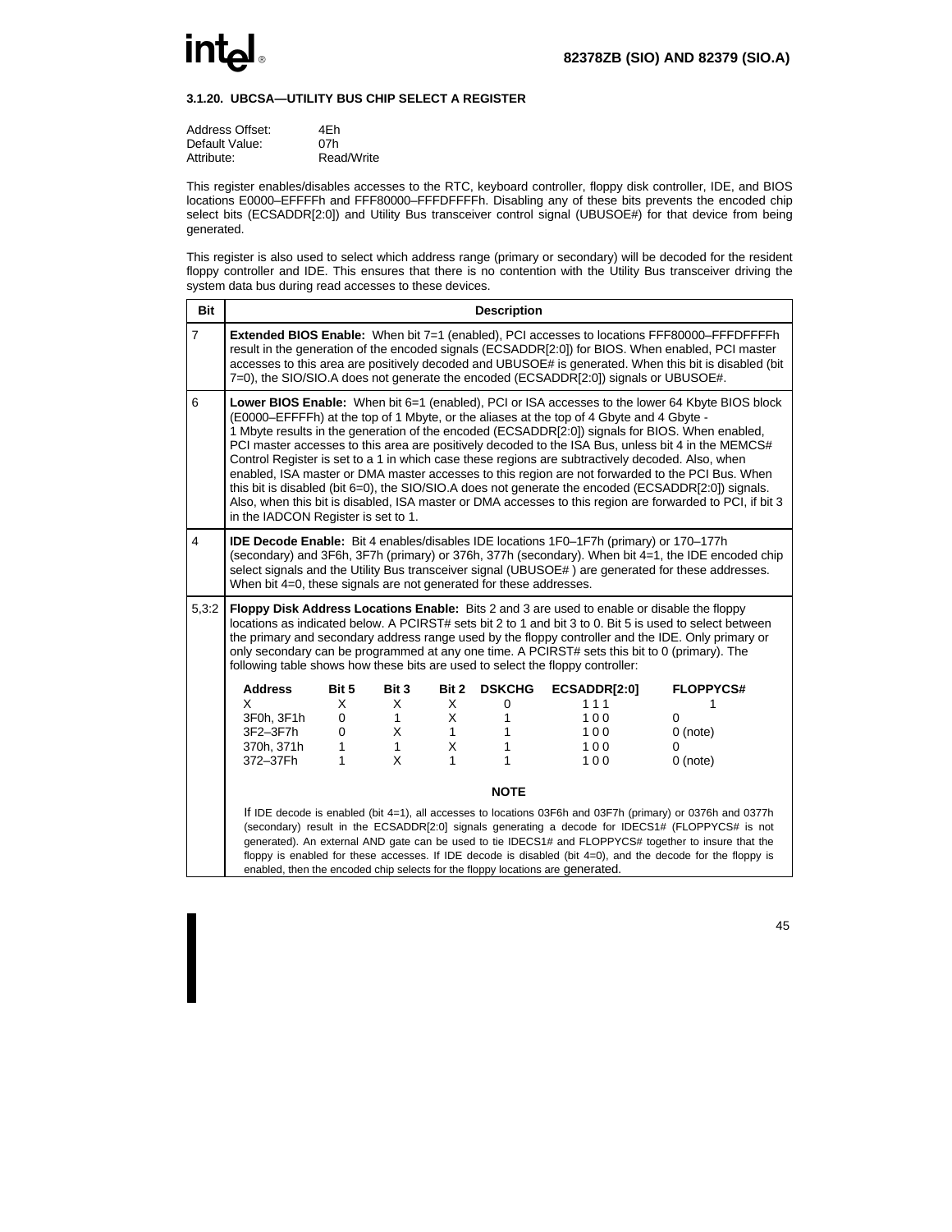### 3.1.20. UBCSA—UTILITY BUS CHIP SELECT A REGISTER

Address Offset: 4Eh
Default Value: 07h
Attribute: Read/Write

This register enables/disables accesses to the RTC, keyboard controller, floppy disk controller, IDE, and BIOS locations E0000–EFFFFh and FFF80000–FFFDFFFFh. Disabling any of these bits prevents the encoded chip select bits (ECSADDR[2:0]) and Utility Bus transceiver control signal (UBUSOE#) for that device from being generated.

This register is also used to select which address range (primary or secondary) will be decoded for the resident floppy controller and IDE. This ensures that there is no contention with the Utility Bus transceiver driving the system data bus during read accesses to these devices.

| Bit | Description |
|---|---|
| 7 | **Extended BIOS Enable:** When bit 7=1 (enabled), PCI accesses to locations FFF80000–FFFDFFFFh result in the generation of the encoded signals (ECSADDR[2:0]) for BIOS. When enabled, PCI master accesses to this area are positively decoded and UBUSOE# is generated. When this bit is disabled (bit 7=0), the SIO/SIO.A does not generate the encoded (ECSADDR[2:0]) signals or UBUSOE#. |
| 6 | **Lower BIOS Enable:** When bit 6=1 (enabled), PCI or ISA accesses to the lower 64 Kbyte BIOS block (E0000–EFFFFh) at the top of 1 Mbyte, or the aliases at the top of 4 Gbyte and 4 Gbyte - 1 Mbyte results in the generation of the encoded (ECSADDR[2:0]) signals for BIOS. When enabled, PCI master accesses to this area are positively decoded to the ISA Bus, unless bit 4 in the MEMCS# Control Register is set to a 1 in which case these regions are subtractively decoded. Also, when enabled, ISA master or DMA master accesses to this region are not forwarded to the PCI Bus. When this bit is disabled (bit 6=0), the SIO/SIO.A does not generate the encoded (ECSADDR[2:0]) signals. Also, when this bit is disabled, ISA master or DMA accesses to this region are forwarded to PCI, if bit 3 in the IADCON Register is set to 1. |
| 4 | **IDE Decode Enable:** Bit 4 enables/disables IDE locations 1F0–1F7h (primary) or 170–177h (secondary) and 3F6h, 3F7h (primary) or 376h, 377h (secondary). When bit 4=1, the IDE encoded chip select signals and the Utility Bus transceiver signal (UBUSOE# ) are generated for these addresses. When bit 4=0, these signals are not generated for these addresses. |
| 5,3:2 | **Floppy Disk Address Locations Enable:** Bits 2 and 3 are used to enable or disable the floppy locations as indicated below. A PCIRST# sets bit 2 to 1 and bit 3 to 0. Bit 5 is used to select between the primary and secondary address range used by the floppy controller and the IDE. Only primary or only secondary can be programmed at any one time. A PCIRST# sets this bit to 0 (primary). The following table shows how these bits are used to select the floppy controller: |

| Address | Bit 5 | Bit 3 | Bit 2 | DSKCHG | ECSADDR[2:0] | FLOPPYCS# |
|---|---|---|---|---|---|---|
| X | X | X | X | 0 | 1 1 1 | 1 |
| 3F0h, 3F1h | 0 | 1 | X | 1 | 1 0 0 | 0 |
| 3F2–3F7h | 0 | X | 1 | 1 | 1 0 0 | 0 (note) |
| 370h, 371h | 1 | 1 | X | 1 | 1 0 0 | 0 |
| 372–37Fh | 1 | X | 1 | 1 | 1 0 0 | 0 (note) |

**NOTE**

If IDE decode is enabled (bit 4=1), all accesses to locations 03F6h and 03F7h (primary) or 0376h and 0377h (secondary) result in the ECSADDR[2:0] signals generating a decode for IDECS1# (FLOPPYCS# is not generated). An external AND gate can be used to tie IDECS1# and FLOPPYCS# together to insure that the floppy is enabled for these accesses. If IDE decode is disabled (bit 4=0), and the decode for the floppy is enabled, then the encoded chip selects for the floppy locations are generated.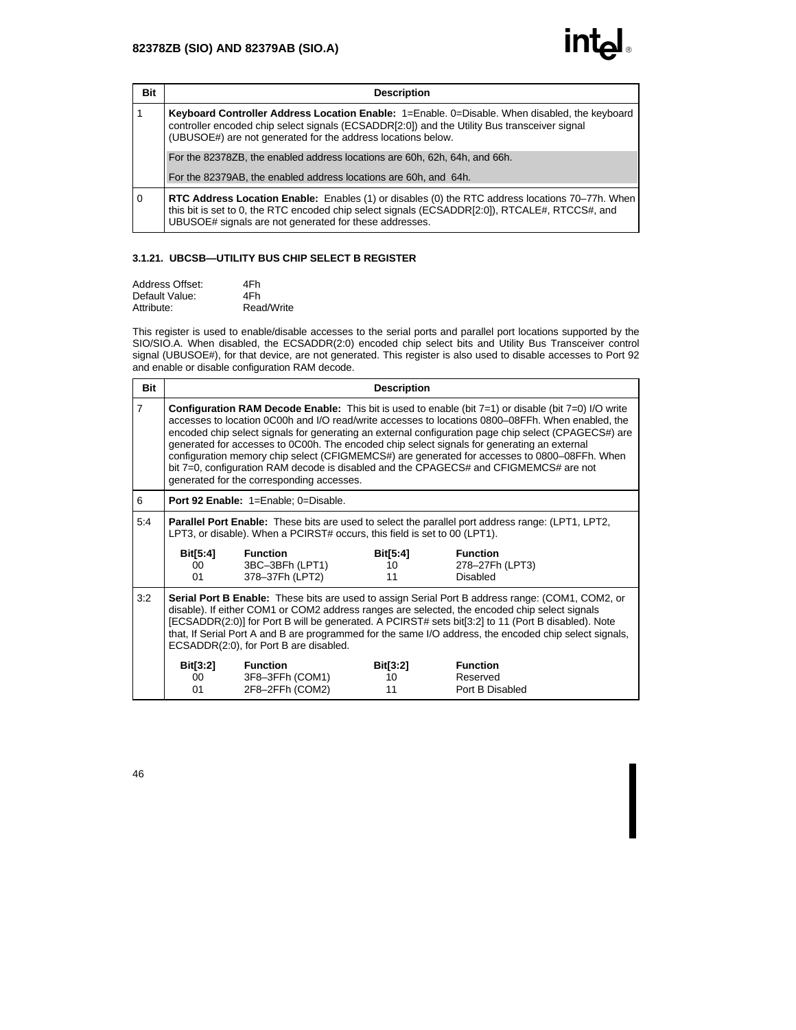| Bit | Description |
|---|---|
| 1 | **Keyboard Controller Address Location Enable:** 1=Enable. 0=Disable. When disabled, the keyboard controller encoded chip select signals (ECSADDR[2:0]) and the Utility Bus transceiver signal (UBUSOE#) are not generated for the address locations below.<br><br>For the 82378ZB, the enabled address locations are 60h, 62h, 64h, and 66h.<br><br>For the 82379AB, the enabled address locations are 60h, and 64h. |
| 0 | **RTC Address Location Enable:** Enables (1) or disables (0) the RTC address locations 70–77h. When this bit is set to 0, the RTC encoded chip select signals (ECSADDR[2:0]), RTCALE#, RTCCS#, and UBUSOE# signals are not generated for these addresses. |

### 3.1.21. UBCSB—UTILITY BUS CHIP SELECT B REGISTER

Address Offset: 4Fh
Default Value: 4Fh
Attribute: Read/Write

This register is used to enable/disable accesses to the serial ports and parallel port locations supported by the SIO/SIO.A. When disabled, the ECSADDR(2:0) encoded chip select bits and Utility Bus Transceiver control signal (UBUSOE#), for that device, are not generated. This register is also used to disable accesses to Port 92 and enable or disable configuration RAM decode.

| Bit | Description |
|---|---|
| 7 | **Configuration RAM Decode Enable:** This bit is used to enable (bit 7=1) or disable (bit 7=0) I/O write accesses to location 0C00h and I/O read/write accesses to locations 0800–08FFh. When enabled, the encoded chip select signals for generating an external configuration page chip select (CPAGECS#) are generated for accesses to 0C00h. The encoded chip select signals for generating an external configuration memory chip select (CFIGMEMCS#) are generated for accesses to 0800–08FFh. When bit 7=0, configuration RAM decode is disabled and the CPAGECS# and CFIGMEMCS# are not generated for the corresponding accesses. |
| 6 | **Port 92 Enable:** 1=Enable; 0=Disable. |
| 5:4 | **Parallel Port Enable:** These bits are used to select the parallel port address range: (LPT1, LPT2, LPT3, or disable). When a PCIRST# occurs, this field is set to 00 (LPT1).<br><br>**Bit[5:4] / Function:** 00 = 3BC–3BFh (LPT1); 01 = 378–37Fh (LPT2); 10 = 278–27Fh (LPT3); 11 = Disabled |
| 3:2 | **Serial Port B Enable:** These bits are used to assign Serial Port B address range: (COM1, COM2, or disable). If either COM1 or COM2 address ranges are selected, the encoded chip select signals [ECSADDR(2:0)] for Port B will be generated. A PCIRST# sets bit[3:2] to 11 (Port B disabled). Note that, If Serial Port A and B are programmed for the same I/O address, the encoded chip select signals, ECSADDR(2:0), for Port B are disabled.<br><br>**Bit[3:2] / Function:** 00 = 3F8–3FFh (COM1); 01 = 2F8–2FFh (COM2); 10 = Reserved; 11 = Port B Disabled |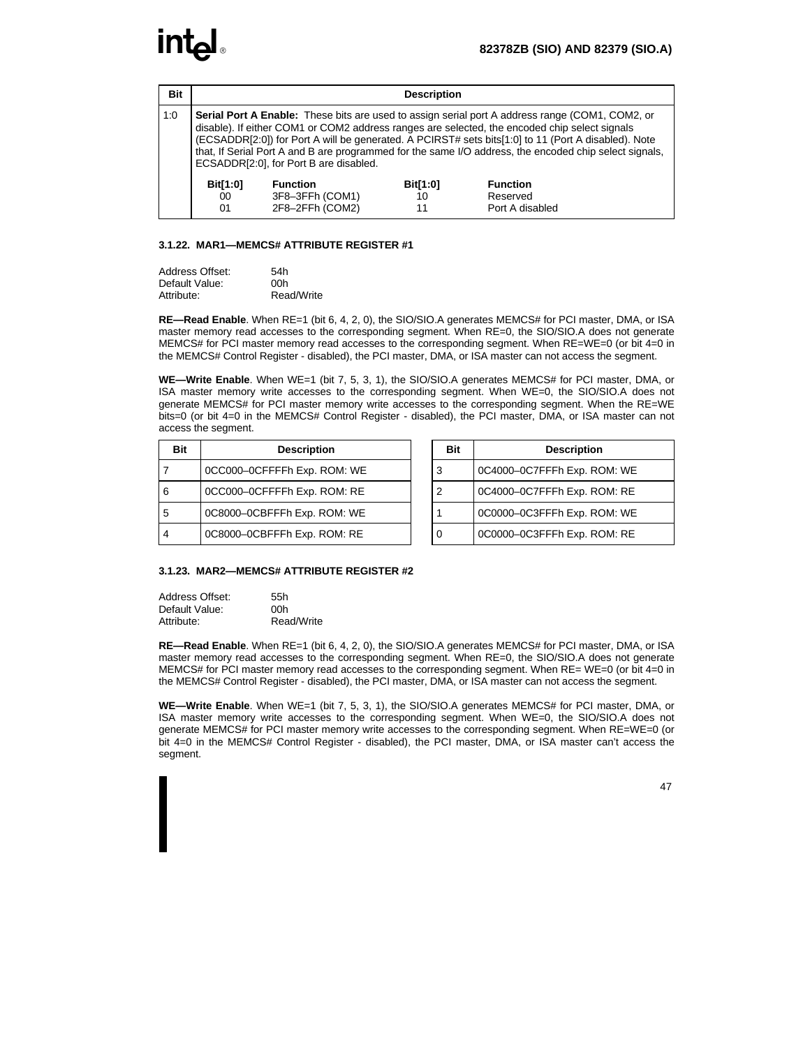| Bit | Description |
|---|---|
| 1:0 | **Serial Port A Enable:** These bits are used to assign serial port A address range (COM1, COM2, or disable). If either COM1 or COM2 address ranges are selected, the encoded chip select signals (ECSADDR[2:0]) for Port A will be generated. A PCIRST# sets bits[1:0] to 11 (Port A disabled). Note that, If Serial Port A and B are programmed for the same I/O address, the encoded chip select signals, ECSADDR[2:0], for Port B are disabled.<br><br>**Bit[1:0]** **Function**<br>00 3F8–3FFh (COM1)<br>01 2F8–2FFh (COM2)<br>10 Reserved<br>11 Port A disabled |

### 3.1.22. MAR1—MEMCS# ATTRIBUTE REGISTER #1

Address Offset: 54h
Default Value: 00h
Attribute: Read/Write

**RE—Read Enable**. When RE=1 (bit 6, 4, 2, 0), the SIO/SIO.A generates MEMCS# for PCI master, DMA, or ISA master memory read accesses to the corresponding segment. When RE=0, the SIO/SIO.A does not generate MEMCS# for PCI master memory read accesses to the corresponding segment. When RE=WE=0 (or bit 4=0 in the MEMCS# Control Register - disabled), the PCI master, DMA, or ISA master can not access the segment.

**WE—Write Enable**. When WE=1 (bit 7, 5, 3, 1), the SIO/SIO.A generates MEMCS# for PCI master, DMA, or ISA master memory write accesses to the corresponding segment. When WE=0, the SIO/SIO.A does not generate MEMCS# for PCI master memory write accesses to the corresponding segment. When the RE=WE bits=0 (or bit 4=0 in the MEMCS# Control Register - disabled), the PCI master, DMA, or ISA master can not access the segment.

| Bit | Description |
|---|---|
| 7 | 0CC000–0CFFFFh Exp. ROM: WE |
| 6 | 0CC000–0CFFFFh Exp. ROM: RE |
| 5 | 0C8000–0CBFFFh Exp. ROM: WE |
| 4 | 0C8000–0CBFFFh Exp. ROM: RE |
| 3 | 0C4000–0C7FFFh Exp. ROM: WE |
| 2 | 0C4000–0C7FFFh Exp. ROM: RE |
| 1 | 0C0000–0C3FFFh Exp. ROM: WE |
| 0 | 0C0000–0C3FFFh Exp. ROM: RE |

### 3.1.23. MAR2—MEMCS# ATTRIBUTE REGISTER #2

Address Offset: 55h
Default Value: 00h
Attribute: Read/Write

**RE—Read Enable**. When RE=1 (bit 6, 4, 2, 0), the SIO/SIO.A generates MEMCS# for PCI master, DMA, or ISA master memory read accesses to the corresponding segment. When RE=0, the SIO/SIO.A does not generate MEMCS# for PCI master memory read accesses to the corresponding segment. When RE= WE=0 (or bit 4=0 in the MEMCS# Control Register - disabled), the PCI master, DMA, or ISA master can not access the segment.

**WE—Write Enable**. When WE=1 (bit 7, 5, 3, 1), the SIO/SIO.A generates MEMCS# for PCI master, DMA, or ISA master memory write accesses to the corresponding segment. When WE=0, the SIO/SIO.A does not generate MEMCS# for PCI master memory write accesses to the corresponding segment. When RE=WE=0 (or bit 4=0 in the MEMCS# Control Register - disabled), the PCI master, DMA, or ISA master can't access the segment.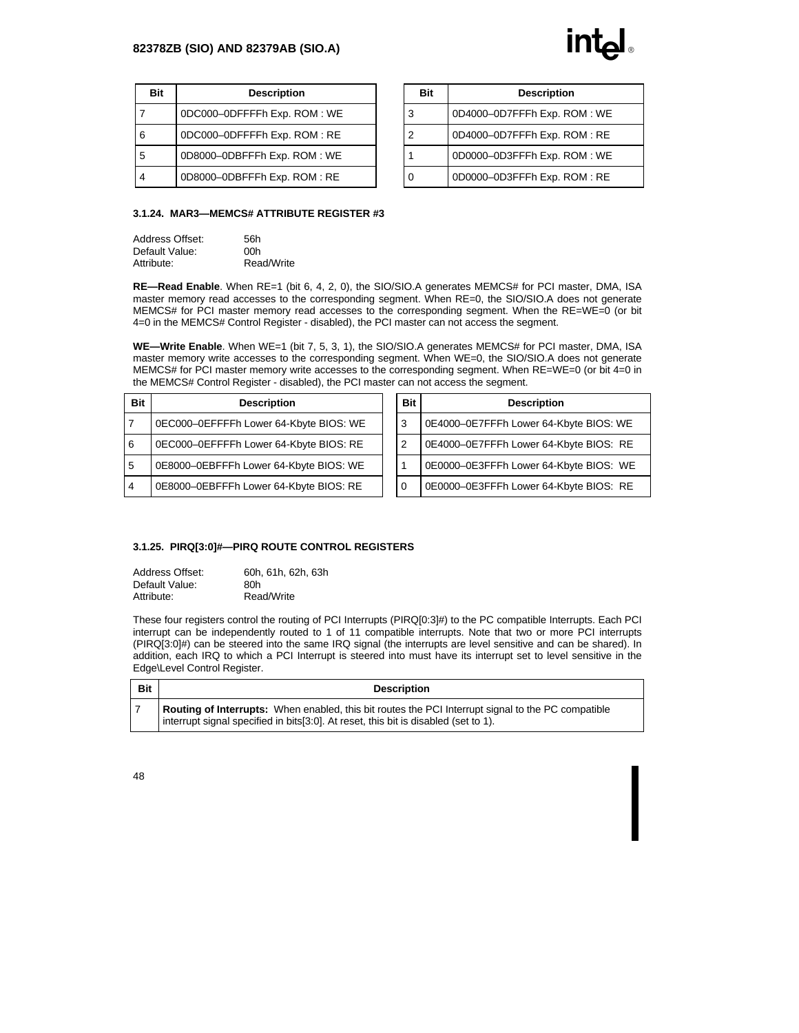| Bit | Description | Bit | Description |
|---|---|---|---|
| 7 | 0DC000–0DFFFFh Exp. ROM : WE | 3 | 0D4000–0D7FFFh Exp. ROM : WE |
| 6 | 0DC000–0DFFFFh Exp. ROM : RE | 2 | 0D4000–0D7FFFh Exp. ROM : RE |
| 5 | 0D8000–0DBFFFh Exp. ROM : WE | 1 | 0D0000–0D3FFFh Exp. ROM : WE |
| 4 | 0D8000–0DBFFFh Exp. ROM : RE | 0 | 0D0000–0D3FFFh Exp. ROM : RE |

### 3.1.24. MAR3—MEMCS# ATTRIBUTE REGISTER #3

Address Offset: 56h
Default Value: 00h
Attribute: Read/Write

**RE—Read Enable**. When RE=1 (bit 6, 4, 2, 0), the SIO/SIO.A generates MEMCS# for PCI master, DMA, ISA master memory read accesses to the corresponding segment. When RE=0, the SIO/SIO.A does not generate MEMCS# for PCI master memory read accesses to the corresponding segment. When the RE=WE=0 (or bit 4=0 in the MEMCS# Control Register - disabled), the PCI master can not access the segment.

**WE—Write Enable**. When WE=1 (bit 7, 5, 3, 1), the SIO/SIO.A generates MEMCS# for PCI master, DMA, ISA master memory write accesses to the corresponding segment. When WE=0, the SIO/SIO.A does not generate MEMCS# for PCI master memory write accesses to the corresponding segment. When RE=WE=0 (or bit 4=0 in the MEMCS# Control Register - disabled), the PCI master can not access the segment.

| Bit | Description | Bit | Description |
|---|---|---|---|
| 7 | 0EC000–0EFFFFh Lower 64-Kbyte BIOS: WE | 3 | 0E4000–0E7FFFh Lower 64-Kbyte BIOS: WE |
| 6 | 0EC000–0EFFFFh Lower 64-Kbyte BIOS: RE | 2 | 0E4000–0E7FFFh Lower 64-Kbyte BIOS: RE |
| 5 | 0E8000–0EBFFFh Lower 64-Kbyte BIOS: WE | 1 | 0E0000–0E3FFFh Lower 64-Kbyte BIOS: WE |
| 4 | 0E8000–0EBFFFh Lower 64-Kbyte BIOS: RE | 0 | 0E0000–0E3FFFh Lower 64-Kbyte BIOS: RE |

### 3.1.25. PIRQ[3:0]#—PIRQ ROUTE CONTROL REGISTERS

Address Offset: 60h, 61h, 62h, 63h
Default Value: 80h
Attribute: Read/Write

These four registers control the routing of PCI Interrupts (PIRQ[0:3]#) to the PC compatible Interrupts. Each PCI interrupt can be independently routed to 1 of 11 compatible interrupts. Note that two or more PCI interrupts (PIRQ[3:0]#) can be steered into the same IRQ signal (the interrupts are level sensitive and can be shared). In addition, each IRQ to which a PCI Interrupt is steered into must have its interrupt set to level sensitive in the Edge\Level Control Register.

| Bit | Description |
|---|---|
| 7 | **Routing of Interrupts:** When enabled, this bit routes the PCI Interrupt signal to the PC compatible interrupt signal specified in bits[3:0]. At reset, this bit is disabled (set to 1). |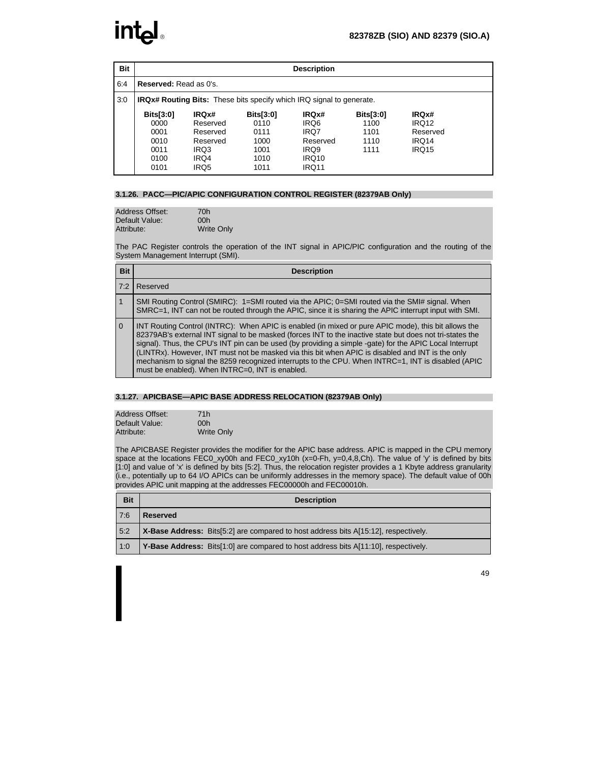| Bit | Description | | | | | |
|---|---|---|---|---|---|---|
| 6:4 | **Reserved:** Read as 0's. | | | | | |
| 3:0 | **IRQx# Routing Bits:** These bits specify which IRQ signal to generate. | | | | | |
| | **Bits[3:0]** | **IRQx#** | **Bits[3:0]** | **IRQx#** | **Bits[3:0]** | **IRQx#** |
| | 0000 | Reserved | 0110 | IRQ6 | 1100 | IRQ12 |
| | 0001 | Reserved | 0111 | IRQ7 | 1101 | Reserved |
| | 0010 | Reserved | 1000 | Reserved | 1110 | IRQ14 |
| | 0011 | IRQ3 | 1001 | IRQ9 | 1111 | IRQ15 |
| | 0100 | IRQ4 | 1010 | IRQ10 | | |
| | 0101 | IRQ5 | 1011 | IRQ11 | | |

### 3.1.26. PACC—PIC/APIC CONFIGURATION CONTROL REGISTER (82379AB Only)

Address Offset: 70h
Default Value: 00h
Attribute: Write Only

The PAC Register controls the operation of the INT signal in APIC/PIC configuration and the routing of the System Management Interrupt (SMI).

| Bit | Description |
|---|---|
| 7:2 | Reserved |
| 1 | SMI Routing Control (SMIRC): 1=SMI routed via the APIC; 0=SMI routed via the SMI# signal. When SMRC=1, INT can not be routed through the APIC, since it is sharing the APIC interrupt input with SMI. |
| 0 | INT Routing Control (INTRC): When APIC is enabled (in mixed or pure APIC mode), this bit allows the 82379AB's external INT signal to be masked (forces INT to the inactive state but does not tri-states the signal). Thus, the CPU's INT pin can be used (by providing a simple -gate) for the APIC Local Interrupt (LINTRx). However, INT must not be masked via this bit when APIC is disabled and INT is the only mechanism to signal the 8259 recognized interrupts to the CPU. When INTRC=1, INT is disabled (APIC must be enabled). When INTRC=0, INT is enabled. |

### 3.1.27. APICBASE—APIC BASE ADDRESS RELOCATION (82379AB Only)

Address Offset: 71h
Default Value: 00h
Attribute: Write Only

The APICBASE Register provides the modifier for the APIC base address. APIC is mapped in the CPU memory space at the locations FEC0_xy00h and FEC0_xy10h (x=0-Fh, y=0,4,8,Ch). The value of 'y' is defined by bits [1:0] and value of 'x' is defined by bits [5:2]. Thus, the relocation register provides a 1 Kbyte address granularity (i.e., potentially up to 64 I/O APICs can be uniformly addresses in the memory space). The default value of 00h provides APIC unit mapping at the addresses FEC00000h and FEC00010h.

| Bit | Description |
|---|---|
| 7:6 | **Reserved** |
| 5:2 | **X-Base Address:** Bits[5:2] are compared to host address bits A[15:12], respectively. |
| 1:0 | **Y-Base Address:** Bits[1:0] are compared to host address bits A[11:10], respectively. |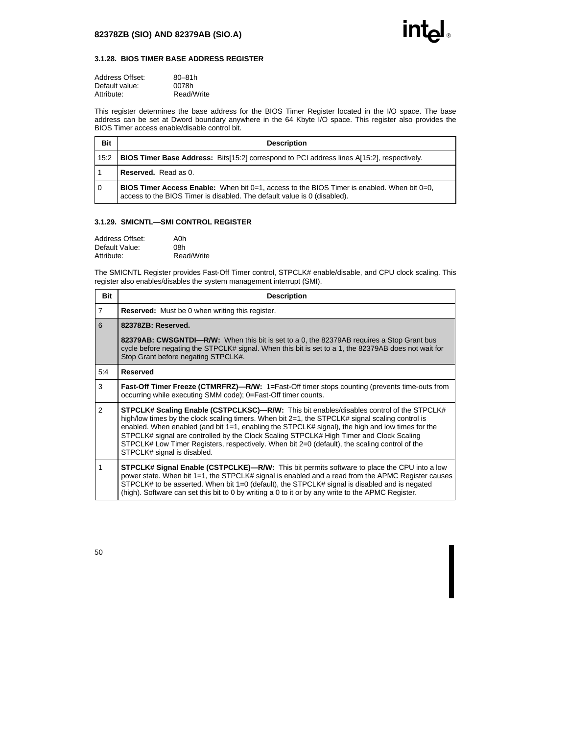### 3.1.28. BIOS TIMER BASE ADDRESS REGISTER

Address Offset: 80–81h
Default value: 0078h
Attribute: Read/Write

This register determines the base address for the BIOS Timer Register located in the I/O space. The base address can be set at Dword boundary anywhere in the 64 Kbyte I/O space. This register also provides the BIOS Timer access enable/disable control bit.

| Bit | Description |
|---|---|
| 15:2 | **BIOS Timer Base Address:** Bits[15:2] correspond to PCI address lines A[15:2], respectively. |
| 1 | **Reserved.** Read as 0. |
| 0 | **BIOS Timer Access Enable:** When bit 0=1, access to the BIOS Timer is enabled. When bit 0=0, access to the BIOS Timer is disabled. The default value is 0 (disabled). |

### 3.1.29. SMICNTL—SMI CONTROL REGISTER

Address Offset: A0h
Default Value: 08h
Attribute: Read/Write

The SMICNTL Register provides Fast-Off Timer control, STPCLK# enable/disable, and CPU clock scaling. This register also enables/disables the system management interrupt (SMI).

| Bit | Description |
|---|---|
| 7 | **Reserved:** Must be 0 when writing this register. |
| 6 | **82378ZB: Reserved.** **82379AB: CWSGNTDI—R/W:** When this bit is set to a 0, the 82379AB requires a Stop Grant bus cycle before negating the STPCLK# signal. When this bit is set to a 1, the 82379AB does not wait for Stop Grant before negating STPCLK#. |
| 5:4 | **Reserved** |
| 3 | **Fast-Off Timer Freeze (CTMRFRZ)—R/W:** 1=Fast-Off timer stops counting (prevents time-outs from occurring while executing SMM code); 0=Fast-Off timer counts. |
| 2 | **STPCLK# Scaling Enable (CSTPCLKSC)—R/W:** This bit enables/disables control of the STPCLK# high/low times by the clock scaling timers. When bit 2=1, the STPCLK# signal scaling control is enabled. When enabled (and bit 1=1, enabling the STPCLK# signal), the high and low times for the STPCLK# signal are controlled by the Clock Scaling STPCLK# High Timer and Clock Scaling STPCLK# Low Timer Registers, respectively. When bit 2=0 (default), the scaling control of the STPCLK# signal is disabled. |
| 1 | **STPCLK# Signal Enable (CSTPCLKE)—R/W:** This bit permits software to place the CPU into a low power state. When bit 1=1, the STPCLK# signal is enabled and a read from the APMC Register causes STPCLK# to be asserted. When bit 1=0 (default), the STPCLK# signal is disabled and is negated (high). Software can set this bit to 0 by writing a 0 to it or by any write to the APMC Register. |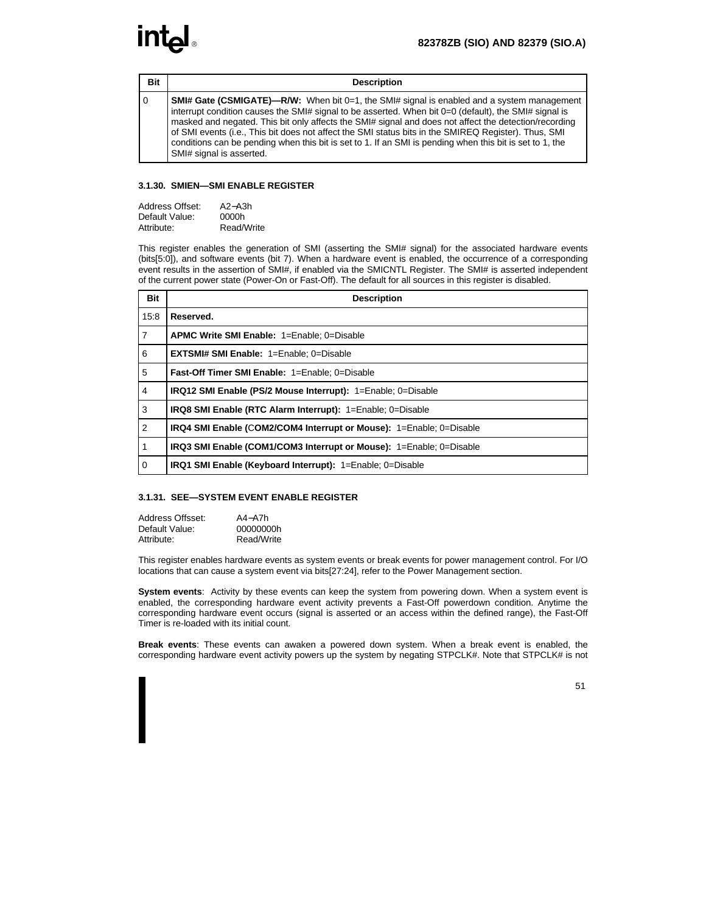| Bit | Description |
|---|---|
| 0 | **SMI# Gate (CSMIGATE)—R/W:** When bit 0=1, the SMI# signal is enabled and a system management interrupt condition causes the SMI# signal to be asserted. When bit 0=0 (default), the SMI# signal is masked and negated. This bit only affects the SMI# signal and does not affect the detection/recording of SMI events (i.e., This bit does not affect the SMI status bits in the SMIREQ Register). Thus, SMI conditions can be pending when this bit is set to 1. If an SMI is pending when this bit is set to 1, the SMI# signal is asserted. |

### 3.1.30. SMIEN—SMI ENABLE REGISTER

Address Offset: A2–A3h
Default Value: 0000h
Attribute: Read/Write

This register enables the generation of SMI (asserting the SMI# signal) for the associated hardware events (bits[5:0]), and software events (bit 7). When a hardware event is enabled, the occurrence of a corresponding event results in the assertion of SMI#, if enabled via the SMICNTL Register. The SMI# is asserted independent of the current power state (Power-On or Fast-Off). The default for all sources in this register is disabled.

| Bit | Description |
|---|---|
| 15:8 | **Reserved.** |
| 7 | **APMC Write SMI Enable:** 1=Enable; 0=Disable |
| 6 | **EXTSMI# SMI Enable:** 1=Enable; 0=Disable |
| 5 | **Fast-Off Timer SMI Enable:** 1=Enable; 0=Disable |
| 4 | **IRQ12 SMI Enable (PS/2 Mouse Interrupt):** 1=Enable; 0=Disable |
| 3 | **IRQ8 SMI Enable (RTC Alarm Interrupt):** 1=Enable; 0=Disable |
| 2 | **IRQ4 SMI Enable (COM2/COM4 Interrupt or Mouse):** 1=Enable; 0=Disable |
| 1 | **IRQ3 SMI Enable (COM1/COM3 Interrupt or Mouse):** 1=Enable; 0=Disable |
| 0 | **IRQ1 SMI Enable (Keyboard Interrupt):** 1=Enable; 0=Disable |

### 3.1.31. SEE—SYSTEM EVENT ENABLE REGISTER

Address Offsset: A4–A7h
Default Value: 00000000h
Attribute: Read/Write

This register enables hardware events as system events or break events for power management control. For I/O locations that can cause a system event via bits[27:24], refer to the Power Management section.

**System events**: Activity by these events can keep the system from powering down. When a system event is enabled, the corresponding hardware event activity prevents a Fast-Off powerdown condition. Anytime the corresponding hardware event occurs (signal is asserted or an access within the defined range), the Fast-Off Timer is re-loaded with its initial count.

**Break events**: These events can awaken a powered down system. When a break event is enabled, the corresponding hardware event activity powers up the system by negating STPCLK#. Note that STPCLK# is not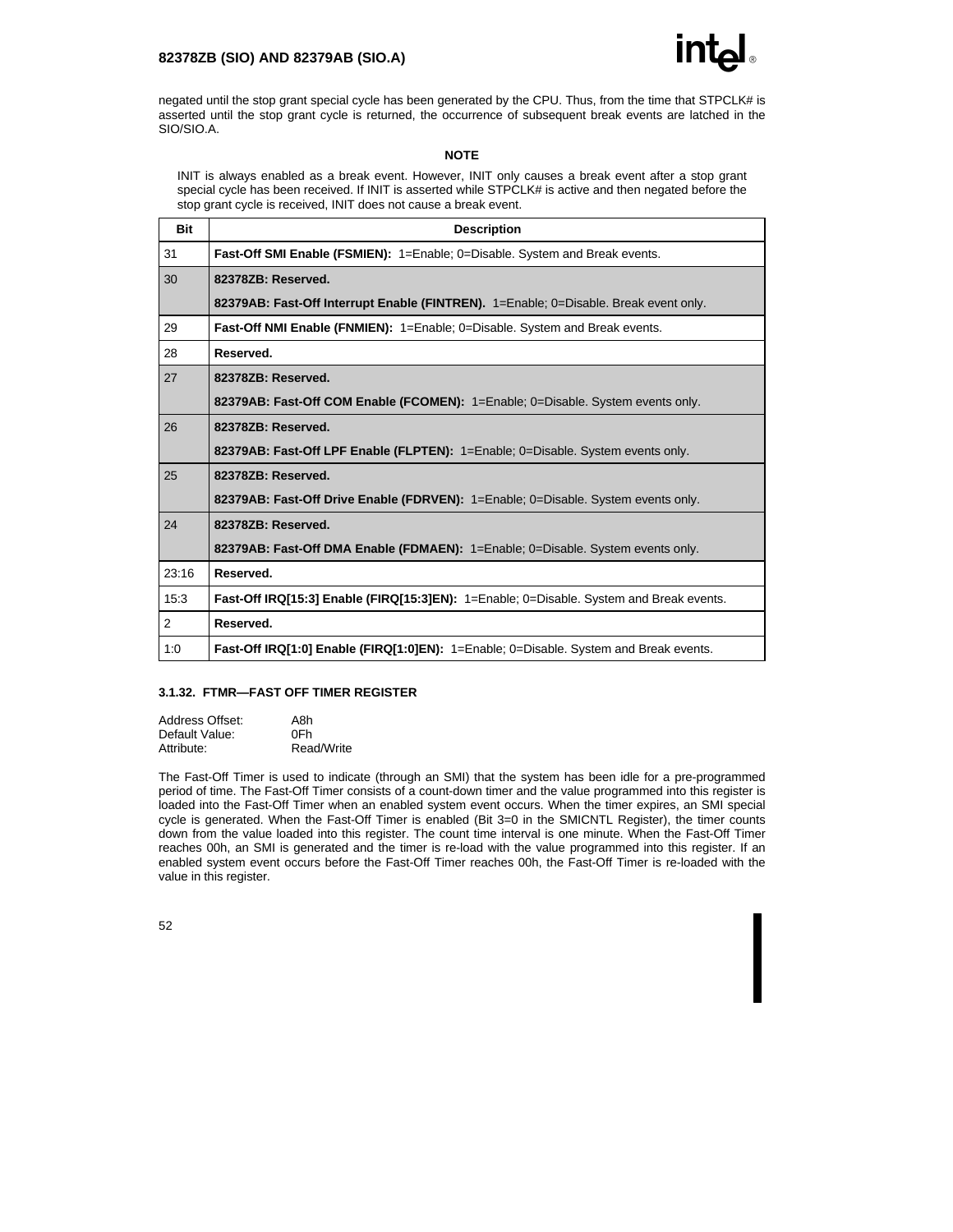negated until the stop grant special cycle has been generated by the CPU. Thus, from the time that STPCLK# is asserted until the stop grant cycle is returned, the occurrence of subsequent break events are latched in the SIO/SIO.A.

**NOTE**

INIT is always enabled as a break event. However, INIT only causes a break event after a stop grant special cycle has been received. If INIT is asserted while STPCLK# is active and then negated before the stop grant cycle is received, INIT does not cause a break event.

| Bit | Description |
|---|---|
| 31 | **Fast-Off SMI Enable (FSMIEN):** 1=Enable; 0=Disable. System and Break events. |
| 30 | **82378ZB: Reserved.**<br>**82379AB: Fast-Off Interrupt Enable (FINTREN).** 1=Enable; 0=Disable. Break event only. |
| 29 | **Fast-Off NMI Enable (FNMIEN):** 1=Enable; 0=Disable. System and Break events. |
| 28 | **Reserved.** |
| 27 | **82378ZB: Reserved.**<br>**82379AB: Fast-Off COM Enable (FCOMEN):** 1=Enable; 0=Disable. System events only. |
| 26 | **82378ZB: Reserved.**<br>**82379AB: Fast-Off LPF Enable (FLPTEN):** 1=Enable; 0=Disable. System events only. |
| 25 | **82378ZB: Reserved.**<br>**82379AB: Fast-Off Drive Enable (FDRVEN):** 1=Enable; 0=Disable. System events only. |
| 24 | **82378ZB: Reserved.**<br>**82379AB: Fast-Off DMA Enable (FDMAEN):** 1=Enable; 0=Disable. System events only. |
| 23:16 | **Reserved.** |
| 15:3 | **Fast-Off IRQ[15:3] Enable (FIRQ[15:3]EN):** 1=Enable; 0=Disable. System and Break events. |
| 2 | **Reserved.** |
| 1:0 | **Fast-Off IRQ[1:0] Enable (FIRQ[1:0]EN):** 1=Enable; 0=Disable. System and Break events. |

### 3.1.32. FTMR—FAST OFF TIMER REGISTER

Address Offset: A8h
Default Value: 0Fh
Attribute: Read/Write

The Fast-Off Timer is used to indicate (through an SMI) that the system has been idle for a pre-programmed period of time. The Fast-Off Timer consists of a count-down timer and the value programmed into this register is loaded into the Fast-Off Timer when an enabled system event occurs. When the timer expires, an SMI special cycle is generated. When the Fast-Off Timer is enabled (Bit 3=0 in the SMICNTL Register), the timer counts down from the value loaded into this register. The count time interval is one minute. When the Fast-Off Timer reaches 00h, an SMI is generated and the timer is re-load with the value programmed into this register. If an enabled system event occurs before the Fast-Off Timer reaches 00h, the Fast-Off Timer is re-loaded with the value in this register.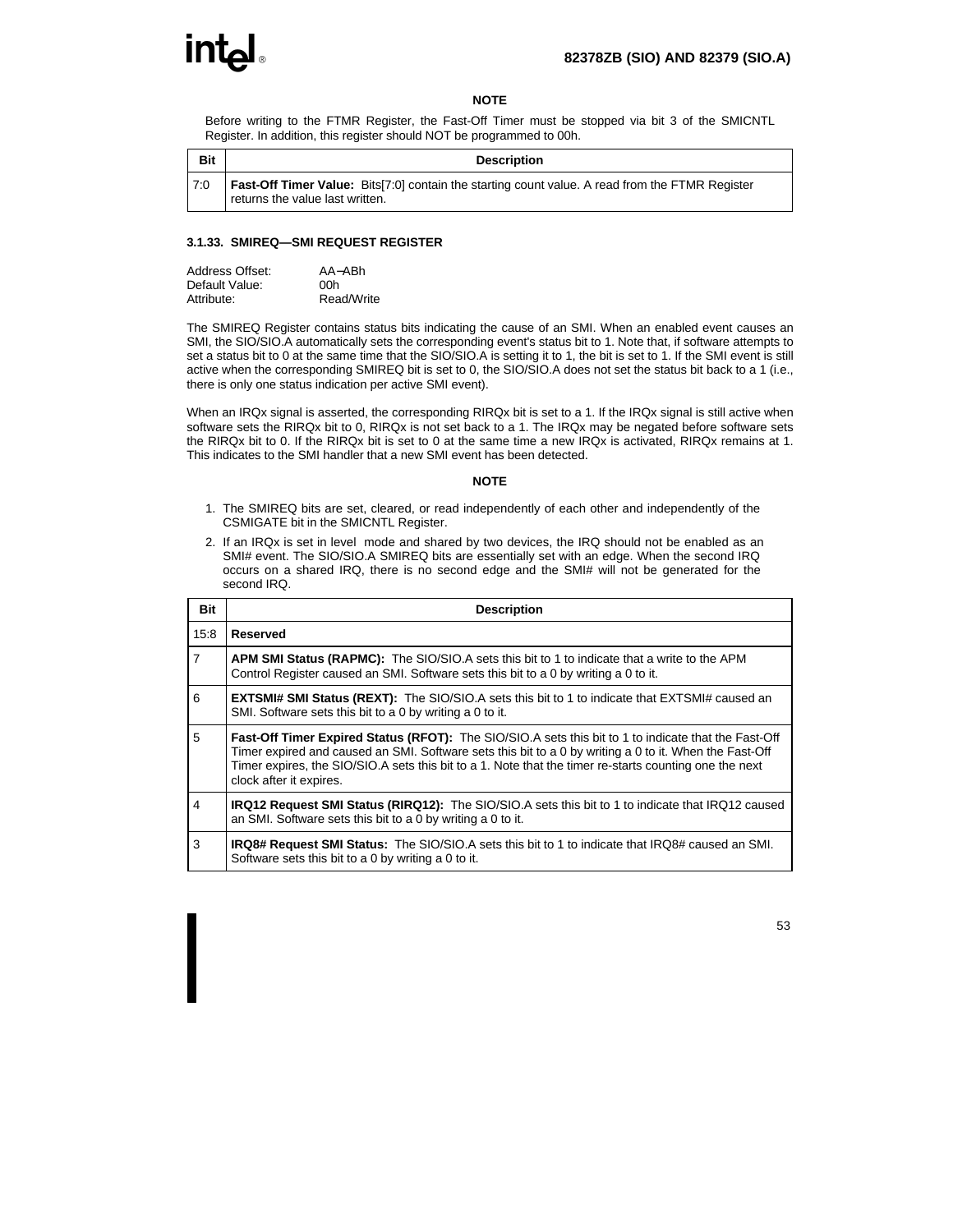**NOTE**

Before writing to the FTMR Register, the Fast-Off Timer must be stopped via bit 3 of the SMICNTL Register. In addition, this register should NOT be programmed to 00h.

| Bit | Description |
|---|---|
| 7:0 | **Fast-Off Timer Value:** Bits[7:0] contain the starting count value. A read from the FTMR Register returns the value last written. |

### 3.1.33. SMIREQ—SMI REQUEST REGISTER

Address Offset: AA–ABh
Default Value: 00h
Attribute: Read/Write

The SMIREQ Register contains status bits indicating the cause of an SMI. When an enabled event causes an SMI, the SIO/SIO.A automatically sets the corresponding event's status bit to 1. Note that, if software attempts to set a status bit to 0 at the same time that the SIO/SIO.A is setting it to 1, the bit is set to 1. If the SMI event is still active when the corresponding SMIREQ bit is set to 0, the SIO/SIO.A does not set the status bit back to a 1 (i.e., there is only one status indication per active SMI event).

When an IRQx signal is asserted, the corresponding RIRQx bit is set to a 1. If the IRQx signal is still active when software sets the RIRQx bit to 0, RIRQx is not set back to a 1. The IRQx may be negated before software sets the RIRQx bit to 0. If the RIRQx bit is set to 0 at the same time a new IRQx is activated, RIRQx remains at 1. This indicates to the SMI handler that a new SMI event has been detected.

**NOTE**

1. The SMIREQ bits are set, cleared, or read independently of each other and independently of the CSMIGATE bit in the SMICNTL Register.
2. If an IRQx is set in level mode and shared by two devices, the IRQ should not be enabled as an SMI# event. The SIO/SIO.A SMIREQ bits are essentially set with an edge. When the second IRQ occurs on a shared IRQ, there is no second edge and the SMI# will not be generated for the second IRQ.

| Bit | Description |
|---|---|
| 15:8 | **Reserved** |
| 7 | **APM SMI Status (RAPMC):** The SIO/SIO.A sets this bit to 1 to indicate that a write to the APM Control Register caused an SMI. Software sets this bit to a 0 by writing a 0 to it. |
| 6 | **EXTSMI# SMI Status (REXT):** The SIO/SIO.A sets this bit to 1 to indicate that EXTSMI# caused an SMI. Software sets this bit to a 0 by writing a 0 to it. |
| 5 | **Fast-Off Timer Expired Status (RFOT):** The SIO/SIO.A sets this bit to 1 to indicate that the Fast-Off Timer expired and caused an SMI. Software sets this bit to a 0 by writing a 0 to it. When the Fast-Off Timer expires, the SIO/SIO.A sets this bit to a 1. Note that the timer re-starts counting one the next clock after it expires. |
| 4 | **IRQ12 Request SMI Status (RIRQ12):** The SIO/SIO.A sets this bit to 1 to indicate that IRQ12 caused an SMI. Software sets this bit to a 0 by writing a 0 to it. |
| 3 | **IRQ8# Request SMI Status:** The SIO/SIO.A sets this bit to 1 to indicate that IRQ8# caused an SMI. Software sets this bit to a 0 by writing a 0 to it. |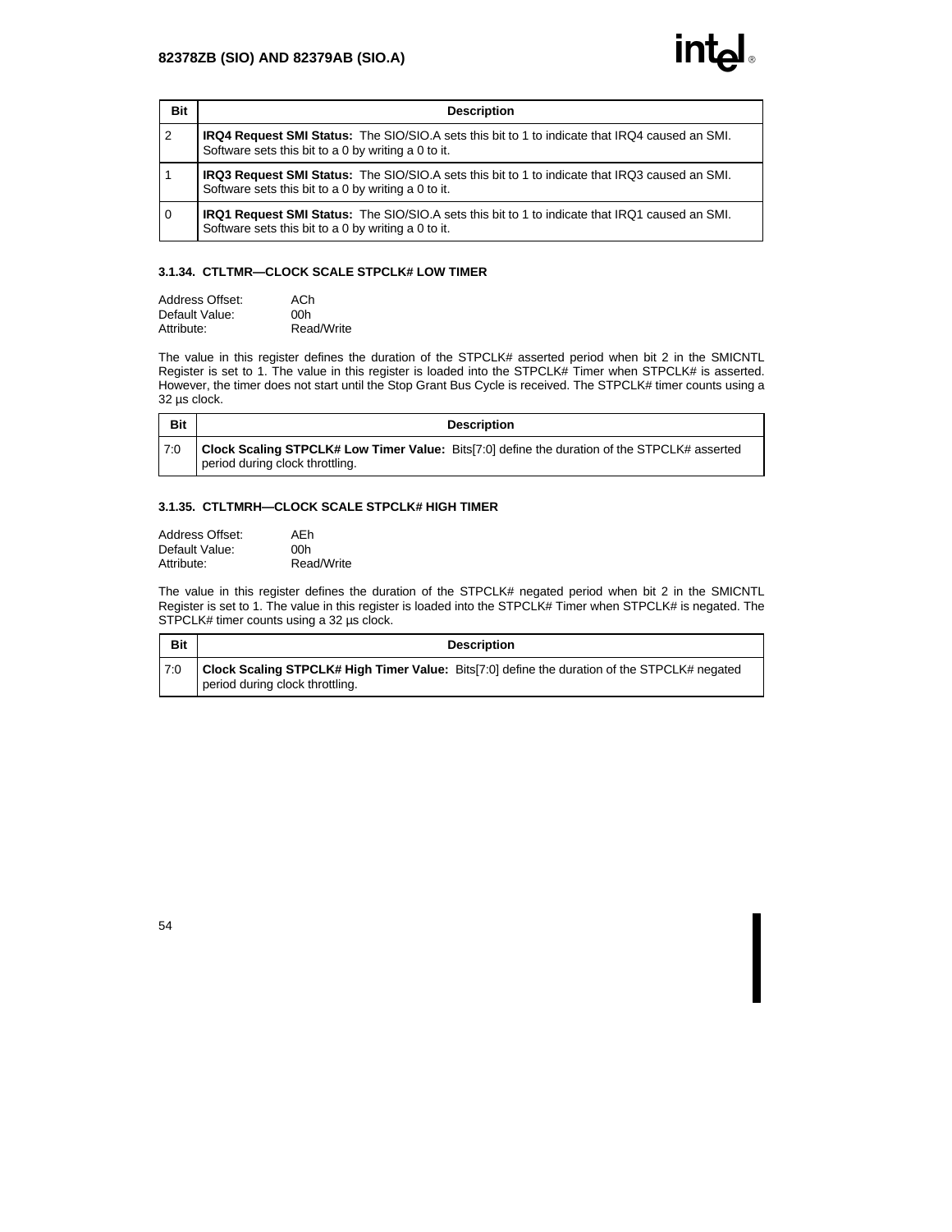| Bit | Description |
|---|---|
| 2 | **IRQ4 Request SMI Status:** The SIO/SIO.A sets this bit to 1 to indicate that IRQ4 caused an SMI. Software sets this bit to a 0 by writing a 0 to it. |
| 1 | **IRQ3 Request SMI Status:** The SIO/SIO.A sets this bit to 1 to indicate that IRQ3 caused an SMI. Software sets this bit to a 0 by writing a 0 to it. |
| 0 | **IRQ1 Request SMI Status:** The SIO/SIO.A sets this bit to 1 to indicate that IRQ1 caused an SMI. Software sets this bit to a 0 by writing a 0 to it. |

### 3.1.34. CTLTMR—CLOCK SCALE STPCLK# LOW TIMER

Address Offset: ACh
Default Value: 00h
Attribute: Read/Write

The value in this register defines the duration of the STPCLK# asserted period when bit 2 in the SMICNTL Register is set to 1. The value in this register is loaded into the STPCLK# Timer when STPCLK# is asserted. However, the timer does not start until the Stop Grant Bus Cycle is received. The STPCLK# timer counts using a 32 µs clock.

| Bit | Description |
|---|---|
| 7:0 | **Clock Scaling STPCLK# Low Timer Value:** Bits[7:0] define the duration of the STPCLK# asserted period during clock throttling. |

### 3.1.35. CTLTMRH—CLOCK SCALE STPCLK# HIGH TIMER

Address Offset: AEh
Default Value: 00h
Attribute: Read/Write

The value in this register defines the duration of the STPCLK# negated period when bit 2 in the SMICNTL Register is set to 1. The value in this register is loaded into the STPCLK# Timer when STPCLK# is negated. The STPCLK# timer counts using a 32 µs clock.

| Bit | Description |
|---|---|
| 7:0 | **Clock Scaling STPCLK# High Timer Value:** Bits[7:0] define the duration of the STPCLK# negated period during clock throttling. |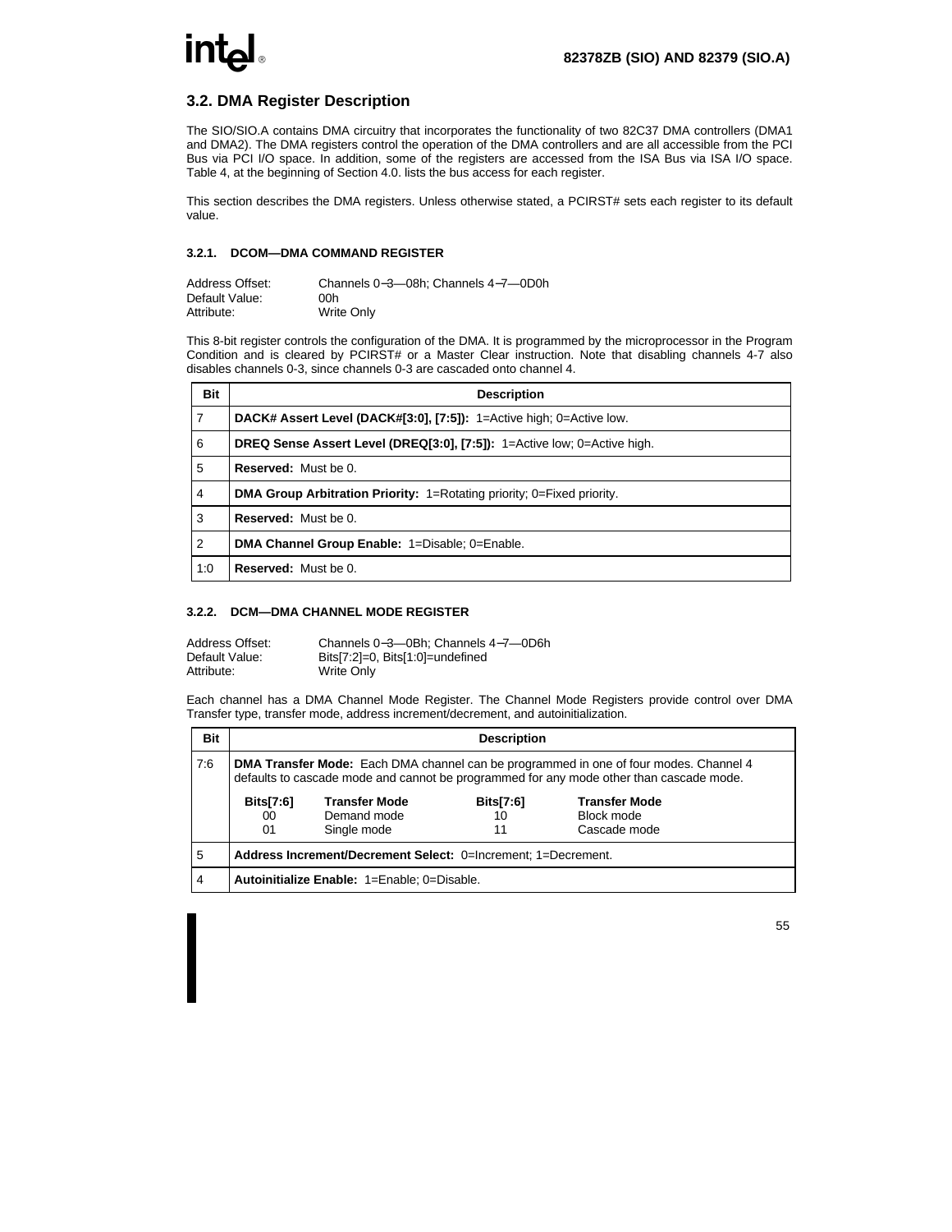## 3.2. DMA Register Description

The SIO/SIO.A contains DMA circuitry that incorporates the functionality of two 82C37 DMA controllers (DMA1 and DMA2). The DMA registers control the operation of the DMA controllers and are all accessible from the PCI Bus via PCI I/O space. In addition, some of the registers are accessed from the ISA Bus via ISA I/O space. Table 4, at the beginning of Section 4.0. lists the bus access for each register.

This section describes the DMA registers. Unless otherwise stated, a PCIRST# sets each register to its default value.

### 3.2.1. DCOM—DMA COMMAND REGISTER

Address Offset: Channels 0–3—08h; Channels 4–7—0D0h
Default Value: 00h
Attribute: Write Only

This 8-bit register controls the configuration of the DMA. It is programmed by the microprocessor in the Program Condition and is cleared by PCIRST# or a Master Clear instruction. Note that disabling channels 4-7 also disables channels 0-3, since channels 0-3 are cascaded onto channel 4.

| Bit | Description |
|---|---|
| 7 | **DACK# Assert Level (DACK#[3:0], [7:5]):** 1=Active high; 0=Active low. |
| 6 | **DREQ Sense Assert Level (DREQ[3:0], [7:5]):** 1=Active low; 0=Active high. |
| 5 | **Reserved:** Must be 0. |
| 4 | **DMA Group Arbitration Priority:** 1=Rotating priority; 0=Fixed priority. |
| 3 | **Reserved:** Must be 0. |
| 2 | **DMA Channel Group Enable:** 1=Disable; 0=Enable. |
| 1:0 | **Reserved:** Must be 0. |

### 3.2.2. DCM—DMA CHANNEL MODE REGISTER

Address Offset: Channels 0–3—0Bh; Channels 4–7—0D6h
Default Value: Bits[7:2]=0, Bits[1:0]=undefined
Attribute: Write Only

Each channel has a DMA Channel Mode Register. The Channel Mode Registers provide control over DMA Transfer type, transfer mode, address increment/decrement, and autoinitialization.

| Bit | Description |
|---|---|
| 7:6 | **DMA Transfer Mode:** Each DMA channel can be programmed in one of four modes. Channel 4 defaults to cascade mode and cannot be programmed for any mode other than cascade mode.<br><br>**Bits[7:6]** / **Transfer Mode**<br>00 — Demand mode<br>01 — Single mode<br>10 — Block mode<br>11 — Cascade mode |
| 5 | **Address Increment/Decrement Select:** 0=Increment; 1=Decrement. |
| 4 | **Autoinitialize Enable:** 1=Enable; 0=Disable. |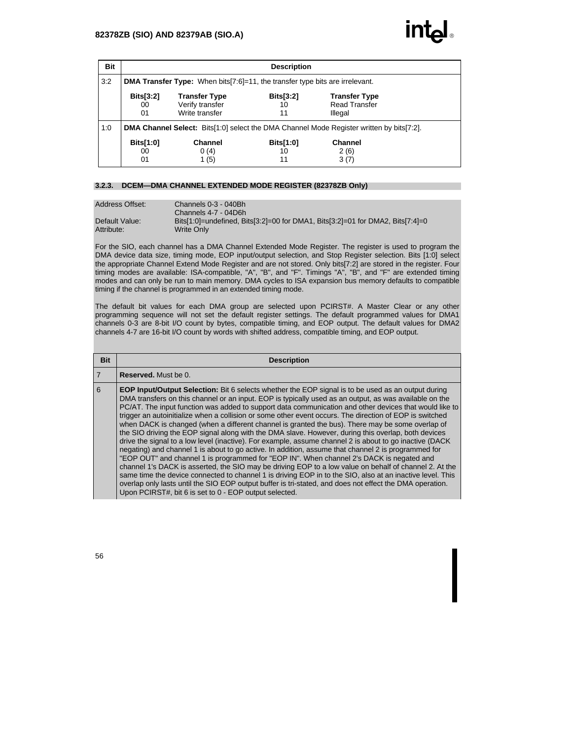| Bit | Description | | | |
|---|---|---|---|---|
| 3:2 | **DMA Transfer Type:** When bits[7:6]=11, the transfer type bits are irrelevant. | | | |
| | **Bits[3:2]** | **Transfer Type** | **Bits[3:2]** | **Transfer Type** |
| | 00 | Verify transfer | 10 | Read Transfer |
| | 01 | Write transfer | 11 | Illegal |
| 1:0 | **DMA Channel Select:** Bits[1:0] select the DMA Channel Mode Register written by bits[7:2]. | | | |
| | **Bits[1:0]** | **Channel** | **Bits[1:0]** | **Channel** |
| | 00 | 0 (4) | 10 | 2 (6) |
| | 01 | 1 (5) | 11 | 3 (7) |

### 3.2.3. DCEM—DMA CHANNEL EXTENDED MODE REGISTER (82378ZB Only)

| | |
|---|---|
| Address Offset: | Channels 0-3 - 040Bh<br>Channels 4-7 - 04D6h |
| Default Value: | Bits[1:0]=undefined, Bits[3:2]=00 for DMA1, Bits[3:2]=01 for DMA2, Bits[7:4]=0 |
| Attribute: | Write Only |

For the SIO, each channel has a DMA Channel Extended Mode Register. The register is used to program the DMA device data size, timing mode, EOP input/output selection, and Stop Register selection. Bits [1:0] select the appropriate Channel Extend Mode Register and are not stored. Only bits[7:2] are stored in the register. Four timing modes are available: ISA-compatible, "A", "B", and "F". Timings "A", "B", and "F" are extended timing modes and can only be run to main memory. DMA cycles to ISA expansion bus memory defaults to compatible timing if the channel is programmed in an extended timing mode.

The default bit values for each DMA group are selected upon PCIRST#. A Master Clear or any other programming sequence will not set the default register settings. The default programmed values for DMA1 channels 0-3 are 8-bit I/O count by bytes, compatible timing, and EOP output. The default values for DMA2 channels 4-7 are 16-bit I/O count by words with shifted address, compatible timing, and EOP output.

| Bit | Description |
|---|---|
| 7 | **Reserved.** Must be 0. |
| 6 | **EOP Input/Output Selection:** Bit 6 selects whether the EOP signal is to be used as an output during DMA transfers on this channel or an input. EOP is typically used as an output, as was available on the PC/AT. The input function was added to support data communication and other devices that would like to trigger an autoinitialize when a collision or some other event occurs. The direction of EOP is switched when DACK is changed (when a different channel is granted the bus). There may be some overlap of the SIO driving the EOP signal along with the DMA slave. However, during this overlap, both devices drive the signal to a low level (inactive). For example, assume channel 2 is about to go inactive (DACK negating) and channel 1 is about to go active. In addition, assume that channel 2 is programmed for "EOP OUT" and channel 1 is programmed for "EOP IN". When channel 2's DACK is negated and channel 1's DACK is asserted, the SIO may be driving EOP to a low value on behalf of channel 2. At the same time the device connected to channel 1 is driving EOP in to the SIO, also at an inactive level. This overlap only lasts until the SIO EOP output buffer is tri-stated, and does not effect the DMA operation. Upon PCIRST#, bit 6 is set to 0 - EOP output selected. |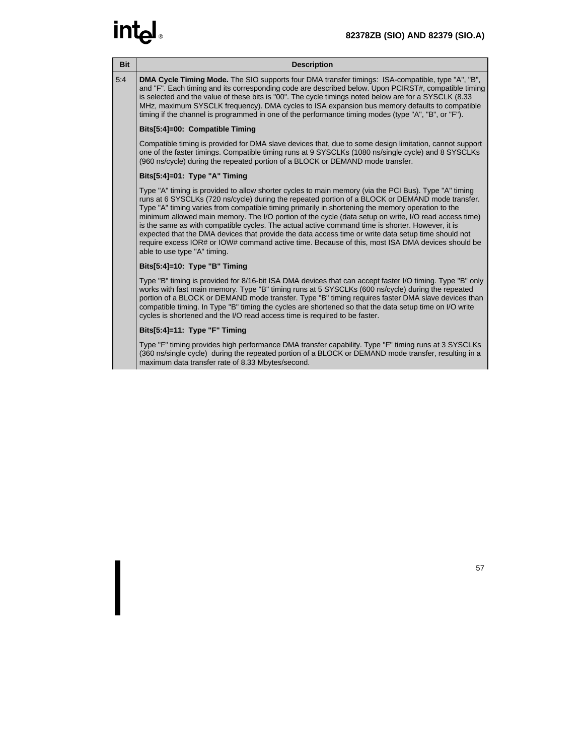| Bit | Description |
|---|---|
| 5:4 | **DMA Cycle Timing Mode.** The SIO supports four DMA transfer timings: ISA-compatible, type "A", "B", and "F". Each timing and its corresponding code are described below. Upon PCIRST#, compatible timing is selected and the value of these bits is "00". The cycle timings noted below are for a SYSCLK (8.33 MHz, maximum SYSCLK frequency). DMA cycles to ISA expansion bus memory defaults to compatible timing if the channel is programmed in one of the performance timing modes (type "A", "B", or "F").<br><br>**Bits[5:4]=00: Compatible Timing**<br><br>Compatible timing is provided for DMA slave devices that, due to some design limitation, cannot support one of the faster timings. Compatible timing runs at 9 SYSCLKs (1080 ns/single cycle) and 8 SYSCLKs (960 ns/cycle) during the repeated portion of a BLOCK or DEMAND mode transfer.<br><br>**Bits[5:4]=01: Type "A" Timing**<br><br>Type "A" timing is provided to allow shorter cycles to main memory (via the PCI Bus). Type "A" timing runs at 6 SYSCLKs (720 ns/cycle) during the repeated portion of a BLOCK or DEMAND mode transfer. Type "A" timing varies from compatible timing primarily in shortening the memory operation to the minimum allowed main memory. The I/O portion of the cycle (data setup on write, I/O read access time) is the same as with compatible cycles. The actual active command time is shorter. However, it is expected that the DMA devices that provide the data access time or write data setup time should not require excess IOR# or IOW# command active time. Because of this, most ISA DMA devices should be able to use type "A" timing.<br><br>**Bits[5:4]=10: Type "B" Timing**<br><br>Type "B" timing is provided for 8/16-bit ISA DMA devices that can accept faster I/O timing. Type "B" only works with fast main memory. Type "B" timing runs at 5 SYSCLKs (600 ns/cycle) during the repeated portion of a BLOCK or DEMAND mode transfer. Type "B" timing requires faster DMA slave devices than compatible timing. In Type "B" timing the cycles are shortened so that the data setup time on I/O write cycles is shortened and the I/O read access time is required to be faster.<br><br>**Bits[5:4]=11: Type "F" Timing**<br><br>Type "F" timing provides high performance DMA transfer capability. Type "F" timing runs at 3 SYSCLKs (360 ns/single cycle) during the repeated portion of a BLOCK or DEMAND mode transfer, resulting in a maximum data transfer rate of 8.33 Mbytes/second. |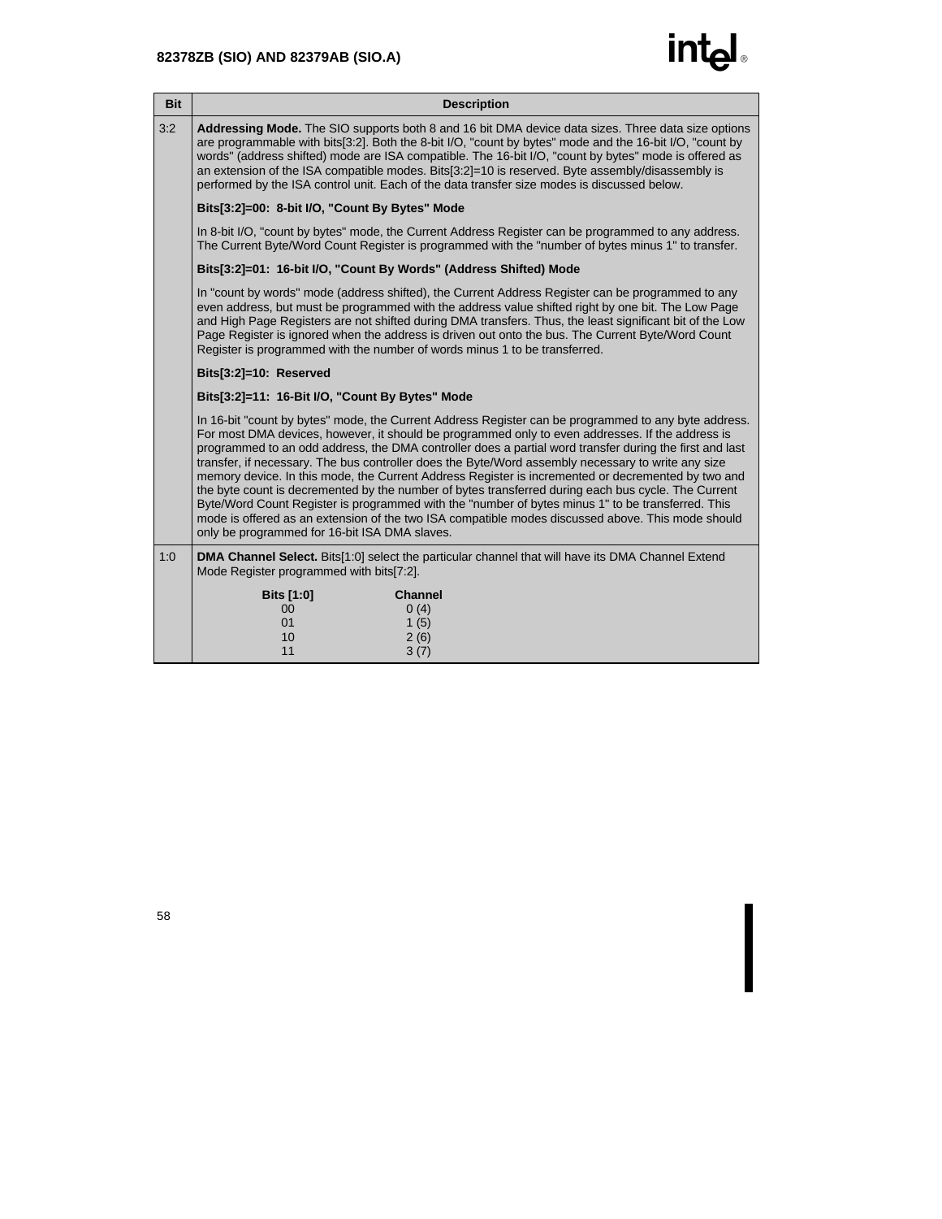| Bit | Description |
|---|---|
| 3:2 | **Addressing Mode.** The SIO supports both 8 and 16 bit DMA device data sizes. Three data size options are programmable with bits[3:2]. Both the 8-bit I/O, "count by bytes" mode and the 16-bit I/O, "count by words" (address shifted) mode are ISA compatible. The 16-bit I/O, "count by bytes" mode is offered as an extension of the ISA compatible modes. Bits[3:2]=10 is reserved. Byte assembly/disassembly is performed by the ISA control unit. Each of the data transfer size modes is discussed below.<br><br>**Bits[3:2]=00: 8-bit I/O, "Count By Bytes" Mode**<br><br>In 8-bit I/O, "count by bytes" mode, the Current Address Register can be programmed to any address. The Current Byte/Word Count Register is programmed with the "number of bytes minus 1" to transfer.<br><br>**Bits[3:2]=01: 16-bit I/O, "Count By Words" (Address Shifted) Mode**<br><br>In "count by words" mode (address shifted), the Current Address Register can be programmed to any even address, but must be programmed with the address value shifted right by one bit. The Low Page and High Page Registers are not shifted during DMA transfers. Thus, the least significant bit of the Low Page Register is ignored when the address is driven out onto the bus. The Current Byte/Word Count Register is programmed with the number of words minus 1 to be transferred.<br><br>**Bits[3:2]=10: Reserved**<br><br>**Bits[3:2]=11: 16-Bit I/O, "Count By Bytes" Mode**<br><br>In 16-bit "count by bytes" mode, the Current Address Register can be programmed to any byte address. For most DMA devices, however, it should be programmed only to even addresses. If the address is programmed to an odd address, the DMA controller does a partial word transfer during the first and last transfer, if necessary. The bus controller does the Byte/Word assembly necessary to write any size memory device. In this mode, the Current Address Register is incremented or decremented by two and the byte count is decremented by the number of bytes transferred during each bus cycle. The Current Byte/Word Count Register is programmed with the "number of bytes minus 1" to be transferred. This mode is offered as an extension of the two ISA compatible modes discussed above. This mode should only be programmed for 16-bit ISA DMA slaves. |
| 1:0 | **DMA Channel Select.** Bits[1:0] select the particular channel that will have its DMA Channel Extend Mode Register programmed with bits[7:2].<br><br>**Bits [1:0]** — **Channel**<br>00 — 0 (4)<br>01 — 1 (5)<br>10 — 2 (6)<br>11 — 3 (7) |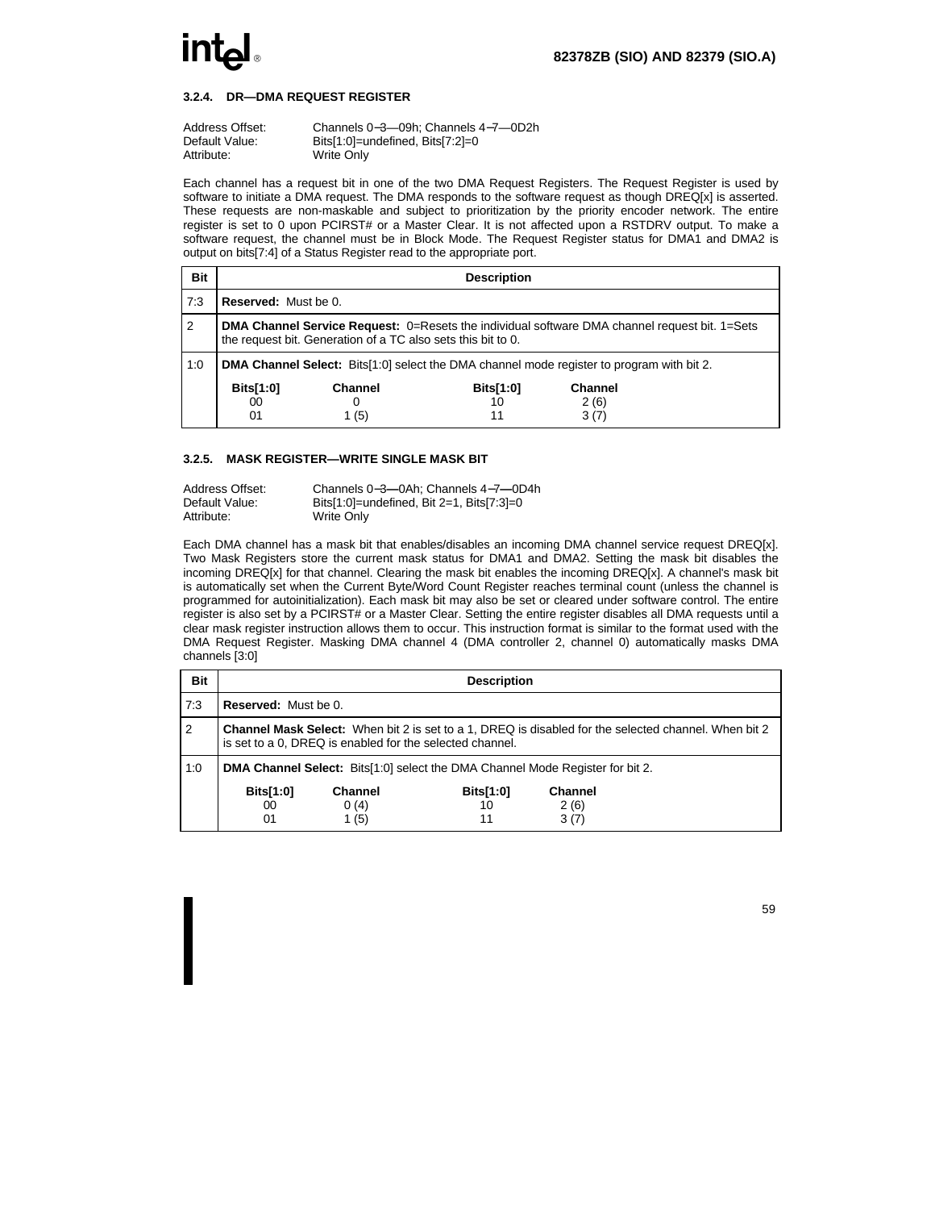### 3.2.4. DR—DMA REQUEST REGISTER

Address Offset: Channels 0–3—09h; Channels 4–7—0D2h
Default Value: Bits[1:0]=undefined, Bits[7:2]=0
Attribute: Write Only

Each channel has a request bit in one of the two DMA Request Registers. The Request Register is used by software to initiate a DMA request. The DMA responds to the software request as though DREQ[x] is asserted. These requests are non-maskable and subject to prioritization by the priority encoder network. The entire register is set to 0 upon PCIRST# or a Master Clear. It is not affected upon a RSTDRV output. To make a software request, the channel must be in Block Mode. The Request Register status for DMA1 and DMA2 is output on bits[7:4] of a Status Register read to the appropriate port.

| Bit | Description |
|---|---|
| 7:3 | **Reserved:** Must be 0. |
| 2 | **DMA Channel Service Request:** 0=Resets the individual software DMA channel request bit. 1=Sets the request bit. Generation of a TC also sets this bit to 0. |
| 1:0 | **DMA Channel Select:** Bits[1:0] select the DMA channel mode register to program with bit 2.<br>**Bits[1:0]** / **Channel**: 00 = 0; 01 = 1 (5); 10 = 2 (6); 11 = 3 (7) |

### 3.2.5. MASK REGISTER—WRITE SINGLE MASK BIT

Address Offset: Channels 0–3—0Ah; Channels 4–7—0D4h
Default Value: Bits[1:0]=undefined, Bit 2=1, Bits[7:3]=0
Attribute: Write Only

Each DMA channel has a mask bit that enables/disables an incoming DMA channel service request DREQ[x]. Two Mask Registers store the current mask status for DMA1 and DMA2. Setting the mask bit disables the incoming DREQ[x] for that channel. Clearing the mask bit enables the incoming DREQ[x]. A channel's mask bit is automatically set when the Current Byte/Word Count Register reaches terminal count (unless the channel is programmed for autoinitialization). Each mask bit may also be set or cleared under software control. The entire register is also set by a PCIRST# or a Master Clear. Setting the entire register disables all DMA requests until a clear mask register instruction allows them to occur. This instruction format is similar to the format used with the DMA Request Register. Masking DMA channel 4 (DMA controller 2, channel 0) automatically masks DMA channels [3:0]

| Bit | Description |
|---|---|
| 7:3 | **Reserved:** Must be 0. |
| 2 | **Channel Mask Select:** When bit 2 is set to a 1, DREQ is disabled for the selected channel. When bit 2 is set to a 0, DREQ is enabled for the selected channel. |
| 1:0 | **DMA Channel Select:** Bits[1:0] select the DMA Channel Mode Register for bit 2.<br>**Bits[1:0]** / **Channel**: 00 = 0 (4); 01 = 1 (5); 10 = 2 (6); 11 = 3 (7) |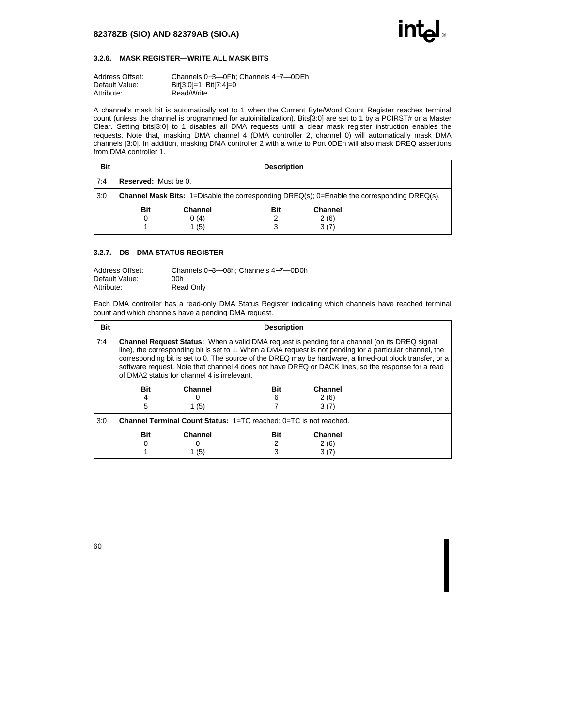### 3.2.6. MASK REGISTER—WRITE ALL MASK BITS

Address Offset: Channels 0–3—0Fh; Channels 4–7—0DEh
Default Value: Bit[3:0]=1, Bit[7:4]=0
Attribute: Read/Write

A channel's mask bit is automatically set to 1 when the Current Byte/Word Count Register reaches terminal count (unless the channel is programmed for autoinitialization). Bits[3:0] are set to 1 by a PCIRST# or a Master Clear. Setting bits[3:0] to 1 disables all DMA requests until a clear mask register instruction enables the requests. Note that, masking DMA channel 4 (DMA controller 2, channel 0) will automatically mask DMA channels [3:0]. In addition, masking DMA controller 2 with a write to Port 0DEh will also mask DREQ assertions from DMA controller 1.

| Bit | Description |
|---|---|
| 7:4 | **Reserved:** Must be 0. |
| 3:0 | **Channel Mask Bits:** 1=Disable the corresponding DREQ(s); 0=Enable the corresponding DREQ(s).<br><br>**Bit** / **Channel**: 0 / 0 (4); 1 / 1 (5); 2 / 2 (6); 3 / 3 (7) |

### 3.2.7. DS—DMA STATUS REGISTER

Address Offset: Channels 0–3—08h; Channels 4–7—0D0h
Default Value: 00h
Attribute: Read Only

Each DMA controller has a read-only DMA Status Register indicating which channels have reached terminal count and which channels have a pending DMA request.

| Bit | Description |
|---|---|
| 7:4 | **Channel Request Status:** When a valid DMA request is pending for a channel (on its DREQ signal line), the corresponding bit is set to 1. When a DMA request is not pending for a particular channel, the corresponding bit is set to 0. The source of the DREQ may be hardware, a timed-out block transfer, or a software request. Note that channel 4 does not have DREQ or DACK lines, so the response for a read of DMA2 status for channel 4 is irrelevant.<br><br>**Bit** / **Channel**: 4 / 0; 5 / 1 (5); 6 / 2 (6); 7 / 3 (7) |
| 3:0 | **Channel Terminal Count Status:** 1=TC reached; 0=TC is not reached.<br><br>**Bit** / **Channel**: 0 / 0; 1 / 1 (5); 2 / 2 (6); 3 / 3 (7) |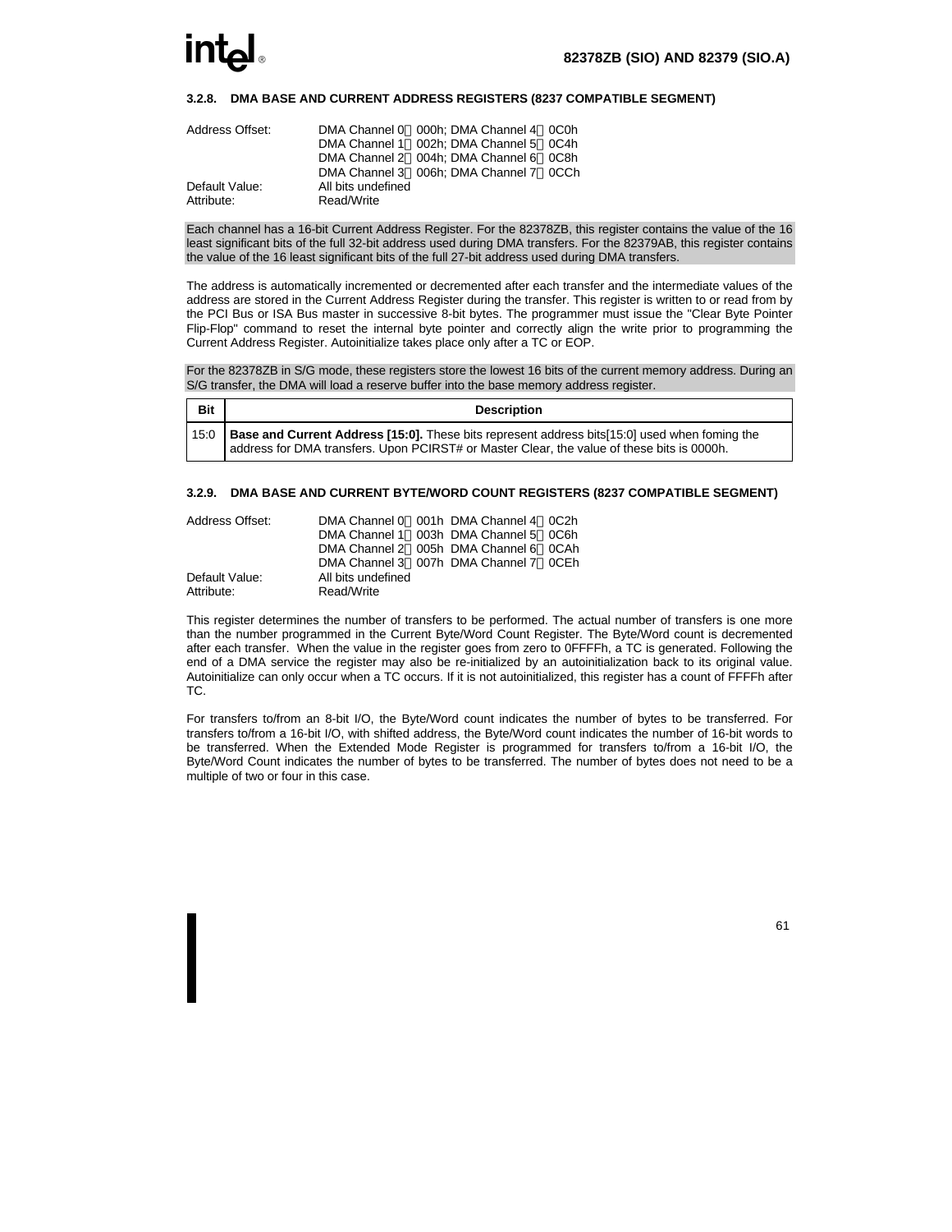### 3.2.8. DMA BASE AND CURRENT ADDRESS REGISTERS (8237 COMPATIBLE SEGMENT)

Address Offset: DMA Channel 0 000h; DMA Channel 4 0C0h
DMA Channel 1 002h; DMA Channel 5 0C4h
DMA Channel 2 004h; DMA Channel 6 0C8h
DMA Channel 3 006h; DMA Channel 7 0CCh

Default Value: All bits undefined

Attribute: Read/Write

Each channel has a 16-bit Current Address Register. For the 82378ZB, this register contains the value of the 16 least significant bits of the full 32-bit address used during DMA transfers. For the 82379AB, this register contains the value of the 16 least significant bits of the full 27-bit address used during DMA transfers.

The address is automatically incremented or decremented after each transfer and the intermediate values of the address are stored in the Current Address Register during the transfer. This register is written to or read from by the PCI Bus or ISA Bus master in successive 8-bit bytes. The programmer must issue the "Clear Byte Pointer Flip-Flop" command to reset the internal byte pointer and correctly align the write prior to programming the Current Address Register. Autoinitialize takes place only after a TC or EOP.

For the 82378ZB in S/G mode, these registers store the lowest 16 bits of the current memory address. During an S/G transfer, the DMA will load a reserve buffer into the base memory address register.

| Bit | Description |
|---|---|
| 15:0 | **Base and Current Address [15:0].** These bits represent address bits[15:0] used when foming the address for DMA transfers. Upon PCIRST# or Master Clear, the value of these bits is 0000h. |

### 3.2.9. DMA BASE AND CURRENT BYTE/WORD COUNT REGISTERS (8237 COMPATIBLE SEGMENT)

Address Offset: DMA Channel 0 001h DMA Channel 4 0C2h
DMA Channel 1 003h DMA Channel 5 0C6h
DMA Channel 2 005h DMA Channel 6 0CAh
DMA Channel 3 007h DMA Channel 7 0CEh

Default Value: All bits undefined

Attribute: Read/Write

This register determines the number of transfers to be performed. The actual number of transfers is one more than the number programmed in the Current Byte/Word Count Register. The Byte/Word count is decremented after each transfer. When the value in the register goes from zero to 0FFFFh, a TC is generated. Following the end of a DMA service the register may also be re-initialized by an autoinitialization back to its original value. Autoinitialize can only occur when a TC occurs. If it is not autoinitialized, this register has a count of FFFFh after TC.

For transfers to/from an 8-bit I/O, the Byte/Word count indicates the number of bytes to be transferred. For transfers to/from a 16-bit I/O, with shifted address, the Byte/Word count indicates the number of 16-bit words to be transferred. When the Extended Mode Register is programmed for transfers to/from a 16-bit I/O, the Byte/Word Count indicates the number of bytes to be transferred. The number of bytes does not need to be a multiple of two or four in this case.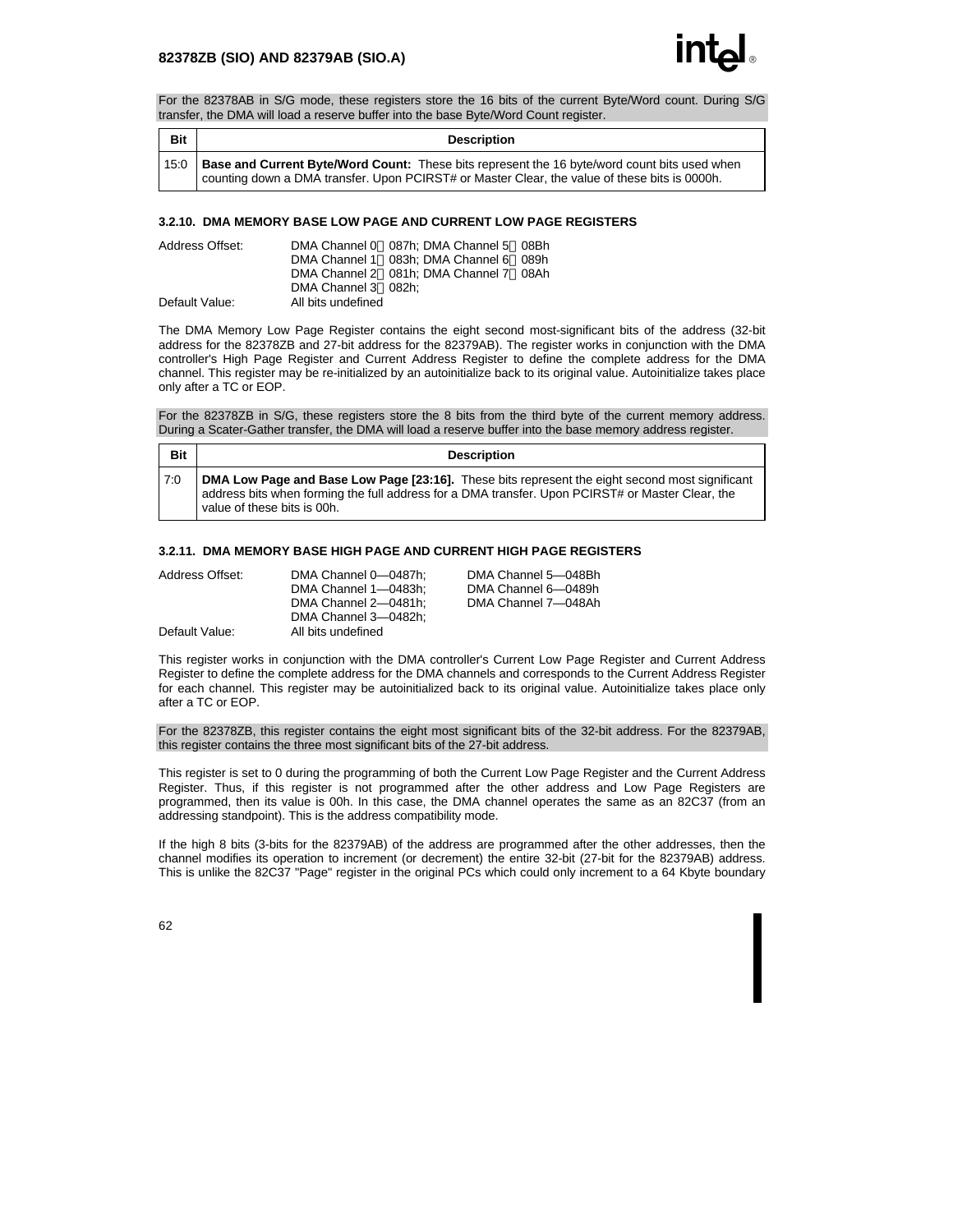For the 82378AB in S/G mode, these registers store the 16 bits of the current Byte/Word count. During S/G transfer, the DMA will load a reserve buffer into the base Byte/Word Count register.

| Bit | Description |
|---|---|
| 15:0 | **Base and Current Byte/Word Count:** These bits represent the 16 byte/word count bits used when counting down a DMA transfer. Upon PCIRST# or Master Clear, the value of these bits is 0000h. |

### 3.2.10. DMA MEMORY BASE LOW PAGE AND CURRENT LOW PAGE REGISTERS

Address Offset: DMA Channel 0—087h; DMA Channel 5—08Bh
DMA Channel 1—083h; DMA Channel 6—089h
DMA Channel 2—081h; DMA Channel 7—08Ah
DMA Channel 3—082h;

Default Value: All bits undefined

The DMA Memory Low Page Register contains the eight second most-significant bits of the address (32-bit address for the 82378ZB and 27-bit address for the 82379AB). The register works in conjunction with the DMA controller's High Page Register and Current Address Register to define the complete address for the DMA channel. This register may be re-initialized by an autoinitialize back to its original value. Autoinitialize takes place only after a TC or EOP.

For the 82378ZB in S/G, these registers store the 8 bits from the third byte of the current memory address. During a Scater-Gather transfer, the DMA will load a reserve buffer into the base memory address register.

| Bit | Description |
|---|---|
| 7:0 | **DMA Low Page and Base Low Page [23:16].** These bits represent the eight second most significant address bits when forming the full address for a DMA transfer. Upon PCIRST# or Master Clear, the value of these bits is 00h. |

### 3.2.11. DMA MEMORY BASE HIGH PAGE AND CURRENT HIGH PAGE REGISTERS

Address Offset: DMA Channel 0—0487h; DMA Channel 5—048Bh
DMA Channel 1—0483h; DMA Channel 6—0489h
DMA Channel 2—0481h; DMA Channel 7—048Ah
DMA Channel 3—0482h;

Default Value: All bits undefined

This register works in conjunction with the DMA controller's Current Low Page Register and Current Address Register to define the complete address for the DMA channels and corresponds to the Current Address Register for each channel. This register may be autoinitialized back to its original value. Autoinitialize takes place only after a TC or EOP.

For the 82378ZB, this register contains the eight most significant bits of the 32-bit address. For the 82379AB, this register contains the three most significant bits of the 27-bit address.

This register is set to 0 during the programming of both the Current Low Page Register and the Current Address Register. Thus, if this register is not programmed after the other address and Low Page Registers are programmed, then its value is 00h. In this case, the DMA channel operates the same as an 82C37 (from an addressing standpoint). This is the address compatibility mode.

If the high 8 bits (3-bits for the 82379AB) of the address are programmed after the other addresses, then the channel modifies its operation to increment (or decrement) the entire 32-bit (27-bit for the 82379AB) address. This is unlike the 82C37 "Page" register in the original PCs which could only increment to a 64 Kbyte boundary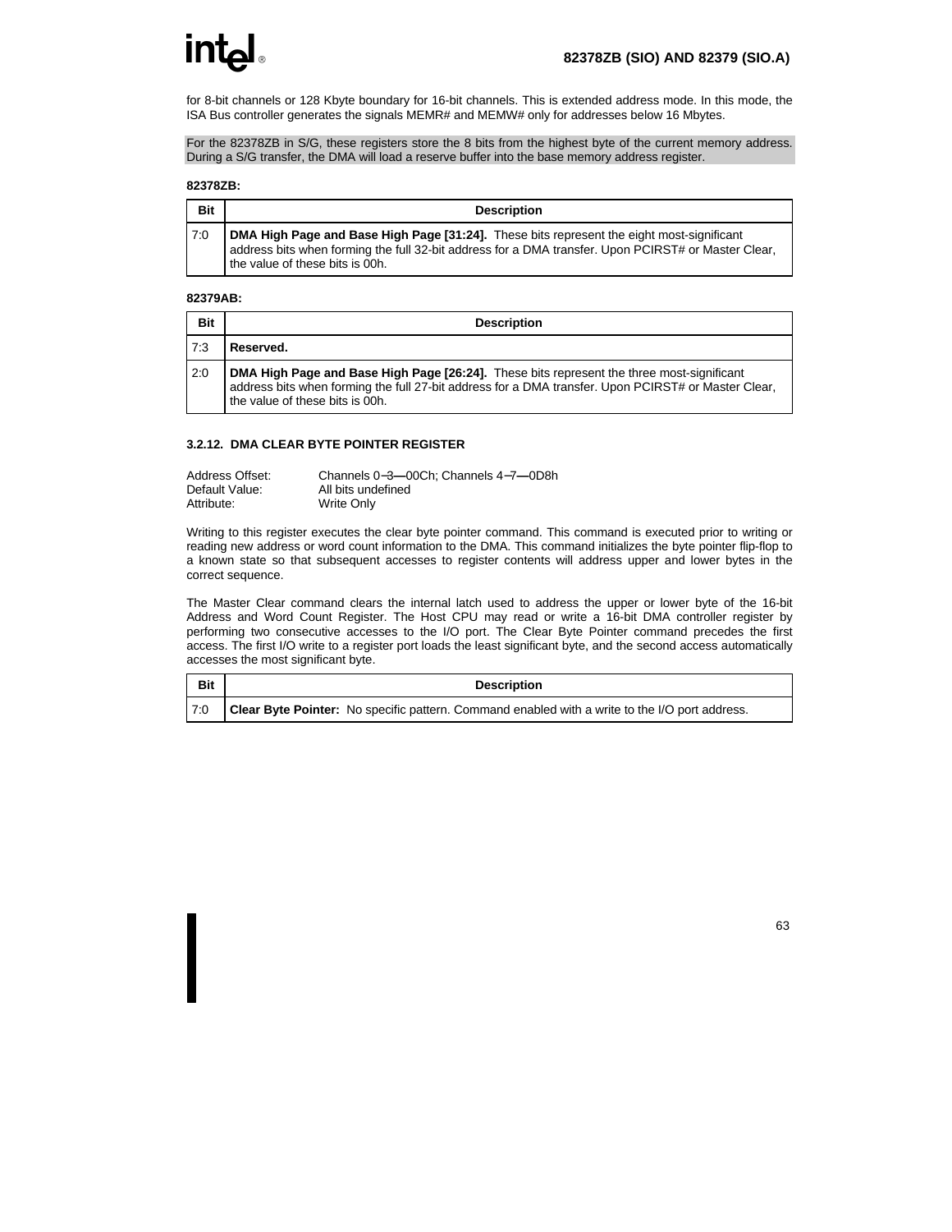for 8-bit channels or 128 Kbyte boundary for 16-bit channels. This is extended address mode. In this mode, the ISA Bus controller generates the signals MEMR# and MEMW# only for addresses below 16 Mbytes.

For the 82378ZB in S/G, these registers store the 8 bits from the highest byte of the current memory address. During a S/G transfer, the DMA will load a reserve buffer into the base memory address register.

**82378ZB:**

| Bit | Description |
|---|---|
| 7:0 | **DMA High Page and Base High Page [31:24].** These bits represent the eight most-significant address bits when forming the full 32-bit address for a DMA transfer. Upon PCIRST# or Master Clear, the value of these bits is 00h. |

**82379AB:**

| Bit | Description |
|---|---|
| 7:3 | **Reserved.** |
| 2:0 | **DMA High Page and Base High Page [26:24].** These bits represent the three most-significant address bits when forming the full 27-bit address for a DMA transfer. Upon PCIRST# or Master Clear, the value of these bits is 00h. |

### 3.2.12. DMA CLEAR BYTE POINTER REGISTER

Address Offset: Channels 0–3—00Ch; Channels 4–7—0D8h
Default Value: All bits undefined
Attribute: Write Only

Writing to this register executes the clear byte pointer command. This command is executed prior to writing or reading new address or word count information to the DMA. This command initializes the byte pointer flip-flop to a known state so that subsequent accesses to register contents will address upper and lower bytes in the correct sequence.

The Master Clear command clears the internal latch used to address the upper or lower byte of the 16-bit Address and Word Count Register. The Host CPU may read or write a 16-bit DMA controller register by performing two consecutive accesses to the I/O port. The Clear Byte Pointer command precedes the first access. The first I/O write to a register port loads the least significant byte, and the second access automatically accesses the most significant byte.

| Bit | Description |
|---|---|
| 7:0 | **Clear Byte Pointer:** No specific pattern. Command enabled with a write to the I/O port address. |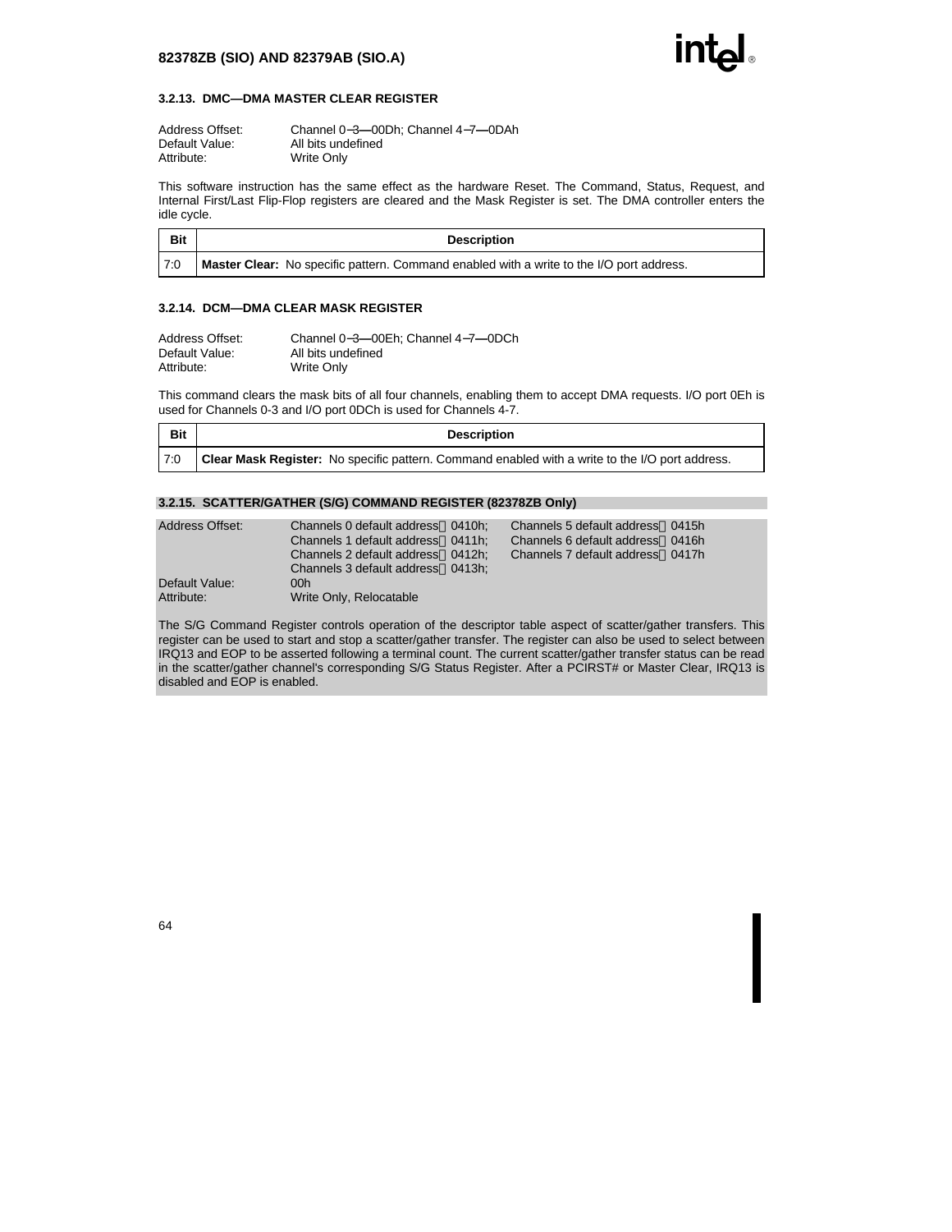### 3.2.13. DMC—DMA MASTER CLEAR REGISTER

Address Offset: Channel 0–3—00Dh; Channel 4–7—0DAh
Default Value: All bits undefined
Attribute: Write Only

This software instruction has the same effect as the hardware Reset. The Command, Status, Request, and Internal First/Last Flip-Flop registers are cleared and the Mask Register is set. The DMA controller enters the idle cycle.

| Bit | Description |
|---|---|
| 7:0 | **Master Clear:** No specific pattern. Command enabled with a write to the I/O port address. |

### 3.2.14. DCM—DMA CLEAR MASK REGISTER

Address Offset: Channel 0–3—00Eh; Channel 4–7—0DCh
Default Value: All bits undefined
Attribute: Write Only

This command clears the mask bits of all four channels, enabling them to accept DMA requests. I/O port 0Eh is used for Channels 0-3 and I/O port 0DCh is used for Channels 4-7.

| Bit | Description |
|---|---|
| 7:0 | **Clear Mask Register:** No specific pattern. Command enabled with a write to the I/O port address. |

### 3.2.15. SCATTER/GATHER (S/G) COMMAND REGISTER (82378ZB Only)

Address Offset:
Channels 0 default address 0410h;
Channels 1 default address 0411h;
Channels 2 default address 0412h;
Channels 3 default address 0413h;
Channels 5 default address 0415h
Channels 6 default address 0416h
Channels 7 default address 0417h

Default Value: 00h
Attribute: Write Only, Relocatable

The S/G Command Register controls operation of the descriptor table aspect of scatter/gather transfers. This register can be used to start and stop a scatter/gather transfer. The register can also be used to select between IRQ13 and EOP to be asserted following a terminal count. The current scatter/gather transfer status can be read in the scatter/gather channel's corresponding S/G Status Register. After a PCIRST# or Master Clear, IRQ13 is disabled and EOP is enabled.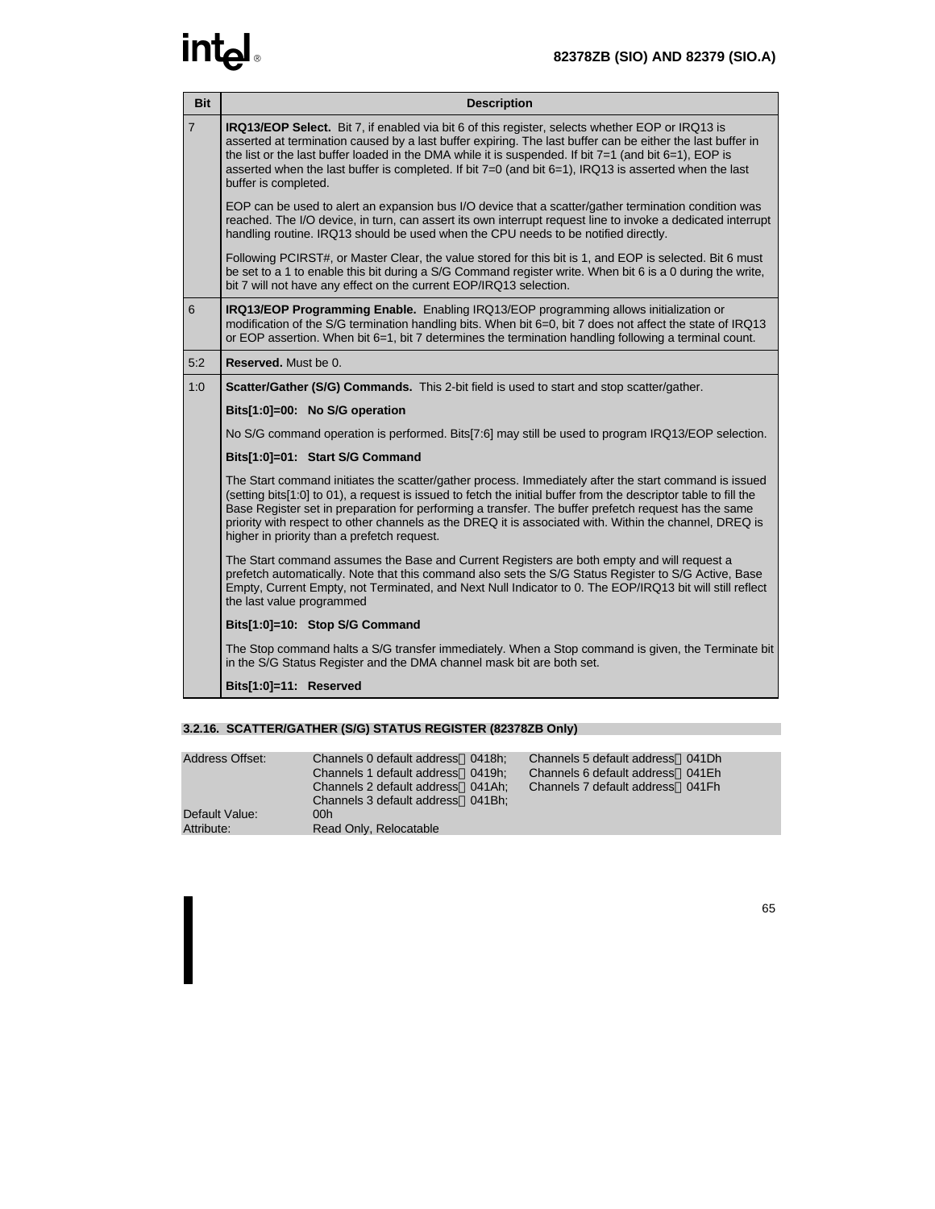| Bit | Description |
|---|---|
| 7 | **IRQ13/EOP Select.** Bit 7, if enabled via bit 6 of this register, selects whether EOP or IRQ13 is asserted at termination caused by a last buffer expiring. The last buffer can be either the last buffer in the list or the last buffer loaded in the DMA while it is suspended. If bit 7=1 (and bit 6=1), EOP is asserted when the last buffer is completed. If bit 7=0 (and bit 6=1), IRQ13 is asserted when the last buffer is completed.<br><br>EOP can be used to alert an expansion bus I/O device that a scatter/gather termination condition was reached. The I/O device, in turn, can assert its own interrupt request line to invoke a dedicated interrupt handling routine. IRQ13 should be used when the CPU needs to be notified directly.<br><br>Following PCIRST#, or Master Clear, the value stored for this bit is 1, and EOP is selected. Bit 6 must be set to a 1 to enable this bit during a S/G Command register write. When bit 6 is a 0 during the write, bit 7 will not have any effect on the current EOP/IRQ13 selection. |
| 6 | **IRQ13/EOP Programming Enable.** Enabling IRQ13/EOP programming allows initialization or modification of the S/G termination handling bits. When bit 6=0, bit 7 does not affect the state of IRQ13 or EOP assertion. When bit 6=1, bit 7 determines the termination handling following a terminal count. |
| 5:2 | **Reserved.** Must be 0. |
| 1:0 | **Scatter/Gather (S/G) Commands.** This 2-bit field is used to start and stop scatter/gather.<br><br>**Bits[1:0]=00: No S/G operation**<br><br>No S/G command operation is performed. Bits[7:6] may still be used to program IRQ13/EOP selection.<br><br>**Bits[1:0]=01: Start S/G Command**<br><br>The Start command initiates the scatter/gather process. Immediately after the start command is issued (setting bits[1:0] to 01), a request is issued to fetch the initial buffer from the descriptor table to fill the Base Register set in preparation for performing a transfer. The buffer prefetch request has the same priority with respect to other channels as the DREQ it is associated with. Within the channel, DREQ is higher in priority than a prefetch request.<br><br>The Start command assumes the Base and Current Registers are both empty and will request a prefetch automatically. Note that this command also sets the S/G Status Register to S/G Active, Base Empty, Current Empty, not Terminated, and Next Null Indicator to 0. The EOP/IRQ13 bit will still reflect the last value programmed<br><br>**Bits[1:0]=10: Stop S/G Command**<br><br>The Stop command halts a S/G transfer immediately. When a Stop command is given, the Terminate bit in the S/G Status Register and the DMA channel mask bit are both set.<br><br>**Bits[1:0]=11: Reserved** |

### 3.2.16. SCATTER/GATHER (S/G) STATUS REGISTER (82378ZB Only)

| | | |
|---|---|---|
| Address Offset: | Channels 0 default address 0418h; | Channels 5 default address 041Dh |
| | Channels 1 default address 0419h; | Channels 6 default address 041Eh |
| | Channels 2 default address 041Ah; | Channels 7 default address 041Fh |
| | Channels 3 default address 041Bh; | |
| Default Value: | 00h | |
| Attribute: | Read Only, Relocatable | |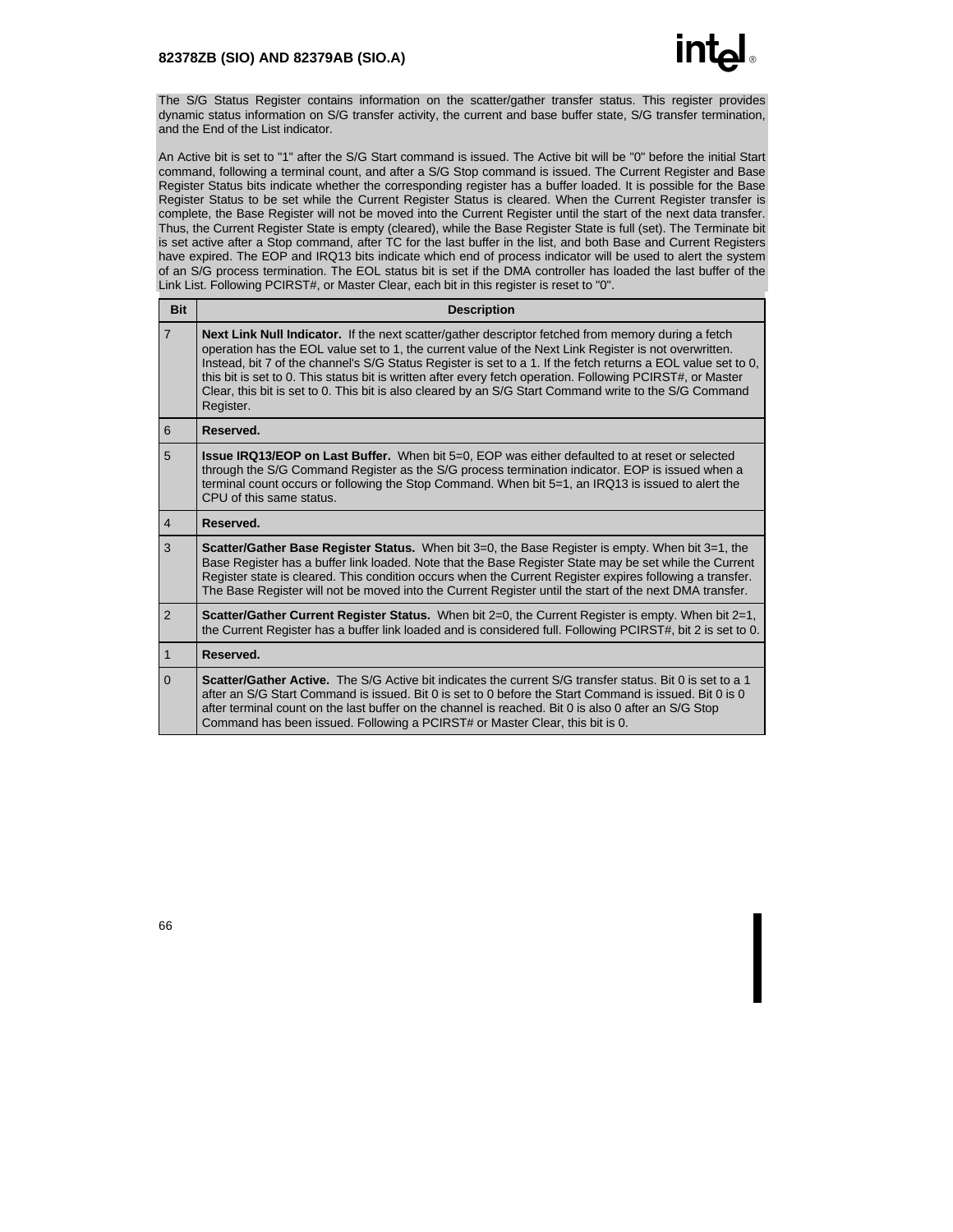The S/G Status Register contains information on the scatter/gather transfer status. This register provides dynamic status information on S/G transfer activity, the current and base buffer state, S/G transfer termination, and the End of the List indicator.

An Active bit is set to "1" after the S/G Start command is issued. The Active bit will be "0" before the initial Start command, following a terminal count, and after a S/G Stop command is issued. The Current Register and Base Register Status bits indicate whether the corresponding register has a buffer loaded. It is possible for the Base Register Status to be set while the Current Register Status is cleared. When the Current Register transfer is complete, the Base Register will not be moved into the Current Register until the start of the next data transfer. Thus, the Current Register State is empty (cleared), while the Base Register State is full (set). The Terminate bit is set active after a Stop command, after TC for the last buffer in the list, and both Base and Current Registers have expired. The EOP and IRQ13 bits indicate which end of process indicator will be used to alert the system of an S/G process termination. The EOL status bit is set if the DMA controller has loaded the last buffer of the Link List. Following PCIRST#, or Master Clear, each bit in this register is reset to "0".

| Bit | Description |
|---|---|
| 7 | **Next Link Null Indicator.** If the next scatter/gather descriptor fetched from memory during a fetch operation has the EOL value set to 1, the current value of the Next Link Register is not overwritten. Instead, bit 7 of the channel's S/G Status Register is set to a 1. If the fetch returns a EOL value set to 0, this bit is set to 0. This status bit is written after every fetch operation. Following PCIRST#, or Master Clear, this bit is set to 0. This bit is also cleared by an S/G Start Command write to the S/G Command Register. |
| 6 | **Reserved.** |
| 5 | **Issue IRQ13/EOP on Last Buffer.** When bit 5=0, EOP was either defaulted to at reset or selected through the S/G Command Register as the S/G process termination indicator. EOP is issued when a terminal count occurs or following the Stop Command. When bit 5=1, an IRQ13 is issued to alert the CPU of this same status. |
| 4 | **Reserved.** |
| 3 | **Scatter/Gather Base Register Status.** When bit 3=0, the Base Register is empty. When bit 3=1, the Base Register has a buffer link loaded. Note that the Base Register State may be set while the Current Register state is cleared. This condition occurs when the Current Register expires following a transfer. The Base Register will not be moved into the Current Register until the start of the next DMA transfer. |
| 2 | **Scatter/Gather Current Register Status.** When bit 2=0, the Current Register is empty. When bit 2=1, the Current Register has a buffer link loaded and is considered full. Following PCIRST#, bit 2 is set to 0. |
| 1 | **Reserved.** |
| 0 | **Scatter/Gather Active.** The S/G Active bit indicates the current S/G transfer status. Bit 0 is set to a 1 after an S/G Start Command is issued. Bit 0 is set to 0 before the Start Command is issued. Bit 0 is 0 after terminal count on the last buffer on the channel is reached. Bit 0 is also 0 after an S/G Stop Command has been issued. Following a PCIRST# or Master Clear, this bit is 0. |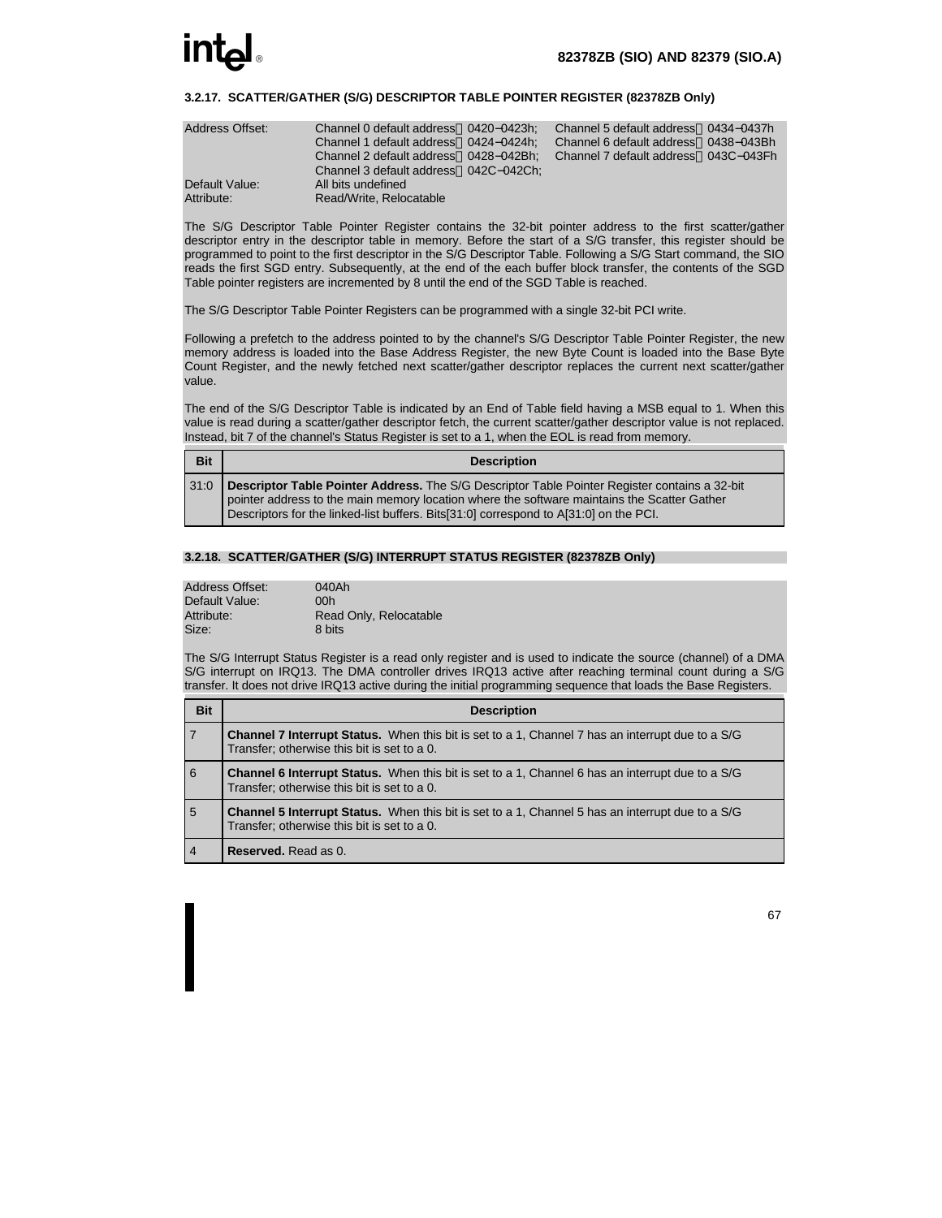### 3.2.17. SCATTER/GATHER (S/G) DESCRIPTOR TABLE POINTER REGISTER (82378ZB Only)

Address Offset: Channel 0 default address 0420–0423h; Channel 1 default address 0424–0424h; Channel 2 default address 0428–042Bh; Channel 3 default address 042C–042Ch; Channel 5 default address 0434–0437h; Channel 6 default address 0438–043Bh; Channel 7 default address 043C–043Fh
Default Value: All bits undefined
Attribute: Read/Write, Relocatable

The S/G Descriptor Table Pointer Register contains the 32-bit pointer address to the first scatter/gather descriptor entry in the descriptor table in memory. Before the start of a S/G transfer, this register should be programmed to point to the first descriptor in the S/G Descriptor Table. Following a S/G Start command, the SIO reads the first SGD entry. Subsequently, at the end of the each buffer block transfer, the contents of the SGD Table pointer registers are incremented by 8 until the end of the SGD Table is reached.

The S/G Descriptor Table Pointer Registers can be programmed with a single 32-bit PCI write.

Following a prefetch to the address pointed to by the channel's S/G Descriptor Table Pointer Register, the new memory address is loaded into the Base Address Register, the new Byte Count is loaded into the Base Byte Count Register, and the newly fetched next scatter/gather descriptor replaces the current next scatter/gather value.

The end of the S/G Descriptor Table is indicated by an End of Table field having a MSB equal to 1. When this value is read during a scatter/gather descriptor fetch, the current scatter/gather descriptor value is not replaced. Instead, bit 7 of the channel's Status Register is set to a 1, when the EOL is read from memory.

| Bit | Description |
|---|---|
| 31:0 | **Descriptor Table Pointer Address.** The S/G Descriptor Table Pointer Register contains a 32-bit pointer address to the main memory location where the software maintains the Scatter Gather Descriptors for the linked-list buffers. Bits[31:0] correspond to A[31:0] on the PCI. |

### 3.2.18. SCATTER/GATHER (S/G) INTERRUPT STATUS REGISTER (82378ZB Only)

Address Offset: 040Ah
Default Value: 00h
Attribute: Read Only, Relocatable
Size: 8 bits

The S/G Interrupt Status Register is a read only register and is used to indicate the source (channel) of a DMA S/G interrupt on IRQ13. The DMA controller drives IRQ13 active after reaching terminal count during a S/G transfer. It does not drive IRQ13 active during the initial programming sequence that loads the Base Registers.

| Bit | Description |
|---|---|
| 7 | **Channel 7 Interrupt Status.** When this bit is set to a 1, Channel 7 has an interrupt due to a S/G Transfer; otherwise this bit is set to a 0. |
| 6 | **Channel 6 Interrupt Status.** When this bit is set to a 1, Channel 6 has an interrupt due to a S/G Transfer; otherwise this bit is set to a 0. |
| 5 | **Channel 5 Interrupt Status.** When this bit is set to a 1, Channel 5 has an interrupt due to a S/G Transfer; otherwise this bit is set to a 0. |
| 4 | **Reserved.** Read as 0. |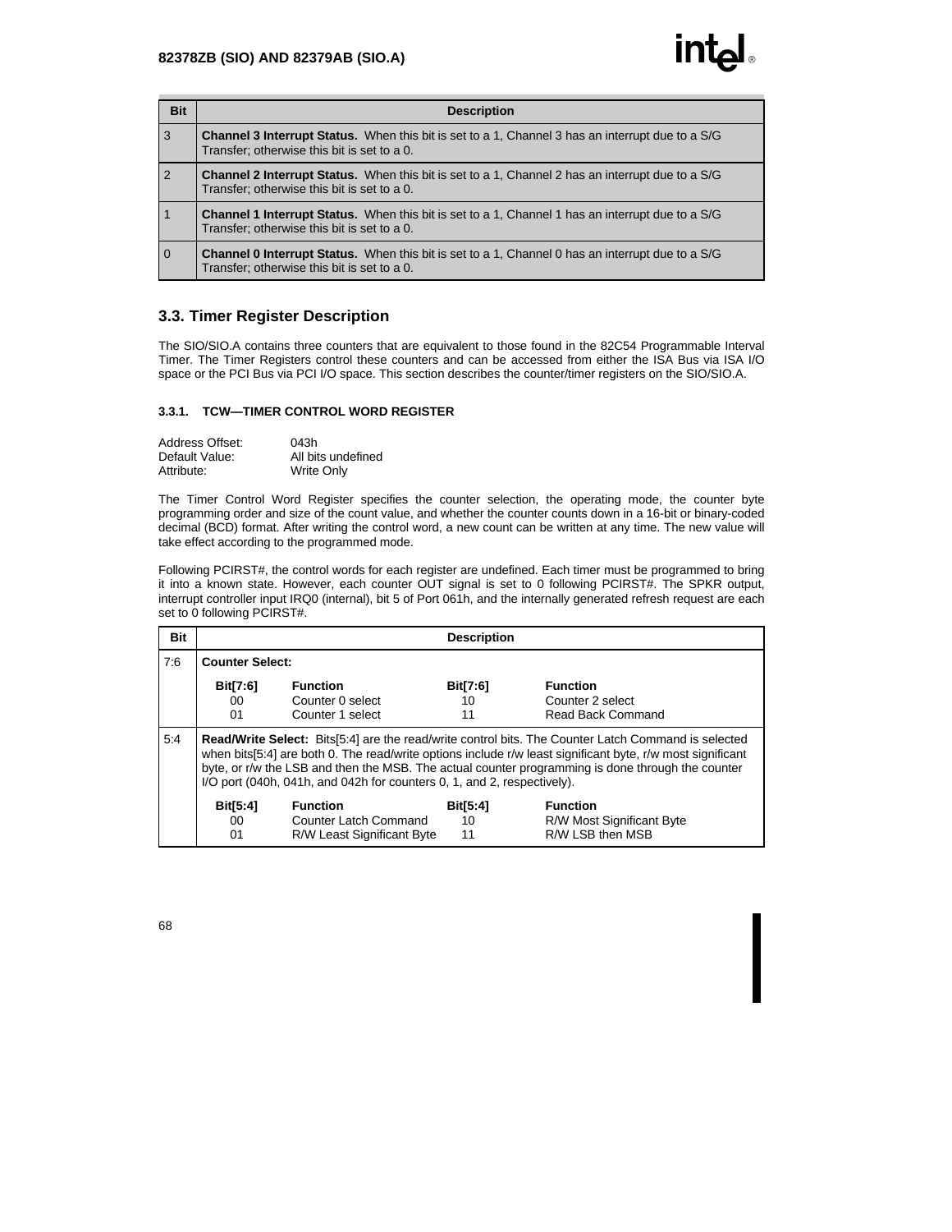| Bit | Description |
|---|---|
| 3 | **Channel 3 Interrupt Status.** When this bit is set to a 1, Channel 3 has an interrupt due to a S/G Transfer; otherwise this bit is set to a 0. |
| 2 | **Channel 2 Interrupt Status.** When this bit is set to a 1, Channel 2 has an interrupt due to a S/G Transfer; otherwise this bit is set to a 0. |
| 1 | **Channel 1 Interrupt Status.** When this bit is set to a 1, Channel 1 has an interrupt due to a S/G Transfer; otherwise this bit is set to a 0. |
| 0 | **Channel 0 Interrupt Status.** When this bit is set to a 1, Channel 0 has an interrupt due to a S/G Transfer; otherwise this bit is set to a 0. |

## 3.3. Timer Register Description

The SIO/SIO.A contains three counters that are equivalent to those found in the 82C54 Programmable Interval Timer. The Timer Registers control these counters and can be accessed from either the ISA Bus via ISA I/O space or the PCI Bus via PCI I/O space. This section describes the counter/timer registers on the SIO/SIO.A.

### 3.3.1. TCW—TIMER CONTROL WORD REGISTER

Address Offset: 043h
Default Value: All bits undefined
Attribute: Write Only

The Timer Control Word Register specifies the counter selection, the operating mode, the counter byte programming order and size of the count value, and whether the counter counts down in a 16-bit or binary-coded decimal (BCD) format. After writing the control word, a new count can be written at any time. The new value will take effect according to the programmed mode.

Following PCIRST#, the control words for each register are undefined. Each timer must be programmed to bring it into a known state. However, each counter OUT signal is set to 0 following PCIRST#. The SPKR output, interrupt controller input IRQ0 (internal), bit 5 of Port 061h, and the internally generated refresh request are each set to 0 following PCIRST#.

| Bit | Description |
|---|---|
| 7:6 | **Counter Select:**<br><br>**Bit[7:6]** — **Function**<br>00 — Counter 0 select<br>01 — Counter 1 select<br>10 — Counter 2 select<br>11 — Read Back Command |
| 5:4 | **Read/Write Select:** Bits[5:4] are the read/write control bits. The Counter Latch Command is selected when bits[5:4] are both 0. The read/write options include r/w least significant byte, r/w most significant byte, or r/w the LSB and then the MSB. The actual counter programming is done through the counter I/O port (040h, 041h, and 042h for counters 0, 1, and 2, respectively).<br><br>**Bit[5:4]** — **Function**<br>00 — Counter Latch Command<br>01 — R/W Least Significant Byte<br>10 — R/W Most Significant Byte<br>11 — R/W LSB then MSB |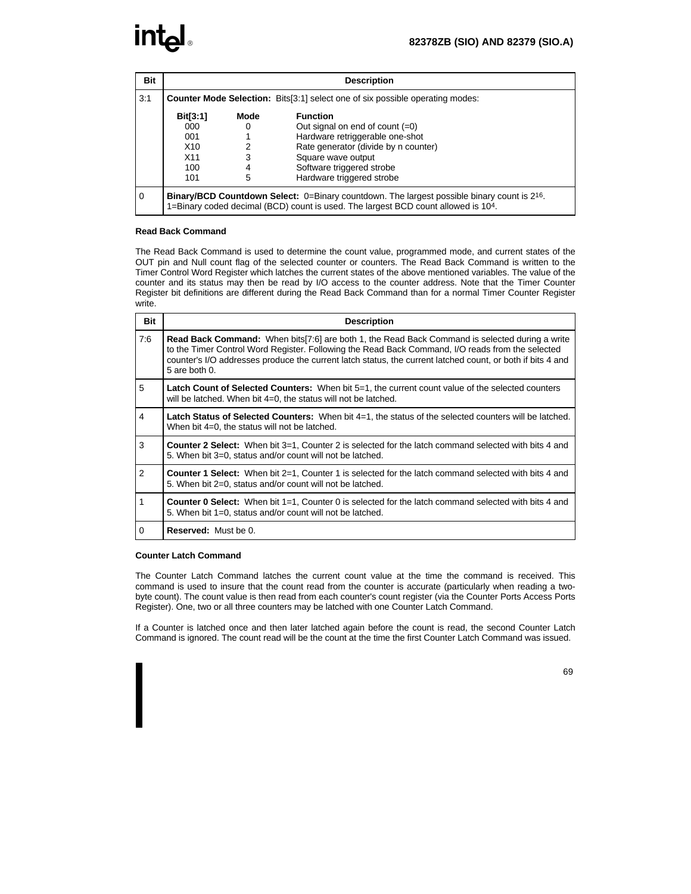| Bit | Description |
|---|---|
| 3:1 | **Counter Mode Selection:** Bits[3:1] select one of six possible operating modes:<br><br>**Bit[3:1]** **Mode** **Function**<br>000 0 Out signal on end of count (=0)<br>001 1 Hardware retriggerable one-shot<br>X10 2 Rate generator (divide by n counter)<br>X11 3 Square wave output<br>100 4 Software triggered strobe<br>101 5 Hardware triggered strobe |
| 0 | **Binary/BCD Countdown Select:** 0=Binary countdown. The largest possible binary count is $2^{16}$. 1=Binary coded decimal (BCD) count is used. The largest BCD count allowed is $10^4$. |

**Read Back Command**

The Read Back Command is used to determine the count value, programmed mode, and current states of the OUT pin and Null count flag of the selected counter or counters. The Read Back Command is written to the Timer Control Word Register which latches the current states of the above mentioned variables. The value of the counter and its status may then be read by I/O access to the counter address. Note that the Timer Counter Register bit definitions are different during the Read Back Command than for a normal Timer Counter Register write.

| Bit | Description |
|---|---|
| 7:6 | **Read Back Command:** When bits[7:6] are both 1, the Read Back Command is selected during a write to the Timer Control Word Register. Following the Read Back Command, I/O reads from the selected counter's I/O addresses produce the current latch status, the current latched count, or both if bits 4 and 5 are both 0. |
| 5 | **Latch Count of Selected Counters:** When bit 5=1, the current count value of the selected counters will be latched. When bit 4=0, the status will not be latched. |
| 4 | **Latch Status of Selected Counters:** When bit 4=1, the status of the selected counters will be latched. When bit 4=0, the status will not be latched. |
| 3 | **Counter 2 Select:** When bit 3=1, Counter 2 is selected for the latch command selected with bits 4 and 5. When bit 3=0, status and/or count will not be latched. |
| 2 | **Counter 1 Select:** When bit 2=1, Counter 1 is selected for the latch command selected with bits 4 and 5. When bit 2=0, status and/or count will not be latched. |
| 1 | **Counter 0 Select:** When bit 1=1, Counter 0 is selected for the latch command selected with bits 4 and 5. When bit 1=0, status and/or count will not be latched. |
| 0 | **Reserved:** Must be 0. |

**Counter Latch Command**

The Counter Latch Command latches the current count value at the time the command is received. This command is used to insure that the count read from the counter is accurate (particularly when reading a two-byte count). The count value is then read from each counter's count register (via the Counter Ports Access Ports Register). One, two or all three counters may be latched with one Counter Latch Command.

If a Counter is latched once and then later latched again before the count is read, the second Counter Latch Command is ignored. The count read will be the count at the time the first Counter Latch Command was issued.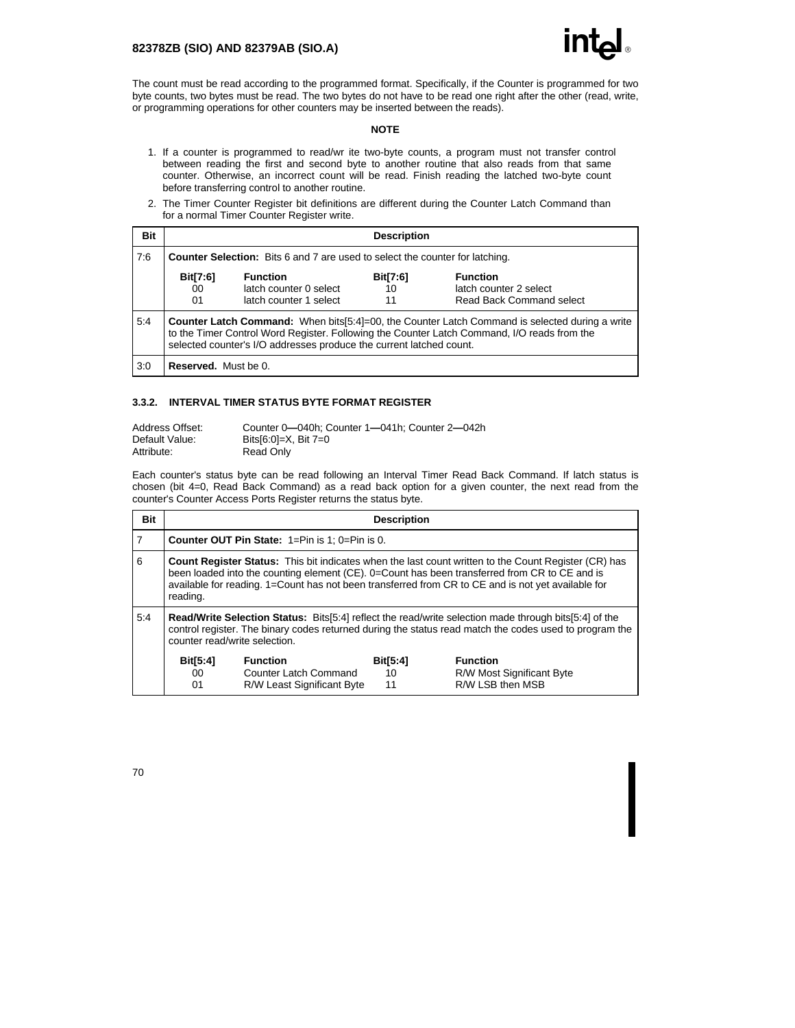The count must be read according to the programmed format. Specifically, if the Counter is programmed for two byte counts, two bytes must be read. The two bytes do not have to be read one right after the other (read, write, or programming operations for other counters may be inserted between the reads).

**NOTE**

1. If a counter is programmed to read/wr ite two-byte counts, a program must not transfer control between reading the first and second byte to another routine that also reads from that same counter. Otherwise, an incorrect count will be read. Finish reading the latched two-byte count before transferring control to another routine.
2. The Timer Counter Register bit definitions are different during the Counter Latch Command than for a normal Timer Counter Register write.

| Bit | Description |
|---|---|
| 7:6 | **Counter Selection:** Bits 6 and 7 are used to select the counter for latching.<br><br>**Bit[7:6]** / **Function**<br>00 — latch counter 0 select<br>01 — latch counter 1 select<br>10 — latch counter 2 select<br>11 — Read Back Command select |
| 5:4 | **Counter Latch Command:** When bits[5:4]=00, the Counter Latch Command is selected during a write to the Timer Control Word Register. Following the Counter Latch Command, I/O reads from the selected counter's I/O addresses produce the current latched count. |
| 3:0 | **Reserved.** Must be 0. |

### 3.3.2. INTERVAL TIMER STATUS BYTE FORMAT REGISTER

Address Offset: Counter 0—040h; Counter 1—041h; Counter 2—042h
Default Value: Bits[6:0]=X, Bit 7=0
Attribute: Read Only

Each counter's status byte can be read following an Interval Timer Read Back Command. If latch status is chosen (bit 4=0, Read Back Command) as a read back option for a given counter, the next read from the counter's Counter Access Ports Register returns the status byte.

| Bit | Description |
|---|---|
| 7 | **Counter OUT Pin State:** 1=Pin is 1; 0=Pin is 0. |
| 6 | **Count Register Status:** This bit indicates when the last count written to the Count Register (CR) has been loaded into the counting element (CE). 0=Count has been transferred from CR to CE and is available for reading. 1=Count has not been transferred from CR to CE and is not yet available for reading. |
| 5:4 | **Read/Write Selection Status:** Bits[5:4] reflect the read/write selection made through bits[5:4] of the control register. The binary codes returned during the status read match the codes used to program the counter read/write selection.<br><br>**Bit[5:4]** / **Function**<br>00 — Counter Latch Command<br>01 — R/W Least Significant Byte<br>10 — R/W Most Significant Byte<br>11 — R/W LSB then MSB |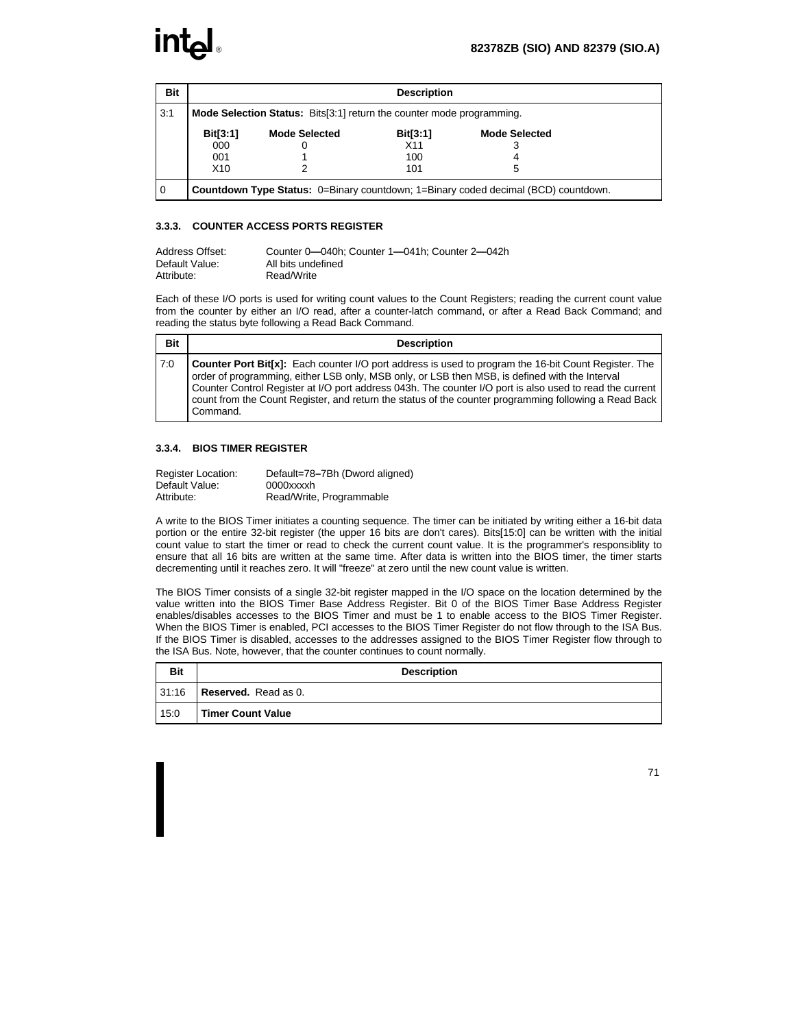| Bit | Description |
|---|---|
| 3:1 | **Mode Selection Status:** Bits[3:1] return the counter mode programming.<br><br>**Bit[3:1]** / **Mode Selected**: 000 = 0; 001 = 1; X10 = 2; X11 = 3; 100 = 4; 101 = 5 |
| 0 | **Countdown Type Status:** 0=Binary countdown; 1=Binary coded decimal (BCD) countdown. |

### 3.3.3. COUNTER ACCESS PORTS REGISTER

Address Offset: Counter 0—040h; Counter 1—041h; Counter 2—042h
Default Value: All bits undefined
Attribute: Read/Write

Each of these I/O ports is used for writing count values to the Count Registers; reading the current count value from the counter by either an I/O read, after a counter-latch command, or after a Read Back Command; and reading the status byte following a Read Back Command.

| Bit | Description |
|---|---|
| 7:0 | **Counter Port Bit[x]:** Each counter I/O port address is used to program the 16-bit Count Register. The order of programming, either LSB only, MSB only, or LSB then MSB, is defined with the Interval Counter Control Register at I/O port address 043h. The counter I/O port is also used to read the current count from the Count Register, and return the status of the counter programming following a Read Back Command. |

### 3.3.4. BIOS TIMER REGISTER

Register Location: Default=78–7Bh (Dword aligned)
Default Value: 0000xxxxh
Attribute: Read/Write, Programmable

A write to the BIOS Timer initiates a counting sequence. The timer can be initiated by writing either a 16-bit data portion or the entire 32-bit register (the upper 16 bits are don't cares). Bits[15:0] can be written with the initial count value to start the timer or read to check the current count value. It is the programmer's responsiblity to ensure that all 16 bits are written at the same time. After data is written into the BIOS timer, the timer starts decrementing until it reaches zero. It will "freeze" at zero until the new count value is written.

The BIOS Timer consists of a single 32-bit register mapped in the I/O space on the location determined by the value written into the BIOS Timer Base Address Register. Bit 0 of the BIOS Timer Base Address Register enables/disables accesses to the BIOS Timer and must be 1 to enable access to the BIOS Timer Register. When the BIOS Timer is enabled, PCI accesses to the BIOS Timer Register do not flow through to the ISA Bus. If the BIOS Timer is disabled, accesses to the addresses assigned to the BIOS Timer Register flow through to the ISA Bus. Note, however, that the counter continues to count normally.

| Bit | Description |
|---|---|
| 31:16 | **Reserved.** Read as 0. |
| 15:0 | **Timer Count Value** |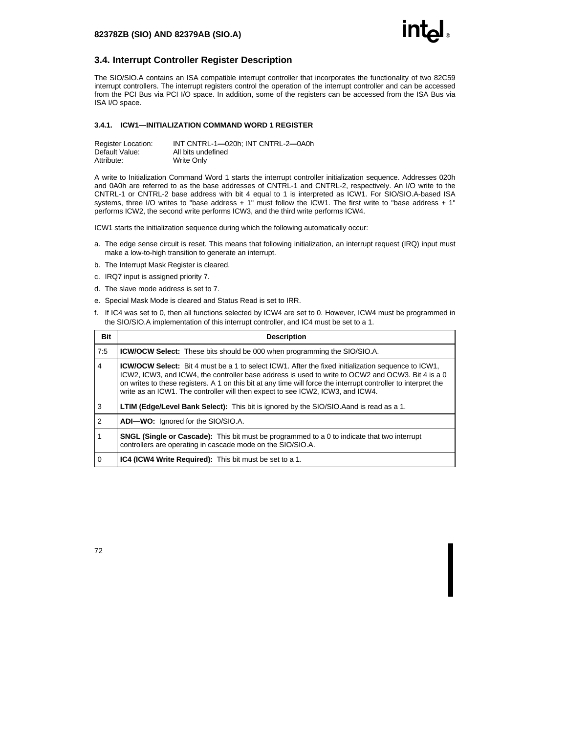## 3.4. Interrupt Controller Register Description

The SIO/SIO.A contains an ISA compatible interrupt controller that incorporates the functionality of two 82C59 interrupt controllers. The interrupt registers control the operation of the interrupt controller and can be accessed from the PCI Bus via PCI I/O space. In addition, some of the registers can be accessed from the ISA Bus via ISA I/O space.

### 3.4.1. ICW1—INITIALIZATION COMMAND WORD 1 REGISTER

Register Location: INT CNTRL-1—020h; INT CNTRL-2—0A0h
Default Value: All bits undefined
Attribute: Write Only

A write to Initialization Command Word 1 starts the interrupt controller initialization sequence. Addresses 020h and 0A0h are referred to as the base addresses of CNTRL-1 and CNTRL-2, respectively. An I/O write to the CNTRL-1 or CNTRL-2 base address with bit 4 equal to 1 is interpreted as ICW1. For SIO/SIO.A-based ISA systems, three I/O writes to "base address + 1" must follow the ICW1. The first write to "base address + 1" performs ICW2, the second write performs ICW3, and the third write performs ICW4.

ICW1 starts the initialization sequence during which the following automatically occur:

a. The edge sense circuit is reset. This means that following initialization, an interrupt request (IRQ) input must make a low-to-high transition to generate an interrupt.

b. The Interrupt Mask Register is cleared.

c. IRQ7 input is assigned priority 7.

d. The slave mode address is set to 7.

e. Special Mask Mode is cleared and Status Read is set to IRR.

f. If IC4 was set to 0, then all functions selected by ICW4 are set to 0. However, ICW4 must be programmed in the SIO/SIO.A implementation of this interrupt controller, and IC4 must be set to a 1.

| Bit | Description |
|---|---|
| 7:5 | **ICW/OCW Select:** These bits should be 000 when programming the SIO/SIO.A. |
| 4 | **ICW/OCW Select:** Bit 4 must be a 1 to select ICW1. After the fixed initialization sequence to ICW1, ICW2, ICW3, and ICW4, the controller base address is used to write to OCW2 and OCW3. Bit 4 is a 0 on writes to these registers. A 1 on this bit at any time will force the interrupt controller to interpret the write as an ICW1. The controller will then expect to see ICW2, ICW3, and ICW4. |
| 3 | **LTIM (Edge/Level Bank Select):** This bit is ignored by the SIO/SIO.Aand is read as a 1. |
| 2 | **ADI—WO:** Ignored for the SIO/SIO.A. |
| 1 | **SNGL (Single or Cascade):** This bit must be programmed to a 0 to indicate that two interrupt controllers are operating in cascade mode on the SIO/SIO.A. |
| 0 | **IC4 (ICW4 Write Required):** This bit must be set to a 1. |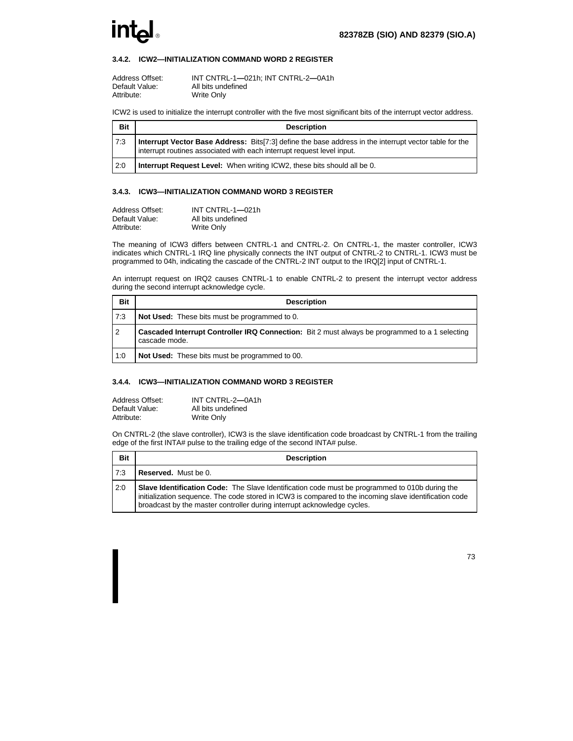### 3.4.2. ICW2—INITIALIZATION COMMAND WORD 2 REGISTER

Address Offset: INT CNTRL-1—021h; INT CNTRL-2—0A1h
Default Value: All bits undefined
Attribute: Write Only

ICW2 is used to initialize the interrupt controller with the five most significant bits of the interrupt vector address.

| Bit | Description |
|---|---|
| 7:3 | **Interrupt Vector Base Address:** Bits[7:3] define the base address in the interrupt vector table for the interrupt routines associated with each interrupt request level input. |
| 2:0 | **Interrupt Request Level:** When writing ICW2, these bits should all be 0. |

### 3.4.3. ICW3—INITIALIZATION COMMAND WORD 3 REGISTER

Address Offset: INT CNTRL-1—021h
Default Value: All bits undefined
Attribute: Write Only

The meaning of ICW3 differs between CNTRL-1 and CNTRL-2. On CNTRL-1, the master controller, ICW3 indicates which CNTRL-1 IRQ line physically connects the INT output of CNTRL-2 to CNTRL-1. ICW3 must be programmed to 04h, indicating the cascade of the CNTRL-2 INT output to the IRQ[2] input of CNTRL-1.

An interrupt request on IRQ2 causes CNTRL-1 to enable CNTRL-2 to present the interrupt vector address during the second interrupt acknowledge cycle.

| Bit | Description |
|---|---|
| 7:3 | **Not Used:** These bits must be programmed to 0. |
| 2 | **Cascaded Interrupt Controller IRQ Connection:** Bit 2 must always be programmed to a 1 selecting cascade mode. |
| 1:0 | **Not Used:** These bits must be programmed to 00. |

### 3.4.4. ICW3—INITIALIZATION COMMAND WORD 3 REGISTER

Address Offset: INT CNTRL-2—0A1h
Default Value: All bits undefined
Attribute: Write Only

On CNTRL-2 (the slave controller), ICW3 is the slave identification code broadcast by CNTRL-1 from the trailing edge of the first INTA# pulse to the trailing edge of the second INTA# pulse.

| Bit | Description |
|---|---|
| 7:3 | **Reserved.** Must be 0. |
| 2:0 | **Slave Identification Code:** The Slave Identification code must be programmed to 010b during the initialization sequence. The code stored in ICW3 is compared to the incoming slave identification code broadcast by the master controller during interrupt acknowledge cycles. |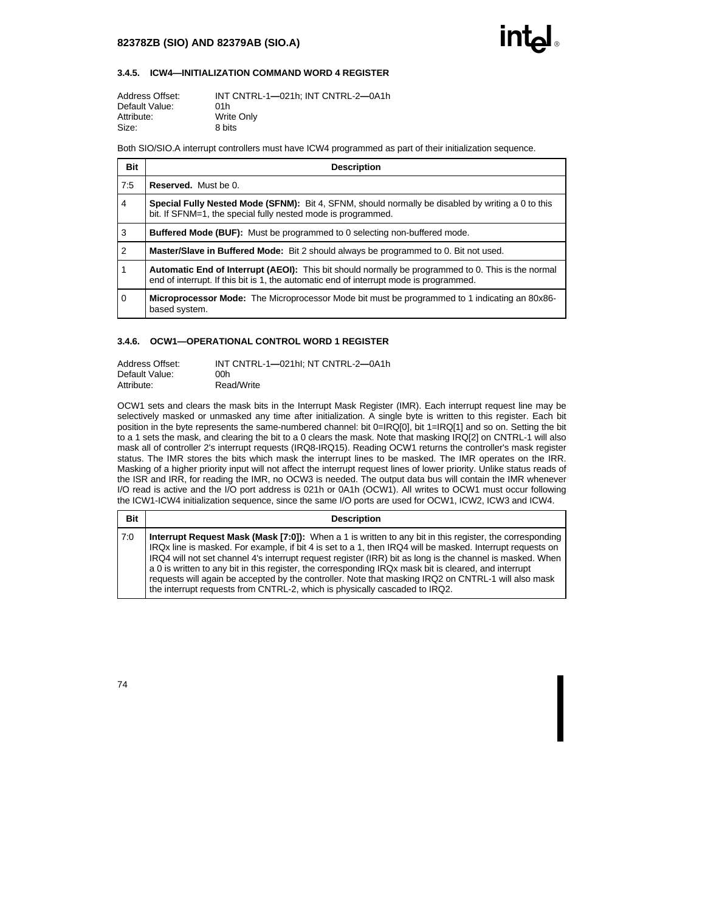### 3.4.5. ICW4—INITIALIZATION COMMAND WORD 4 REGISTER

Address Offset: INT CNTRL-1—021h; INT CNTRL-2—0A1h
Default Value: 01h
Attribute: Write Only
Size: 8 bits

Both SIO/SIO.A interrupt controllers must have ICW4 programmed as part of their initialization sequence.

| Bit | Description |
|---|---|
| 7:5 | **Reserved.** Must be 0. |
| 4 | **Special Fully Nested Mode (SFNM):** Bit 4, SFNM, should normally be disabled by writing a 0 to this bit. If SFNM=1, the special fully nested mode is programmed. |
| 3 | **Buffered Mode (BUF):** Must be programmed to 0 selecting non-buffered mode. |
| 2 | **Master/Slave in Buffered Mode:** Bit 2 should always be programmed to 0. Bit not used. |
| 1 | **Automatic End of Interrupt (AEOI):** This bit should normally be programmed to 0. This is the normal end of interrupt. If this bit is 1, the automatic end of interrupt mode is programmed. |
| 0 | **Microprocessor Mode:** The Microprocessor Mode bit must be programmed to 1 indicating an 80x86-based system. |

### 3.4.6. OCW1—OPERATIONAL CONTROL WORD 1 REGISTER

Address Offset: INT CNTRL-1—021hI; NT CNTRL-2—0A1h
Default Value: 00h
Attribute: Read/Write

OCW1 sets and clears the mask bits in the Interrupt Mask Register (IMR). Each interrupt request line may be selectively masked or unmasked any time after initialization. A single byte is written to this register. Each bit position in the byte represents the same-numbered channel: bit 0=IRQ[0], bit 1=IRQ[1] and so on. Setting the bit to a 1 sets the mask, and clearing the bit to a 0 clears the mask. Note that masking IRQ[2] on CNTRL-1 will also mask all of controller 2's interrupt requests (IRQ8-IRQ15). Reading OCW1 returns the controller's mask register status. The IMR stores the bits which mask the interrupt lines to be masked. The IMR operates on the IRR. Masking of a higher priority input will not affect the interrupt request lines of lower priority. Unlike status reads of the ISR and IRR, for reading the IMR, no OCW3 is needed. The output data bus will contain the IMR whenever I/O read is active and the I/O port address is 021h or 0A1h (OCW1). All writes to OCW1 must occur following the ICW1-ICW4 initialization sequence, since the same I/O ports are used for OCW1, ICW2, ICW3 and ICW4.

| Bit | Description |
|---|---|
| 7:0 | **Interrupt Request Mask (Mask [7:0]):** When a 1 is written to any bit in this register, the corresponding IRQx line is masked. For example, if bit 4 is set to a 1, then IRQ4 will be masked. Interrupt requests on IRQ4 will not set channel 4's interrupt request register (IRR) bit as long is the channel is masked. When a 0 is written to any bit in this register, the corresponding IRQx mask bit is cleared, and interrupt requests will again be accepted by the controller. Note that masking IRQ2 on CNTRL-1 will also mask the interrupt requests from CNTRL-2, which is physically cascaded to IRQ2. |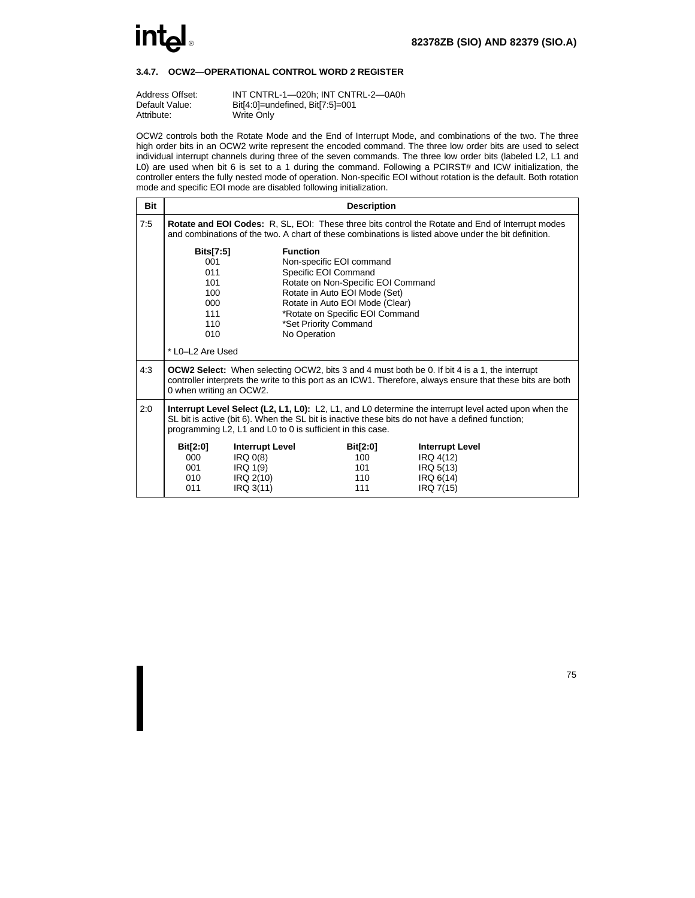### 3.4.7. OCW2—OPERATIONAL CONTROL WORD 2 REGISTER

Address Offset: INT CNTRL-1—020h; INT CNTRL-2—0A0h
Default Value: Bit[4:0]=undefined, Bit[7:5]=001
Attribute: Write Only

OCW2 controls both the Rotate Mode and the End of Interrupt Mode, and combinations of the two. The three high order bits in an OCW2 write represent the encoded command. The three low order bits are used to select individual interrupt channels during three of the seven commands. The three low order bits (labeled L2, L1 and L0) are used when bit 6 is set to a 1 during the command. Following a PCIRST# and ICW initialization, the controller enters the fully nested mode of operation. Non-specific EOI without rotation is the default. Both rotation mode and specific EOI mode are disabled following initialization.

| Bit | Description |
|---|---|
| 7:5 | **Rotate and EOI Codes:** R, SL, EOI: These three bits control the Rotate and End of Interrupt modes and combinations of the two. A chart of these combinations is listed above under the bit definition.<br><br>**Bits[7:5]** — **Function**<br>001 — Non-specific EOI command<br>011 — Specific EOI Command<br>101 — Rotate on Non-Specific EOI Command<br>100 — Rotate in Auto EOI Mode (Set)<br>000 — Rotate in Auto EOI Mode (Clear)<br>111 — *Rotate on Specific EOI Command<br>110 — *Set Priority Command<br>010 — No Operation<br><br>* L0–L2 Are Used |
| 4:3 | **OCW2 Select:** When selecting OCW2, bits 3 and 4 must both be 0. If bit 4 is a 1, the interrupt controller interprets the write to this port as an ICW1. Therefore, always ensure that these bits are both 0 when writing an OCW2. |
| 2:0 | **Interrupt Level Select (L2, L1, L0):** L2, L1, and L0 determine the interrupt level acted upon when the SL bit is active (bit 6). When the SL bit is inactive these bits do not have a defined function; programming L2, L1 and L0 to 0 is sufficient in this case.<br><br>**Bit[2:0]** — **Interrupt Level** — **Bit[2:0]** — **Interrupt Level**<br>000 — IRQ 0(8) — 100 — IRQ 4(12)<br>001 — IRQ 1(9) — 101 — IRQ 5(13)<br>010 — IRQ 2(10) — 110 — IRQ 6(14)<br>011 — IRQ 3(11) — 111 — IRQ 7(15) |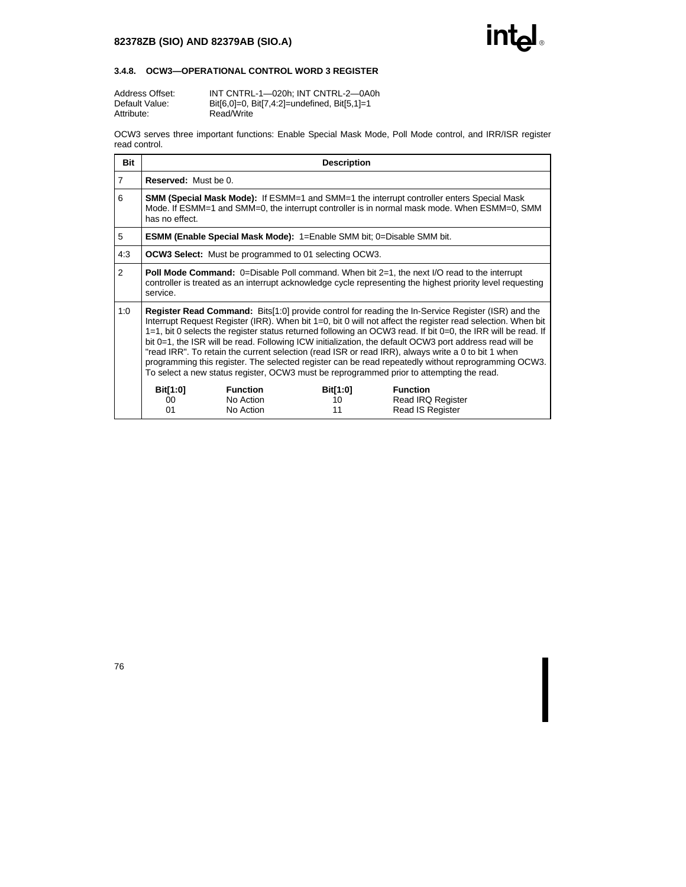### 3.4.8. OCW3—OPERATIONAL CONTROL WORD 3 REGISTER

Address Offset: INT CNTRL-1—020h; INT CNTRL-2—0A0h
Default Value: Bit[6,0]=0, Bit[7,4:2]=undefined, Bit[5,1]=1
Attribute: Read/Write

OCW3 serves three important functions: Enable Special Mask Mode, Poll Mode control, and IRR/ISR register read control.

| Bit | Description |
|---|---|
| 7 | **Reserved:** Must be 0. |
| 6 | **SMM (Special Mask Mode):** If ESMM=1 and SMM=1 the interrupt controller enters Special Mask Mode. If ESMM=1 and SMM=0, the interrupt controller is in normal mask mode. When ESMM=0, SMM has no effect. |
| 5 | **ESMM (Enable Special Mask Mode):** 1=Enable SMM bit; 0=Disable SMM bit. |
| 4:3 | **OCW3 Select:** Must be programmed to 01 selecting OCW3. |
| 2 | **Poll Mode Command:** 0=Disable Poll command. When bit 2=1, the next I/O read to the interrupt controller is treated as an interrupt acknowledge cycle representing the highest priority level requesting service. |
| 1:0 | **Register Read Command:** Bits[1:0] provide control for reading the In-Service Register (ISR) and the Interrupt Request Register (IRR). When bit 1=0, bit 0 will not affect the register read selection. When bit 1=1, bit 0 selects the register status returned following an OCW3 read. If bit 0=0, the IRR will be read. If bit 0=1, the ISR will be read. Following ICW initialization, the default OCW3 port address read will be "read IRR". To retain the current selection (read ISR or read IRR), always write a 0 to bit 1 when programming this register. The selected register can be read repeatedly without reprogramming OCW3. To select a new status register, OCW3 must be reprogrammed prior to attempting the read.<br><br>**Bit[1:0]** / **Function**: 00 No Action; 01 No Action; 10 Read IRQ Register; 11 Read IS Register |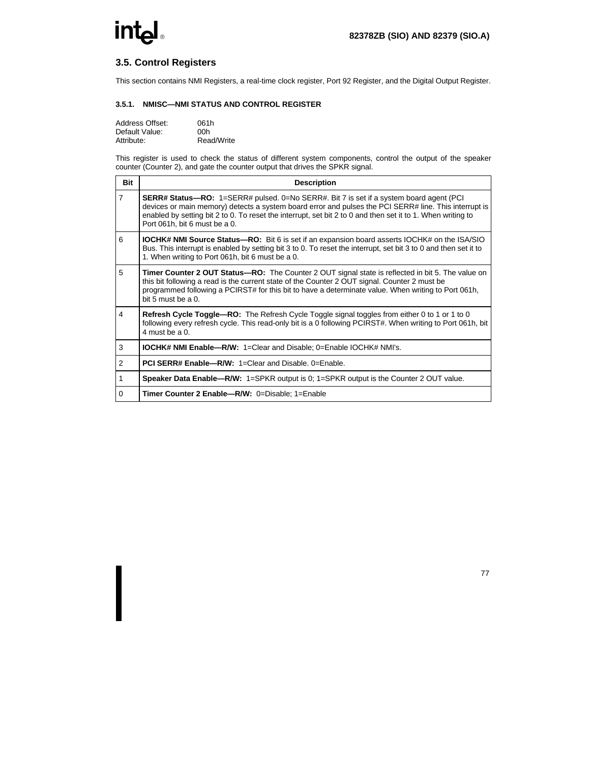## 3.5. Control Registers

This section contains NMI Registers, a real-time clock register, Port 92 Register, and the Digital Output Register.

#### 3.5.1. NMISC—NMI STATUS AND CONTROL REGISTER

Address Offset: 061h
Default Value: 00h
Attribute: Read/Write

This register is used to check the status of different system components, control the output of the speaker counter (Counter 2), and gate the counter output that drives the SPKR signal.

| Bit | Description |
|---|---|
| 7 | **SERR# Status—RO:** 1=SERR# pulsed. 0=No SERR#. Bit 7 is set if a system board agent (PCI devices or main memory) detects a system board error and pulses the PCI SERR# line. This interrupt is enabled by setting bit 2 to 0. To reset the interrupt, set bit 2 to 0 and then set it to 1. When writing to Port 061h, bit 6 must be a 0. |
| 6 | **IOCHK# NMI Source Status—RO:** Bit 6 is set if an expansion board asserts IOCHK# on the ISA/SIO Bus. This interrupt is enabled by setting bit 3 to 0. To reset the interrupt, set bit 3 to 0 and then set it to 1. When writing to Port 061h, bit 6 must be a 0. |
| 5 | **Timer Counter 2 OUT Status—RO:** The Counter 2 OUT signal state is reflected in bit 5. The value on this bit following a read is the current state of the Counter 2 OUT signal. Counter 2 must be programmed following a PCIRST# for this bit to have a determinate value. When writing to Port 061h, bit 5 must be a 0. |
| 4 | **Refresh Cycle Toggle—RO:** The Refresh Cycle Toggle signal toggles from either 0 to 1 or 1 to 0 following every refresh cycle. This read-only bit is a 0 following PCIRST#. When writing to Port 061h, bit 4 must be a 0. |
| 3 | **IOCHK# NMI Enable—R/W:** 1=Clear and Disable; 0=Enable IOCHK# NMI's. |
| 2 | **PCI SERR# Enable—R/W:** 1=Clear and Disable. 0=Enable. |
| 1 | **Speaker Data Enable—R/W:** 1=SPKR output is 0; 1=SPKR output is the Counter 2 OUT value. |
| 0 | **Timer Counter 2 Enable—R/W:** 0=Disable; 1=Enable |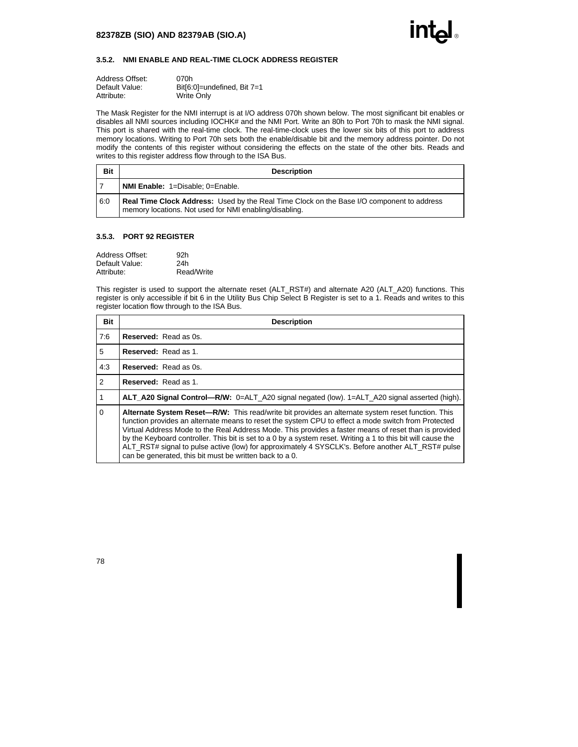### 3.5.2. NMI ENABLE AND REAL-TIME CLOCK ADDRESS REGISTER

Address Offset: 070h
Default Value: Bit[6:0]=undefined, Bit 7=1
Attribute: Write Only

The Mask Register for the NMI interrupt is at I/O address 070h shown below. The most significant bit enables or disables all NMI sources including IOCHK# and the NMI Port. Write an 80h to Port 70h to mask the NMI signal. This port is shared with the real-time clock. The real-time-clock uses the lower six bits of this port to address memory locations. Writing to Port 70h sets both the enable/disable bit and the memory address pointer. Do not modify the contents of this register without considering the effects on the state of the other bits. Reads and writes to this register address flow through to the ISA Bus.

| Bit | Description |
|---|---|
| 7 | **NMI Enable:** 1=Disable; 0=Enable. |
| 6:0 | **Real Time Clock Address:** Used by the Real Time Clock on the Base I/O component to address memory locations. Not used for NMI enabling/disabling. |

### 3.5.3. PORT 92 REGISTER

Address Offset: 92h
Default Value: 24h
Attribute: Read/Write

This register is used to support the alternate reset (ALT_RST#) and alternate A20 (ALT_A20) functions. This register is only accessible if bit 6 in the Utility Bus Chip Select B Register is set to a 1. Reads and writes to this register location flow through to the ISA Bus.

| Bit | Description |
|---|---|
| 7:6 | **Reserved:** Read as 0s. |
| 5 | **Reserved:** Read as 1. |
| 4:3 | **Reserved:** Read as 0s. |
| 2 | **Reserved:** Read as 1. |
| 1 | **ALT_A20 Signal Control—R/W:** 0=ALT_A20 signal negated (low). 1=ALT_A20 signal asserted (high). |
| 0 | **Alternate System Reset—R/W:** This read/write bit provides an alternate system reset function. This function provides an alternate means to reset the system CPU to effect a mode switch from Protected Virtual Address Mode to the Real Address Mode. This provides a faster means of reset than is provided by the Keyboard controller. This bit is set to a 0 by a system reset. Writing a 1 to this bit will cause the ALT_RST# signal to pulse active (low) for approximately 4 SYSCLK's. Before another ALT_RST# pulse can be generated, this bit must be written back to a 0. |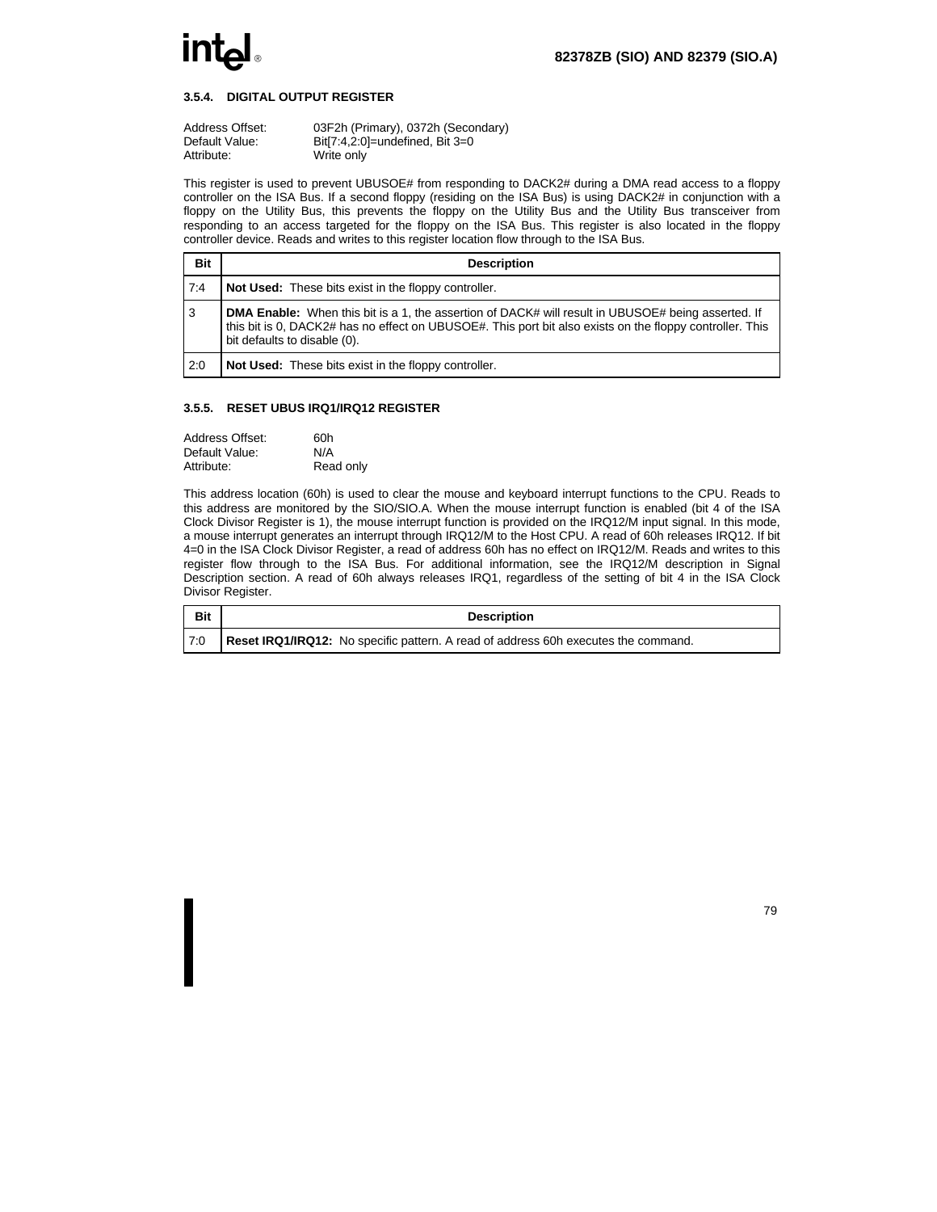### 3.5.4. DIGITAL OUTPUT REGISTER

Address Offset: 03F2h (Primary), 0372h (Secondary)
Default Value: Bit[7:4,2:0]=undefined, Bit 3=0
Attribute: Write only

This register is used to prevent UBUSOE# from responding to DACK2# during a DMA read access to a floppy controller on the ISA Bus. If a second floppy (residing on the ISA Bus) is using DACK2# in conjunction with a floppy on the Utility Bus, this prevents the floppy on the Utility Bus and the Utility Bus transceiver from responding to an access targeted for the floppy on the ISA Bus. This register is also located in the floppy controller device. Reads and writes to this register location flow through to the ISA Bus.

| Bit | Description |
|---|---|
| 7:4 | **Not Used:** These bits exist in the floppy controller. |
| 3 | **DMA Enable:** When this bit is a 1, the assertion of DACK# will result in UBUSOE# being asserted. If this bit is 0, DACK2# has no effect on UBUSOE#. This port bit also exists on the floppy controller. This bit defaults to disable (0). |
| 2:0 | **Not Used:** These bits exist in the floppy controller. |

### 3.5.5. RESET UBUS IRQ1/IRQ12 REGISTER

Address Offset: 60h
Default Value: N/A
Attribute: Read only

This address location (60h) is used to clear the mouse and keyboard interrupt functions to the CPU. Reads to this address are monitored by the SIO/SIO.A. When the mouse interrupt function is enabled (bit 4 of the ISA Clock Divisor Register is 1), the mouse interrupt function is provided on the IRQ12/M input signal. In this mode, a mouse interrupt generates an interrupt through IRQ12/M to the Host CPU. A read of 60h releases IRQ12. If bit 4=0 in the ISA Clock Divisor Register, a read of address 60h has no effect on IRQ12/M. Reads and writes to this register flow through to the ISA Bus. For additional information, see the IRQ12/M description in Signal Description section. A read of 60h always releases IRQ1, regardless of the setting of bit 4 in the ISA Clock Divisor Register.

| Bit | Description |
|---|---|
| 7:0 | **Reset IRQ1/IRQ12:** No specific pattern. A read of address 60h executes the command. |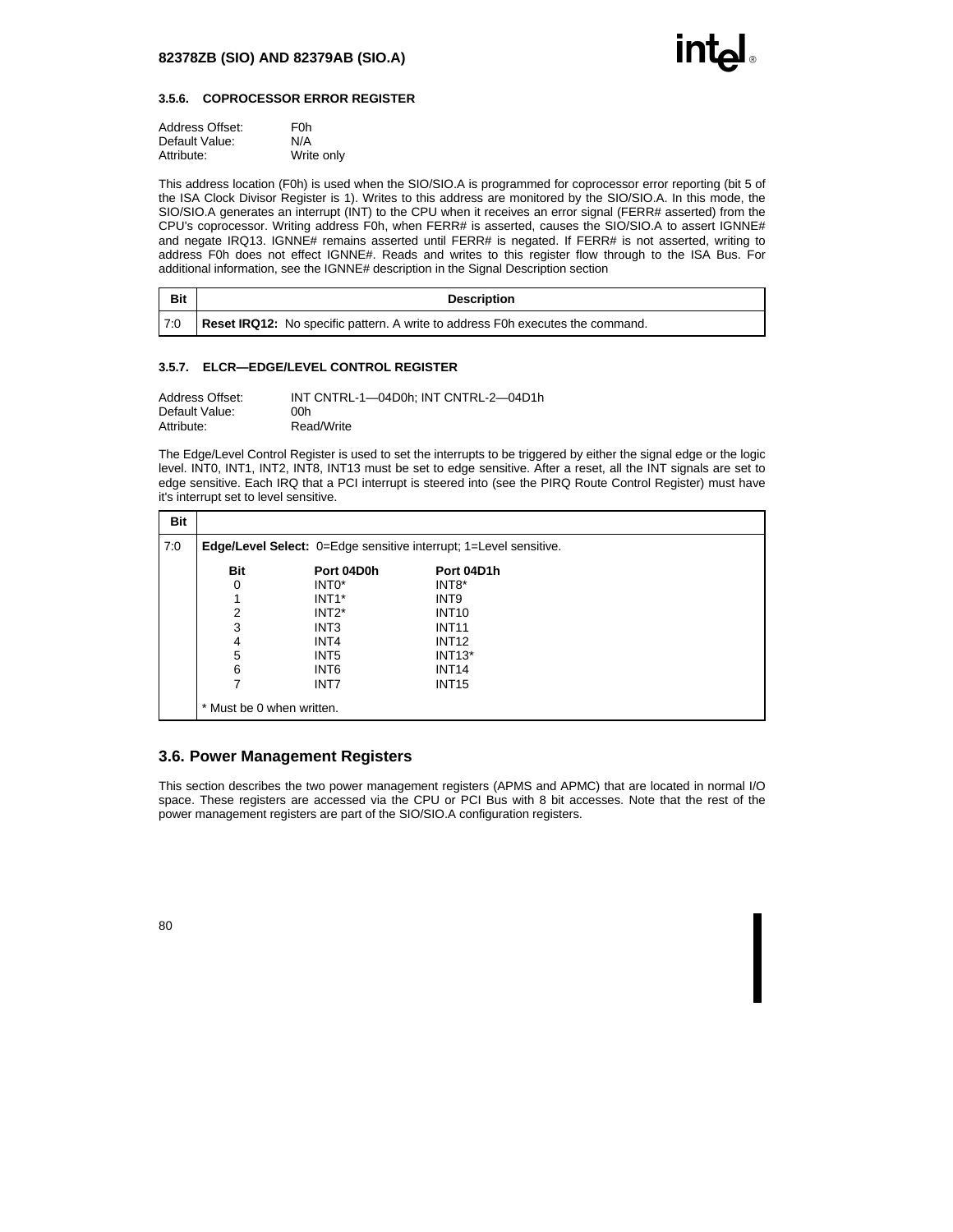### 3.5.6. COPROCESSOR ERROR REGISTER

Address Offset: F0h
Default Value: N/A
Attribute: Write only

This address location (F0h) is used when the SIO/SIO.A is programmed for coprocessor error reporting (bit 5 of the ISA Clock Divisor Register is 1). Writes to this address are monitored by the SIO/SIO.A. In this mode, the SIO/SIO.A generates an interrupt (INT) to the CPU when it receives an error signal (FERR# asserted) from the CPU's coprocessor. Writing address F0h, when FERR# is asserted, causes the SIO/SIO.A to assert IGNNE# and negate IRQ13. IGNNE# remains asserted until FERR# is negated. If FERR# is not asserted, writing to address F0h does not effect IGNNE#. Reads and writes to this register flow through to the ISA Bus. For additional information, see the IGNNE# description in the Signal Description section

| Bit | Description |
|---|---|
| 7:0 | **Reset IRQ12:** No specific pattern. A write to address F0h executes the command. |

### 3.5.7. ELCR—EDGE/LEVEL CONTROL REGISTER

Address Offset: INT CNTRL-1—04D0h; INT CNTRL-2—04D1h
Default Value: 00h
Attribute: Read/Write

The Edge/Level Control Register is used to set the interrupts to be triggered by either the signal edge or the logic level. INT0, INT1, INT2, INT8, INT13 must be set to edge sensitive. After a reset, all the INT signals are set to edge sensitive. Each IRQ that a PCI interrupt is steered into (see the PIRQ Route Control Register) must have it's interrupt set to level sensitive.

| Bit | |
|---|---|
| 7:0 | **Edge/Level Select:** 0=Edge sensitive interrupt; 1=Level sensitive. |

| Bit | Port 04D0h | Port 04D1h |
|---|---|---|
| 0 | INT0* | INT8* |
| 1 | INT1* | INT9 |
| 2 | INT2* | INT10 |
| 3 | INT3 | INT11 |
| 4 | INT4 | INT12 |
| 5 | INT5 | INT13* |
| 6 | INT6 | INT14 |
| 7 | INT7 | INT15 |

* Must be 0 when written.

## 3.6. Power Management Registers

This section describes the two power management registers (APMS and APMC) that are located in normal I/O space. These registers are accessed via the CPU or PCI Bus with 8 bit accesses. Note that the rest of the power management registers are part of the SIO/SIO.A configuration registers.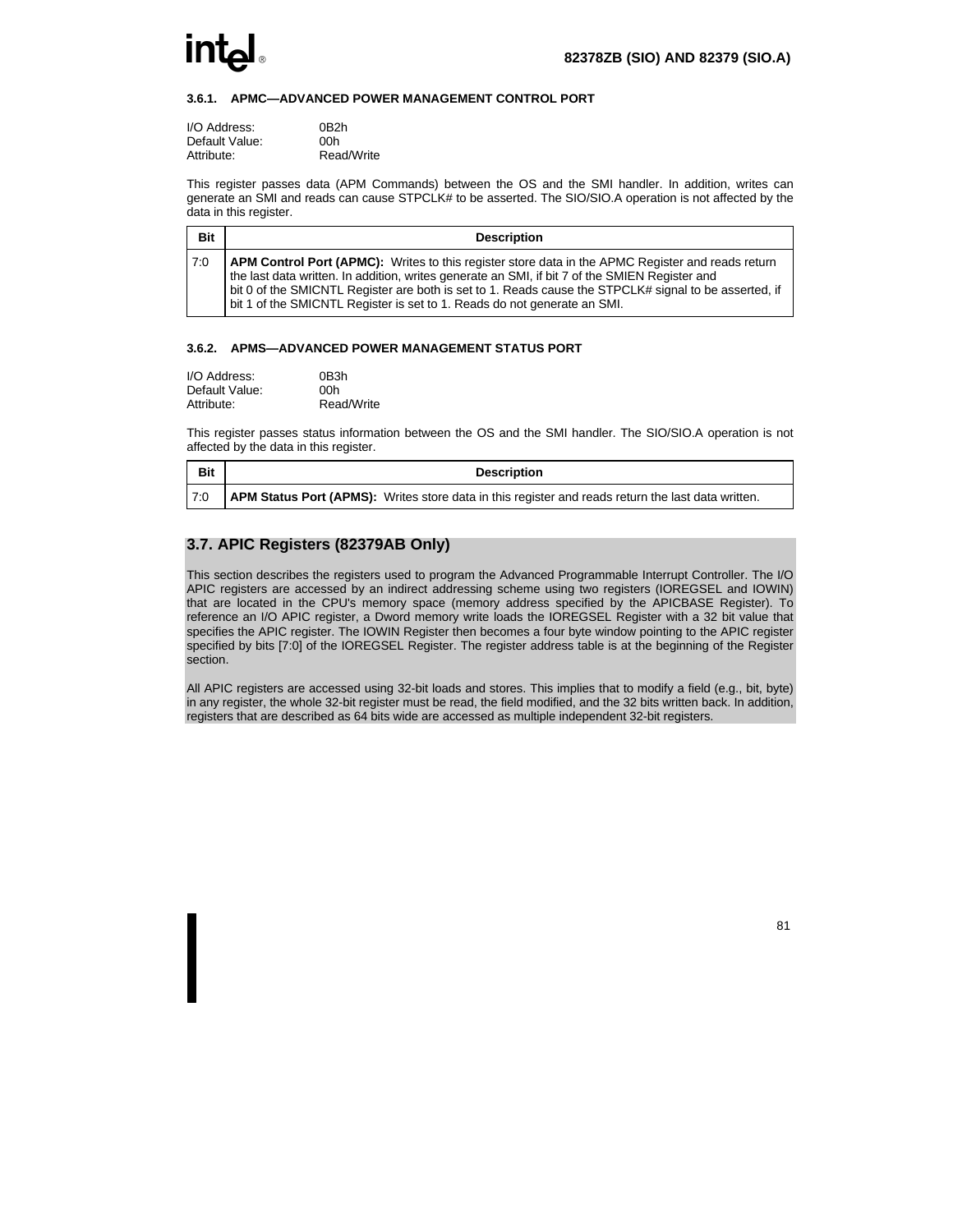### 3.6.1. APMC—ADVANCED POWER MANAGEMENT CONTROL PORT

I/O Address: 0B2h
Default Value: 00h
Attribute: Read/Write

This register passes data (APM Commands) between the OS and the SMI handler. In addition, writes can generate an SMI and reads can cause STPCLK# to be asserted. The SIO/SIO.A operation is not affected by the data in this register.

| Bit | Description |
|---|---|
| 7:0 | **APM Control Port (APMC):** Writes to this register store data in the APMC Register and reads return the last data written. In addition, writes generate an SMI, if bit 7 of the SMIEN Register and bit 0 of the SMICNTL Register are both is set to 1. Reads cause the STPCLK# signal to be asserted, if bit 1 of the SMICNTL Register is set to 1. Reads do not generate an SMI. |

### 3.6.2. APMS—ADVANCED POWER MANAGEMENT STATUS PORT

I/O Address: 0B3h
Default Value: 00h
Attribute: Read/Write

This register passes status information between the OS and the SMI handler. The SIO/SIO.A operation is not affected by the data in this register.

| Bit | Description |
|---|---|
| 7:0 | **APM Status Port (APMS):** Writes store data in this register and reads return the last data written. |

## 3.7. APIC Registers (82379AB Only)

This section describes the registers used to program the Advanced Programmable Interrupt Controller. The I/O APIC registers are accessed by an indirect addressing scheme using two registers (IOREGSEL and IOWIN) that are located in the CPU's memory space (memory address specified by the APICBASE Register). To reference an I/O APIC register, a Dword memory write loads the IOREGSEL Register with a 32 bit value that specifies the APIC register. The IOWIN Register then becomes a four byte window pointing to the APIC register specified by bits [7:0] of the IOREGSEL Register. The register address table is at the beginning of the Register section.

All APIC registers are accessed using 32-bit loads and stores. This implies that to modify a field (e.g., bit, byte) in any register, the whole 32-bit register must be read, the field modified, and the 32 bits written back. In addition, registers that are described as 64 bits wide are accessed as multiple independent 32-bit registers.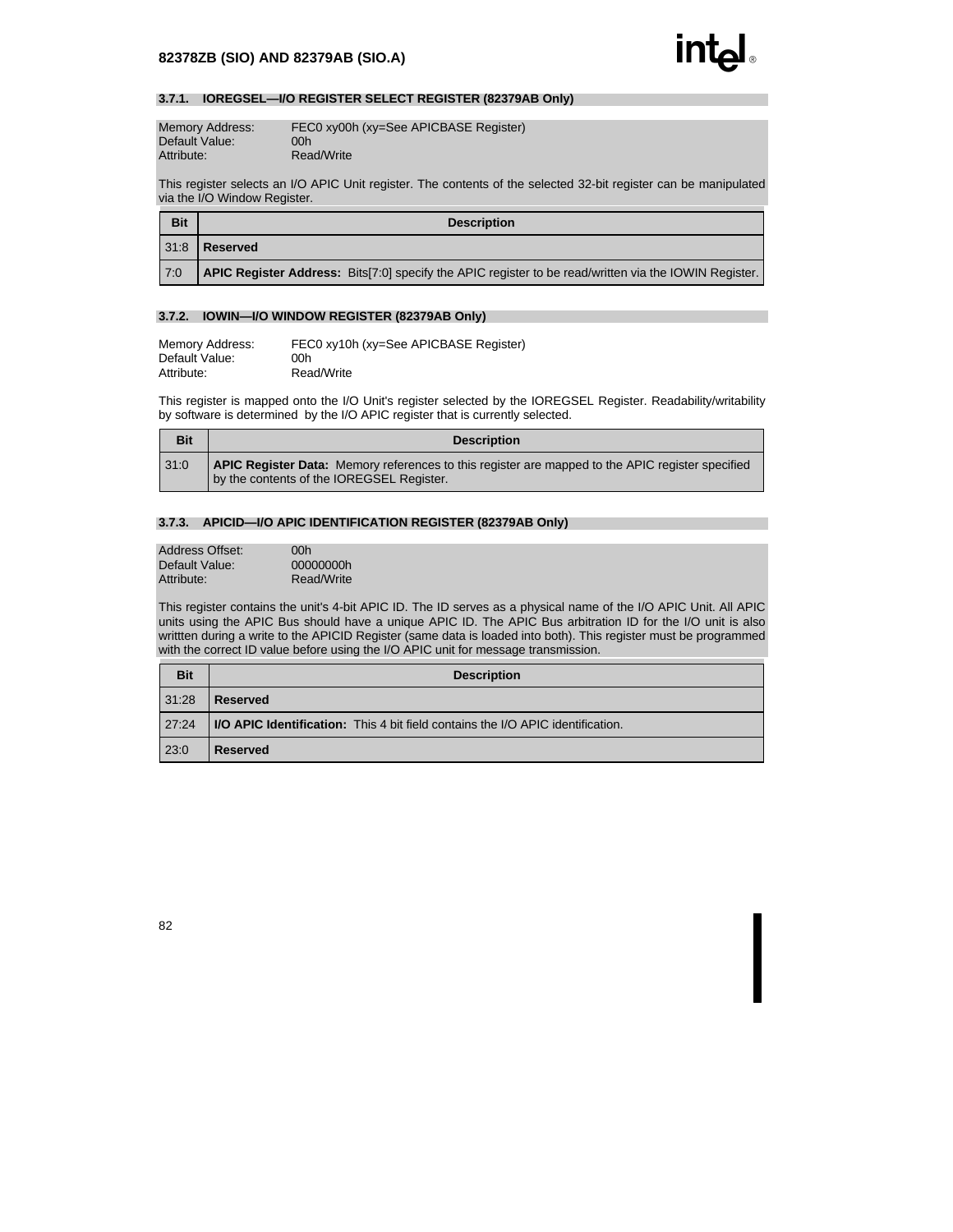### 3.7.1. IOREGSEL—I/O REGISTER SELECT REGISTER (82379AB Only)

Memory Address: FEC0 xy00h (xy=See APICBASE Register)
Default Value: 00h
Attribute: Read/Write

This register selects an I/O APIC Unit register. The contents of the selected 32-bit register can be manipulated via the I/O Window Register.

| Bit | Description |
|---|---|
| 31:8 | **Reserved** |
| 7:0 | **APIC Register Address:** Bits[7:0] specify the APIC register to be read/written via the IOWIN Register. |

### 3.7.2. IOWIN—I/O WINDOW REGISTER (82379AB Only)

Memory Address: FEC0 xy10h (xy=See APICBASE Register)
Default Value: 00h
Attribute: Read/Write

This register is mapped onto the I/O Unit's register selected by the IOREGSEL Register. Readability/writability by software is determined by the I/O APIC register that is currently selected.

| Bit | Description |
|---|---|
| 31:0 | **APIC Register Data:** Memory references to this register are mapped to the APIC register specified by the contents of the IOREGSEL Register. |

### 3.7.3. APICID—I/O APIC IDENTIFICATION REGISTER (82379AB Only)

Address Offset: 00h
Default Value: 00000000h
Attribute: Read/Write

This register contains the unit's 4-bit APIC ID. The ID serves as a physical name of the I/O APIC Unit. All APIC units using the APIC Bus should have a unique APIC ID. The APIC Bus arbitration ID for the I/O unit is also writtten during a write to the APICID Register (same data is loaded into both). This register must be programmed with the correct ID value before using the I/O APIC unit for message transmission.

| Bit | Description |
|---|---|
| 31:28 | **Reserved** |
| 27:24 | **I/O APIC Identification:** This 4 bit field contains the I/O APIC identification. |
| 23:0 | **Reserved** |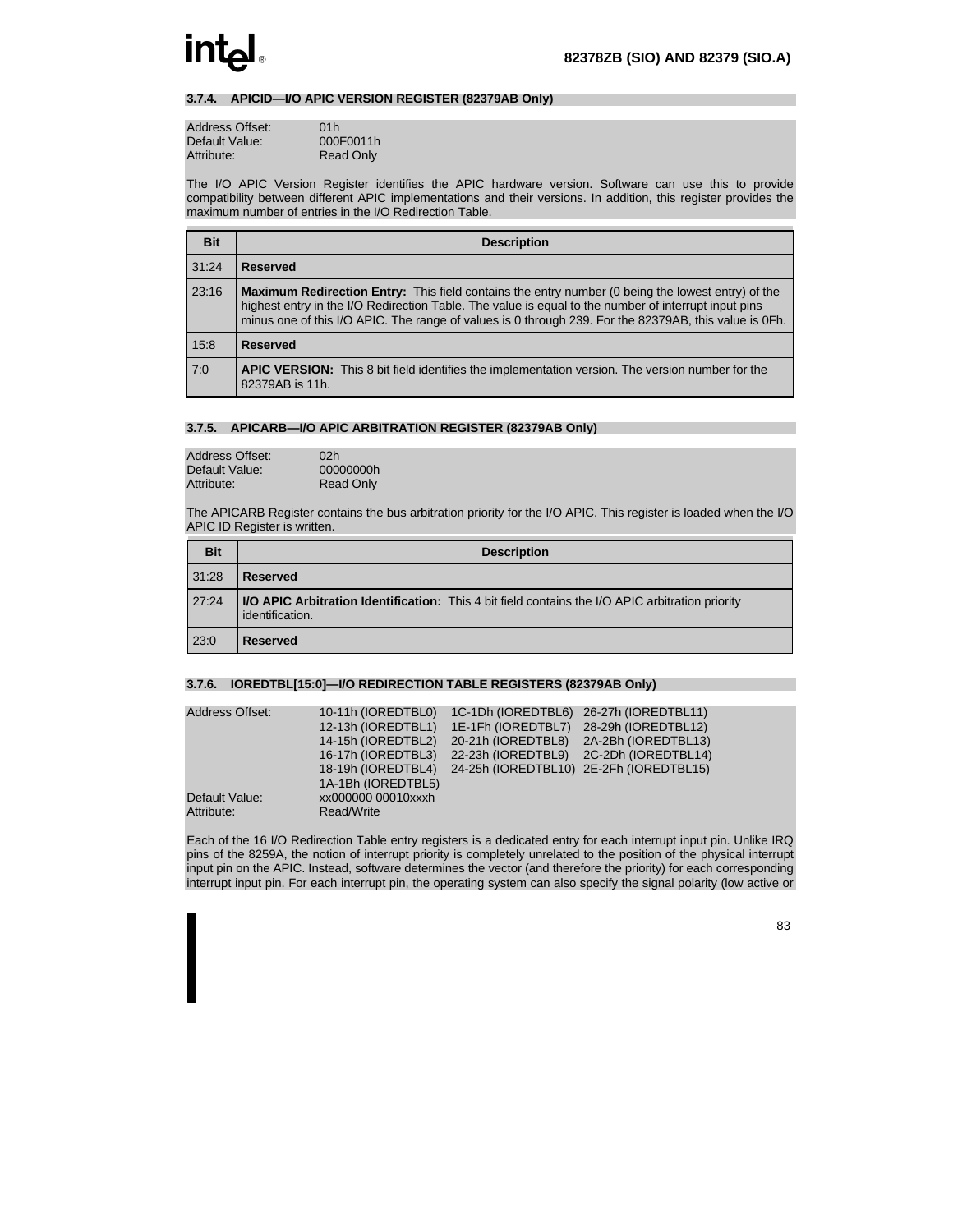### 3.7.4. APICID—I/O APIC VERSION REGISTER (82379AB Only)

Address Offset: 01h
Default Value: 000F0011h
Attribute: Read Only

The I/O APIC Version Register identifies the APIC hardware version. Software can use this to provide compatibility between different APIC implementations and their versions. In addition, this register provides the maximum number of entries in the I/O Redirection Table.

| Bit | Description |
|---|---|
| 31:24 | **Reserved** |
| 23:16 | **Maximum Redirection Entry:** This field contains the entry number (0 being the lowest entry) of the highest entry in the I/O Redirection Table. The value is equal to the number of interrupt input pins minus one of this I/O APIC. The range of values is 0 through 239. For the 82379AB, this value is 0Fh. |
| 15:8 | **Reserved** |
| 7:0 | **APIC VERSION:** This 8 bit field identifies the implementation version. The version number for the 82379AB is 11h. |

### 3.7.5. APICARB—I/O APIC ARBITRATION REGISTER (82379AB Only)

Address Offset: 02h
Default Value: 00000000h
Attribute: Read Only

The APICARB Register contains the bus arbitration priority for the I/O APIC. This register is loaded when the I/O APIC ID Register is written.

| Bit | Description |
|---|---|
| 31:28 | **Reserved** |
| 27:24 | **I/O APIC Arbitration Identification:** This 4 bit field contains the I/O APIC arbitration priority identification. |
| 23:0 | **Reserved** |

### 3.7.6. IOREDTBL[15:0]—I/O REDIRECTION TABLE REGISTERS (82379AB Only)

Address Offset:
10-11h (IOREDTBL0) 1C-1Dh (IOREDTBL6) 26-27h (IOREDTBL11)
12-13h (IOREDTBL1) 1E-1Fh (IOREDTBL7) 28-29h (IOREDTBL12)
14-15h (IOREDTBL2) 20-21h (IOREDTBL8) 2A-2Bh (IOREDTBL13)
16-17h (IOREDTBL3) 22-23h (IOREDTBL9) 2C-2Dh (IOREDTBL14)
18-19h (IOREDTBL4) 24-25h (IOREDTBL10) 2E-2Fh (IOREDTBL15)
1A-1Bh (IOREDTBL5)

Default Value: xx000000 00010xxxh
Attribute: Read/Write

Each of the 16 I/O Redirection Table entry registers is a dedicated entry for each interrupt input pin. Unlike IRQ pins of the 8259A, the notion of interrupt priority is completely unrelated to the position of the physical interrupt input pin on the APIC. Instead, software determines the vector (and therefore the priority) for each corresponding interrupt input pin. For each interrupt pin, the operating system can also specify the signal polarity (low active or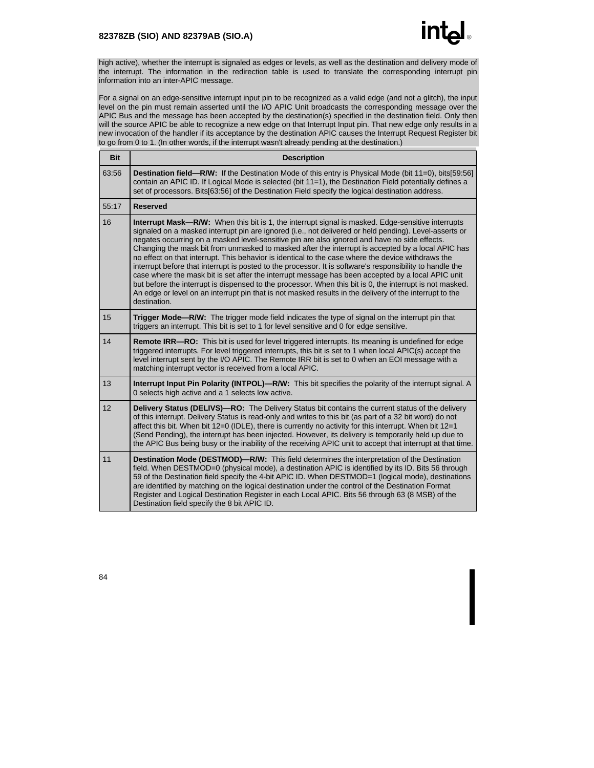high active), whether the interrupt is signaled as edges or levels, as well as the destination and delivery mode of the interrupt. The information in the redirection table is used to translate the corresponding interrupt pin information into an inter-APIC message.

For a signal on an edge-sensitive interrupt input pin to be recognized as a valid edge (and not a glitch), the input level on the pin must remain asserted until the I/O APIC Unit broadcasts the corresponding message over the APIC Bus and the message has been accepted by the destination(s) specified in the destination field. Only then will the source APIC be able to recognize a new edge on that Interrupt Input pin. That new edge only results in a new invocation of the handler if its acceptance by the destination APIC causes the Interrupt Request Register bit to go from 0 to 1. (In other words, if the interrupt wasn't already pending at the destination.)

| Bit | Description |
|---|---|
| 63:56 | **Destination field—R/W:** If the Destination Mode of this entry is Physical Mode (bit 11=0), bits[59:56] contain an APIC ID. If Logical Mode is selected (bit 11=1), the Destination Field potentially defines a set of processors. Bits[63:56] of the Destination Field specify the logical destination address. |
| 55:17 | **Reserved** |
| 16 | **Interrupt Mask—R/W:** When this bit is 1, the interrupt signal is masked. Edge-sensitive interrupts signaled on a masked interrupt pin are ignored (i.e., not delivered or held pending). Level-asserts or negates occurring on a masked level-sensitive pin are also ignored and have no side effects. Changing the mask bit from unmasked to masked after the interrupt is accepted by a local APIC has no effect on that interrupt. This behavior is identical to the case where the device withdraws the interrupt before that interrupt is posted to the processor. It is software's responsibility to handle the case where the mask bit is set after the interrupt message has been accepted by a local APIC unit but before the interrupt is dispensed to the processor. When this bit is 0, the interrupt is not masked. An edge or level on an interrupt pin that is not masked results in the delivery of the interrupt to the destination. |
| 15 | **Trigger Mode—R/W:** The trigger mode field indicates the type of signal on the interrupt pin that triggers an interrupt. This bit is set to 1 for level sensitive and 0 for edge sensitive. |
| 14 | **Remote IRR—RO:** This bit is used for level triggered interrupts. Its meaning is undefined for edge triggered interrupts. For level triggered interrupts, this bit is set to 1 when local APIC(s) accept the level interrupt sent by the I/O APIC. The Remote IRR bit is set to 0 when an EOI message with a matching interrupt vector is received from a local APIC. |
| 13 | **Interrupt Input Pin Polarity (INTPOL)—R/W:** This bit specifies the polarity of the interrupt signal. A 0 selects high active and a 1 selects low active. |
| 12 | **Delivery Status (DELIVS)—RO:** The Delivery Status bit contains the current status of the delivery of this interrupt. Delivery Status is read-only and writes to this bit (as part of a 32 bit word) do not affect this bit. When bit 12=0 (IDLE), there is currently no activity for this interrupt. When bit 12=1 (Send Pending), the interrupt has been injected. However, its delivery is temporarily held up due to the APIC Bus being busy or the inability of the receiving APIC unit to accept that interrupt at that time. |
| 11 | **Destination Mode (DESTMOD)—R/W:** This field determines the interpretation of the Destination field. When DESTMOD=0 (physical mode), a destination APIC is identified by its ID. Bits 56 through 59 of the Destination field specify the 4-bit APIC ID. When DESTMOD=1 (logical mode), destinations are identified by matching on the logical destination under the control of the Destination Format Register and Logical Destination Register in each Local APIC. Bits 56 through 63 (8 MSB) of the Destination field specify the 8 bit APIC ID. |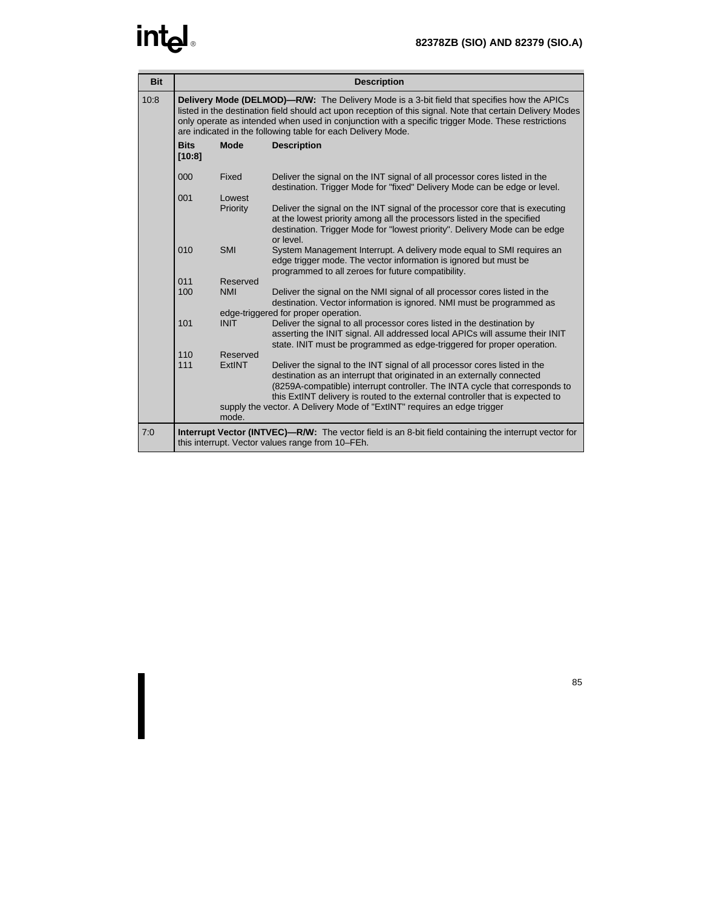| Bit | Description |
|---|---|
| 10:8 | **Delivery Mode (DELMOD)—R/W:** The Delivery Mode is a 3-bit field that specifies how the APICs listed in the destination field should act upon reception of this signal. Note that certain Delivery Modes only operate as intended when used in conjunction with a specific trigger Mode. These restrictions are indicated in the following table for each Delivery Mode.<br><br>**Bits [10:8]** / **Mode** / **Description**<br><br>000 — Fixed — Deliver the signal on the INT signal of all processor cores listed in the destination. Trigger Mode for "fixed" Delivery Mode can be edge or level.<br><br>001 — Lowest Priority — Deliver the signal on the INT signal of the processor core that is executing at the lowest priority among all the processors listed in the specified destination. Trigger Mode for "lowest priority". Delivery Mode can be edge or level.<br><br>010 — SMI — System Management Interrupt. A delivery mode equal to SMI requires an edge trigger mode. The vector information is ignored but must be programmed to all zeroes for future compatibility.<br><br>011 — Reserved<br><br>100 — NMI — Deliver the signal on the NMI signal of all processor cores listed in the destination. Vector information is ignored. NMI must be programmed as edge-triggered for proper operation.<br><br>101 — INIT — Deliver the signal to all processor cores listed in the destination by asserting the INIT signal. All addressed local APICs will assume their INIT state. INIT must be programmed as edge-triggered for proper operation.<br><br>110 — Reserved<br><br>111 — ExtINT — Deliver the signal to the INT signal of all processor cores listed in the destination as an interrupt that originated in an externally connected (8259A-compatible) interrupt controller. The INTA cycle that corresponds to this ExtINT delivery is routed to the external controller that is expected to supply the vector. A Delivery Mode of "ExtINT" requires an edge trigger mode. |
| 7:0 | **Interrupt Vector (INTVEC)—R/W:** The vector field is an 8-bit field containing the interrupt vector for this interrupt. Vector values range from 10–FEh. |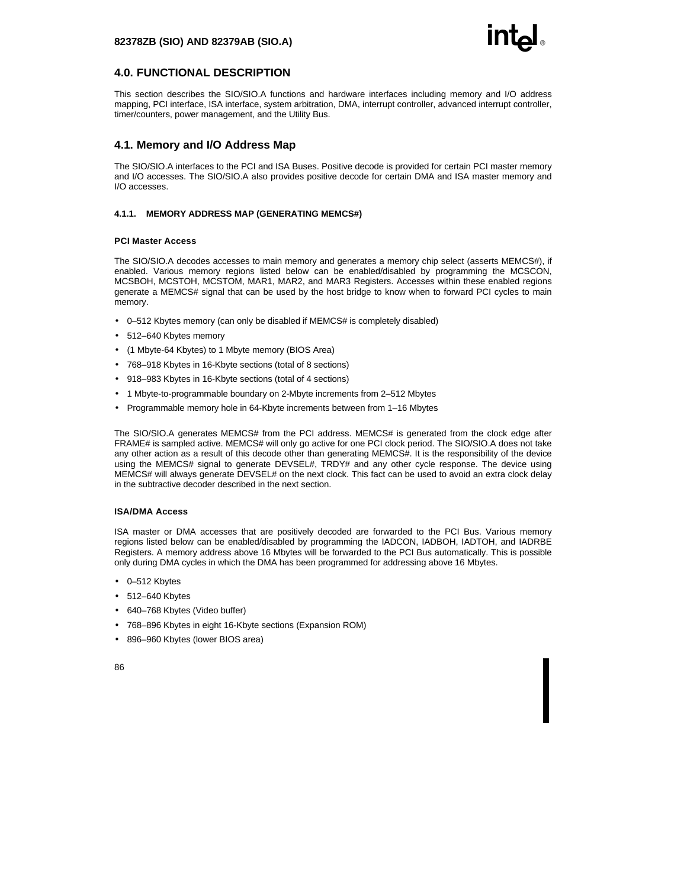## 4.0. FUNCTIONAL DESCRIPTION

This section describes the SIO/SIO.A functions and hardware interfaces including memory and I/O address mapping, PCI interface, ISA interface, system arbitration, DMA, interrupt controller, advanced interrupt controller, timer/counters, power management, and the Utility Bus.

## 4.1. Memory and I/O Address Map

The SIO/SIO.A interfaces to the PCI and ISA Buses. Positive decode is provided for certain PCI master memory and I/O accesses. The SIO/SIO.A also provides positive decode for certain DMA and ISA master memory and I/O accesses.

### 4.1.1. MEMORY ADDRESS MAP (GENERATING MEMCS#)

#### PCI Master Access

The SIO/SIO.A decodes accesses to main memory and generates a memory chip select (asserts MEMCS#), if enabled. Various memory regions listed below can be enabled/disabled by programming the MCSCON, MCSBOH, MCSTOH, MCSTOM, MAR1, MAR2, and MAR3 Registers. Accesses within these enabled regions generate a MEMCS# signal that can be used by the host bridge to know when to forward PCI cycles to main memory.

- 0–512 Kbytes memory (can only be disabled if MEMCS# is completely disabled)
- 512–640 Kbytes memory
- (1 Mbyte-64 Kbytes) to 1 Mbyte memory (BIOS Area)
- 768–918 Kbytes in 16-Kbyte sections (total of 8 sections)
- 918–983 Kbytes in 16-Kbyte sections (total of 4 sections)
- 1 Mbyte-to-programmable boundary on 2-Mbyte increments from 2–512 Mbytes
- Programmable memory hole in 64-Kbyte increments between from 1–16 Mbytes

The SIO/SIO.A generates MEMCS# from the PCI address. MEMCS# is generated from the clock edge after FRAME# is sampled active. MEMCS# will only go active for one PCI clock period. The SIO/SIO.A does not take any other action as a result of this decode other than generating MEMCS#. It is the responsibility of the device using the MEMCS# signal to generate DEVSEL#, TRDY# and any other cycle response. The device using MEMCS# will always generate DEVSEL# on the next clock. This fact can be used to avoid an extra clock delay in the subtractive decoder described in the next section.

#### ISA/DMA Access

ISA master or DMA accesses that are positively decoded are forwarded to the PCI Bus. Various memory regions listed below can be enabled/disabled by programming the IADCON, IADBOH, IADTOH, and IADRBE Registers. A memory address above 16 Mbytes will be forwarded to the PCI Bus automatically. This is possible only during DMA cycles in which the DMA has been programmed for addressing above 16 Mbytes.

- 0–512 Kbytes
- 512–640 Kbytes
- 640–768 Kbytes (Video buffer)
- 768–896 Kbytes in eight 16-Kbyte sections (Expansion ROM)
- 896–960 Kbytes (lower BIOS area)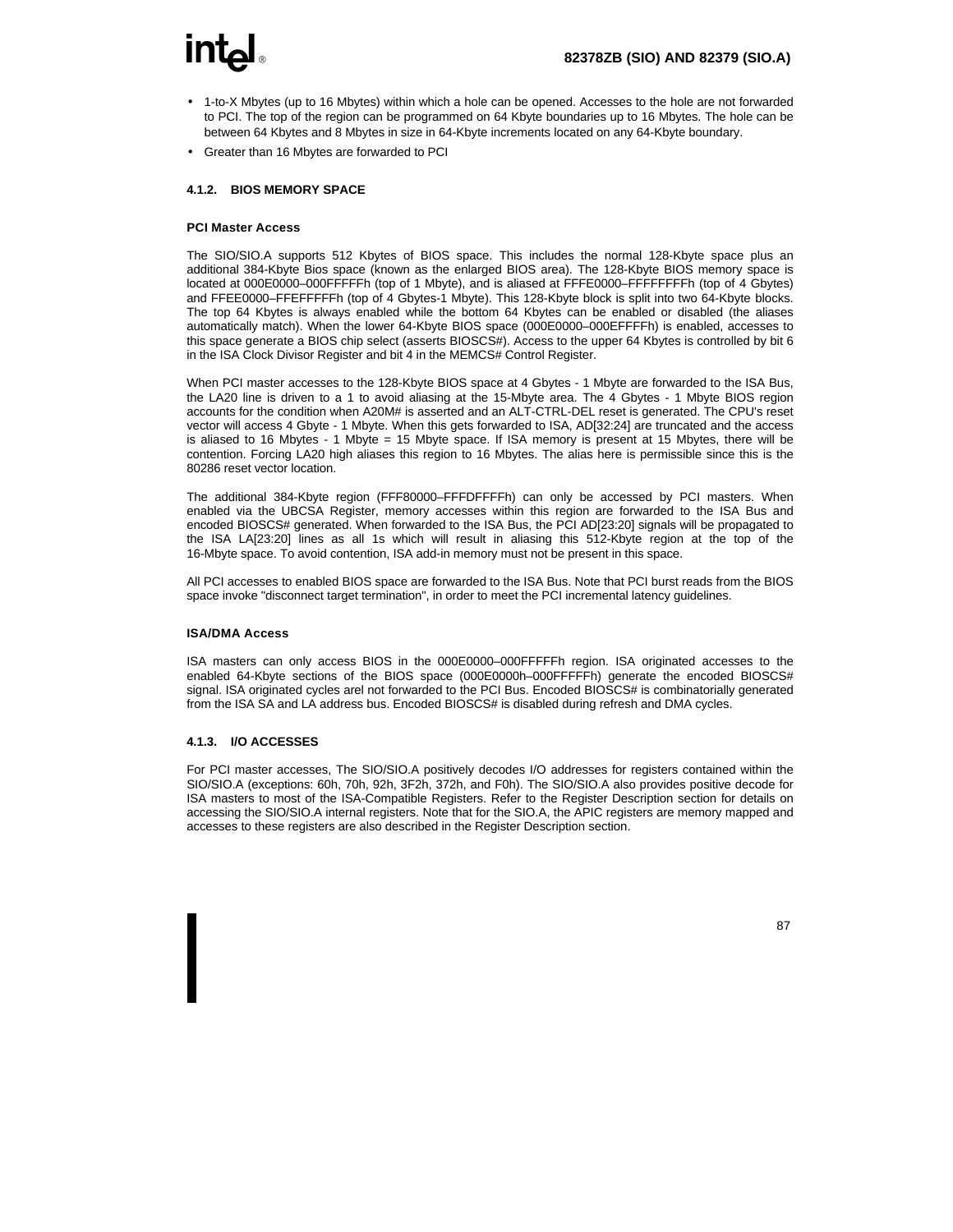- 1-to-X Mbytes (up to 16 Mbytes) within which a hole can be opened. Accesses to the hole are not forwarded to PCI. The top of the region can be programmed on 64 Kbyte boundaries up to 16 Mbytes. The hole can be between 64 Kbytes and 8 Mbytes in size in 64-Kbyte increments located on any 64-Kbyte boundary.
- Greater than 16 Mbytes are forwarded to PCI

### 4.1.2. BIOS MEMORY SPACE

#### PCI Master Access

The SIO/SIO.A supports 512 Kbytes of BIOS space. This includes the normal 128-Kbyte space plus an additional 384-Kbyte Bios space (known as the enlarged BIOS area). The 128-Kbyte BIOS memory space is located at 000E0000–000FFFFFh (top of 1 Mbyte), and is aliased at FFFE0000–FFFFFFFFh (top of 4 Gbytes) and FFEE0000–FFEFFFFFh (top of 4 Gbytes-1 Mbyte). This 128-Kbyte block is split into two 64-Kbyte blocks. The top 64 Kbytes is always enabled while the bottom 64 Kbytes can be enabled or disabled (the aliases automatically match). When the lower 64-Kbyte BIOS space (000E0000–000EFFFFh) is enabled, accesses to this space generate a BIOS chip select (asserts BIOSCS#). Access to the upper 64 Kbytes is controlled by bit 6 in the ISA Clock Divisor Register and bit 4 in the MEMCS# Control Register.

When PCI master accesses to the 128-Kbyte BIOS space at 4 Gbytes - 1 Mbyte are forwarded to the ISA Bus, the LA20 line is driven to a 1 to avoid aliasing at the 15-Mbyte area. The 4 Gbytes - 1 Mbyte BIOS region accounts for the condition when A20M# is asserted and an ALT-CTRL-DEL reset is generated. The CPU's reset vector will access 4 Gbyte - 1 Mbyte. When this gets forwarded to ISA, AD[32:24] are truncated and the access is aliased to 16 Mbytes - 1 Mbyte = 15 Mbyte space. If ISA memory is present at 15 Mbytes, there will be contention. Forcing LA20 high aliases this region to 16 Mbytes. The alias here is permissible since this is the 80286 reset vector location.

The additional 384-Kbyte region (FFF80000–FFFDFFFFh) can only be accessed by PCI masters. When enabled via the UBCSA Register, memory accesses within this region are forwarded to the ISA Bus and encoded BIOSCS# generated. When forwarded to the ISA Bus, the PCI AD[23:20] signals will be propagated to the ISA LA[23:20] lines as all 1s which will result in aliasing this 512-Kbyte region at the top of the 16-Mbyte space. To avoid contention, ISA add-in memory must not be present in this space.

All PCI accesses to enabled BIOS space are forwarded to the ISA Bus. Note that PCI burst reads from the BIOS space invoke "disconnect target termination", in order to meet the PCI incremental latency guidelines.

#### ISA/DMA Access

ISA masters can only access BIOS in the 000E0000–000FFFFFh region. ISA originated accesses to the enabled 64-Kbyte sections of the BIOS space (000E0000h–000FFFFFh) generate the encoded BIOSCS# signal. ISA originated cycles arel not forwarded to the PCI Bus. Encoded BIOSCS# is combinatorially generated from the ISA SA and LA address bus. Encoded BIOSCS# is disabled during refresh and DMA cycles.

### 4.1.3. I/O ACCESSES

For PCI master accesses, The SIO/SIO.A positively decodes I/O addresses for registers contained within the SIO/SIO.A (exceptions: 60h, 70h, 92h, 3F2h, 372h, and F0h). The SIO/SIO.A also provides positive decode for ISA masters to most of the ISA-Compatible Registers. Refer to the Register Description section for details on accessing the SIO/SIO.A internal registers. Note that for the SIO.A, the APIC registers are memory mapped and accesses to these registers are also described in the Register Description section.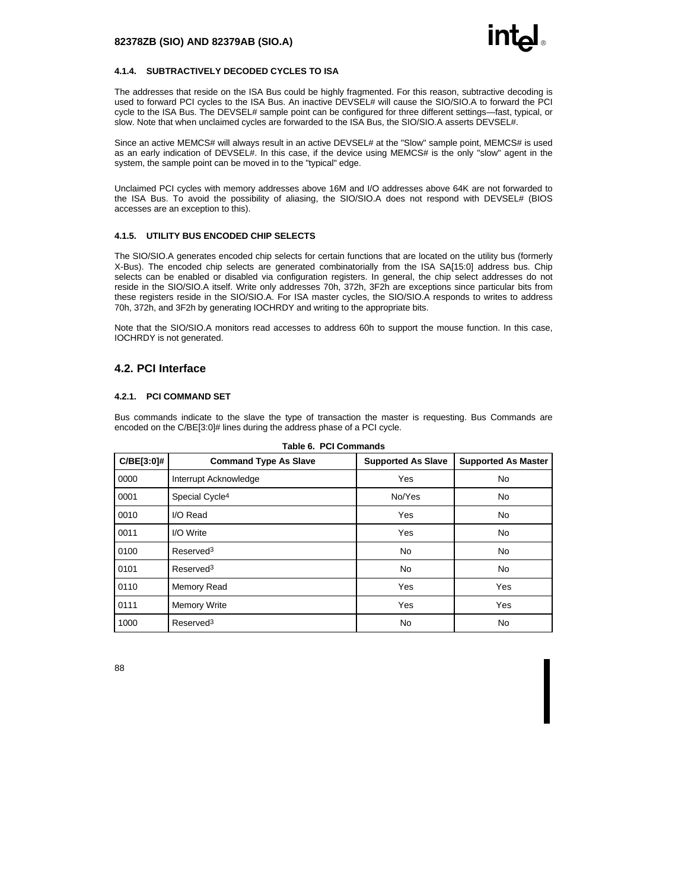#### 4.1.4. SUBTRACTIVELY DECODED CYCLES TO ISA

The addresses that reside on the ISA Bus could be highly fragmented. For this reason, subtractive decoding is used to forward PCI cycles to the ISA Bus. An inactive DEVSEL# will cause the SIO/SIO.A to forward the PCI cycle to the ISA Bus. The DEVSEL# sample point can be configured for three different settings—fast, typical, or slow. Note that when unclaimed cycles are forwarded to the ISA Bus, the SIO/SIO.A asserts DEVSEL#.

Since an active MEMCS# will always result in an active DEVSEL# at the "Slow" sample point, MEMCS# is used as an early indication of DEVSEL#. In this case, if the device using MEMCS# is the only "slow" agent in the system, the sample point can be moved in to the "typical" edge.

Unclaimed PCI cycles with memory addresses above 16M and I/O addresses above 64K are not forwarded to the ISA Bus. To avoid the possibility of aliasing, the SIO/SIO.A does not respond with DEVSEL# (BIOS accesses are an exception to this).

#### 4.1.5. UTILITY BUS ENCODED CHIP SELECTS

The SIO/SIO.A generates encoded chip selects for certain functions that are located on the utility bus (formerly X-Bus). The encoded chip selects are generated combinatorially from the ISA SA[15:0] address bus. Chip selects can be enabled or disabled via configuration registers. In general, the chip select addresses do not reside in the SIO/SIO.A itself. Write only addresses 70h, 372h, 3F2h are exceptions since particular bits from these registers reside in the SIO/SIO.A. For ISA master cycles, the SIO/SIO.A responds to writes to address 70h, 372h, and 3F2h by generating IOCHRDY and writing to the appropriate bits.

Note that the SIO/SIO.A monitors read accesses to address 60h to support the mouse function. In this case, IOCHRDY is not generated.

## 4.2. PCI Interface

#### 4.2.1. PCI COMMAND SET

Bus commands indicate to the slave the type of transaction the master is requesting. Bus Commands are encoded on the C/BE[3:0]# lines during the address phase of a PCI cycle.

**Table 6. PCI Commands**

| C/BE[3:0]# | Command Type As Slave | Supported As Slave | Supported As Master |
|---|---|---|---|
| 0000 | Interrupt Acknowledge | Yes | No |
| 0001 | Special Cycle[4] | No/Yes | No |
| 0010 | I/O Read | Yes | No |
| 0011 | I/O Write | Yes | No |
| 0100 | Reserved[3] | No | No |
| 0101 | Reserved[3] | No | No |
| 0110 | Memory Read | Yes | Yes |
| 0111 | Memory Write | Yes | Yes |
| 1000 | Reserved[3] | No | No |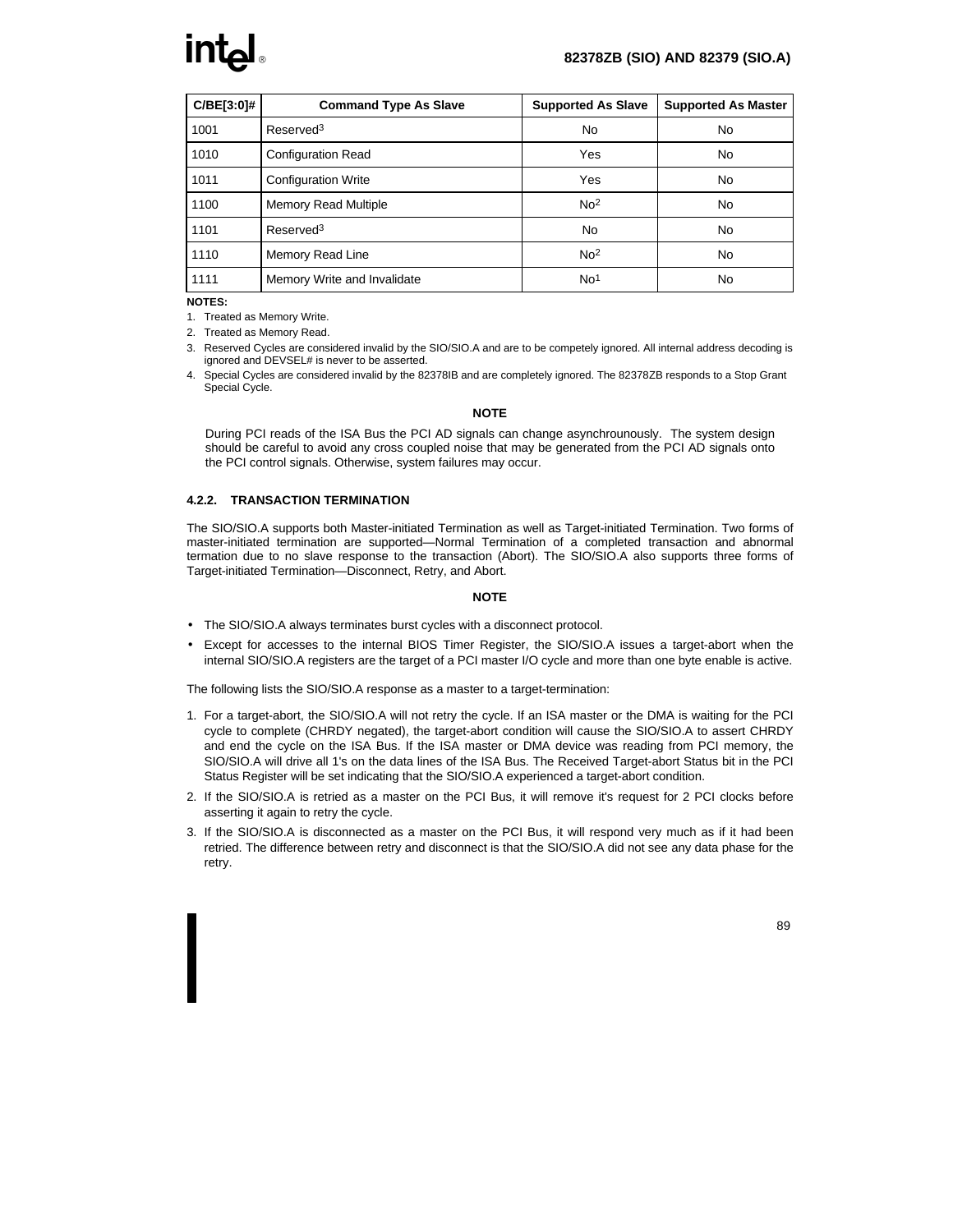| C/BE[3:0]# | Command Type As Slave | Supported As Slave | Supported As Master |
|---|---|---|---|
| 1001 | Reserved[3] | No | No |
| 1010 | Configuration Read | Yes | No |
| 1011 | Configuration Write | Yes | No |
| 1100 | Memory Read Multiple | No[2] | No |
| 1101 | Reserved[3] | No | No |
| 1110 | Memory Read Line | No[2] | No |
| 1111 | Memory Write and Invalidate | No[1] | No |

**NOTES:**

1. Treated as Memory Write.
2. Treated as Memory Read.
3. Reserved Cycles are considered invalid by the SIO/SIO.A and are to be competely ignored. All internal address decoding is ignored and DEVSEL# is never to be asserted.
4. Special Cycles are considered invalid by the 82378IB and are completely ignored. The 82378ZB responds to a Stop Grant Special Cycle.

**NOTE**

During PCI reads of the ISA Bus the PCI AD signals can change asynchrounously. The system design should be careful to avoid any cross coupled noise that may be generated from the PCI AD signals onto the PCI control signals. Otherwise, system failures may occur.

### 4.2.2. TRANSACTION TERMINATION

The SIO/SIO.A supports both Master-initiated Termination as well as Target-initiated Termination. Two forms of master-initiated termination are supported—Normal Termination of a completed transaction and abnormal termation due to no slave response to the transaction (Abort). The SIO/SIO.A also supports three forms of Target-initiated Termination—Disconnect, Retry, and Abort.

**NOTE**

- The SIO/SIO.A always terminates burst cycles with a disconnect protocol.
- Except for accesses to the internal BIOS Timer Register, the SIO/SIO.A issues a target-abort when the internal SIO/SIO.A registers are the target of a PCI master I/O cycle and more than one byte enable is active.

The following lists the SIO/SIO.A response as a master to a target-termination:

1. For a target-abort, the SIO/SIO.A will not retry the cycle. If an ISA master or the DMA is waiting for the PCI cycle to complete (CHRDY negated), the target-abort condition will cause the SIO/SIO.A to assert CHRDY and end the cycle on the ISA Bus. If the ISA master or DMA device was reading from PCI memory, the SIO/SIO.A will drive all 1's on the data lines of the ISA Bus. The Received Target-abort Status bit in the PCI Status Register will be set indicating that the SIO/SIO.A experienced a target-abort condition.
2. If the SIO/SIO.A is retried as a master on the PCI Bus, it will remove it's request for 2 PCI clocks before asserting it again to retry the cycle.
3. If the SIO/SIO.A is disconnected as a master on the PCI Bus, it will respond very much as if it had been retried. The difference between retry and disconnect is that the SIO/SIO.A did not see any data phase for the retry.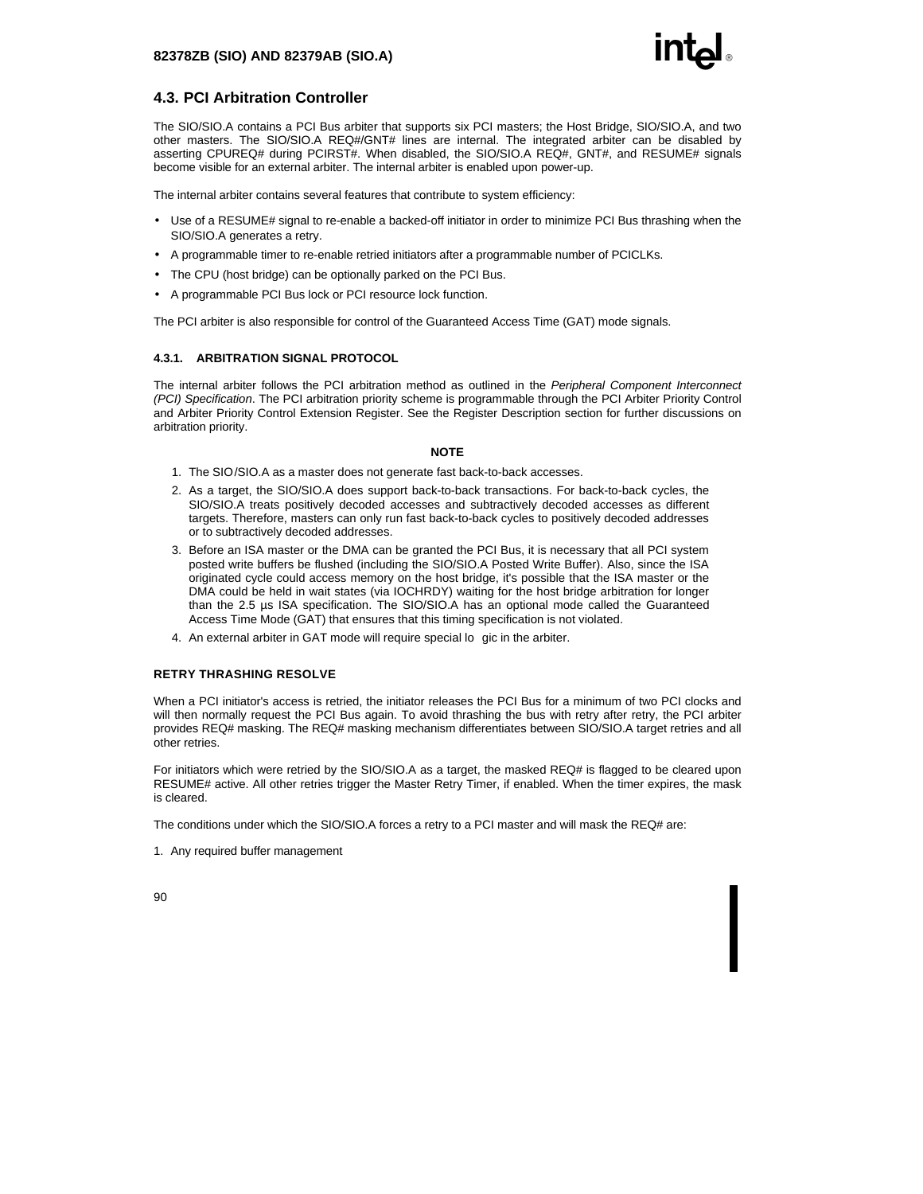## 4.3. PCI Arbitration Controller

The SIO/SIO.A contains a PCI Bus arbiter that supports six PCI masters; the Host Bridge, SIO/SIO.A, and two other masters. The SIO/SIO.A REQ#/GNT# lines are internal. The integrated arbiter can be disabled by asserting CPUREQ# during PCIRST#. When disabled, the SIO/SIO.A REQ#, GNT#, and RESUME# signals become visible for an external arbiter. The internal arbiter is enabled upon power-up.

The internal arbiter contains several features that contribute to system efficiency:

- Use of a RESUME# signal to re-enable a backed-off initiator in order to minimize PCI Bus thrashing when the SIO/SIO.A generates a retry.
- A programmable timer to re-enable retried initiators after a programmable number of PCICLKs.
- The CPU (host bridge) can be optionally parked on the PCI Bus.
- A programmable PCI Bus lock or PCI resource lock function.

The PCI arbiter is also responsible for control of the Guaranteed Access Time (GAT) mode signals.

### 4.3.1. ARBITRATION SIGNAL PROTOCOL

The internal arbiter follows the PCI arbitration method as outlined in the *Peripheral Component Interconnect (PCI) Specification*. The PCI arbitration priority scheme is programmable through the PCI Arbiter Priority Control and Arbiter Priority Control Extension Register. See the Register Description section for further discussions on arbitration priority.

**NOTE**

1. The SIO/SIO.A as a master does not generate fast back-to-back accesses.
2. As a target, the SIO/SIO.A does support back-to-back transactions. For back-to-back cycles, the SIO/SIO.A treats positively decoded accesses and subtractively decoded accesses as different targets. Therefore, masters can only run fast back-to-back cycles to positively decoded addresses or to subtractively decoded addresses.
3. Before an ISA master or the DMA can be granted the PCI Bus, it is necessary that all PCI system posted write buffers be flushed (including the SIO/SIO.A Posted Write Buffer). Also, since the ISA originated cycle could access memory on the host bridge, it's possible that the ISA master or the DMA could be held in wait states (via IOCHRDY) waiting for the host bridge arbitration for longer than the 2.5 µs ISA specification. The SIO/SIO.A has an optional mode called the Guaranteed Access Time Mode (GAT) that ensures that this timing specification is not violated.
4. An external arbiter in GAT mode will require special logic in the arbiter.

#### RETRY THRASHING RESOLVE

When a PCI initiator's access is retried, the initiator releases the PCI Bus for a minimum of two PCI clocks and will then normally request the PCI Bus again. To avoid thrashing the bus with retry after retry, the PCI arbiter provides REQ# masking. The REQ# masking mechanism differentiates between SIO/SIO.A target retries and all other retries.

For initiators which were retried by the SIO/SIO.A as a target, the masked REQ# is flagged to be cleared upon RESUME# active. All other retries trigger the Master Retry Timer, if enabled. When the timer expires, the mask is cleared.

The conditions under which the SIO/SIO.A forces a retry to a PCI master and will mask the REQ# are:

1. Any required buffer management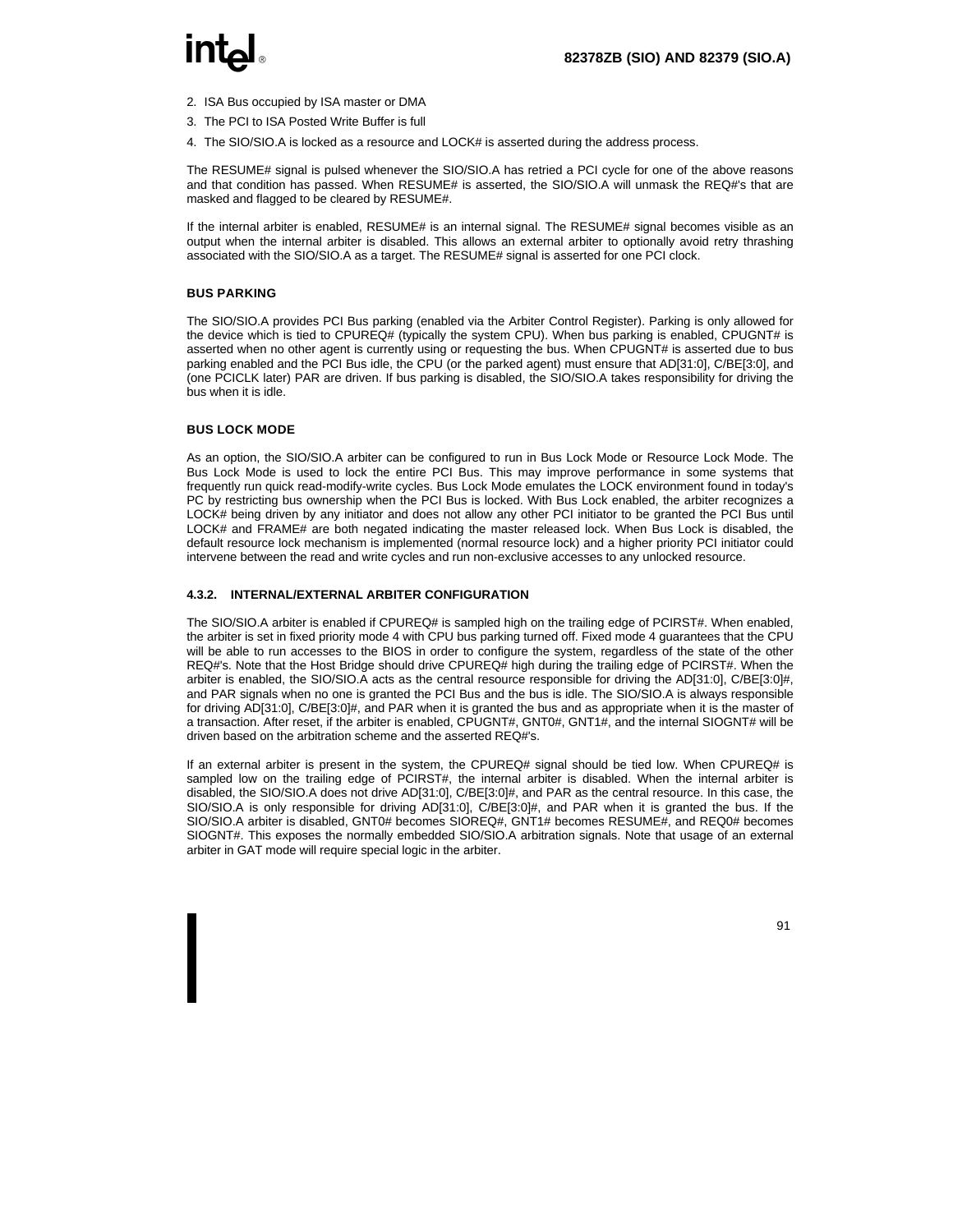2. ISA Bus occupied by ISA master or DMA
3. The PCI to ISA Posted Write Buffer is full
4. The SIO/SIO.A is locked as a resource and LOCK# is asserted during the address process.

The RESUME# signal is pulsed whenever the SIO/SIO.A has retried a PCI cycle for one of the above reasons and that condition has passed. When RESUME# is asserted, the SIO/SIO.A will unmask the REQ#'s that are masked and flagged to be cleared by RESUME#.

If the internal arbiter is enabled, RESUME# is an internal signal. The RESUME# signal becomes visible as an output when the internal arbiter is disabled. This allows an external arbiter to optionally avoid retry thrashing associated with the SIO/SIO.A as a target. The RESUME# signal is asserted for one PCI clock.

#### BUS PARKING

The SIO/SIO.A provides PCI Bus parking (enabled via the Arbiter Control Register). Parking is only allowed for the device which is tied to CPUREQ# (typically the system CPU). When bus parking is enabled, CPUGNT# is asserted when no other agent is currently using or requesting the bus. When CPUGNT# is asserted due to bus parking enabled and the PCI Bus idle, the CPU (or the parked agent) must ensure that AD[31:0], C/BE[3:0], and (one PCICLK later) PAR are driven. If bus parking is disabled, the SIO/SIO.A takes responsibility for driving the bus when it is idle.

#### BUS LOCK MODE

As an option, the SIO/SIO.A arbiter can be configured to run in Bus Lock Mode or Resource Lock Mode. The Bus Lock Mode is used to lock the entire PCI Bus. This may improve performance in some systems that frequently run quick read-modify-write cycles. Bus Lock Mode emulates the LOCK environment found in today's PC by restricting bus ownership when the PCI Bus is locked. With Bus Lock enabled, the arbiter recognizes a LOCK# being driven by any initiator and does not allow any other PCI initiator to be granted the PCI Bus until LOCK# and FRAME# are both negated indicating the master released lock. When Bus Lock is disabled, the default resource lock mechanism is implemented (normal resource lock) and a higher priority PCI initiator could intervene between the read and write cycles and run non-exclusive accesses to any unlocked resource.

### 4.3.2. INTERNAL/EXTERNAL ARBITER CONFIGURATION

The SIO/SIO.A arbiter is enabled if CPUREQ# is sampled high on the trailing edge of PCIRST#. When enabled, the arbiter is set in fixed priority mode 4 with CPU bus parking turned off. Fixed mode 4 guarantees that the CPU will be able to run accesses to the BIOS in order to configure the system, regardless of the state of the other REQ#'s. Note that the Host Bridge should drive CPUREQ# high during the trailing edge of PCIRST#. When the arbiter is enabled, the SIO/SIO.A acts as the central resource responsible for driving the AD[31:0], C/BE[3:0]#, and PAR signals when no one is granted the PCI Bus and the bus is idle. The SIO/SIO.A is always responsible for driving AD[31:0], C/BE[3:0]#, and PAR when it is granted the bus and as appropriate when it is the master of a transaction. After reset, if the arbiter is enabled, CPUGNT#, GNT0#, GNT1#, and the internal SIOGNT# will be driven based on the arbitration scheme and the asserted REQ#'s.

If an external arbiter is present in the system, the CPUREQ# signal should be tied low. When CPUREQ# is sampled low on the trailing edge of PCIRST#, the internal arbiter is disabled. When the internal arbiter is disabled, the SIO/SIO.A does not drive AD[31:0], C/BE[3:0]#, and PAR as the central resource. In this case, the SIO/SIO.A is only responsible for driving AD[31:0], C/BE[3:0]#, and PAR when it is granted the bus. If the SIO/SIO.A arbiter is disabled, GNT0# becomes SIOREQ#, GNT1# becomes RESUME#, and REQ0# becomes SIOGNT#. This exposes the normally embedded SIO/SIO.A arbitration signals. Note that usage of an external arbiter in GAT mode will require special logic in the arbiter.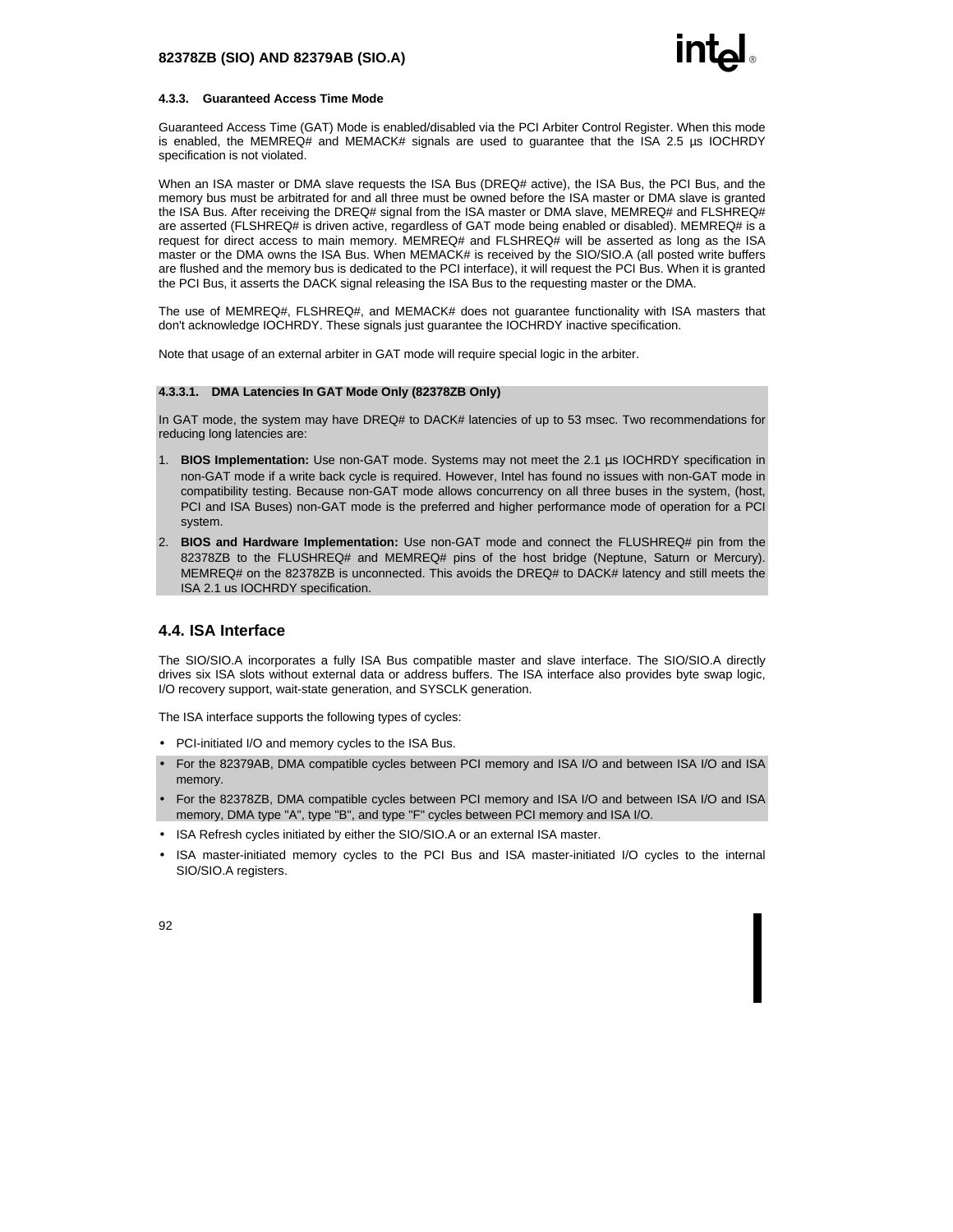### 4.3.3. Guaranteed Access Time Mode

Guaranteed Access Time (GAT) Mode is enabled/disabled via the PCI Arbiter Control Register. When this mode is enabled, the MEMREQ# and MEMACK# signals are used to guarantee that the ISA 2.5 µs IOCHRDY specification is not violated.

When an ISA master or DMA slave requests the ISA Bus (DREQ# active), the ISA Bus, the PCI Bus, and the memory bus must be arbitrated for and all three must be owned before the ISA master or DMA slave is granted the ISA Bus. After receiving the DREQ# signal from the ISA master or DMA slave, MEMREQ# and FLSHREQ# are asserted (FLSHREQ# is driven active, regardless of GAT mode being enabled or disabled). MEMREQ# is a request for direct access to main memory. MEMREQ# and FLSHREQ# will be asserted as long as the ISA master or the DMA owns the ISA Bus. When MEMACK# is received by the SIO/SIO.A (all posted write buffers are flushed and the memory bus is dedicated to the PCI interface), it will request the PCI Bus. When it is granted the PCI Bus, it asserts the DACK signal releasing the ISA Bus to the requesting master or the DMA.

The use of MEMREQ#, FLSHREQ#, and MEMACK# does not guarantee functionality with ISA masters that don't acknowledge IOCHRDY. These signals just guarantee the IOCHRDY inactive specification.

Note that usage of an external arbiter in GAT mode will require special logic in the arbiter.

#### 4.3.3.1. DMA Latencies In GAT Mode Only (82378ZB Only)

In GAT mode, the system may have DREQ# to DACK# latencies of up to 53 msec. Two recommendations for reducing long latencies are:

1. **BIOS Implementation:** Use non-GAT mode. Systems may not meet the 2.1 µs IOCHRDY specification in non-GAT mode if a write back cycle is required. However, Intel has found no issues with non-GAT mode in compatibility testing. Because non-GAT mode allows concurrency on all three buses in the system, (host, PCI and ISA Buses) non-GAT mode is the preferred and higher performance mode of operation for a PCI system.
2. **BIOS and Hardware Implementation:** Use non-GAT mode and connect the FLUSHREQ# pin from the 82378ZB to the FLUSHREQ# and MEMREQ# pins of the host bridge (Neptune, Saturn or Mercury). MEMREQ# on the 82378ZB is unconnected. This avoids the DREQ# to DACK# latency and still meets the ISA 2.1 us IOCHRDY specification.

## 4.4. ISA Interface

The SIO/SIO.A incorporates a fully ISA Bus compatible master and slave interface. The SIO/SIO.A directly drives six ISA slots without external data or address buffers. The ISA interface also provides byte swap logic, I/O recovery support, wait-state generation, and SYSCLK generation.

The ISA interface supports the following types of cycles:

- PCI-initiated I/O and memory cycles to the ISA Bus.
- For the 82379AB, DMA compatible cycles between PCI memory and ISA I/O and between ISA I/O and ISA memory.
- For the 82378ZB, DMA compatible cycles between PCI memory and ISA I/O and between ISA I/O and ISA memory, DMA type "A", type "B", and type "F" cycles between PCI memory and ISA I/O.
- ISA Refresh cycles initiated by either the SIO/SIO.A or an external ISA master.
- ISA master-initiated memory cycles to the PCI Bus and ISA master-initiated I/O cycles to the internal SIO/SIO.A registers.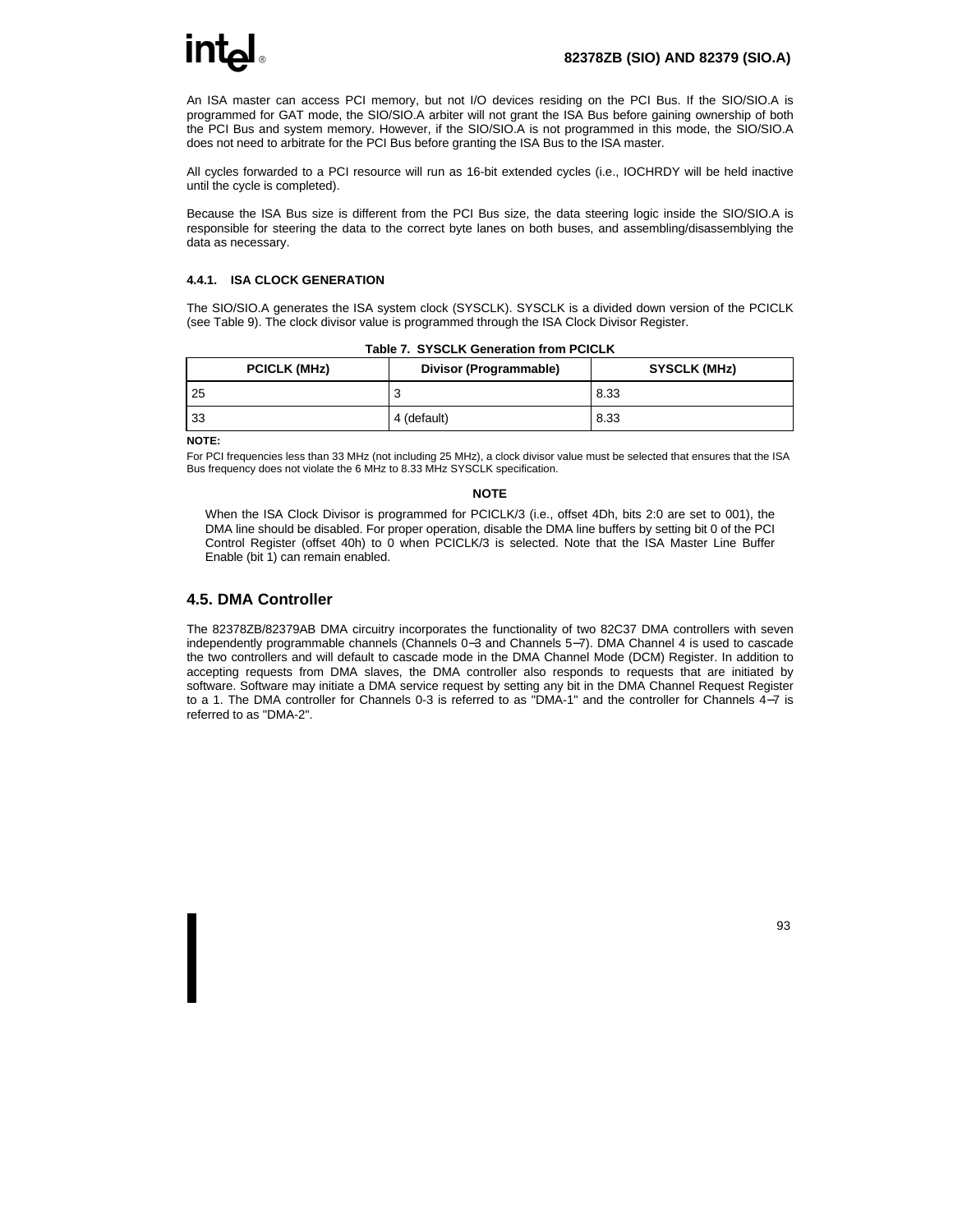An ISA master can access PCI memory, but not I/O devices residing on the PCI Bus. If the SIO/SIO.A is programmed for GAT mode, the SIO/SIO.A arbiter will not grant the ISA Bus before gaining ownership of both the PCI Bus and system memory. However, if the SIO/SIO.A is not programmed in this mode, the SIO/SIO.A does not need to arbitrate for the PCI Bus before granting the ISA Bus to the ISA master.

All cycles forwarded to a PCI resource will run as 16-bit extended cycles (i.e., IOCHRDY will be held inactive until the cycle is completed).

Because the ISA Bus size is different from the PCI Bus size, the data steering logic inside the SIO/SIO.A is responsible for steering the data to the correct byte lanes on both buses, and assembling/disassemblying the data as necessary.

#### 4.4.1. ISA CLOCK GENERATION

The SIO/SIO.A generates the ISA system clock (SYSCLK). SYSCLK is a divided down version of the PCICLK (see Table 9). The clock divisor value is programmed through the ISA Clock Divisor Register.

**Table 7. SYSCLK Generation from PCICLK**

| PCICLK (MHz) | Divisor (Programmable) | SYSCLK (MHz) |
|---|---|---|
| 25 | 3 | 8.33 |
| 33 | 4 (default) | 8.33 |

**NOTE:**

For PCI frequencies less than 33 MHz (not including 25 MHz), a clock divisor value must be selected that ensures that the ISA Bus frequency does not violate the 6 MHz to 8.33 MHz SYSCLK specification.

**NOTE**

When the ISA Clock Divisor is programmed for PCICLK/3 (i.e., offset 4Dh, bits 2:0 are set to 001), the DMA line should be disabled. For proper operation, disable the DMA line buffers by setting bit 0 of the PCI Control Register (offset 40h) to 0 when PCICLK/3 is selected. Note that the ISA Master Line Buffer Enable (bit 1) can remain enabled.

## 4.5. DMA Controller

The 82378ZB/82379AB DMA circuitry incorporates the functionality of two 82C37 DMA controllers with seven independently programmable channels (Channels 0–3 and Channels 5–7). DMA Channel 4 is used to cascade the two controllers and will default to cascade mode in the DMA Channel Mode (DCM) Register. In addition to accepting requests from DMA slaves, the DMA controller also responds to requests that are initiated by software. Software may initiate a DMA service request by setting any bit in the DMA Channel Request Register to a 1. The DMA controller for Channels 0-3 is referred to as "DMA-1" and the controller for Channels 4–7 is referred to as "DMA-2".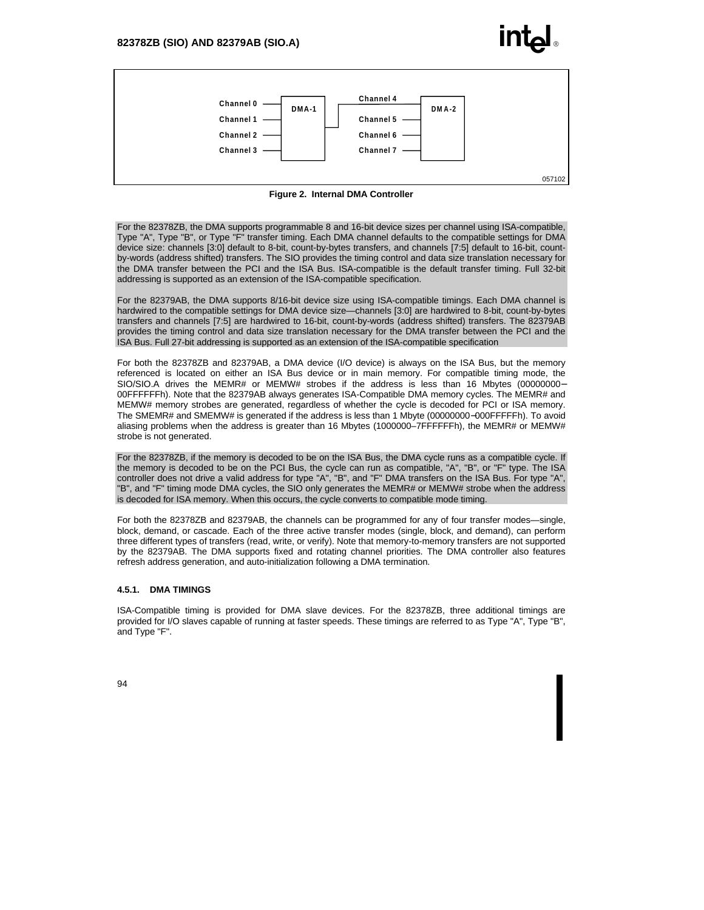Figure 2. Internal DMA Controller

For the 82378ZB, the DMA supports programmable 8 and 16-bit device sizes per channel using ISA-compatible, Type "A", Type "B", or Type "F" transfer timing. Each DMA channel defaults to the compatible settings for DMA device size: channels [3:0] default to 8-bit, count-by-bytes transfers, and channels [7:5] default to 16-bit, count-by-words (address shifted) transfers. The SIO provides the timing control and data size translation necessary for the DMA transfer between the PCI and the ISA Bus. ISA-compatible is the default transfer timing. Full 32-bit addressing is supported as an extension of the ISA-compatible specification.

For the 82379AB, the DMA supports 8/16-bit device size using ISA-compatible timings. Each DMA channel is hardwired to the compatible settings for DMA device size—channels [3:0] are hardwired to 8-bit, count-by-bytes transfers and channels [7:5] are hardwired to 16-bit, count-by-words (address shifted) transfers. The 82379AB provides the timing control and data size translation necessary for the DMA transfer between the PCI and the ISA Bus. Full 27-bit addressing is supported as an extension of the ISA-compatible specification

For both the 82378ZB and 82379AB, a DMA device (I/O device) is always on the ISA Bus, but the memory referenced is located on either an ISA Bus device or in main memory. For compatible timing mode, the SIO/SIO.A drives the MEMR# or MEMW# strobes if the address is less than 16 Mbytes (00000000–00FFFFFFh). Note that the 82379AB always generates ISA-Compatible DMA memory cycles. The MEMR# and MEMW# memory strobes are generated, regardless of whether the cycle is decoded for PCI or ISA memory. The SMEMR# and SMEMW# is generated if the address is less than 1 Mbyte (00000000–000FFFFFh). To avoid aliasing problems when the address is greater than 16 Mbytes (1000000–7FFFFFFh), the MEMR# or MEMW# strobe is not generated.

For the 82378ZB, if the memory is decoded to be on the ISA Bus, the DMA cycle runs as a compatible cycle. If the memory is decoded to be on the PCI Bus, the cycle can run as compatible, "A", "B", or "F" type. The ISA controller does not drive a valid address for type "A", "B", and "F" DMA transfers on the ISA Bus. For type "A", "B", and "F" timing mode DMA cycles, the SIO only generates the MEMR# or MEMW# strobe when the address is decoded for ISA memory. When this occurs, the cycle converts to compatible mode timing.

For both the 82378ZB and 82379AB, the channels can be programmed for any of four transfer modes—single, block, demand, or cascade. Each of the three active transfer modes (single, block, and demand), can perform three different types of transfers (read, write, or verify). Note that memory-to-memory transfers are not supported by the 82379AB. The DMA supports fixed and rotating channel priorities. The DMA controller also features refresh address generation, and auto-initialization following a DMA termination.

### 4.5.1. DMA TIMINGS

ISA-Compatible timing is provided for DMA slave devices. For the 82378ZB, three additional timings are provided for I/O slaves capable of running at faster speeds. These timings are referred to as Type "A", Type "B", and Type "F".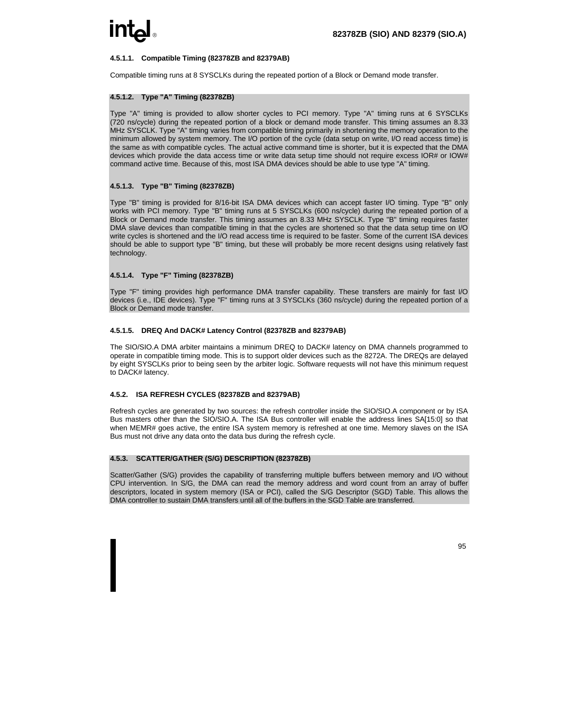#### 4.5.1.1. Compatible Timing (82378ZB and 82379AB)

Compatible timing runs at 8 SYSCLKs during the repeated portion of a Block or Demand mode transfer.

#### 4.5.1.2. Type "A" Timing (82378ZB)

Type "A" timing is provided to allow shorter cycles to PCI memory. Type "A" timing runs at 6 SYSCLKs (720 ns/cycle) during the repeated portion of a block or demand mode transfer. This timing assumes an 8.33 MHz SYSCLK. Type "A" timing varies from compatible timing primarily in shortening the memory operation to the minimum allowed by system memory. The I/O portion of the cycle (data setup on write, I/O read access time) is the same as with compatible cycles. The actual active command time is shorter, but it is expected that the DMA devices which provide the data access time or write data setup time should not require excess IOR# or IOW# command active time. Because of this, most ISA DMA devices should be able to use type "A" timing.

#### 4.5.1.3. Type "B" Timing (82378ZB)

Type "B" timing is provided for 8/16-bit ISA DMA devices which can accept faster I/O timing. Type "B" only works with PCI memory. Type "B" timing runs at 5 SYSCLKs (600 ns/cycle) during the repeated portion of a Block or Demand mode transfer. This timing assumes an 8.33 MHz SYSCLK. Type "B" timing requires faster DMA slave devices than compatible timing in that the cycles are shortened so that the data setup time on I/O write cycles is shortened and the I/O read access time is required to be faster. Some of the current ISA devices should be able to support type "B" timing, but these will probably be more recent designs using relatively fast technology.

#### 4.5.1.4. Type "F" Timing (82378ZB)

Type "F" timing provides high performance DMA transfer capability. These transfers are mainly for fast I/O devices (i.e., IDE devices). Type "F" timing runs at 3 SYSCLKs (360 ns/cycle) during the repeated portion of a Block or Demand mode transfer.

#### 4.5.1.5. DREQ And DACK# Latency Control (82378ZB and 82379AB)

The SIO/SIO.A DMA arbiter maintains a minimum DREQ to DACK# latency on DMA channels programmed to operate in compatible timing mode. This is to support older devices such as the 8272A. The DREQs are delayed by eight SYSCLKs prior to being seen by the arbiter logic. Software requests will not have this minimum request to DACK# latency.

### 4.5.2. ISA REFRESH CYCLES (82378ZB and 82379AB)

Refresh cycles are generated by two sources: the refresh controller inside the SIO/SIO.A component or by ISA Bus masters other than the SIO/SIO.A. The ISA Bus controller will enable the address lines SA[15:0] so that when MEMR# goes active, the entire ISA system memory is refreshed at one time. Memory slaves on the ISA Bus must not drive any data onto the data bus during the refresh cycle.

### 4.5.3. SCATTER/GATHER (S/G) DESCRIPTION (82378ZB)

Scatter/Gather (S/G) provides the capability of transferring multiple buffers between memory and I/O without CPU intervention. In S/G, the DMA can read the memory address and word count from an array of buffer descriptors, located in system memory (ISA or PCI), called the S/G Descriptor (SGD) Table. This allows the DMA controller to sustain DMA transfers until all of the buffers in the SGD Table are transferred.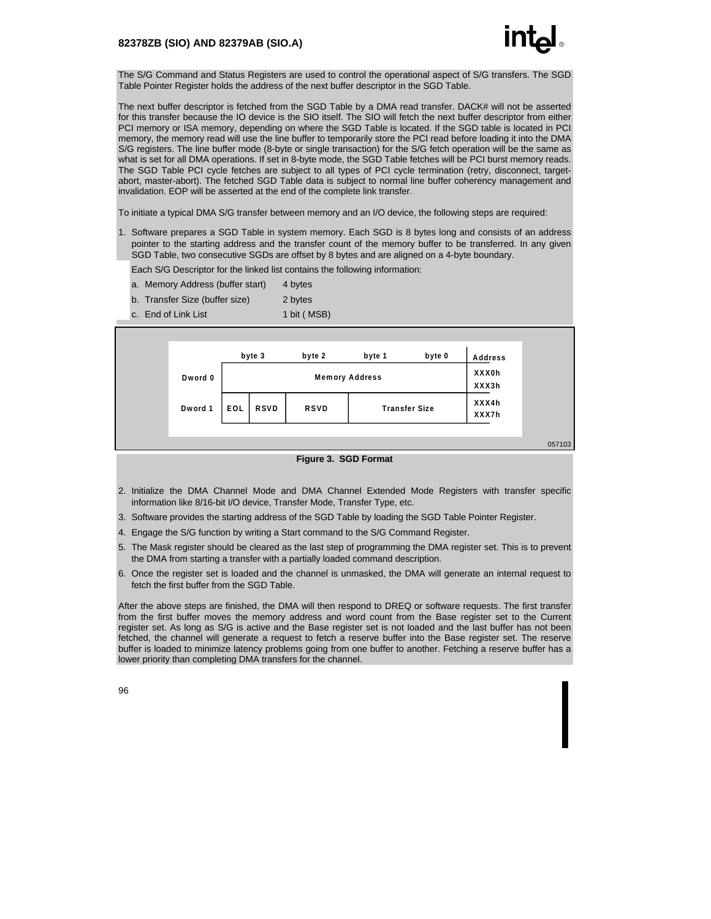The S/G Command and Status Registers are used to control the operational aspect of S/G transfers. The SGD Table Pointer Register holds the address of the next buffer descriptor in the SGD Table.

The next buffer descriptor is fetched from the SGD Table by a DMA read transfer. DACK# will not be asserted for this transfer because the IO device is the SIO itself. The SIO will fetch the next buffer descriptor from either PCI memory or ISA memory, depending on where the SGD Table is located. If the SGD table is located in PCI memory, the memory read will use the line buffer to temporarily store the PCI read before loading it into the DMA S/G registers. The line buffer mode (8-byte or single transaction) for the S/G fetch operation will be the same as what is set for all DMA operations. If set in 8-byte mode, the SGD Table fetches will be PCI burst memory reads. The SGD Table PCI cycle fetches are subject to all types of PCI cycle termination (retry, disconnect, target-abort, master-abort). The fetched SGD Table data is subject to normal line buffer coherency management and invalidation. EOP will be asserted at the end of the complete link transfer.

To initiate a typical DMA S/G transfer between memory and an I/O device, the following steps are required:

1. Software prepares a SGD Table in system memory. Each SGD is 8 bytes long and consists of an address pointer to the starting address and the transfer count of the memory buffer to be transferred. In any given SGD Table, two consecutive SGDs are offset by 8 bytes and are aligned on a 4-byte boundary.

   Each S/G Descriptor for the linked list contains the following information:

   a. Memory Address (buffer start) 4 bytes

   b. Transfer Size (buffer size) 2 bytes

   c. End of Link List 1 bit ( MSB)

| | byte 3 | | byte 2 | byte 1 | byte 0 | Address |
|---|---|---|---|---|---|---|
| Dword 0 | Memory Address | | | | | XXX0h XXX3h |
| Dword 1 | EOL | RSVD | RSVD | Transfer Size | | XXX4h XXX7h |

057103

**Figure 3. SGD Format**

2. Initialize the DMA Channel Mode and DMA Channel Extended Mode Registers with transfer specific information like 8/16-bit I/O device, Transfer Mode, Transfer Type, etc.
3. Software provides the starting address of the SGD Table by loading the SGD Table Pointer Register.
4. Engage the S/G function by writing a Start command to the S/G Command Register.
5. The Mask register should be cleared as the last step of programming the DMA register set. This is to prevent the DMA from starting a transfer with a partially loaded command description.
6. Once the register set is loaded and the channel is unmasked, the DMA will generate an internal request to fetch the first buffer from the SGD Table.

After the above steps are finished, the DMA will then respond to DREQ or software requests. The first transfer from the first buffer moves the memory address and word count from the Base register set to the Current register set. As long as S/G is active and the Base register set is not loaded and the last buffer has not been fetched, the channel will generate a request to fetch a reserve buffer into the Base register set. The reserve buffer is loaded to minimize latency problems going from one buffer to another. Fetching a reserve buffer has a lower priority than completing DMA transfers for the channel.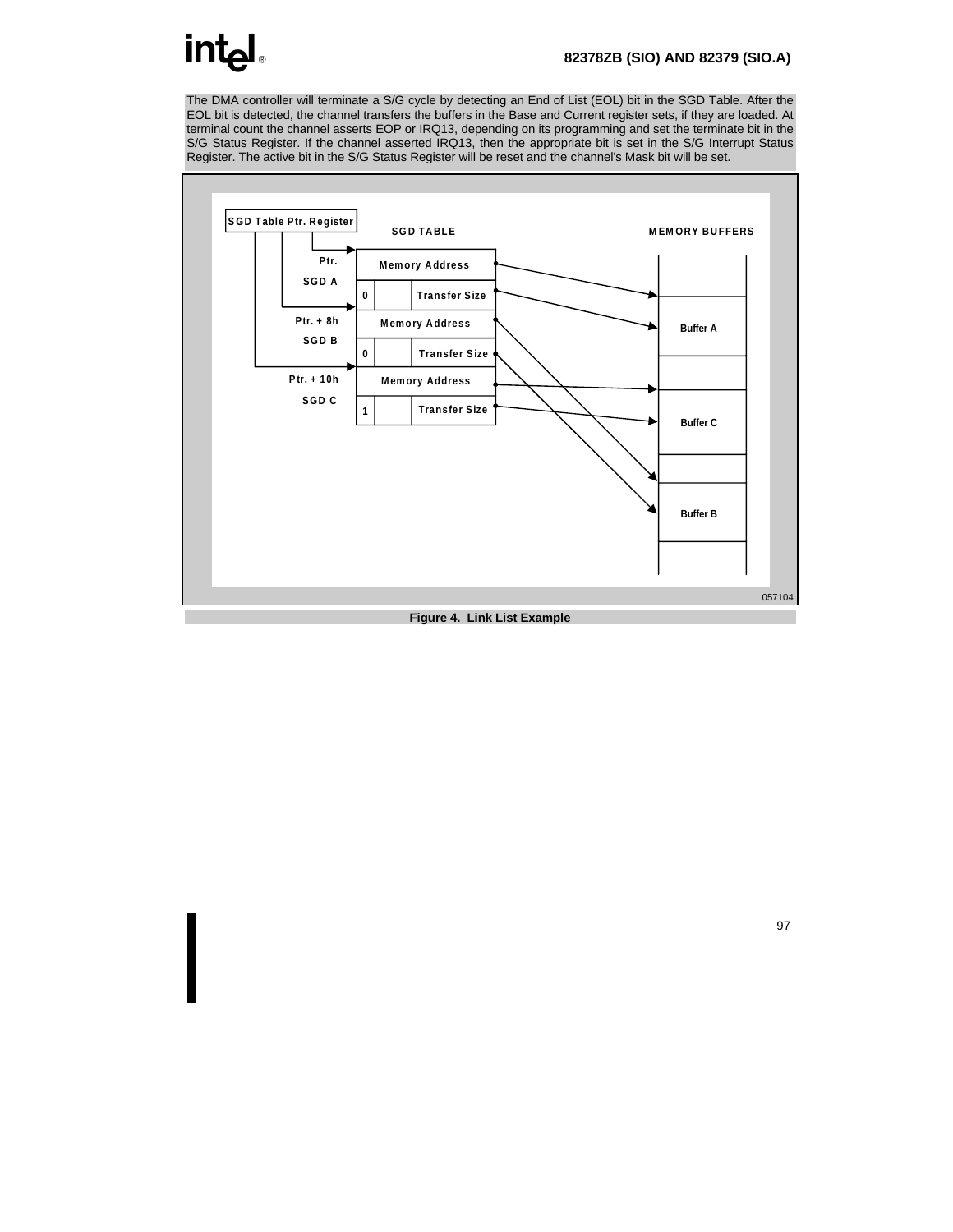The DMA controller will terminate a S/G cycle by detecting an End of List (EOL) bit in the SGD Table. After the EOL bit is detected, the channel transfers the buffers in the Base and Current register sets, if they are loaded. At terminal count the channel asserts EOP or IRQ13, depending on its programming and set the terminate bit in the S/G Status Register. If the channel asserted IRQ13, then the appropriate bit is set in the S/G Interrupt Status Register. The active bit in the S/G Status Register will be reset and the channel's Mask bit will be set.

SGD Table Ptr. Register

SGD TABLE

MEMORY BUFFERS

| | SGD Table | | |
|---|---|---|---|
| Ptr. SGD A | Memory Address | | |
| | 0 | | Transfer Size |
| Ptr. + 8h SGD B | Memory Address | | |
| | 0 | | Transfer Size |
| Ptr. + 10h SGD C | Memory Address | | |
| | 1 | | Transfer Size |

Buffer A

Buffer C

Buffer B

057104

**Figure 4. Link List Example**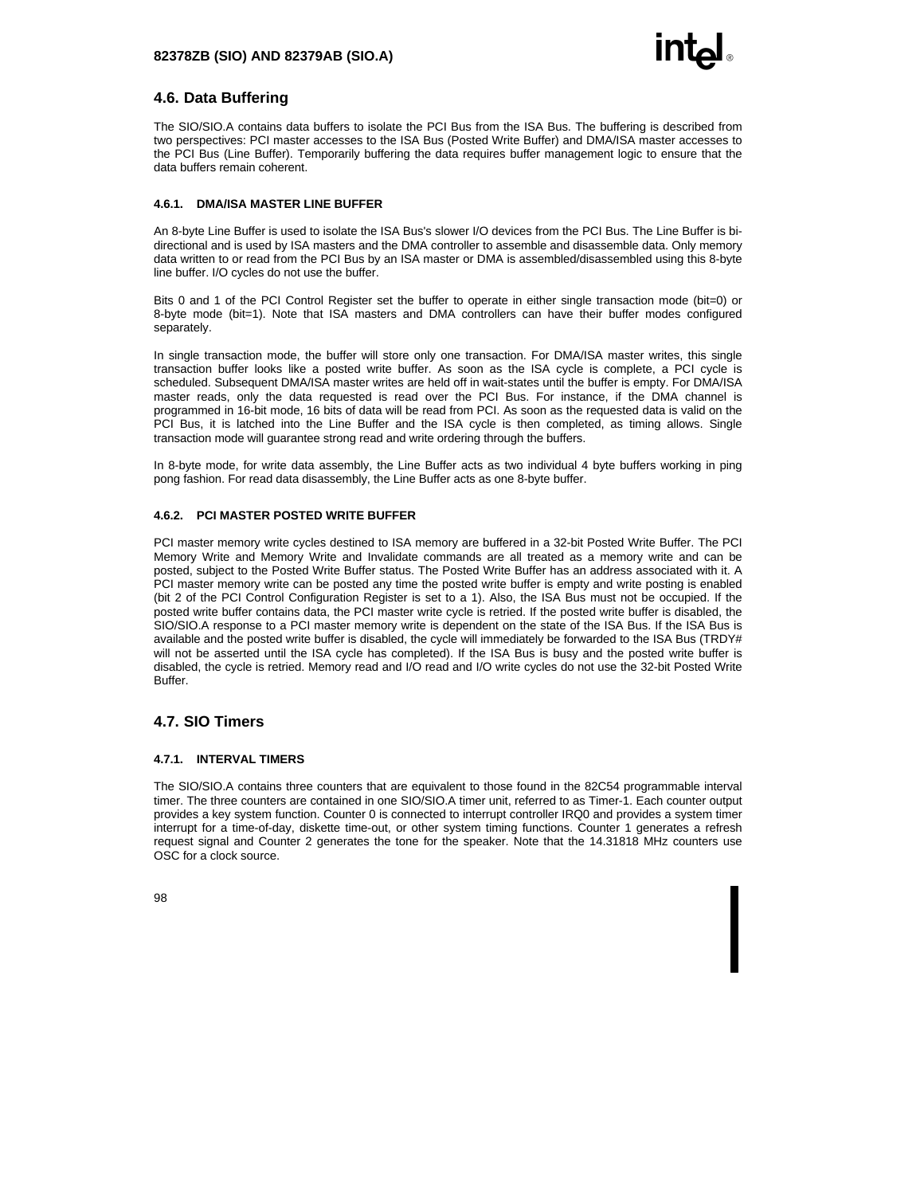## 4.6. Data Buffering

The SIO/SIO.A contains data buffers to isolate the PCI Bus from the ISA Bus. The buffering is described from two perspectives: PCI master accesses to the ISA Bus (Posted Write Buffer) and DMA/ISA master accesses to the PCI Bus (Line Buffer). Temporarily buffering the data requires buffer management logic to ensure that the data buffers remain coherent.

### 4.6.1. DMA/ISA MASTER LINE BUFFER

An 8-byte Line Buffer is used to isolate the ISA Bus's slower I/O devices from the PCI Bus. The Line Buffer is bi-directional and is used by ISA masters and the DMA controller to assemble and disassemble data. Only memory data written to or read from the PCI Bus by an ISA master or DMA is assembled/disassembled using this 8-byte line buffer. I/O cycles do not use the buffer.

Bits 0 and 1 of the PCI Control Register set the buffer to operate in either single transaction mode (bit=0) or 8-byte mode (bit=1). Note that ISA masters and DMA controllers can have their buffer modes configured separately.

In single transaction mode, the buffer will store only one transaction. For DMA/ISA master writes, this single transaction buffer looks like a posted write buffer. As soon as the ISA cycle is complete, a PCI cycle is scheduled. Subsequent DMA/ISA master writes are held off in wait-states until the buffer is empty. For DMA/ISA master reads, only the data requested is read over the PCI Bus. For instance, if the DMA channel is programmed in 16-bit mode, 16 bits of data will be read from PCI. As soon as the requested data is valid on the PCI Bus, it is latched into the Line Buffer and the ISA cycle is then completed, as timing allows. Single transaction mode will guarantee strong read and write ordering through the buffers.

In 8-byte mode, for write data assembly, the Line Buffer acts as two individual 4 byte buffers working in ping pong fashion. For read data disassembly, the Line Buffer acts as one 8-byte buffer.

### 4.6.2. PCI MASTER POSTED WRITE BUFFER

PCI master memory write cycles destined to ISA memory are buffered in a 32-bit Posted Write Buffer. The PCI Memory Write and Memory Write and Invalidate commands are all treated as a memory write and can be posted, subject to the Posted Write Buffer status. The Posted Write Buffer has an address associated with it. A PCI master memory write can be posted any time the posted write buffer is empty and write posting is enabled (bit 2 of the PCI Control Configuration Register is set to a 1). Also, the ISA Bus must not be occupied. If the posted write buffer contains data, the PCI master write cycle is retried. If the posted write buffer is disabled, the SIO/SIO.A response to a PCI master memory write is dependent on the state of the ISA Bus. If the ISA Bus is available and the posted write buffer is disabled, the cycle will immediately be forwarded to the ISA Bus (TRDY# will not be asserted until the ISA cycle has completed). If the ISA Bus is busy and the posted write buffer is disabled, the cycle is retried. Memory read and I/O read and I/O write cycles do not use the 32-bit Posted Write Buffer.

## 4.7. SIO Timers

### 4.7.1. INTERVAL TIMERS

The SIO/SIO.A contains three counters that are equivalent to those found in the 82C54 programmable interval timer. The three counters are contained in one SIO/SIO.A timer unit, referred to as Timer-1. Each counter output provides a key system function. Counter 0 is connected to interrupt controller IRQ0 and provides a system timer interrupt for a time-of-day, diskette time-out, or other system timing functions. Counter 1 generates a refresh request signal and Counter 2 generates the tone for the speaker. Note that the 14.31818 MHz counters use OSC for a clock source.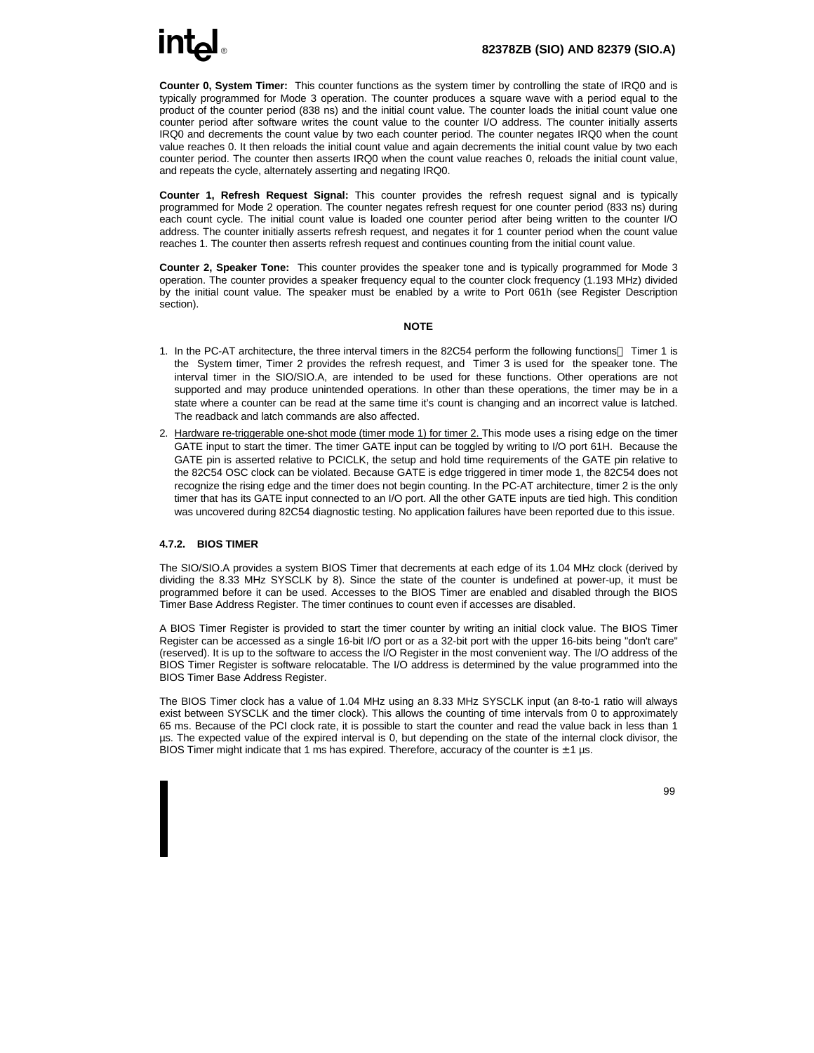**Counter 0, System Timer:** This counter functions as the system timer by controlling the state of IRQ0 and is typically programmed for Mode 3 operation. The counter produces a square wave with a period equal to the product of the counter period (838 ns) and the initial count value. The counter loads the initial count value one counter period after software writes the count value to the counter I/O address. The counter initially asserts IRQ0 and decrements the count value by two each counter period. The counter negates IRQ0 when the count value reaches 0. It then reloads the initial count value and again decrements the initial count value by two each counter period. The counter then asserts IRQ0 when the count value reaches 0, reloads the initial count value, and repeats the cycle, alternately asserting and negating IRQ0.

**Counter 1, Refresh Request Signal:** This counter provides the refresh request signal and is typically programmed for Mode 2 operation. The counter negates refresh request for one counter period (833 ns) during each count cycle. The initial count value is loaded one counter period after being written to the counter I/O address. The counter initially asserts refresh request, and negates it for 1 counter period when the count value reaches 1. The counter then asserts refresh request and continues counting from the initial count value.

**Counter 2, Speaker Tone:** This counter provides the speaker tone and is typically programmed for Mode 3 operation. The counter provides a speaker frequency equal to the counter clock frequency (1.193 MHz) divided by the initial count value. The speaker must be enabled by a write to Port 061h (see Register Description section).

**NOTE**

1. In the PC-AT architecture, the three interval timers in the 82C54 perform the following functions: Timer 1 is the System timer, Timer 2 provides the refresh request, and Timer 3 is used for the speaker tone. The interval timer in the SIO/SIO.A, are intended to be used for these functions. Other operations are not supported and may produce unintended operations. In other than these operations, the timer may be in a state where a counter can be read at the same time it's count is changing and an incorrect value is latched. The readback and latch commands are also affected.
2. Hardware re-triggerable one-shot mode (timer mode 1) for timer 2. This mode uses a rising edge on the timer GATE input to start the timer. The timer GATE input can be toggled by writing to I/O port 61H. Because the GATE pin is asserted relative to PCICLK, the setup and hold time requirements of the GATE pin relative to the 82C54 OSC clock can be violated. Because GATE is edge triggered in timer mode 1, the 82C54 does not recognize the rising edge and the timer does not begin counting. In the PC-AT architecture, timer 2 is the only timer that has its GATE input connected to an I/O port. All the other GATE inputs are tied high. This condition was uncovered during 82C54 diagnostic testing. No application failures have been reported due to this issue.

#### 4.7.2. BIOS TIMER

The SIO/SIO.A provides a system BIOS Timer that decrements at each edge of its 1.04 MHz clock (derived by dividing the 8.33 MHz SYSCLK by 8). Since the state of the counter is undefined at power-up, it must be programmed before it can be used. Accesses to the BIOS Timer are enabled and disabled through the BIOS Timer Base Address Register. The timer continues to count even if accesses are disabled.

A BIOS Timer Register is provided to start the timer counter by writing an initial clock value. The BIOS Timer Register can be accessed as a single 16-bit I/O port or as a 32-bit port with the upper 16-bits being "don't care" (reserved). It is up to the software to access the I/O Register in the most convenient way. The I/O address of the BIOS Timer Register is software relocatable. The I/O address is determined by the value programmed into the BIOS Timer Base Address Register.

The BIOS Timer clock has a value of 1.04 MHz using an 8.33 MHz SYSCLK input (an 8-to-1 ratio will always exist between SYSCLK and the timer clock). This allows the counting of time intervals from 0 to approximately 65 ms. Because of the PCI clock rate, it is possible to start the counter and read the value back in less than 1 µs. The expected value of the expired interval is 0, but depending on the state of the internal clock divisor, the BIOS Timer might indicate that 1 ms has expired. Therefore, accuracy of the counter is $\pm$1 µs.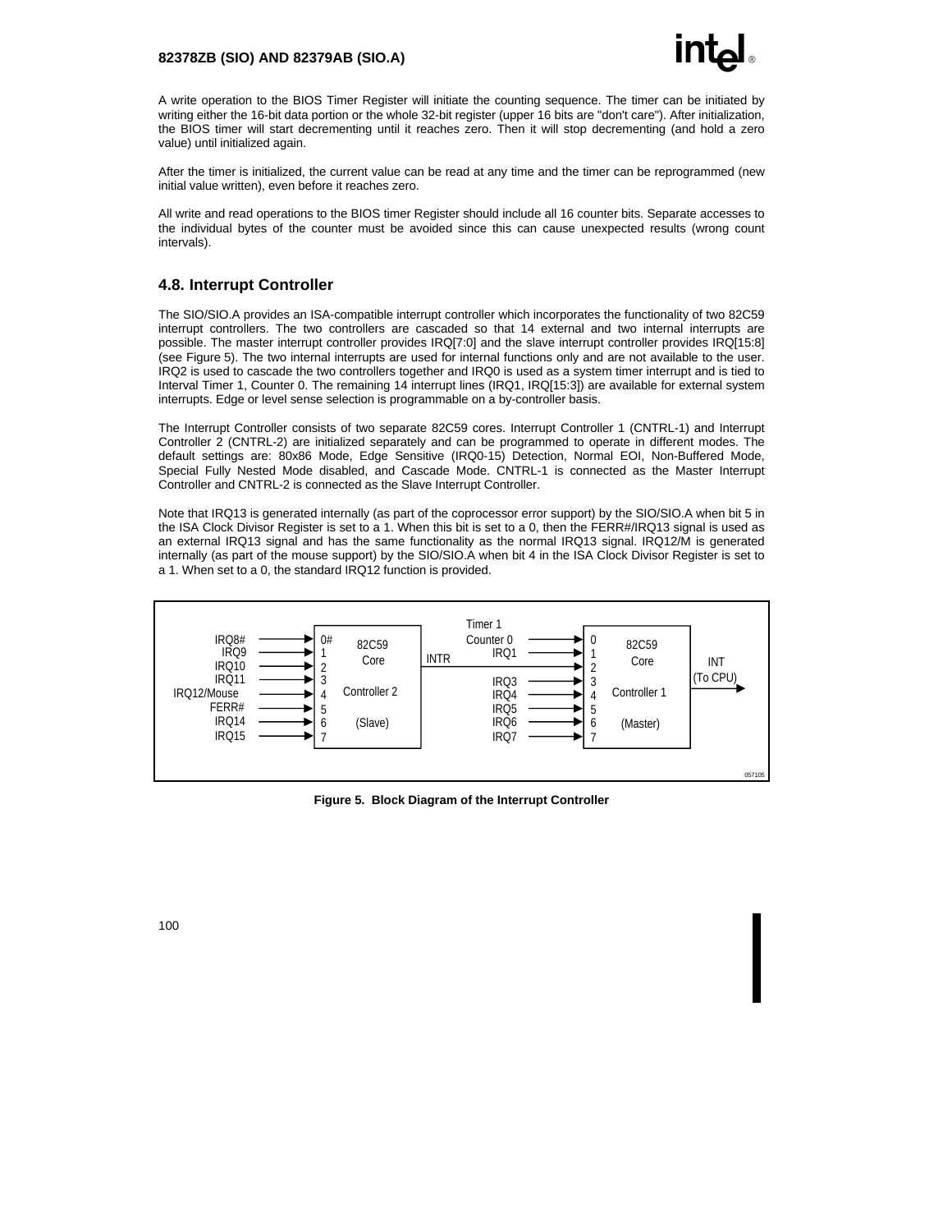A write operation to the BIOS Timer Register will initiate the counting sequence. The timer can be initiated by writing either the 16-bit data portion or the whole 32-bit register (upper 16 bits are "don't care"). After initialization, the BIOS timer will start decrementing until it reaches zero. Then it will stop decrementing (and hold a zero value) until initialized again.

After the timer is initialized, the current value can be read at any time and the timer can be reprogrammed (new initial value written), even before it reaches zero.

All write and read operations to the BIOS timer Register should include all 16 counter bits. Separate accesses to the individual bytes of the counter must be avoided since this can cause unexpected results (wrong count intervals).

## 4.8. Interrupt Controller

The SIO/SIO.A provides an ISA-compatible interrupt controller which incorporates the functionality of two 82C59 interrupt controllers. The two controllers are cascaded so that 14 external and two internal interrupts are possible. The master interrupt controller provides IRQ[7:0] and the slave interrupt controller provides IRQ[15:8] (see Figure 5). The two internal interrupts are used for internal functions only and are not available to the user. IRQ2 is used to cascade the two controllers together and IRQ0 is used as a system timer interrupt and is tied to Interval Timer 1, Counter 0. The remaining 14 interrupt lines (IRQ1, IRQ[15:3]) are available for external system interrupts. Edge or level sense selection is programmable on a by-controller basis.

The Interrupt Controller consists of two separate 82C59 cores. Interrupt Controller 1 (CNTRL-1) and Interrupt Controller 2 (CNTRL-2) are initialized separately and can be programmed to operate in different modes. The default settings are: 80x86 Mode, Edge Sensitive (IRQ0-15) Detection, Normal EOI, Non-Buffered Mode, Special Fully Nested Mode disabled, and Cascade Mode. CNTRL-1 is connected as the Master Interrupt Controller and CNTRL-2 is connected as the Slave Interrupt Controller.

Note that IRQ13 is generated internally (as part of the coprocessor error support) by the SIO/SIO.A when bit 5 in the ISA Clock Divisor Register is set to a 1. When this bit is set to a 0, then the FERR#/IRQ13 signal is used as an external IRQ13 signal and has the same functionality as the normal IRQ13 signal. IRQ12/M is generated internally (as part of the mouse support) by the SIO/SIO.A when bit 4 in the ISA Clock Divisor Register is set to a 1. When set to a 0, the standard IRQ12 function is provided.

| Controller 2 (Slave) input | Signal | Controller 1 (Master) input | Signal |
|---|---|---|---|
| 0# | IRQ8# | 0 | Timer 1 Counter 0 |
| 1 | IRQ9 | 1 | IRQ1 |
| 2 | IRQ10 | 2 | INTR (from Controller 2) |
| 3 | IRQ11 | 3 | IRQ3 |
| 4 | IRQ12/Mouse | 4 | IRQ4 |
| 5 | FERR# | 5 | IRQ5 |
| 6 | IRQ14 | 6 | IRQ6 |
| 7 | IRQ15 | 7 | IRQ7 |

Controller 1 (Master) output: INT (To CPU)

**Figure 5. Block Diagram of the Interrupt Controller**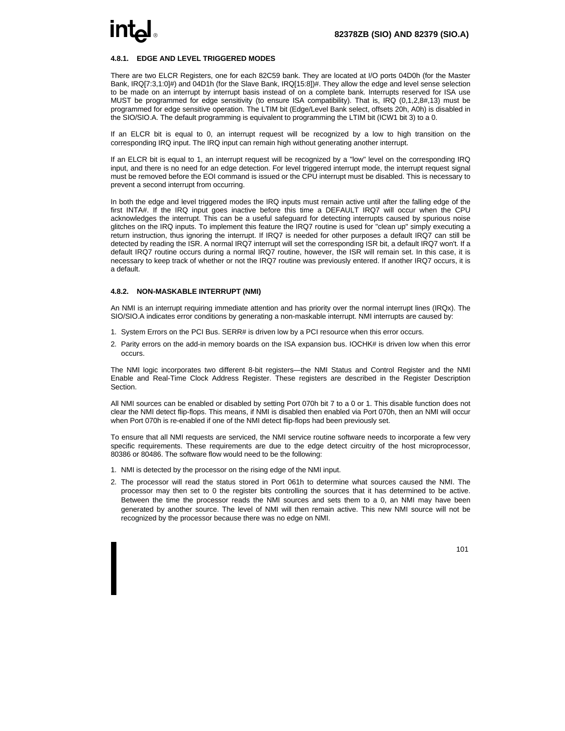### 4.8.1. EDGE AND LEVEL TRIGGERED MODES

There are two ELCR Registers, one for each 82C59 bank. They are located at I/O ports 04D0h (for the Master Bank, IRQ[7:3,1:0]#) and 04D1h (for the Slave Bank, IRQ[15:8])#. They allow the edge and level sense selection to be made on an interrupt by interrupt basis instead of on a complete bank. Interrupts reserved for ISA use MUST be programmed for edge sensitivity (to ensure ISA compatibility). That is, IRQ (0,1,2,8#,13) must be programmed for edge sensitive operation. The LTIM bit (Edge/Level Bank select, offsets 20h, A0h) is disabled in the SIO/SIO.A. The default programming is equivalent to programming the LTIM bit (ICW1 bit 3) to a 0.

If an ELCR bit is equal to 0, an interrupt request will be recognized by a low to high transition on the corresponding IRQ input. The IRQ input can remain high without generating another interrupt.

If an ELCR bit is equal to 1, an interrupt request will be recognized by a "low" level on the corresponding IRQ input, and there is no need for an edge detection. For level triggered interrupt mode, the interrupt request signal must be removed before the EOI command is issued or the CPU interrupt must be disabled. This is necessary to prevent a second interrupt from occurring.

In both the edge and level triggered modes the IRQ inputs must remain active until after the falling edge of the first INTA#. If the IRQ input goes inactive before this time a DEFAULT IRQ7 will occur when the CPU acknowledges the interrupt. This can be a useful safeguard for detecting interrupts caused by spurious noise glitches on the IRQ inputs. To implement this feature the IRQ7 routine is used for "clean up" simply executing a return instruction, thus ignoring the interrupt. If IRQ7 is needed for other purposes a default IRQ7 can still be detected by reading the ISR. A normal IRQ7 interrupt will set the corresponding ISR bit, a default IRQ7 won't. If a default IRQ7 routine occurs during a normal IRQ7 routine, however, the ISR will remain set. In this case, it is necessary to keep track of whether or not the IRQ7 routine was previously entered. If another IRQ7 occurs, it is a default.

### 4.8.2. NON-MASKABLE INTERRUPT (NMI)

An NMI is an interrupt requiring immediate attention and has priority over the normal interrupt lines (IRQx). The SIO/SIO.A indicates error conditions by generating a non-maskable interrupt. NMI interrupts are caused by:

1. System Errors on the PCI Bus. SERR# is driven low by a PCI resource when this error occurs.
2. Parity errors on the add-in memory boards on the ISA expansion bus. IOCHK# is driven low when this error occurs.

The NMI logic incorporates two different 8-bit registers—the NMI Status and Control Register and the NMI Enable and Real-Time Clock Address Register. These registers are described in the Register Description Section.

All NMI sources can be enabled or disabled by setting Port 070h bit 7 to a 0 or 1. This disable function does not clear the NMI detect flip-flops. This means, if NMI is disabled then enabled via Port 070h, then an NMI will occur when Port 070h is re-enabled if one of the NMI detect flip-flops had been previously set.

To ensure that all NMI requests are serviced, the NMI service routine software needs to incorporate a few very specific requirements. These requirements are due to the edge detect circuitry of the host microprocessor, 80386 or 80486. The software flow would need to be the following:

1. NMI is detected by the processor on the rising edge of the NMI input.
2. The processor will read the status stored in Port 061h to determine what sources caused the NMI. The processor may then set to 0 the register bits controlling the sources that it has determined to be active. Between the time the processor reads the NMI sources and sets them to a 0, an NMI may have been generated by another source. The level of NMI will then remain active. This new NMI source will not be recognized by the processor because there was no edge on NMI.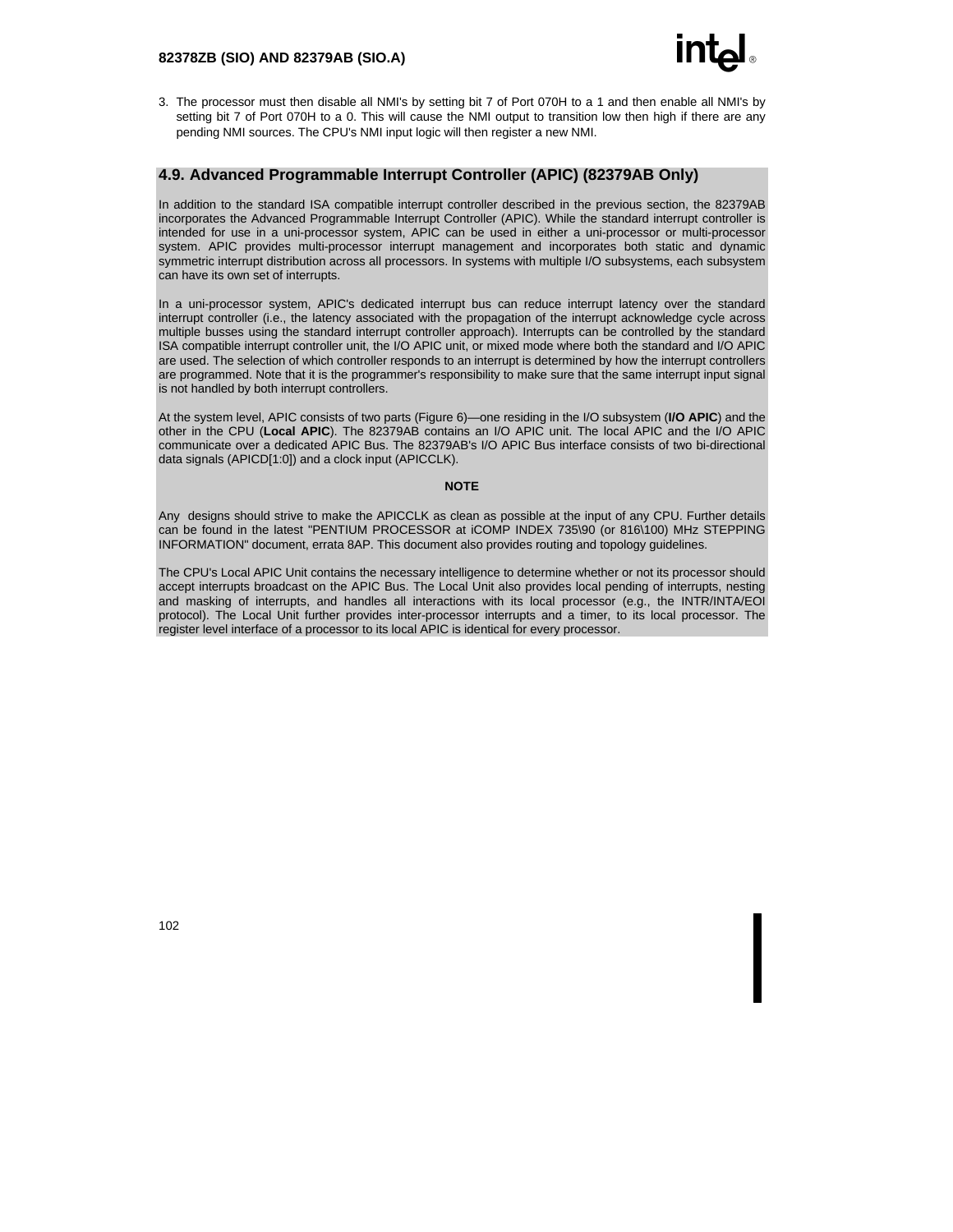3. The processor must then disable all NMI's by setting bit 7 of Port 070H to a 1 and then enable all NMI's by setting bit 7 of Port 070H to a 0. This will cause the NMI output to transition low then high if there are any pending NMI sources. The CPU's NMI input logic will then register a new NMI.

## 4.9. Advanced Programmable Interrupt Controller (APIC) (82379AB Only)

In addition to the standard ISA compatible interrupt controller described in the previous section, the 82379AB incorporates the Advanced Programmable Interrupt Controller (APIC). While the standard interrupt controller is intended for use in a uni-processor system, APIC can be used in either a uni-processor or multi-processor system. APIC provides multi-processor interrupt management and incorporates both static and dynamic symmetric interrupt distribution across all processors. In systems with multiple I/O subsystems, each subsystem can have its own set of interrupts.

In a uni-processor system, APIC's dedicated interrupt bus can reduce interrupt latency over the standard interrupt controller (i.e., the latency associated with the propagation of the interrupt acknowledge cycle across multiple busses using the standard interrupt controller approach). Interrupts can be controlled by the standard ISA compatible interrupt controller unit, the I/O APIC unit, or mixed mode where both the standard and I/O APIC are used. The selection of which controller responds to an interrupt is determined by how the interrupt controllers are programmed. Note that it is the programmer's responsibility to make sure that the same interrupt input signal is not handled by both interrupt controllers.

At the system level, APIC consists of two parts (Figure 6)—one residing in the I/O subsystem (**I/O APIC**) and the other in the CPU (**Local APIC**). The 82379AB contains an I/O APIC unit. The local APIC and the I/O APIC communicate over a dedicated APIC Bus. The 82379AB's I/O APIC Bus interface consists of two bi-directional data signals (APICD[1:0]) and a clock input (APICCLK).

**NOTE**

Any designs should strive to make the APICCLK as clean as possible at the input of any CPU. Further details can be found in the latest "PENTIUM PROCESSOR at iCOMP INDEX 735\90 (or 816\100) MHz STEPPING INFORMATION" document, errata 8AP. This document also provides routing and topology guidelines.

The CPU's Local APIC Unit contains the necessary intelligence to determine whether or not its processor should accept interrupts broadcast on the APIC Bus. The Local Unit also provides local pending of interrupts, nesting and masking of interrupts, and handles all interactions with its local processor (e.g., the INTR/INTA/EOI protocol). The Local Unit further provides inter-processor interrupts and a timer, to its local processor. The register level interface of a processor to its local APIC is identical for every processor.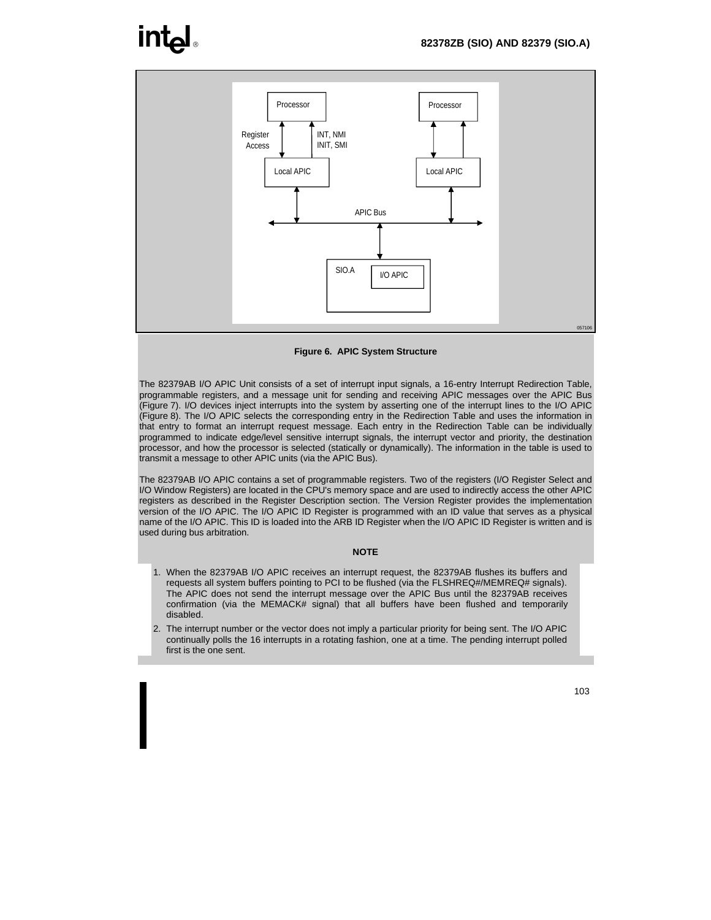Processor

Processor

Register Access

INT, NMI INIT, SMI

Local APIC

Local APIC

APIC Bus

SIO.A

I/O APIC

057106

**Figure 6. APIC System Structure**

The 82379AB I/O APIC Unit consists of a set of interrupt input signals, a 16-entry Interrupt Redirection Table, programmable registers, and a message unit for sending and receiving APIC messages over the APIC Bus (Figure 7). I/O devices inject interrupts into the system by asserting one of the interrupt lines to the I/O APIC (Figure 8). The I/O APIC selects the corresponding entry in the Redirection Table and uses the information in that entry to format an interrupt request message. Each entry in the Redirection Table can be individually programmed to indicate edge/level sensitive interrupt signals, the interrupt vector and priority, the destination processor, and how the processor is selected (statically or dynamically). The information in the table is used to transmit a message to other APIC units (via the APIC Bus).

The 82379AB I/O APIC contains a set of programmable registers. Two of the registers (I/O Register Select and I/O Window Registers) are located in the CPU's memory space and are used to indirectly access the other APIC registers as described in the Register Description section. The Version Register provides the implementation version of the I/O APIC. The I/O APIC ID Register is programmed with an ID value that serves as a physical name of the I/O APIC. This ID is loaded into the ARB ID Register when the I/O APIC ID Register is written and is used during bus arbitration.

**NOTE**

1. When the 82379AB I/O APIC receives an interrupt request, the 82379AB flushes its buffers and requests all system buffers pointing to PCI to be flushed (via the FLSHREQ#/MEMREQ# signals). The APIC does not send the interrupt message over the APIC Bus until the 82379AB receives confirmation (via the MEMACK# signal) that all buffers have been flushed and temporarily disabled.
2. The interrupt number or the vector does not imply a particular priority for being sent. The I/O APIC continually polls the 16 interrupts in a rotating fashion, one at a time. The pending interrupt polled first is the one sent.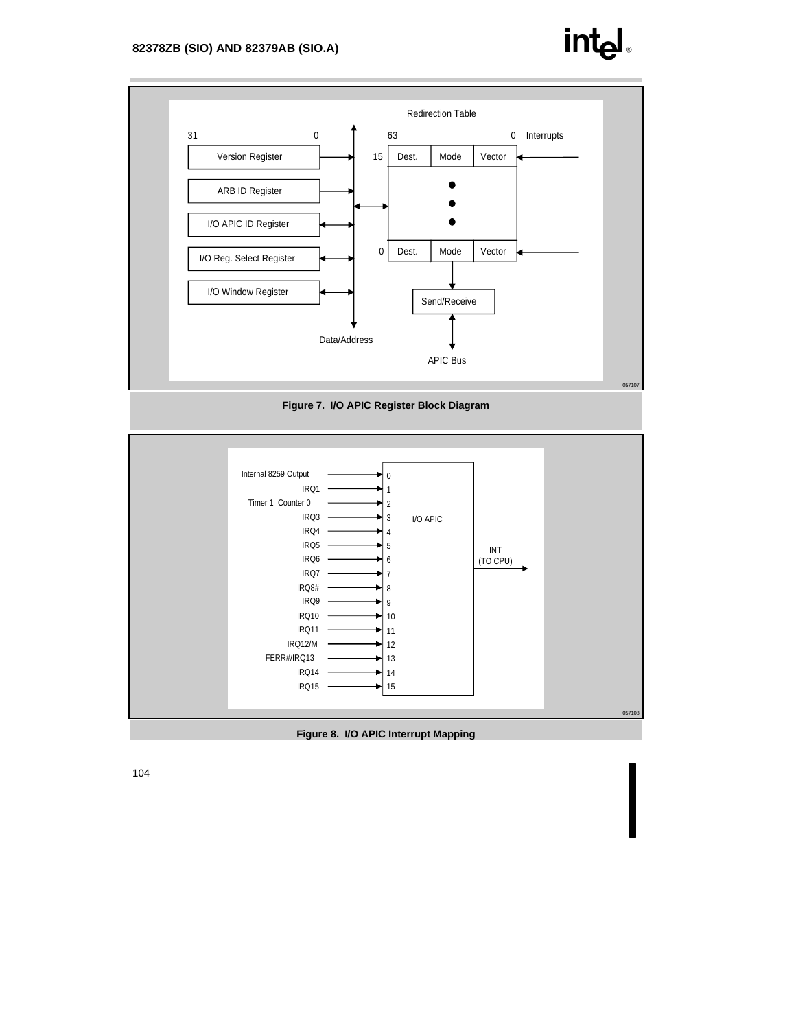Redirection Table

31 0 | 63 0 Interrupts

Version Register

ARB ID Register

I/O APIC ID Register

I/O Reg. Select Register

I/O Window Register

15 Dest. Mode Vector

0 Dest. Mode Vector

Send/Receive

Data/Address

APIC Bus

057107

**Figure 7. I/O APIC Register Block Diagram**

| Input | I/O APIC Pin |
|---|---|
| Internal 8259 Output | 0 |
| IRQ1 | 1 |
| Timer 1 Counter 0 | 2 |
| IRQ3 | 3 |
| IRQ4 | 4 |
| IRQ5 | 5 |
| IRQ6 | 6 |
| IRQ7 | 7 |
| IRQ8# | 8 |
| IRQ9 | 9 |
| IRQ10 | 10 |
| IRQ11 | 11 |
| IRQ12/M | 12 |
| FERR#/IRQ13 | 13 |
| IRQ14 | 14 |
| IRQ15 | 15 |

I/O APIC → INT (TO CPU)

057108

**Figure 8. I/O APIC Interrupt Mapping**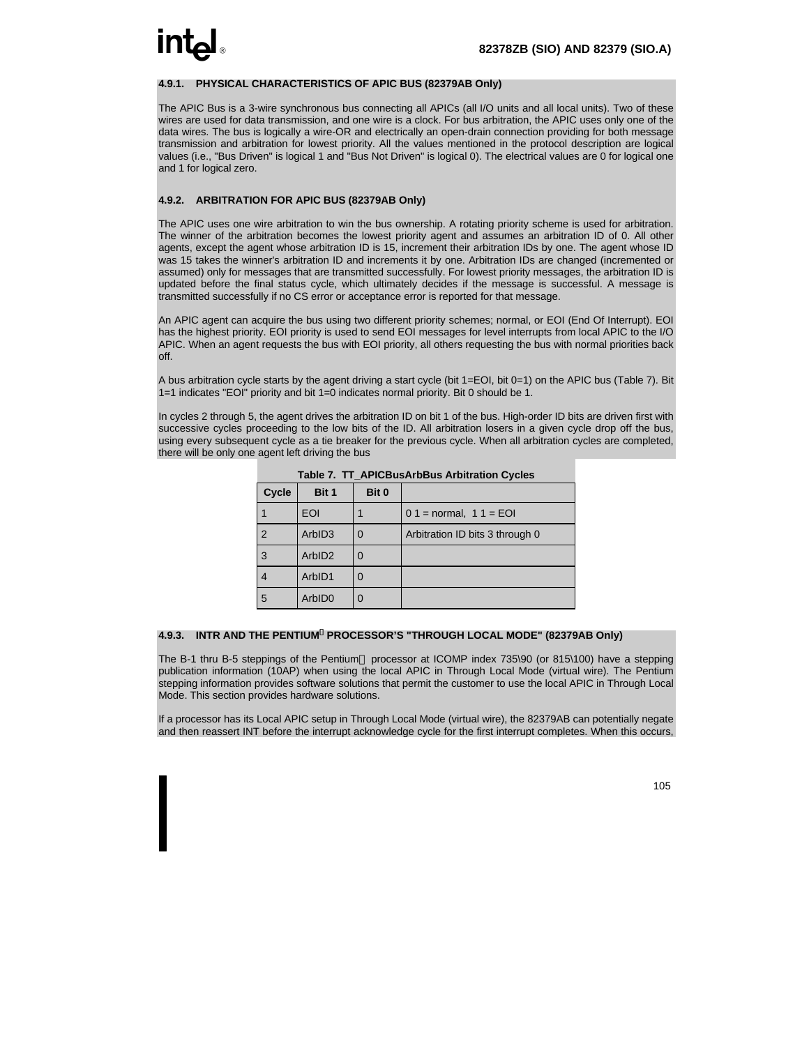### 4.9.1. PHYSICAL CHARACTERISTICS OF APIC BUS (82379AB Only)

The APIC Bus is a 3-wire synchronous bus connecting all APICs (all I/O units and all local units). Two of these wires are used for data transmission, and one wire is a clock. For bus arbitration, the APIC uses only one of the data wires. The bus is logically a wire-OR and electrically an open-drain connection providing for both message transmission and arbitration for lowest priority. All the values mentioned in the protocol description are logical values (i.e., "Bus Driven" is logical 1 and "Bus Not Driven" is logical 0). The electrical values are 0 for logical one and 1 for logical zero.

### 4.9.2. ARBITRATION FOR APIC BUS (82379AB Only)

The APIC uses one wire arbitration to win the bus ownership. A rotating priority scheme is used for arbitration. The winner of the arbitration becomes the lowest priority agent and assumes an arbitration ID of 0. All other agents, except the agent whose arbitration ID is 15, increment their arbitration IDs by one. The agent whose ID was 15 takes the winner's arbitration ID and increments it by one. Arbitration IDs are changed (incremented or assumed) only for messages that are transmitted successfully. For lowest priority messages, the arbitration ID is updated before the final status cycle, which ultimately decides if the message is successful. A message is transmitted successfully if no CS error or acceptance error is reported for that message.

An APIC agent can acquire the bus using two different priority schemes; normal, or EOI (End Of Interrupt). EOI has the highest priority. EOI priority is used to send EOI messages for level interrupts from local APIC to the I/O APIC. When an agent requests the bus with EOI priority, all others requesting the bus with normal priorities back off.

A bus arbitration cycle starts by the agent driving a start cycle (bit 1=EOI, bit 0=1) on the APIC bus (Table 7). Bit 1=1 indicates "EOI" priority and bit 1=0 indicates normal priority. Bit 0 should be 1.

In cycles 2 through 5, the agent drives the arbitration ID on bit 1 of the bus. High-order ID bits are driven first with successive cycles proceeding to the low bits of the ID. All arbitration losers in a given cycle drop off the bus, using every subsequent cycle as a tie breaker for the previous cycle. When all arbitration cycles are completed, there will be only one agent left driving the bus

**Table 7. TT_APICBusArbBus Arbitration Cycles**

| Cycle | Bit 1 | Bit 0 | |
|---|---|---|---|
| 1 | EOI | 1 | 0 1 = normal, 1 1 = EOI |
| 2 | ArbID3 | 0 | Arbitration ID bits 3 through 0 |
| 3 | ArbID2 | 0 | |
| 4 | ArbID1 | 0 | |
| 5 | ArbID0 | 0 | |

### 4.9.3. INTR AND THE PENTIUM® PROCESSOR'S "THROUGH LOCAL MODE" (82379AB Only)

The B-1 thru B-5 steppings of the Pentium® processor at ICOMP index 735\90 (or 815\100) have a stepping publication information (10AP) when using the local APIC in Through Local Mode (virtual wire). The Pentium stepping information provides software solutions that permit the customer to use the local APIC in Through Local Mode. This section provides hardware solutions.

If a processor has its Local APIC setup in Through Local Mode (virtual wire), the 82379AB can potentially negate and then reassert INT before the interrupt acknowledge cycle for the first interrupt completes. When this occurs,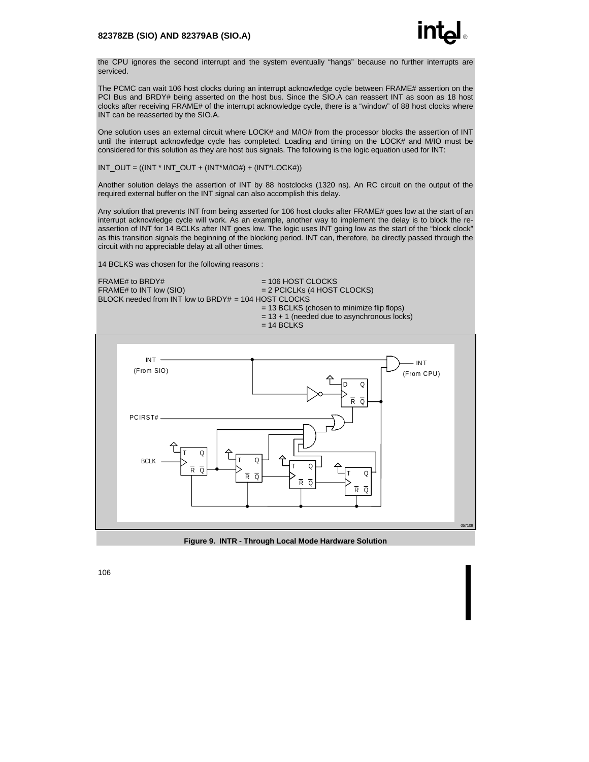the CPU ignores the second interrupt and the system eventually "hangs" because no further interrupts are serviced.

The PCMC can wait 106 host clocks during an interrupt acknowledge cycle between FRAME# assertion on the PCI Bus and BRDY# being asserted on the host bus. Since the SIO.A can reassert INT as soon as 18 host clocks after receiving FRAME# of the interrupt acknowledge cycle, there is a "window" of 88 host clocks where INT can be reasserted by the SIO.A.

One solution uses an external circuit where LOCK# and M/IO# from the processor blocks the assertion of INT until the interrupt acknowledge cycle has completed. Loading and timing on the LOCK# and M/IO must be considered for this solution as they are host bus signals. The following is the logic equation used for INT:

INT_OUT = ((INT * INT_OUT + (INT*M/IO#) + (INT*LOCK#))

Another solution delays the assertion of INT by 88 hostclocks (1320 ns). An RC circuit on the output of the required external buffer on the INT signal can also accomplish this delay.

Any solution that prevents INT from being asserted for 106 host clocks after FRAME# goes low at the start of an interrupt acknowledge cycle will work. As an example, another way to implement the delay is to block the re-assertion of INT for 14 BCLKs after INT goes low. The logic uses INT going low as the start of the "block clock" as this transition signals the beginning of the blocking period. INT can, therefore, be directly passed through the circuit with no appreciable delay at all other times.

14 BCLKS was chosen for the following reasons :

FRAME# to BRDY# = 106 HOST CLOCKS
FRAME# to INT low (SIO) = 2 PCICLKs (4 HOST CLOCKS)
BLOCK needed from INT low to BRDY# = 104 HOST CLOCKS
= 13 BCLKS (chosen to minimize flip flops)
= 13 + 1 (needed due to asynchronous locks)
= 14 BCLKS

Figure 9. INTR - Through Local Mode Hardware Solution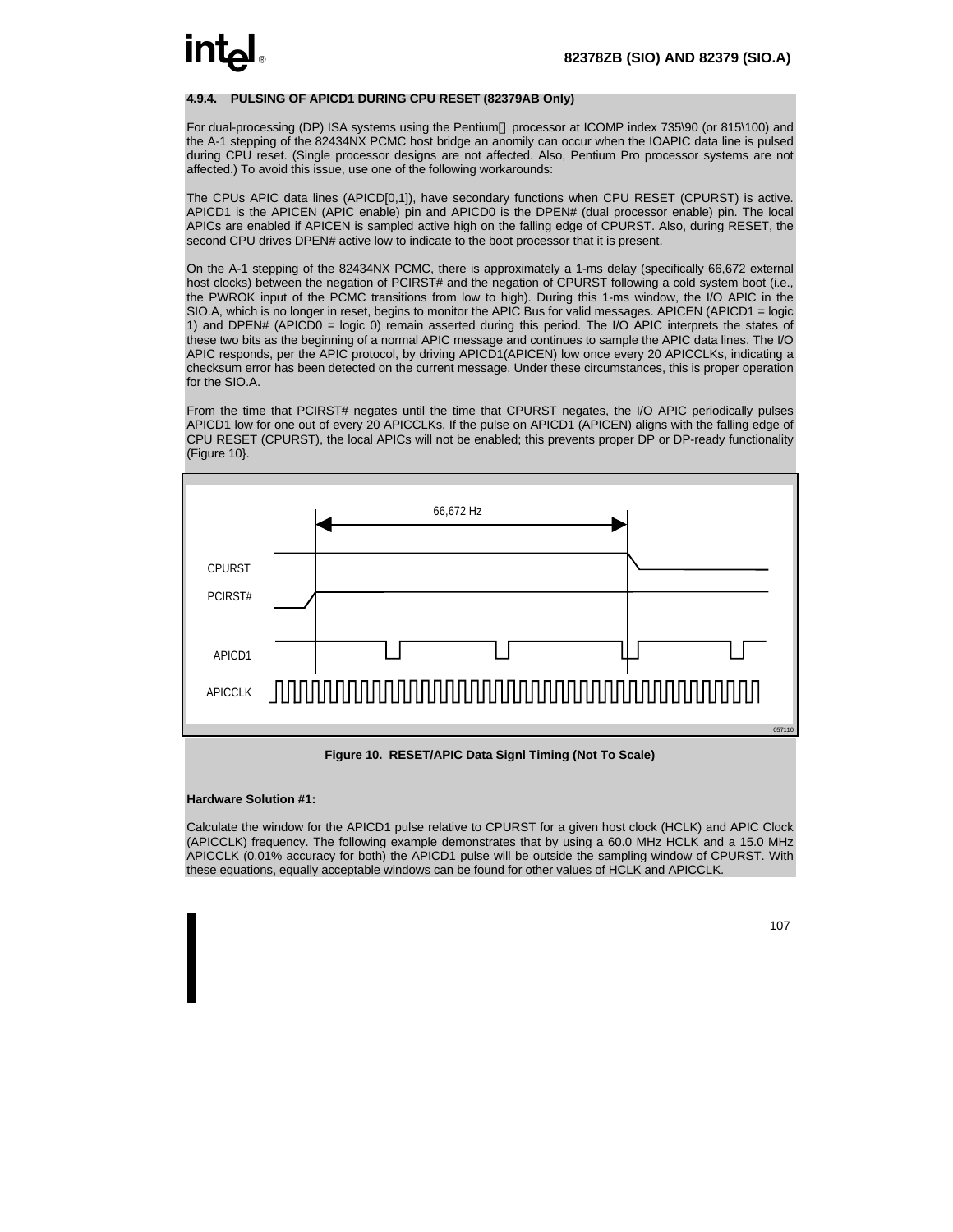### 4.9.4. PULSING OF APICD1 DURING CPU RESET (82379AB Only)

For dual-processing (DP) ISA systems using the Pentium processor at ICOMP index 735\90 (or 815\100) and the A-1 stepping of the 82434NX PCMC host bridge an anomily can occur when the IOAPIC data line is pulsed during CPU reset. (Single processor designs are not affected. Also, Pentium Pro processor systems are not affected.) To avoid this issue, use one of the following workarounds:

The CPUs APIC data lines (APICD[0,1]), have secondary functions when CPU RESET (CPURST) is active. APICD1 is the APICEN (APIC enable) pin and APICD0 is the DPEN# (dual processor enable) pin. The local APICs are enabled if APICEN is sampled active high on the falling edge of CPURST. Also, during RESET, the second CPU drives DPEN# active low to indicate to the boot processor that it is present.

On the A-1 stepping of the 82434NX PCMC, there is approximately a 1-ms delay (specifically 66,672 external host clocks) between the negation of PCIRST# and the negation of CPURST following a cold system boot (i.e., the PWROK input of the PCMC transitions from low to high). During this 1-ms window, the I/O APIC in the SIO.A, which is no longer in reset, begins to monitor the APIC Bus for valid messages. APICEN (APICD1 = logic 1) and DPEN# (APICD0 = logic 0) remain asserted during this period. The I/O APIC interprets the states of these two bits as the beginning of a normal APIC message and continues to sample the APIC data lines. The I/O APIC responds, per the APIC protocol, by driving APICD1(APICEN) low once every 20 APICCLKs, indicating a checksum error has been detected on the current message. Under these circumstances, this is proper operation for the SIO.A.

From the time that PCIRST# negates until the time that CPURST negates, the I/O APIC periodically pulses APICD1 low for one out of every 20 APICCLKs. If the pulse on APICD1 (APICEN) aligns with the falling edge of CPU RESET (CPURST), the local APICs will not be enabled; this prevents proper DP or DP-ready functionality (Figure 10}.

66,672 Hz

CPURST

PCIRST#

APICD1

APICCLK

057110

**Figure 10. RESET/APIC Data Signl Timing (Not To Scale)**

**Hardware Solution #1:**

Calculate the window for the APICD1 pulse relative to CPURST for a given host clock (HCLK) and APIC Clock (APICCLK) frequency. The following example demonstrates that by using a 60.0 MHz HCLK and a 15.0 MHz APICCLK (0.01% accuracy for both) the APICD1 pulse will be outside the sampling window of CPURST. With these equations, equally acceptable windows can be found for other values of HCLK and APICCLK.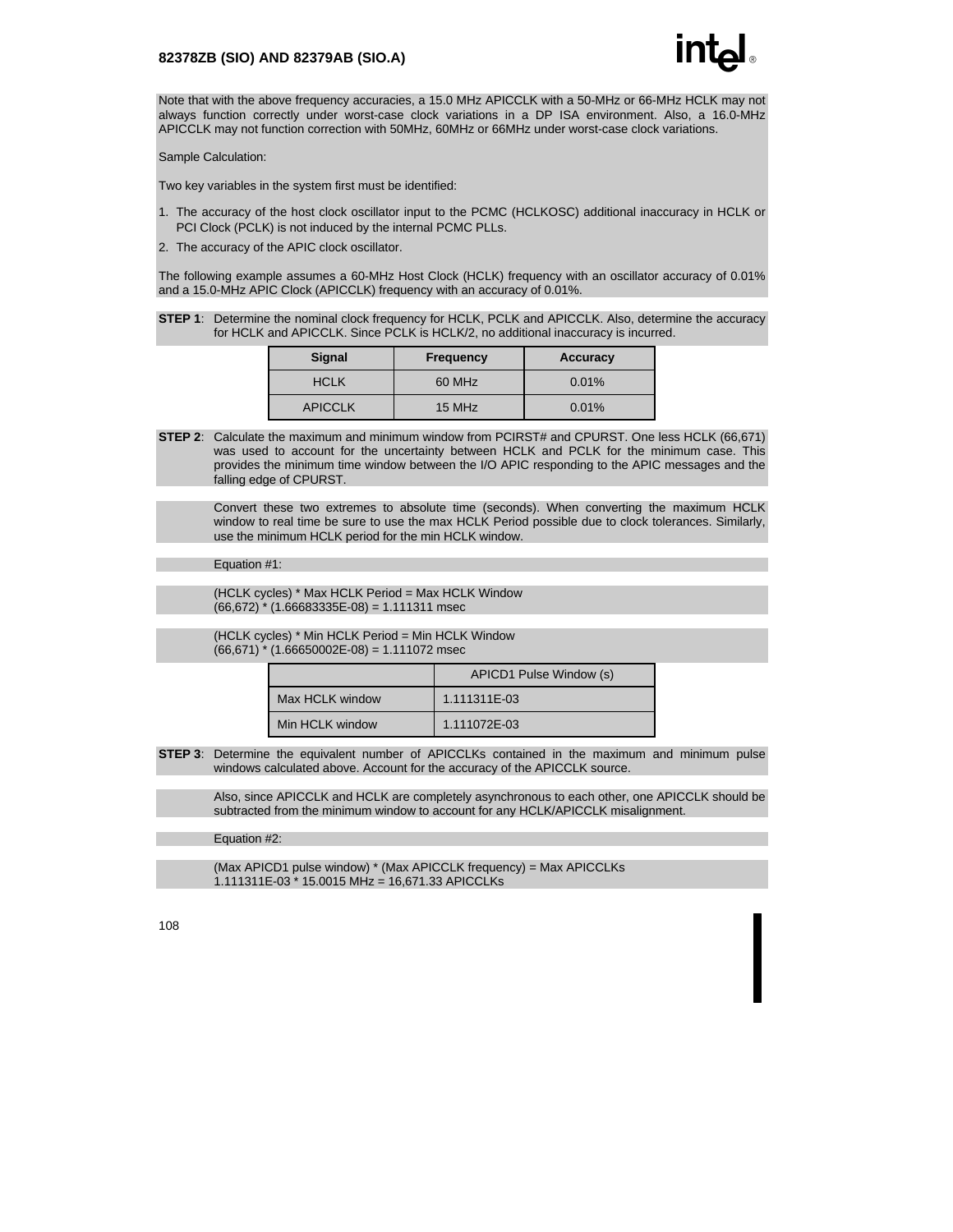Note that with the above frequency accuracies, a 15.0 MHz APICCLK with a 50-MHz or 66-MHz HCLK may not always function correctly under worst-case clock variations in a DP ISA environment. Also, a 16.0-MHz APICCLK may not function correction with 50MHz, 60MHz or 66MHz under worst-case clock variations.

Sample Calculation:

Two key variables in the system first must be identified:

1. The accuracy of the host clock oscillator input to the PCMC (HCLKOSC) additional inaccuracy in HCLK or PCI Clock (PCLK) is not induced by the internal PCMC PLLs.
2. The accuracy of the APIC clock oscillator.

The following example assumes a 60-MHz Host Clock (HCLK) frequency with an oscillator accuracy of 0.01% and a 15.0-MHz APIC Clock (APICCLK) frequency with an accuracy of 0.01%.

**STEP 1**: Determine the nominal clock frequency for HCLK, PCLK and APICCLK. Also, determine the accuracy for HCLK and APICCLK. Since PCLK is HCLK/2, no additional inaccuracy is incurred.

| Signal | Frequency | Accuracy |
|---|---|---|
| HCLK | 60 MHz | 0.01% |
| APICCLK | 15 MHz | 0.01% |

**STEP 2**: Calculate the maximum and minimum window from PCIRST# and CPURST. One less HCLK (66,671) was used to account for the uncertainty between HCLK and PCLK for the minimum case. This provides the minimum time window between the I/O APIC responding to the APIC messages and the falling edge of CPURST.

Convert these two extremes to absolute time (seconds). When converting the maximum HCLK window to real time be sure to use the max HCLK Period possible due to clock tolerances. Similarly, use the minimum HCLK period for the min HCLK window.

Equation #1:

(HCLK cycles) * Max HCLK Period = Max HCLK Window
(66,672) * (1.66683335E-08) = 1.111311 msec

(HCLK cycles) * Min HCLK Period = Min HCLK Window
(66,671) * (1.66650002E-08) = 1.111072 msec

| | APICD1 Pulse Window (s) |
|---|---|
| Max HCLK window | 1.111311E-03 |
| Min HCLK window | 1.111072E-03 |

**STEP 3**: Determine the equivalent number of APICCLKs contained in the maximum and minimum pulse windows calculated above. Account for the accuracy of the APICCLK source.

Also, since APICCLK and HCLK are completely asynchronous to each other, one APICCLK should be subtracted from the minimum window to account for any HCLK/APICCLK misalignment.

Equation #2:

(Max APICD1 pulse window) * (Max APICCLK frequency) = Max APICCLKs
1.111311E-03 * 15.0015 MHz = 16,671.33 APICCLKs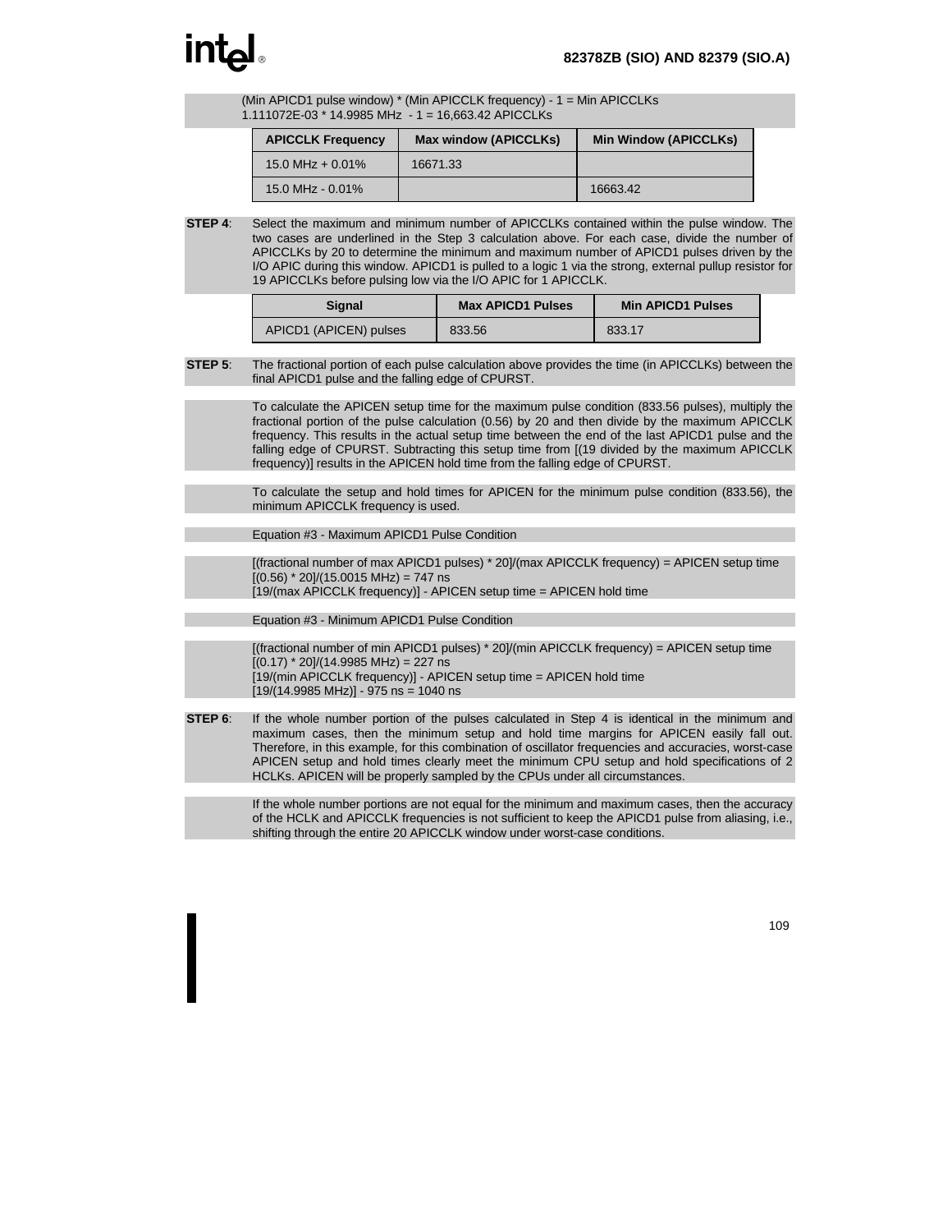(Min APICD1 pulse window) * (Min APICCLK frequency) - 1 = Min APICCLKs
1.111072E-03 * 14.9985 MHz - 1 = 16,663.42 APICCLKs

| APICCLK Frequency | Max window (APICCLKs) | Min Window (APICCLKs) |
|---|---|---|
| 15.0 MHz + 0.01% | 16671.33 | |
| 15.0 MHz - 0.01% | | 16663.42 |

**STEP 4**: Select the maximum and minimum number of APICCLKs contained within the pulse window. The two cases are underlined in the Step 3 calculation above. For each case, divide the number of APICCLKs by 20 to determine the minimum and maximum number of APICD1 pulses driven by the I/O APIC during this window. APICD1 is pulled to a logic 1 via the strong, external pullup resistor for 19 APICCLKs before pulsing low via the I/O APIC for 1 APICCLK.

| Signal | Max APICD1 Pulses | Min APICD1 Pulses |
|---|---|---|
| APICD1 (APICEN) pulses | 833.56 | 833.17 |

**STEP 5**: The fractional portion of each pulse calculation above provides the time (in APICCLKs) between the final APICD1 pulse and the falling edge of CPURST.

To calculate the APICEN setup time for the maximum pulse condition (833.56 pulses), multiply the fractional portion of the pulse calculation (0.56) by 20 and then divide by the maximum APICCLK frequency. This results in the actual setup time between the end of the last APICD1 pulse and the falling edge of CPURST. Subtracting this setup time from [(19 divided by the maximum APICCLK frequency)] results in the APICEN hold time from the falling edge of CPURST.

To calculate the setup and hold times for APICEN for the minimum pulse condition (833.56), the minimum APICCLK frequency is used.

Equation #3 - Maximum APICD1 Pulse Condition

[(fractional number of max APICD1 pulses) * 20]/(max APICCLK frequency) = APICEN setup time
[(0.56) * 20]/(15.0015 MHz) = 747 ns
[19/(max APICCLK frequency)] - APICEN setup time = APICEN hold time

Equation #3 - Minimum APICD1 Pulse Condition

[(fractional number of min APICD1 pulses) * 20]/(min APICCLK frequency) = APICEN setup time
[(0.17) * 20]/(14.9985 MHz) = 227 ns
[19/(min APICCLK frequency)] - APICEN setup time = APICEN hold time
[19/(14.9985 MHz)] - 975 ns = 1040 ns

**STEP 6**: If the whole number portion of the pulses calculated in Step 4 is identical in the minimum and maximum cases, then the minimum setup and hold time margins for APICEN easily fall out. Therefore, in this example, for this combination of oscillator frequencies and accuracies, worst-case APICEN setup and hold times clearly meet the minimum CPU setup and hold specifications of 2 HCLKs. APICEN will be properly sampled by the CPUs under all circumstances.

If the whole number portions are not equal for the minimum and maximum cases, then the accuracy of the HCLK and APICCLK frequencies is not sufficient to keep the APICD1 pulse from aliasing, i.e., shifting through the entire 20 APICCLK window under worst-case conditions.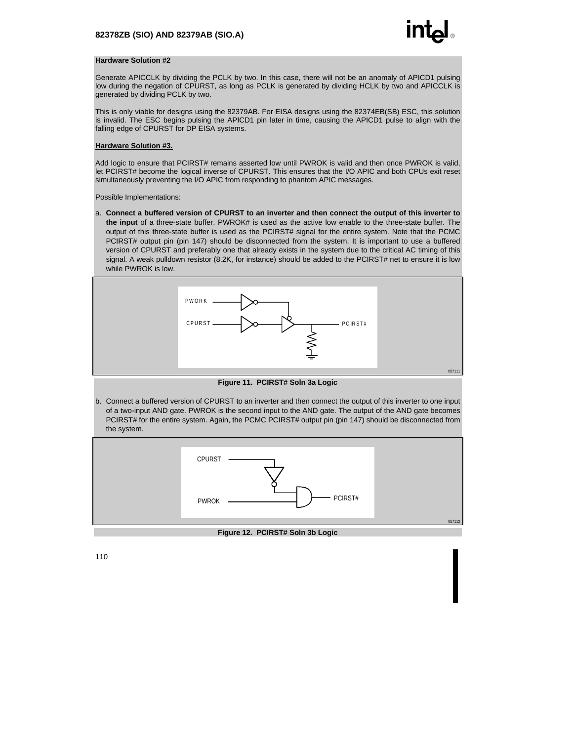**Hardware Solution #2**

Generate APICCLK by dividing the PCLK by two. In this case, there will not be an anomaly of APICD1 pulsing low during the negation of CPURST, as long as PCLK is generated by dividing HCLK by two and APICCLK is generated by dividing PCLK by two.

This is only viable for designs using the 82379AB. For EISA designs using the 82374EB(SB) ESC, this solution is invalid. The ESC begins pulsing the APICD1 pin later in time, causing the APICD1 pulse to align with the falling edge of CPURST for DP EISA systems.

**Hardware Solution #3.**

Add logic to ensure that PCIRST# remains asserted low until PWROK is valid and then once PWROK is valid, let PCIRST# become the logical inverse of CPURST. This ensures that the I/O APIC and both CPUs exit reset simultaneously preventing the I/O APIC from responding to phantom APIC messages.

Possible Implementations:

a. **Connect a buffered version of CPURST to an inverter and then connect the output of this inverter to the input** of a three-state buffer. PWROK# is used as the active low enable to the three-state buffer. The output of this three-state buffer is used as the PCIRST# signal for the entire system. Note that the PCMC PCIRST# output pin (pin 147) should be disconnected from the system. It is important to use a buffered version of CPURST and preferably one that already exists in the system due to the critical AC timing of this signal. A weak pulldown resistor (8.2K, for instance) should be added to the PCIRST# net to ensure it is low while PWROK is low.

**Figure 11. PCIRST# Soln 3a Logic**

b. Connect a buffered version of CPURST to an inverter and then connect the output of this inverter to one input of a two-input AND gate. PWROK is the second input to the AND gate. The output of the AND gate becomes PCIRST# for the entire system. Again, the PCMC PCIRST# output pin (pin 147) should be disconnected from the system.

**Figure 12. PCIRST# Soln 3b Logic**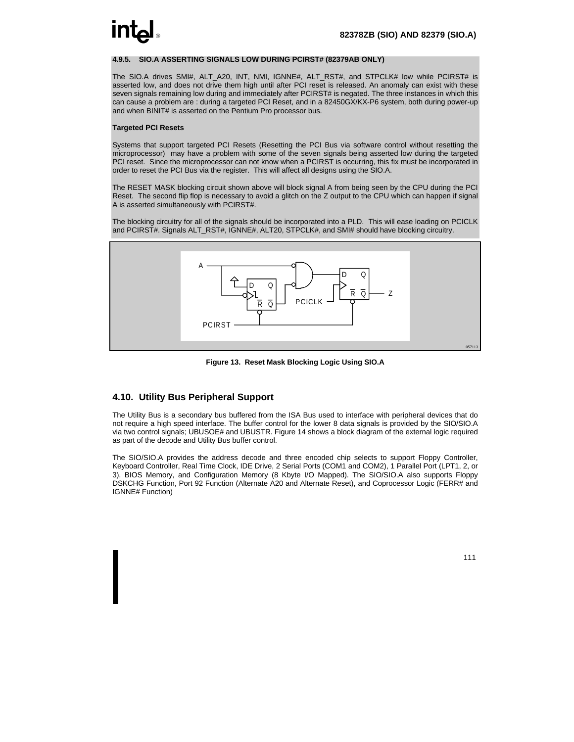#### 4.9.5. SIO.A ASSERTING SIGNALS LOW DURING PCIRST# (82379AB ONLY)

The SIO.A drives SMI#, ALT_A20, INT, NMI, IGNNE#, ALT_RST#, and STPCLK# low while PCIRST# is asserted low, and does not drive them high until after PCI reset is released. An anomaly can exist with these seven signals remaining low during and immediately after PCIRST# is negated. The three instances in which this can cause a problem are : during a targeted PCI Reset, and in a 82450GX/KX-P6 system, both during power-up and when BINIT# is asserted on the Pentium Pro processor bus.

**Targeted PCI Resets**

Systems that support targeted PCI Resets (Resetting the PCI Bus via software control without resetting the microprocessor) may have a problem with some of the seven signals being asserted low during the targeted PCI reset. Since the microprocessor can not know when a PCIRST is occurring, this fix must be incorporated in order to reset the PCI Bus via the register. This will affect all designs using the SIO.A.

The RESET MASK blocking circuit shown above will block signal A from being seen by the CPU during the PCI Reset. The second flip flop is necessary to avoid a glitch on the Z output to the CPU which can happen if signal A is asserted simultaneously with PCIRST#.

The blocking circuitry for all of the signals should be incorporated into a PLD. This will ease loading on PCICLK and PCIRST#. Signals ALT_RST#, IGNNE#, ALT20, STPCLK#, and SMI# should have blocking circuitry.

Figure 13. Reset Mask Blocking Logic Using SIO.A

## 4.10. Utility Bus Peripheral Support

The Utility Bus is a secondary bus buffered from the ISA Bus used to interface with peripheral devices that do not require a high speed interface. The buffer control for the lower 8 data signals is provided by the SIO/SIO.A via two control signals; UBUSOE# and UBUSTR. Figure 14 shows a block diagram of the external logic required as part of the decode and Utility Bus buffer control.

The SIO/SIO.A provides the address decode and three encoded chip selects to support Floppy Controller, Keyboard Controller, Real Time Clock, IDE Drive, 2 Serial Ports (COM1 and COM2), 1 Parallel Port (LPT1, 2, or 3), BIOS Memory, and Configuration Memory (8 Kbyte I/O Mapped). The SIO/SIO.A also supports Floppy DSKCHG Function, Port 92 Function (Alternate A20 and Alternate Reset), and Coprocessor Logic (FERR# and IGNNE# Function)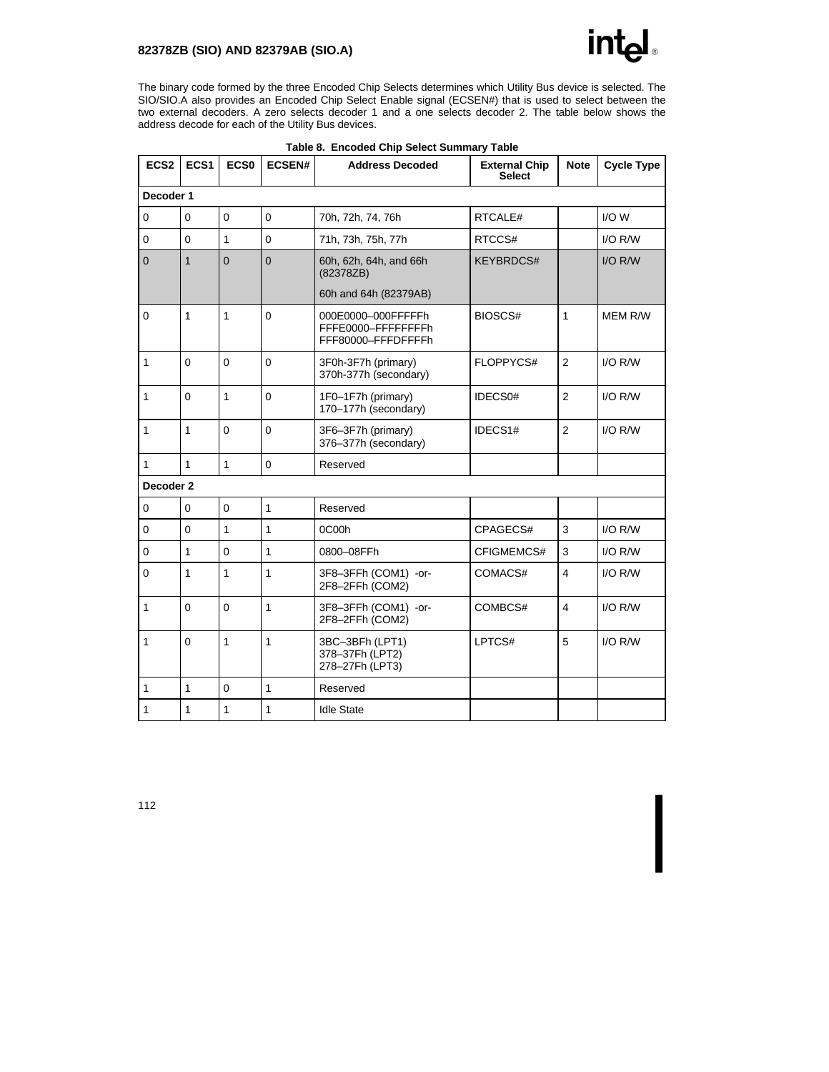The binary code formed by the three Encoded Chip Selects determines which Utility Bus device is selected. The SIO/SIO.A also provides an Encoded Chip Select Enable signal (ECSEN#) that is used to select between the two external decoders. A zero selects decoder 1 and a one selects decoder 2. The table below shows the address decode for each of the Utility Bus devices.

**Table 8. Encoded Chip Select Summary Table**

| ECS2 | ECS1 | ECS0 | ECSEN# | Address Decoded | External Chip Select | Note | Cycle Type |
|---|---|---|---|---|---|---|---|
| **Decoder 1** | | | | | | | |
| 0 | 0 | 0 | 0 | 70h, 72h, 74, 76h | RTCALE# | | I/O W |
| 0 | 0 | 1 | 0 | 71h, 73h, 75h, 77h | RTCCS# | | I/O R/W |
| 0 | 1 | 0 | 0 | 60h, 62h, 64h, and 66h (82378ZB)<br>60h and 64h (82379AB) | KEYBRDCS# | | I/O R/W |
| 0 | 1 | 1 | 0 | 000E0000–000FFFFFh<br>FFFE0000–FFFFFFFFh<br>FFF80000–FFFDFFFFh | BIOSCS# | 1 | MEM R/W |
| 1 | 0 | 0 | 0 | 3F0h-3F7h (primary)<br>370h-377h (secondary) | FLOPPYCS# | 2 | I/O R/W |
| 1 | 0 | 1 | 0 | 1F0–1F7h (primary)<br>170–177h (secondary) | IDECS0# | 2 | I/O R/W |
| 1 | 1 | 0 | 0 | 3F6–3F7h (primary)<br>376–377h (secondary) | IDECS1# | 2 | I/O R/W |
| 1 | 1 | 1 | 0 | Reserved | | | |
| **Decoder 2** | | | | | | | |
| 0 | 0 | 0 | 1 | Reserved | | | |
| 0 | 0 | 1 | 1 | 0C00h | CPAGECS# | 3 | I/O R/W |
| 0 | 1 | 0 | 1 | 0800–08FFh | CFIGMEMCS# | 3 | I/O R/W |
| 0 | 1 | 1 | 1 | 3F8–3FFh (COM1) -or- 2F8–2FFh (COM2) | COMACS# | 4 | I/O R/W |
| 1 | 0 | 0 | 1 | 3F8–3FFh (COM1) -or- 2F8–2FFh (COM2) | COMBCS# | 4 | I/O R/W |
| 1 | 0 | 1 | 1 | 3BC–3BFh (LPT1)<br>378–37Fh (LPT2)<br>278–27Fh (LPT3) | LPTCS# | 5 | I/O R/W |
| 1 | 1 | 0 | 1 | Reserved | | | |
| 1 | 1 | 1 | 1 | Idle State | | | |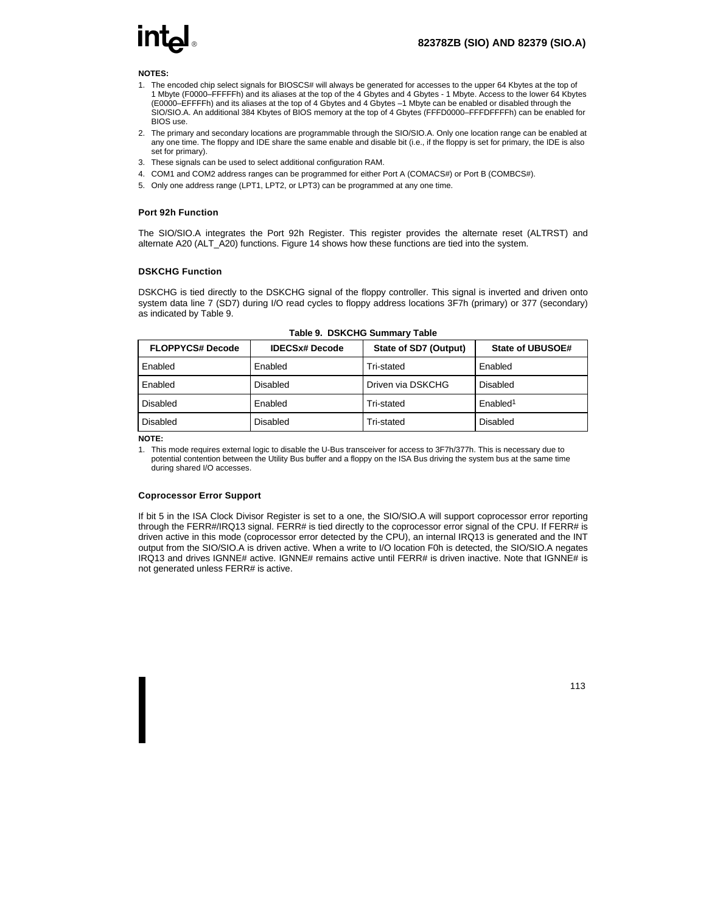**NOTES:**

1. The encoded chip select signals for BIOSCS# will always be generated for accesses to the upper 64 Kbytes at the top of 1 Mbyte (F0000–FFFFFh) and its aliases at the top of the 4 Gbytes and 4 Gbytes - 1 Mbyte. Access to the lower 64 Kbytes (E0000–EFFFFh) and its aliases at the top of 4 Gbytes and 4 Gbytes –1 Mbyte can be enabled or disabled through the SIO/SIO.A. An additional 384 Kbytes of BIOS memory at the top of 4 Gbytes (FFFD0000–FFFDFFFFh) can be enabled for BIOS use.
2. The primary and secondary locations are programmable through the SIO/SIO.A. Only one location range can be enabled at any one time. The floppy and IDE share the same enable and disable bit (i.e., if the floppy is set for primary, the IDE is also set for primary).
3. These signals can be used to select additional configuration RAM.
4. COM1 and COM2 address ranges can be programmed for either Port A (COMACS#) or Port B (COMBCS#).
5. Only one address range (LPT1, LPT2, or LPT3) can be programmed at any one time.

### Port 92h Function

The SIO/SIO.A integrates the Port 92h Register. This register provides the alternate reset (ALTRST) and alternate A20 (ALT_A20) functions. Figure 14 shows how these functions are tied into the system.

### DSKCHG Function

DSKCHG is tied directly to the DSKCHG signal of the floppy controller. This signal is inverted and driven onto system data line 7 (SD7) during I/O read cycles to floppy address locations 3F7h (primary) or 377 (secondary) as indicated by Table 9.

**Table 9. DSKCHG Summary Table**

| FLOPPYCS# Decode | IDECSx# Decode | State of SD7 (Output) | State of UBUSOE# |
|---|---|---|---|
| Enabled | Enabled | Tri-stated | Enabled |
| Enabled | Disabled | Driven via DSKCHG | Disabled |
| Disabled | Enabled | Tri-stated | Enabled[1] |
| Disabled | Disabled | Tri-stated | Disabled |

**NOTE:**

1. This mode requires external logic to disable the U-Bus transceiver for access to 3F7h/377h. This is necessary due to potential contention between the Utility Bus buffer and a floppy on the ISA Bus driving the system bus at the same time during shared I/O accesses.

### Coprocessor Error Support

If bit 5 in the ISA Clock Divisor Register is set to a one, the SIO/SIO.A will support coprocessor error reporting through the FERR#/IRQ13 signal. FERR# is tied directly to the coprocessor error signal of the CPU. If FERR# is driven active in this mode (coprocessor error detected by the CPU), an internal IRQ13 is generated and the INT output from the SIO/SIO.A is driven active. When a write to I/O location F0h is detected, the SIO/SIO.A negates IRQ13 and drives IGNNE# active. IGNNE# remains active until FERR# is driven inactive. Note that IGNNE# is not generated unless FERR# is active.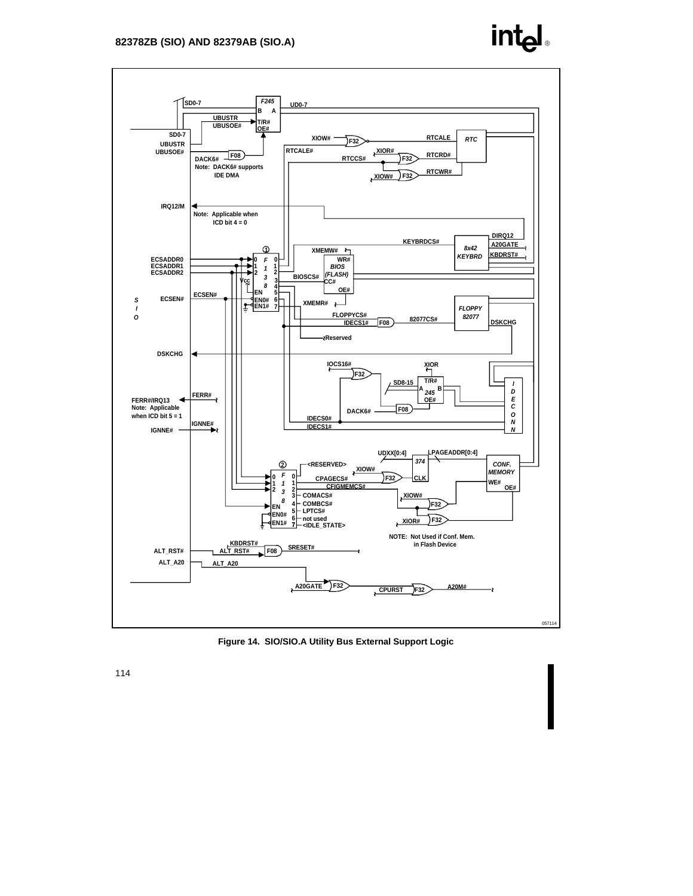Figure 14. SIO/SIO.A Utility Bus External Support Logic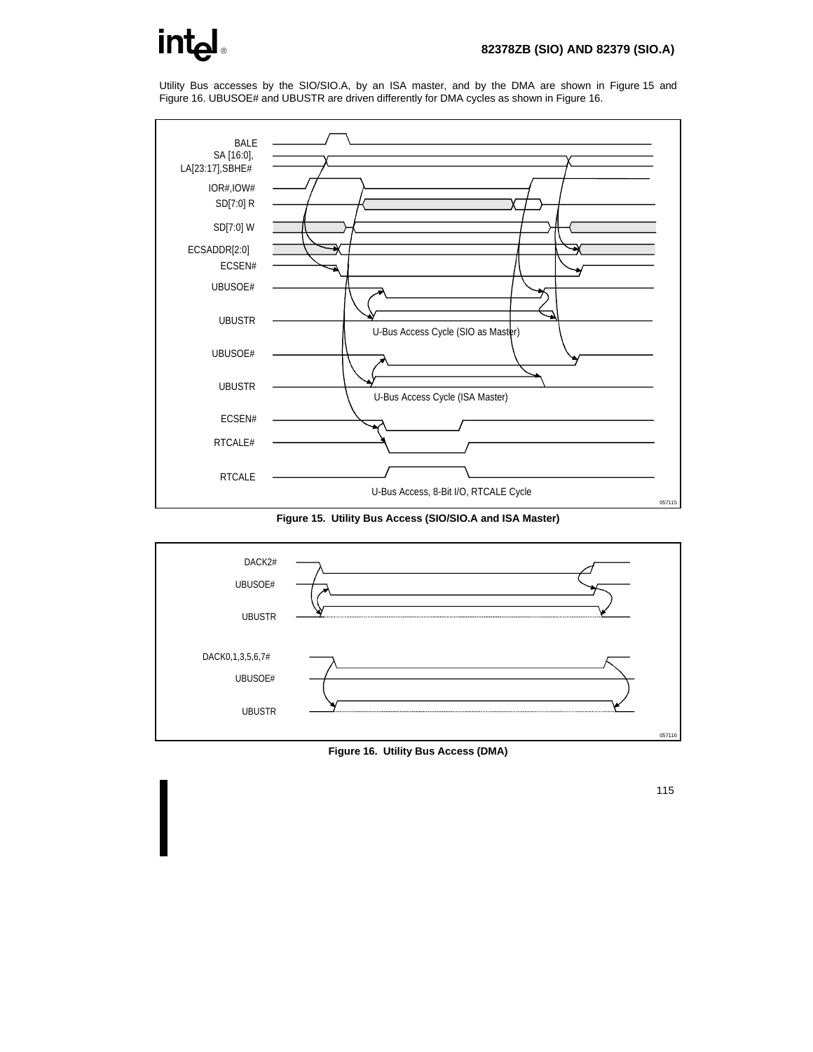Utility Bus accesses by the SIO/SIO.A, by an ISA master, and by the DMA are shown in Figure 15 and Figure 16. UBUSOE# and UBUSTR are driven differently for DMA cycles as shown in Figure 16.

**Figure 15. Utility Bus Access (SIO/SIO.A and ISA Master)**

**Figure 16. Utility Bus Access (DMA)**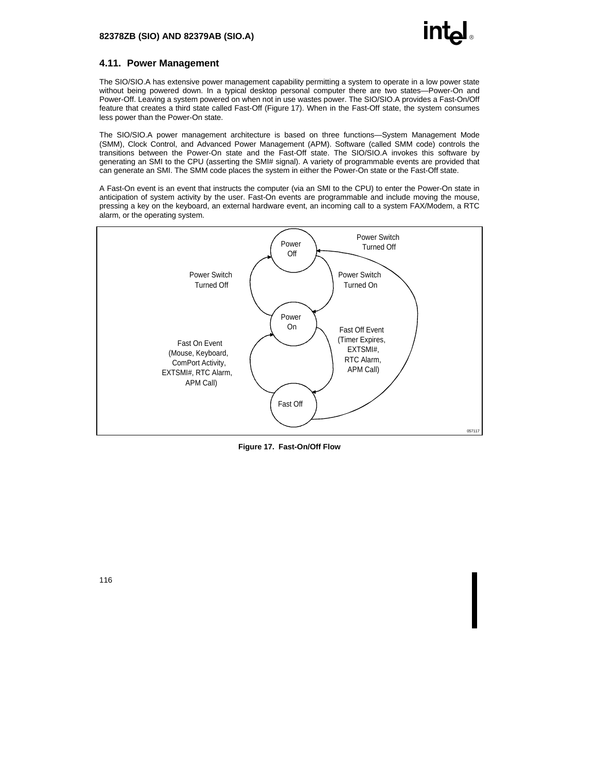## 4.11. Power Management

The SIO/SIO.A has extensive power management capability permitting a system to operate in a low power state without being powered down. In a typical desktop personal computer there are two states—Power-On and Power-Off. Leaving a system powered on when not in use wastes power. The SIO/SIO.A provides a Fast-On/Off feature that creates a third state called Fast-Off (Figure 17). When in the Fast-Off state, the system consumes less power than the Power-On state.

The SIO/SIO.A power management architecture is based on three functions—System Management Mode (SMM), Clock Control, and Advanced Power Management (APM). Software (called SMM code) controls the transitions between the Power-On state and the Fast-Off state. The SIO/SIO.A invokes this software by generating an SMI to the CPU (asserting the SMI# signal). A variety of programmable events are provided that can generate an SMI. The SMM code places the system in either the Power-On state or the Fast-Off state.

A Fast-On event is an event that instructs the computer (via an SMI to the CPU) to enter the Power-On state in anticipation of system activity by the user. Fast-On events are programmable and include moving the mouse, pressing a key on the keyboard, an external hardware event, an incoming call to a system FAX/Modem, a RTC alarm, or the operating system.

Power Off — Power Switch Turned On → Power On
Power On — Power Switch Turned Off → Power Off
Power On — Fast Off Event (Timer Expires, EXTSMI#, RTC Alarm, APM Call) → Fast Off
Fast Off — Fast On Event (Mouse, Keyboard, ComPort Activity, EXTSMI#, RTC Alarm, APM Call) → Power On
Fast Off — Power Switch Turned Off → Power Off

057117

**Figure 17. Fast-On/Off Flow**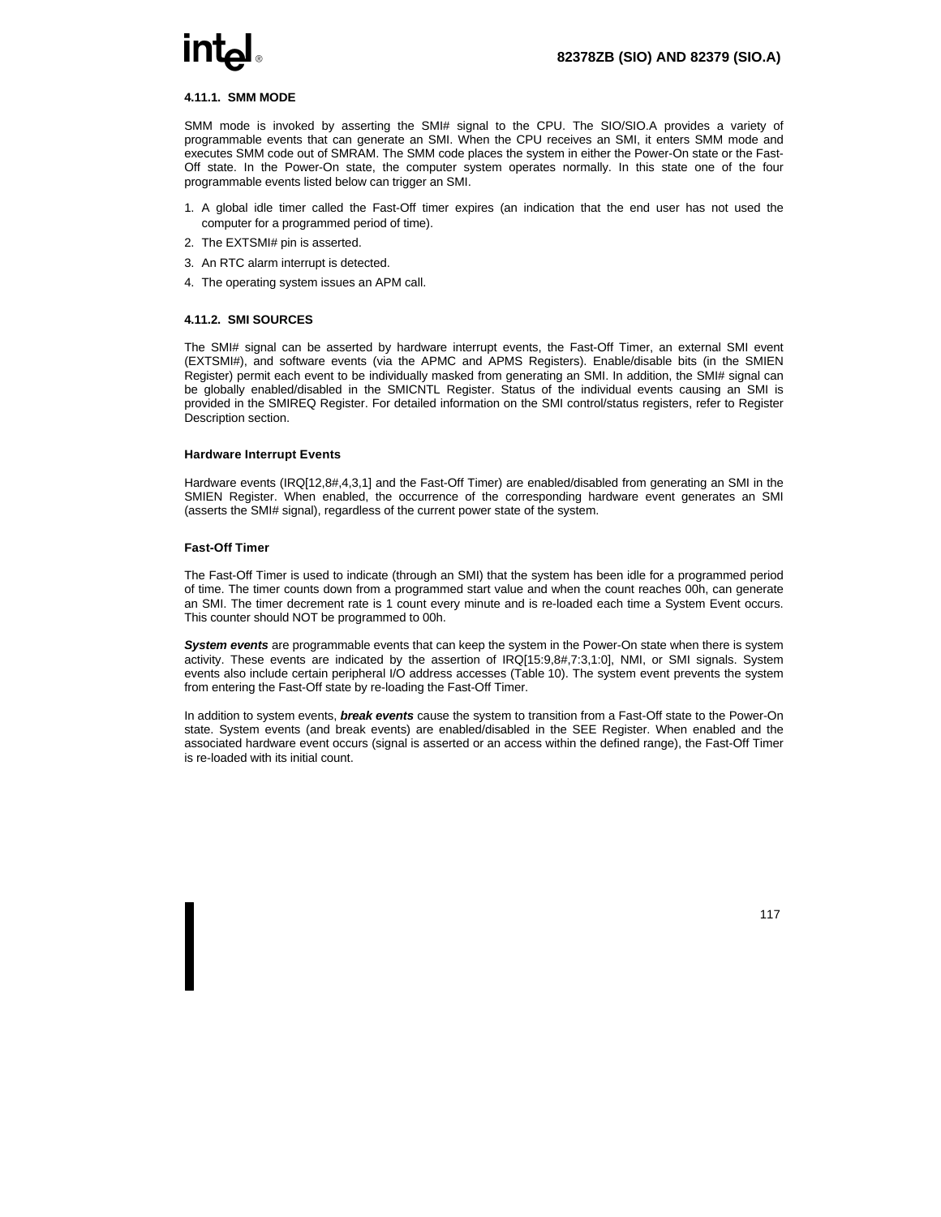### 4.11.1. SMM MODE

SMM mode is invoked by asserting the SMI# signal to the CPU. The SIO/SIO.A provides a variety of programmable events that can generate an SMI. When the CPU receives an SMI, it enters SMM mode and executes SMM code out of SMRAM. The SMM code places the system in either the Power-On state or the Fast-Off state. In the Power-On state, the computer system operates normally. In this state one of the four programmable events listed below can trigger an SMI.

1. A global idle timer called the Fast-Off timer expires (an indication that the end user has not used the computer for a programmed period of time).
2. The EXTSMI# pin is asserted.
3. An RTC alarm interrupt is detected.
4. The operating system issues an APM call.

### 4.11.2. SMI SOURCES

The SMI# signal can be asserted by hardware interrupt events, the Fast-Off Timer, an external SMI event (EXTSMI#), and software events (via the APMC and APMS Registers). Enable/disable bits (in the SMIEN Register) permit each event to be individually masked from generating an SMI. In addition, the SMI# signal can be globally enabled/disabled in the SMICNTL Register. Status of the individual events causing an SMI is provided in the SMIREQ Register. For detailed information on the SMI control/status registers, refer to Register Description section.

#### Hardware Interrupt Events

Hardware events (IRQ[12,8#,4,3,1] and the Fast-Off Timer) are enabled/disabled from generating an SMI in the SMIEN Register. When enabled, the occurrence of the corresponding hardware event generates an SMI (asserts the SMI# signal), regardless of the current power state of the system.

#### Fast-Off Timer

The Fast-Off Timer is used to indicate (through an SMI) that the system has been idle for a programmed period of time. The timer counts down from a programmed start value and when the count reaches 00h, can generate an SMI. The timer decrement rate is 1 count every minute and is re-loaded each time a System Event occurs. This counter should NOT be programmed to 00h.

***System events*** are programmable events that can keep the system in the Power-On state when there is system activity. These events are indicated by the assertion of IRQ[15:9,8#,7:3,1:0], NMI, or SMI signals. System events also include certain peripheral I/O address accesses (Table 10). The system event prevents the system from entering the Fast-Off state by re-loading the Fast-Off Timer.

In addition to system events, ***break events*** cause the system to transition from a Fast-Off state to the Power-On state. System events (and break events) are enabled/disabled in the SEE Register. When enabled and the associated hardware event occurs (signal is asserted or an access within the defined range), the Fast-Off Timer is re-loaded with its initial count.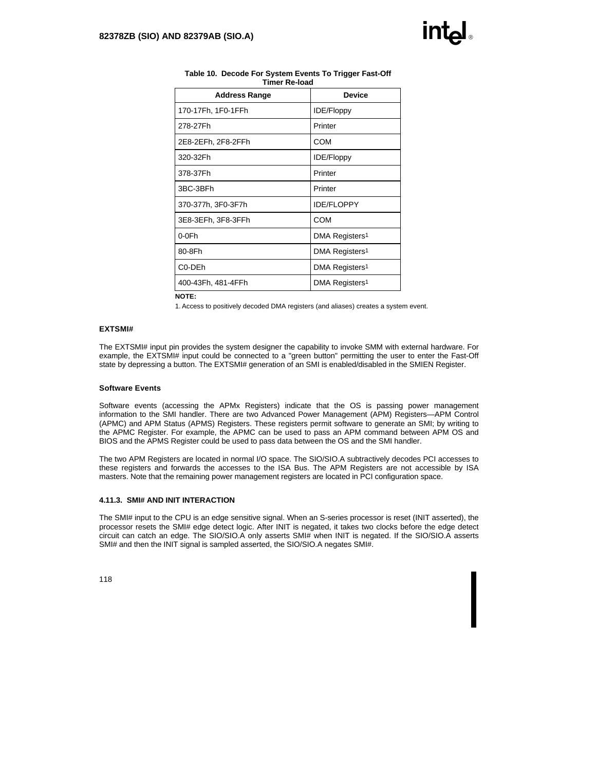**Table 10. Decode For System Events To Trigger Fast-Off Timer Re-load**

| Address Range | Device |
|---|---|
| 170-17Fh, 1F0-1FFh | IDE/Floppy |
| 278-27Fh | Printer |
| 2E8-2EFh, 2F8-2FFh | COM |
| 320-32Fh | IDE/Floppy |
| 378-37Fh | Printer |
| 3BC-3BFh | Printer |
| 370-377h, 3F0-3F7h | IDE/FLOPPY |
| 3E8-3EFh, 3F8-3FFh | COM |
| 0-0Fh | DMA Registers[1] |
| 80-8Fh | DMA Registers[1] |
| C0-DEh | DMA Registers[1] |
| 400-43Fh, 481-4FFh | DMA Registers[1] |

**NOTE:**

1. Access to positively decoded DMA registers (and aliases) creates a system event.

#### EXTSMI#

The EXTSMI# input pin provides the system designer the capability to invoke SMM with external hardware. For example, the EXTSMI# input could be connected to a "green button" permitting the user to enter the Fast-Off state by depressing a button. The EXTSMI# generation of an SMI is enabled/disabled in the SMIEN Register.

#### Software Events

Software events (accessing the APMx Registers) indicate that the OS is passing power management information to the SMI handler. There are two Advanced Power Management (APM) Registers—APM Control (APMC) and APM Status (APMS) Registers. These registers permit software to generate an SMI; by writing to the APMC Register. For example, the APMC can be used to pass an APM command between APM OS and BIOS and the APMS Register could be used to pass data between the OS and the SMI handler.

The two APM Registers are located in normal I/O space. The SIO/SIO.A subtractively decodes PCI accesses to these registers and forwards the accesses to the ISA Bus. The APM Registers are not accessible by ISA masters. Note that the remaining power management registers are located in PCI configuration space.

### 4.11.3. SMI# AND INIT INTERACTION

The SMI# input to the CPU is an edge sensitive signal. When an S-series processor is reset (INIT asserted), the processor resets the SMI# edge detect logic. After INIT is negated, it takes two clocks before the edge detect circuit can catch an edge. The SIO/SIO.A only asserts SMI# when INIT is negated. If the SIO/SIO.A asserts SMI# and then the INIT signal is sampled asserted, the SIO/SIO.A negates SMI#.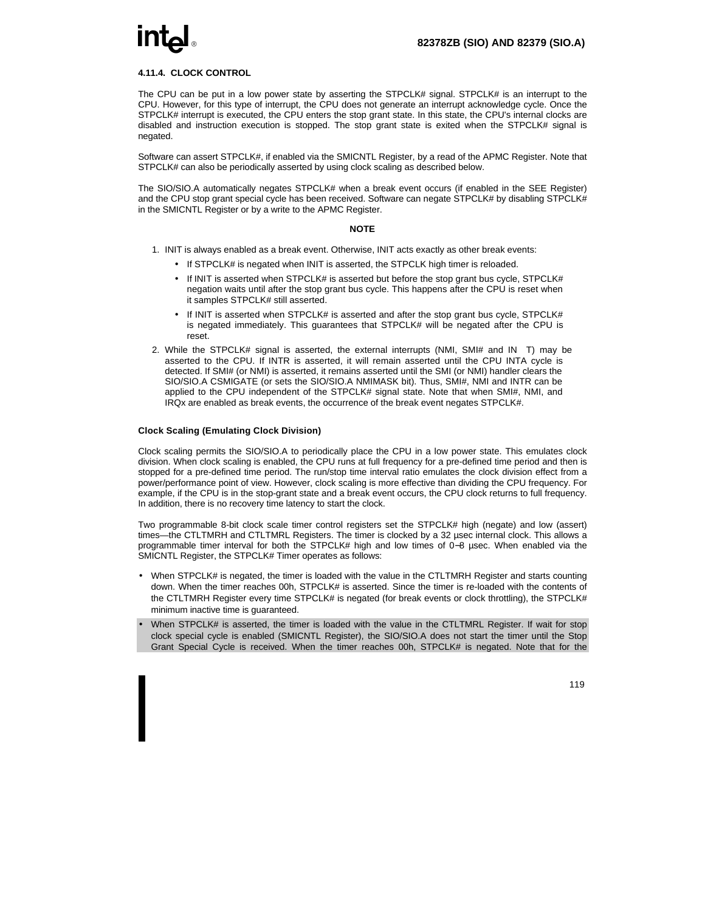### 4.11.4. CLOCK CONTROL

The CPU can be put in a low power state by asserting the STPCLK# signal. STPCLK# is an interrupt to the CPU. However, for this type of interrupt, the CPU does not generate an interrupt acknowledge cycle. Once the STPCLK# interrupt is executed, the CPU enters the stop grant state. In this state, the CPU's internal clocks are disabled and instruction execution is stopped. The stop grant state is exited when the STPCLK# signal is negated.

Software can assert STPCLK#, if enabled via the SMICNTL Register, by a read of the APMC Register. Note that STPCLK# can also be periodically asserted by using clock scaling as described below.

The SIO/SIO.A automatically negates STPCLK# when a break event occurs (if enabled in the SEE Register) and the CPU stop grant special cycle has been received. Software can negate STPCLK# by disabling STPCLK# in the SMICNTL Register or by a write to the APMC Register.

**NOTE**

1. INIT is always enabled as a break event. Otherwise, INIT acts exactly as other break events:
   - If STPCLK# is negated when INIT is asserted, the STPCLK high timer is reloaded.
   - If INIT is asserted when STPCLK# is asserted but before the stop grant bus cycle, STPCLK# negation waits until after the stop grant bus cycle. This happens after the CPU is reset when it samples STPCLK# still asserted.
   - If INIT is asserted when STPCLK# is asserted and after the stop grant bus cycle, STPCLK# is negated immediately. This guarantees that STPCLK# will be negated after the CPU is reset.
2. While the STPCLK# signal is asserted, the external interrupts (NMI, SMI# and INTR) may be asserted to the CPU. If INTR is asserted, it will remain asserted until the CPU INTA cycle is detected. If SMI# (or NMI) is asserted, it remains asserted until the SMI (or NMI) handler clears the SIO/SIO.A CSMIGATE (or sets the SIO/SIO.A NMIMASK bit). Thus, SMI#, NMI and INTR can be applied to the CPU independent of the STPCLK# signal state. Note that when SMI#, NMI, and IRQx are enabled as break events, the occurrence of the break event negates STPCLK#.

**Clock Scaling (Emulating Clock Division)**

Clock scaling permits the SIO/SIO.A to periodically place the CPU in a low power state. This emulates clock division. When clock scaling is enabled, the CPU runs at full frequency for a pre-defined time period and then is stopped for a pre-defined time period. The run/stop time interval ratio emulates the clock division effect from a power/performance point of view. However, clock scaling is more effective than dividing the CPU frequency. For example, if the CPU is in the stop-grant state and a break event occurs, the CPU clock returns to full frequency. In addition, there is no recovery time latency to start the clock.

Two programmable 8-bit clock scale timer control registers set the STPCLK# high (negate) and low (assert) times—the CTLTMRH and CTLTMRL Registers. The timer is clocked by a 32 µsec internal clock. This allows a programmable timer interval for both the STPCLK# high and low times of 0–8 µsec. When enabled via the SMICNTL Register, the STPCLK# Timer operates as follows:

- When STPCLK# is negated, the timer is loaded with the value in the CTLTMRH Register and starts counting down. When the timer reaches 00h, STPCLK# is asserted. Since the timer is re-loaded with the contents of the CTLTMRH Register every time STPCLK# is negated (for break events or clock throttling), the STPCLK# minimum inactive time is guaranteed.
- When STPCLK# is asserted, the timer is loaded with the value in the CTLTMRL Register. If wait for stop clock special cycle is enabled (SMICNTL Register), the SIO/SIO.A does not start the timer until the Stop Grant Special Cycle is received. When the timer reaches 00h, STPCLK# is negated. Note that for the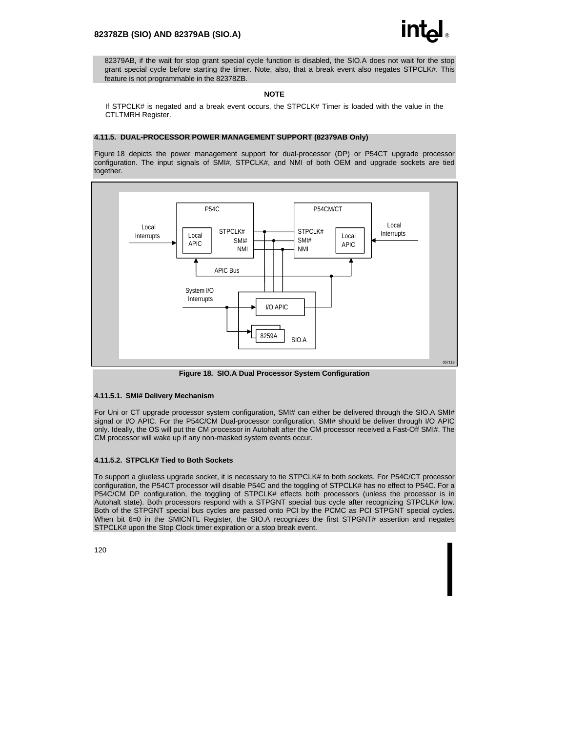82379AB, if the wait for stop grant special cycle function is disabled, the SIO.A does not wait for the stop grant special cycle before starting the timer. Note, also, that a break event also negates STPCLK#. This feature is not programmable in the 82378ZB.

**NOTE**

If STPCLK# is negated and a break event occurs, the STPCLK# Timer is loaded with the value in the CTLTMRH Register.

### 4.11.5. DUAL-PROCESSOR POWER MANAGEMENT SUPPORT (82379AB Only)

Figure 18 depicts the power management support for dual-processor (DP) or P54CT upgrade processor configuration. The input signals of SMI#, STPCLK#, and NMI of both OEM and upgrade sockets are tied together.

**Figure 18. SIO.A Dual Processor System Configuration**

#### 4.11.5.1. SMI# Delivery Mechanism

For Uni or CT upgrade processor system configuration, SMI# can either be delivered through the SIO.A SMI# signal or I/O APIC. For the P54C/CM Dual-processor configuration, SMI# should be deliver through I/O APIC only. Ideally, the OS will put the CM processor in Autohalt after the CM processor received a Fast-Off SMI#. The CM processor will wake up if any non-masked system events occur.

#### 4.11.5.2. STPCLK# Tied to Both Sockets

To support a glueless upgrade socket, it is necessary to tie STPCLK# to both sockets. For P54C/CT processor configuration, the P54CT processor will disable P54C and the toggling of STPCLK# has no effect to P54C. For a P54C/CM DP configuration, the toggling of STPCLK# effects both processors (unless the processor is in Autohalt state). Both processors respond with a STPGNT special bus cycle after recognizing STPCLK# low. Both of the STPGNT special bus cycles are passed onto PCI by the PCMC as PCI STPGNT special cycles. When bit 6=0 in the SMICNTL Register, the SIO.A recognizes the first STPGNT# assertion and negates STPCLK# upon the Stop Clock timer expiration or a stop break event.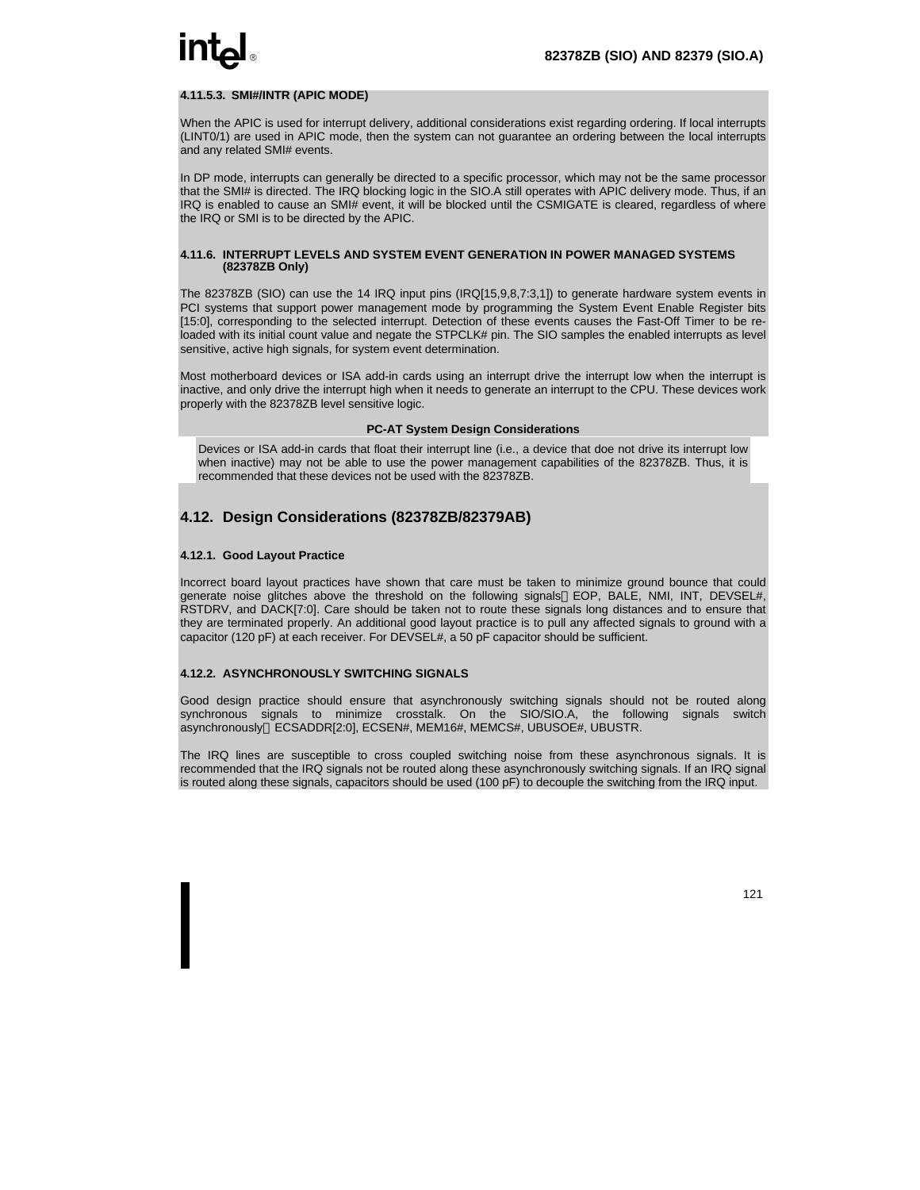#### 4.11.5.3. SMI#/INTR (APIC MODE)

When the APIC is used for interrupt delivery, additional considerations exist regarding ordering. If local interrupts (LINT0/1) are used in APIC mode, then the system can not guarantee an ordering between the local interrupts and any related SMI# events.

In DP mode, interrupts can generally be directed to a specific processor, which may not be the same processor that the SMI# is directed. The IRQ blocking logic in the SIO.A still operates with APIC delivery mode. Thus, if an IRQ is enabled to cause an SMI# event, it will be blocked until the CSMIGATE is cleared, regardless of where the IRQ or SMI is to be directed by the APIC.

### 4.11.6. INTERRUPT LEVELS AND SYSTEM EVENT GENERATION IN POWER MANAGED SYSTEMS (82378ZB Only)

The 82378ZB (SIO) can use the 14 IRQ input pins (IRQ[15,9,8,7:3,1]) to generate hardware system events in PCI systems that support power management mode by programming the System Event Enable Register bits [15:0], corresponding to the selected interrupt. Detection of these events causes the Fast-Off Timer to be re-loaded with its initial count value and negate the STPCLK# pin. The SIO samples the enabled interrupts as level sensitive, active high signals, for system event determination.

Most motherboard devices or ISA add-in cards using an interrupt drive the interrupt low when the interrupt is inactive, and only drive the interrupt high when it needs to generate an interrupt to the CPU. These devices work properly with the 82378ZB level sensitive logic.

**PC-AT System Design Considerations**

> Devices or ISA add-in cards that float their interrupt line (i.e., a device that doe not drive its interrupt low when inactive) may not be able to use the power management capabilities of the 82378ZB. Thus, it is recommended that these devices not be used with the 82378ZB.

## 4.12. Design Considerations (82378ZB/82379AB)

### 4.12.1. Good Layout Practice

Incorrect board layout practices have shown that care must be taken to minimize ground bounce that could generate noise glitches above the threshold on the following signals EOP, BALE, NMI, INT, DEVSEL#, RSTDRV, and DACK[7:0]. Care should be taken not to route these signals long distances and to ensure that they are terminated properly. An additional good layout practice is to pull any affected signals to ground with a capacitor (120 pF) at each receiver. For DEVSEL#, a 50 pF capacitor should be sufficient.

### 4.12.2. ASYNCHRONOUSLY SWITCHING SIGNALS

Good design practice should ensure that asynchronously switching signals should not be routed along synchronous signals to minimize crosstalk. On the SIO/SIO.A, the following signals switch asynchronously ECSADDR[2:0], ECSEN#, MEM16#, MEMCS#, UBUSOE#, UBUSTR.

The IRQ lines are susceptible to cross coupled switching noise from these asynchronous signals. It is recommended that the IRQ signals not be routed along these asynchronously switching signals. If an IRQ signal is routed along these signals, capacitors should be used (100 pF) to decouple the switching from the IRQ input.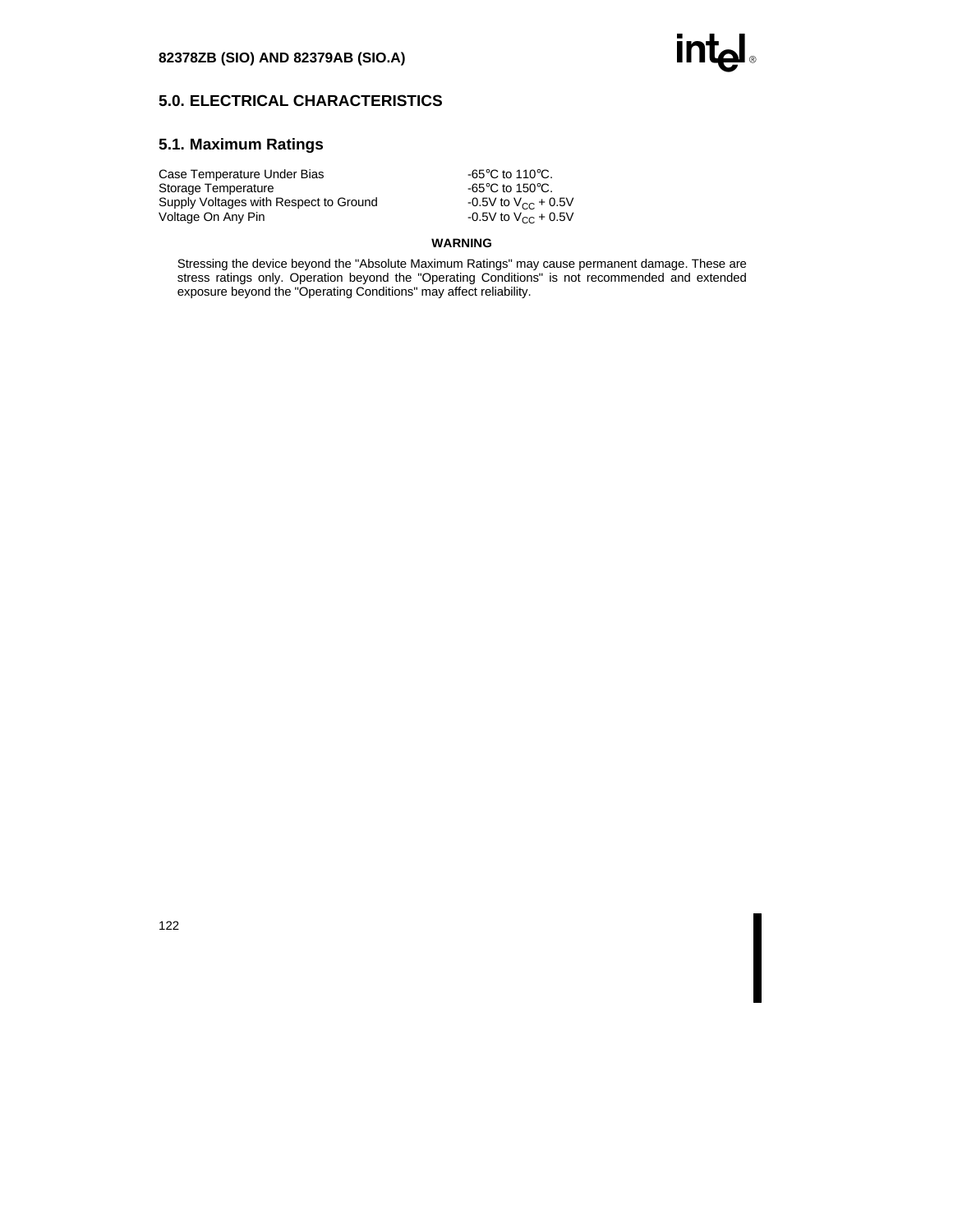## 5.0. ELECTRICAL CHARACTERISTICS

### 5.1. Maximum Ratings

| | |
|---|---|
| Case Temperature Under Bias | -65°C to 110°C. |
| Storage Temperature | -65°C to 150°C. |
| Supply Voltages with Respect to Ground | -0.5V to $V_{CC}$ + 0.5V |
| Voltage On Any Pin | -0.5V to $V_{CC}$ + 0.5V |

**WARNING**

Stressing the device beyond the "Absolute Maximum Ratings" may cause permanent damage. These are stress ratings only. Operation beyond the "Operating Conditions" is not recommended and extended exposure beyond the "Operating Conditions" may affect reliability.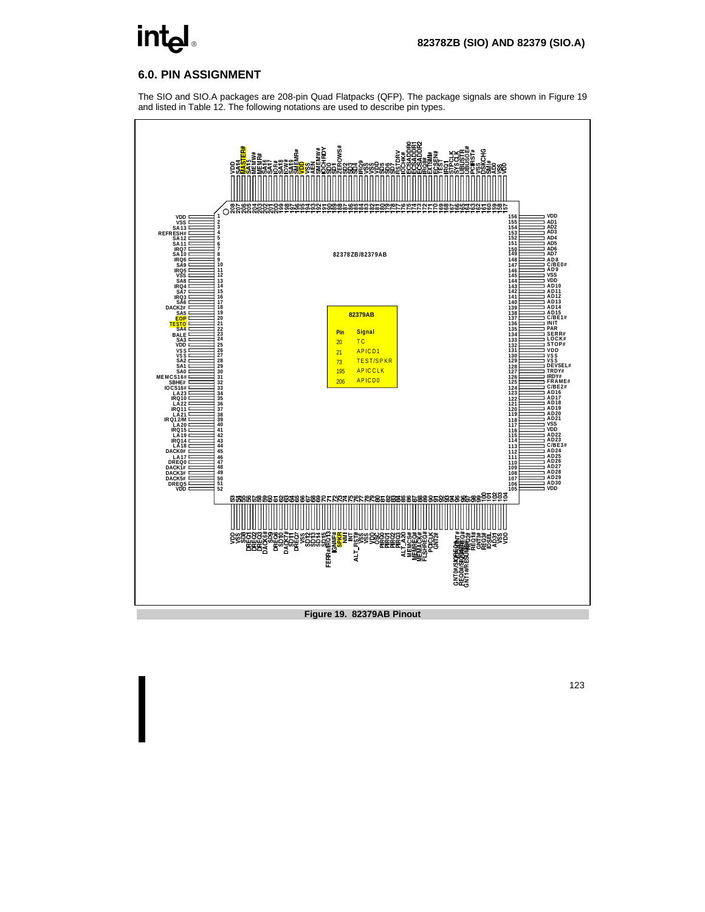## 6.0. PIN ASSIGNMENT

The SIO and SIO.A packages are 208-pin Quad Flatpacks (QFP). The package signals are shown in Figure 19 and listed in Table 12. The following notations are used to describe pin types.

82378ZB/82379AB

| Pin | Signal |
|---|---|
| 20 | TC |
| 21 | APICD1 |
| 73 | TEST/SPKR |
| 195 | APICCLK |
| 206 | APICD0 |

Figure 19. 82379AB Pinout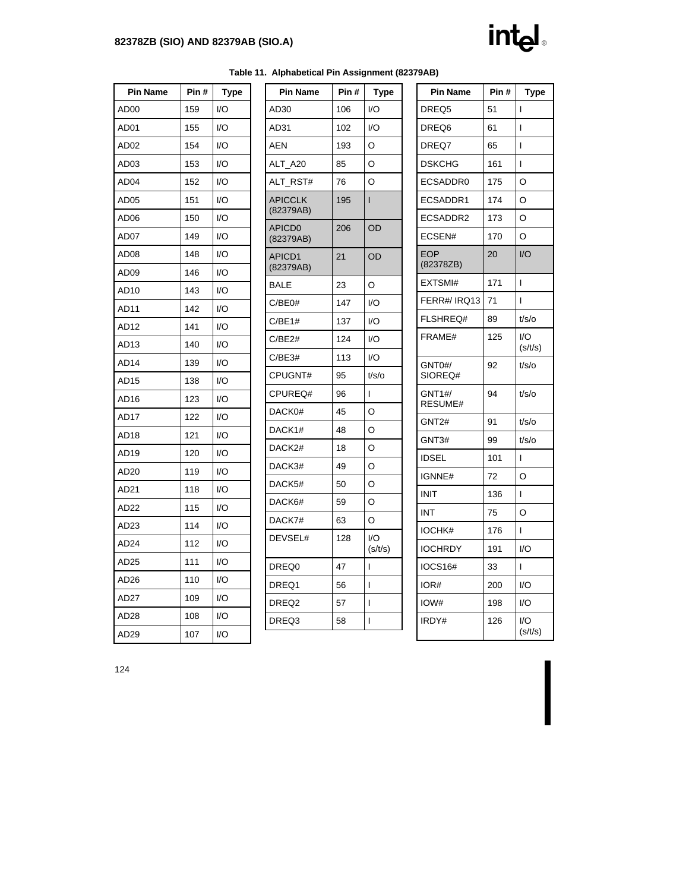**Table 11. Alphabetical Pin Assignment (82379AB)**

| Pin Name | Pin # | Type |
|---|---|---|
| AD00 | 159 | I/O |
| AD01 | 155 | I/O |
| AD02 | 154 | I/O |
| AD03 | 153 | I/O |
| AD04 | 152 | I/O |
| AD05 | 151 | I/O |
| AD06 | 150 | I/O |
| AD07 | 149 | I/O |
| AD08 | 148 | I/O |
| AD09 | 146 | I/O |
| AD10 | 143 | I/O |
| AD11 | 142 | I/O |
| AD12 | 141 | I/O |
| AD13 | 140 | I/O |
| AD14 | 139 | I/O |
| AD15 | 138 | I/O |
| AD16 | 123 | I/O |
| AD17 | 122 | I/O |
| AD18 | 121 | I/O |
| AD19 | 120 | I/O |
| AD20 | 119 | I/O |
| AD21 | 118 | I/O |
| AD22 | 115 | I/O |
| AD23 | 114 | I/O |
| AD24 | 112 | I/O |
| AD25 | 111 | I/O |
| AD26 | 110 | I/O |
| AD27 | 109 | I/O |
| AD28 | 108 | I/O |
| AD29 | 107 | I/O |
| AD30 | 106 | I/O |
| AD31 | 102 | I/O |
| AEN | 193 | O |
| ALT_A20 | 85 | O |
| ALT_RST# | 76 | O |
| APICCLK (82379AB) | 195 | I |
| APICD0 (82379AB) | 206 | OD |
| APICD1 (82379AB) | 21 | OD |
| BALE | 23 | O |
| C/BE0# | 147 | I/O |
| C/BE1# | 137 | I/O |
| C/BE2# | 124 | I/O |
| C/BE3# | 113 | I/O |
| CPUGNT# | 95 | t/s/o |
| CPUREQ# | 96 | I |
| DACK0# | 45 | O |
| DACK1# | 48 | O |
| DACK2# | 18 | O |
| DACK3# | 49 | O |
| DACK5# | 50 | O |
| DACK6# | 59 | O |
| DACK7# | 63 | O |
| DEVSEL# | 128 | I/O (s/t/s) |
| DREQ0 | 47 | I |
| DREQ1 | 56 | I |
| DREQ2 | 57 | I |
| DREQ3 | 58 | I |
| DREQ5 | 51 | I |
| DREQ6 | 61 | I |
| DREQ7 | 65 | I |
| DSKCHG | 161 | I |
| ECSADDR0 | 175 | O |
| ECSADDR1 | 174 | O |
| ECSADDR2 | 173 | O |
| ECSEN# | 170 | O |
| EOP (82378ZB) | 20 | I/O |
| EXTSMI# | 171 | I |
| FERR#/ IRQ13 | 71 | I |
| FLSHREQ# | 89 | t/s/o |
| FRAME# | 125 | I/O (s/t/s) |
| GNT0#/ SIOREQ# | 92 | t/s/o |
| GNT1#/ RESUME# | 94 | t/s/o |
| GNT2# | 91 | t/s/o |
| GNT3# | 99 | t/s/o |
| IDSEL | 101 | I |
| IGNNE# | 72 | O |
| INIT | 136 | I |
| INT | 75 | O |
| IOCHK# | 176 | I |
| IOCHRDY | 191 | I/O |
| IOCS16# | 33 | I |
| IOR# | 200 | I/O |
| IOW# | 198 | I/O |
| IRDY# | 126 | I/O (s/t/s) |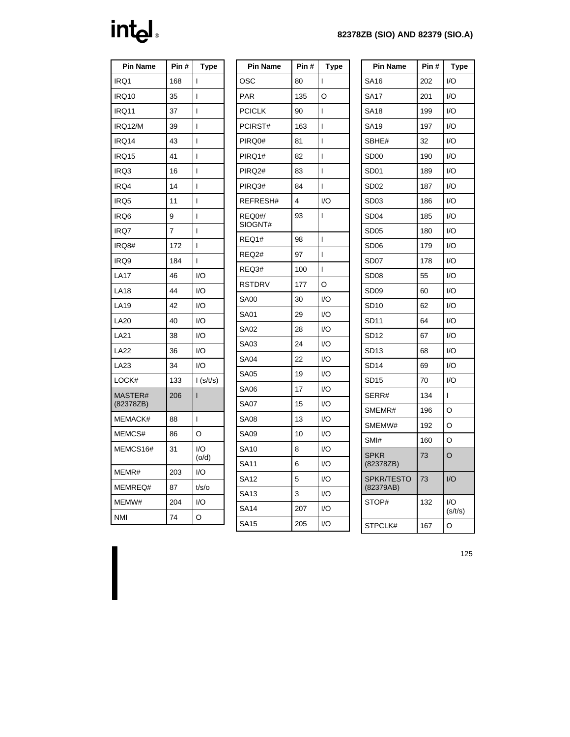| Pin Name | Pin # | Type |
|---|---|---|
| IRQ1 | 168 | I |
| IRQ10 | 35 | I |
| IRQ11 | 37 | I |
| IRQ12/M | 39 | I |
| IRQ14 | 43 | I |
| IRQ15 | 41 | I |
| IRQ3 | 16 | I |
| IRQ4 | 14 | I |
| IRQ5 | 11 | I |
| IRQ6 | 9 | I |
| IRQ7 | 7 | I |
| IRQ8# | 172 | I |
| IRQ9 | 184 | I |
| LA17 | 46 | I/O |
| LA18 | 44 | I/O |
| LA19 | 42 | I/O |
| LA20 | 40 | I/O |
| LA21 | 38 | I/O |
| LA22 | 36 | I/O |
| LA23 | 34 | I/O |
| LOCK# | 133 | I (s/t/s) |
| MASTER# (82378ZB) | 206 | I |
| MEMACK# | 88 | I |
| MEMCS# | 86 | O |
| MEMCS16# | 31 | I/O (o/d) |
| MEMR# | 203 | I/O |
| MEMREQ# | 87 | t/s/o |
| MEMW# | 204 | I/O |
| NMI | 74 | O |

| Pin Name | Pin # | Type |
|---|---|---|
| OSC | 80 | I |
| PAR | 135 | O |
| PCICLK | 90 | I |
| PCIRST# | 163 | I |
| PIRQ0# | 81 | I |
| PIRQ1# | 82 | I |
| PIRQ2# | 83 | I |
| PIRQ3# | 84 | I |
| REFRESH# | 4 | I/O |
| REQ0#/ SIOGNT# | 93 | I |
| REQ1# | 98 | I |
| REQ2# | 97 | I |
| REQ3# | 100 | I |
| RSTDRV | 177 | O |
| SA00 | 30 | I/O |
| SA01 | 29 | I/O |
| SA02 | 28 | I/O |
| SA03 | 24 | I/O |
| SA04 | 22 | I/O |
| SA05 | 19 | I/O |
| SA06 | 17 | I/O |
| SA07 | 15 | I/O |
| SA08 | 13 | I/O |
| SA09 | 10 | I/O |
| SA10 | 8 | I/O |
| SA11 | 6 | I/O |
| SA12 | 5 | I/O |
| SA13 | 3 | I/O |
| SA14 | 207 | I/O |
| SA15 | 205 | I/O |

| Pin Name | Pin # | Type |
|---|---|---|
| SA16 | 202 | I/O |
| SA17 | 201 | I/O |
| SA18 | 199 | I/O |
| SA19 | 197 | I/O |
| SBHE# | 32 | I/O |
| SD00 | 190 | I/O |
| SD01 | 189 | I/O |
| SD02 | 187 | I/O |
| SD03 | 186 | I/O |
| SD04 | 185 | I/O |
| SD05 | 180 | I/O |
| SD06 | 179 | I/O |
| SD07 | 178 | I/O |
| SD08 | 55 | I/O |
| SD09 | 60 | I/O |
| SD10 | 62 | I/O |
| SD11 | 64 | I/O |
| SD12 | 67 | I/O |
| SD13 | 68 | I/O |
| SD14 | 69 | I/O |
| SD15 | 70 | I/O |
| SERR# | 134 | I |
| SMEMR# | 196 | O |
| SMEMW# | 192 | O |
| SMI# | 160 | O |
| SPKR (82378ZB) | 73 | O |
| SPKR/TESTO (82379AB) | 73 | I/O |
| STOP# | 132 | I/O (s/t/s) |
| STPCLK# | 167 | O |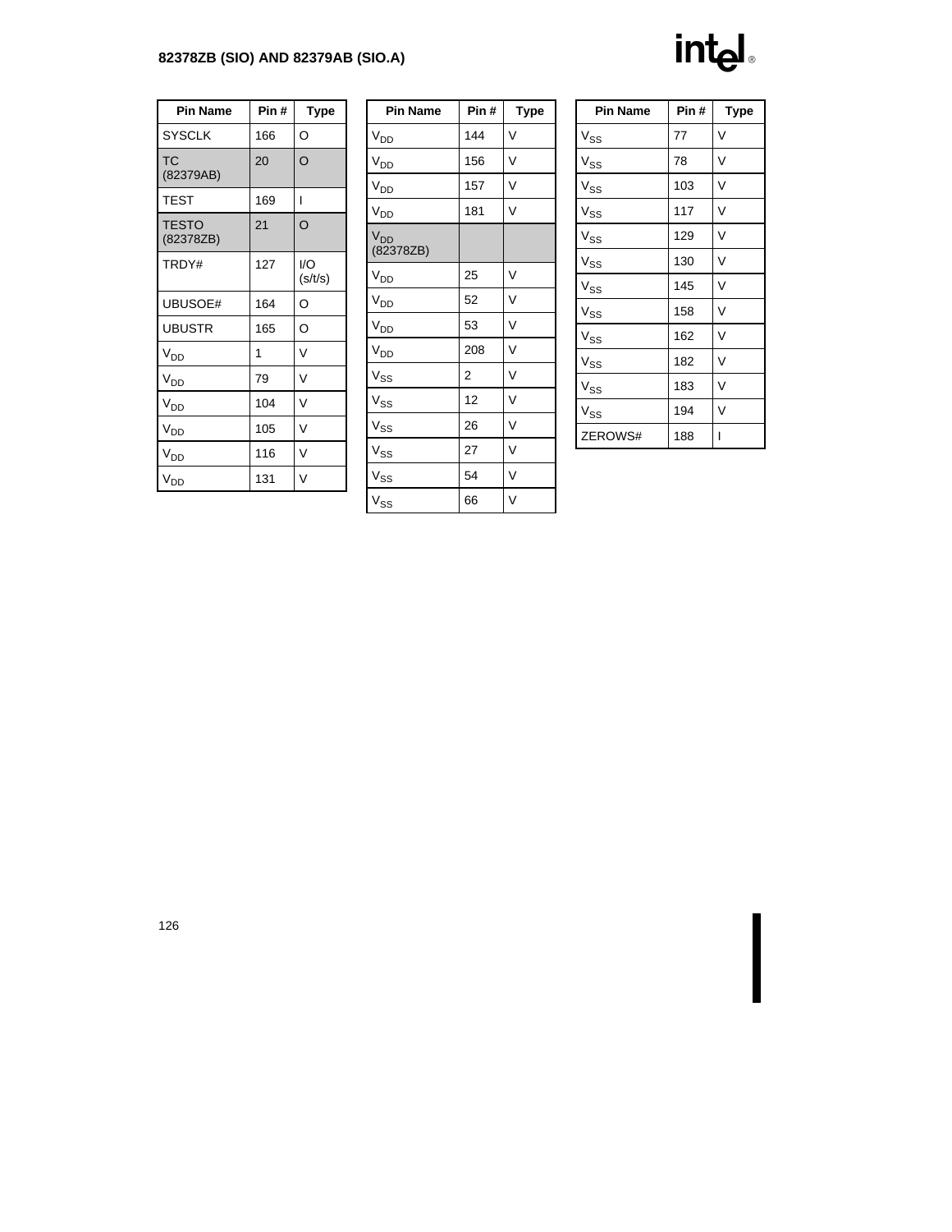| Pin Name | Pin # | Type |
|---|---|---|
| SYSCLK | 166 | O |
| TC (82379AB) | 20 | O |
| TEST | 169 | I |
| TESTO (82378ZB) | 21 | O |
| TRDY# | 127 | I/O (s/t/s) |
| UBUSOE# | 164 | O |
| UBUSTR | 165 | O |
| $V_{DD}$ | 1 | V |
| $V_{DD}$ | 79 | V |
| $V_{DD}$ | 104 | V |
| $V_{DD}$ | 105 | V |
| $V_{DD}$ | 116 | V |
| $V_{DD}$ | 131 | V |

| Pin Name | Pin # | Type |
|---|---|---|
| $V_{DD}$ | 144 | V |
| $V_{DD}$ | 156 | V |
| $V_{DD}$ | 157 | V |
| $V_{DD}$ | 181 | V |
| $V_{DD}$ (82378ZB) | | |
| $V_{DD}$ | 25 | V |
| $V_{DD}$ | 52 | V |
| $V_{DD}$ | 53 | V |
| $V_{DD}$ | 208 | V |
| $V_{SS}$ | 2 | V |
| $V_{SS}$ | 12 | V |
| $V_{SS}$ | 26 | V |
| $V_{SS}$ | 27 | V |
| $V_{SS}$ | 54 | V |
| $V_{SS}$ | 66 | V |

| Pin Name | Pin # | Type |
|---|---|---|
| $V_{SS}$ | 77 | V |
| $V_{SS}$ | 78 | V |
| $V_{SS}$ | 103 | V |
| $V_{SS}$ | 117 | V |
| $V_{SS}$ | 129 | V |
| $V_{SS}$ | 130 | V |
| $V_{SS}$ | 145 | V |
| $V_{SS}$ | 158 | V |
| $V_{SS}$ | 162 | V |
| $V_{SS}$ | 182 | V |
| $V_{SS}$ | 183 | V |
| $V_{SS}$ | 194 | V |
| ZEROWS# | 188 | I |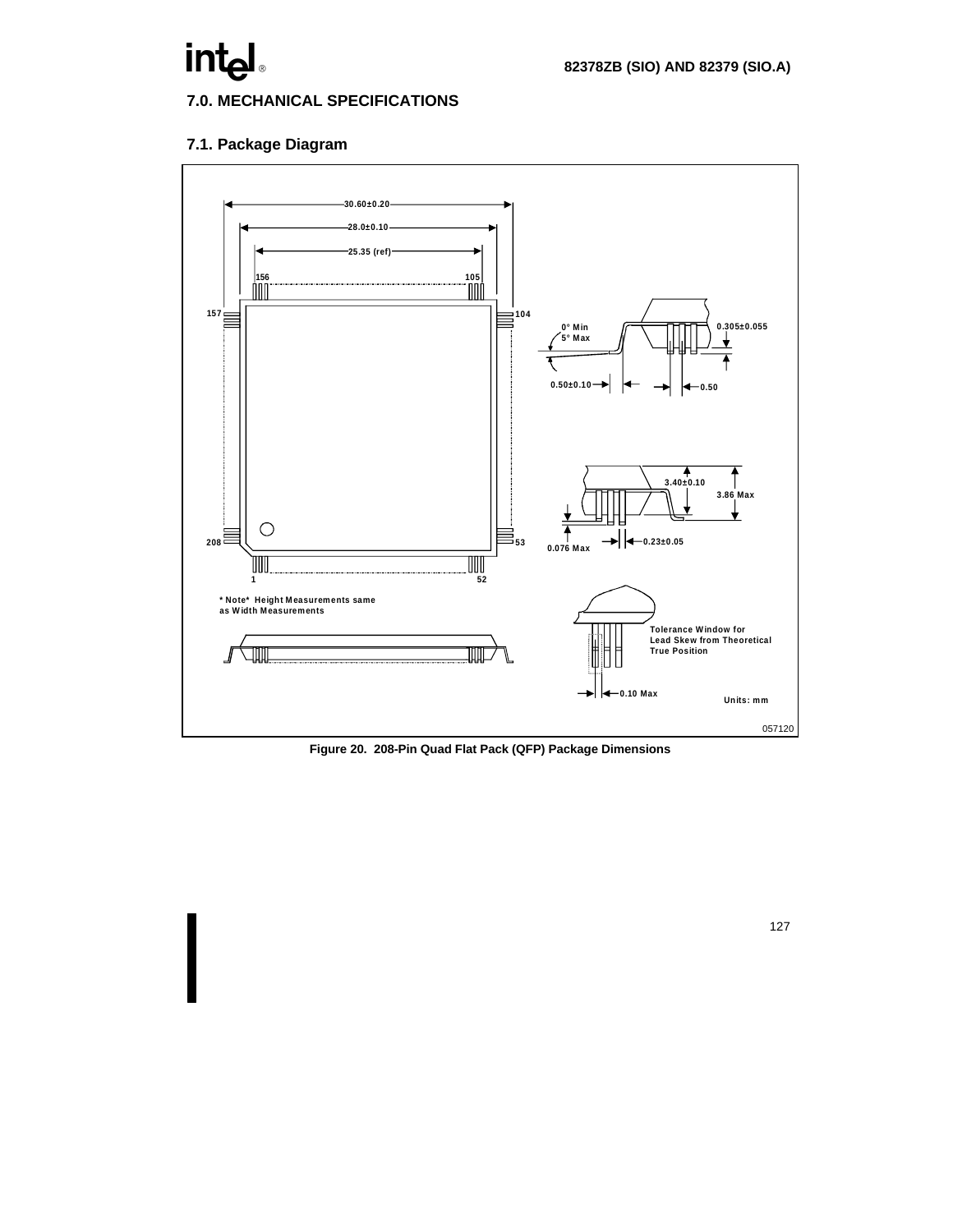## 7.0. MECHANICAL SPECIFICATIONS

### 7.1. Package Diagram

30.60±0.20

28.0±0.10

25.35 (ref)

156 105

157 104

208 53

1 52

0° Min
5° Max

0.305±0.055

0.50±0.10

0.50

3.40±0.10

3.86 Max

0.076 Max

0.23±0.05

* Note* Height Measurements same as Width Measurements

Tolerance Window for Lead Skew from Theoretical True Position

0.10 Max

Units: mm

057120

**Figure 20. 208-Pin Quad Flat Pack (QFP) Package Dimensions**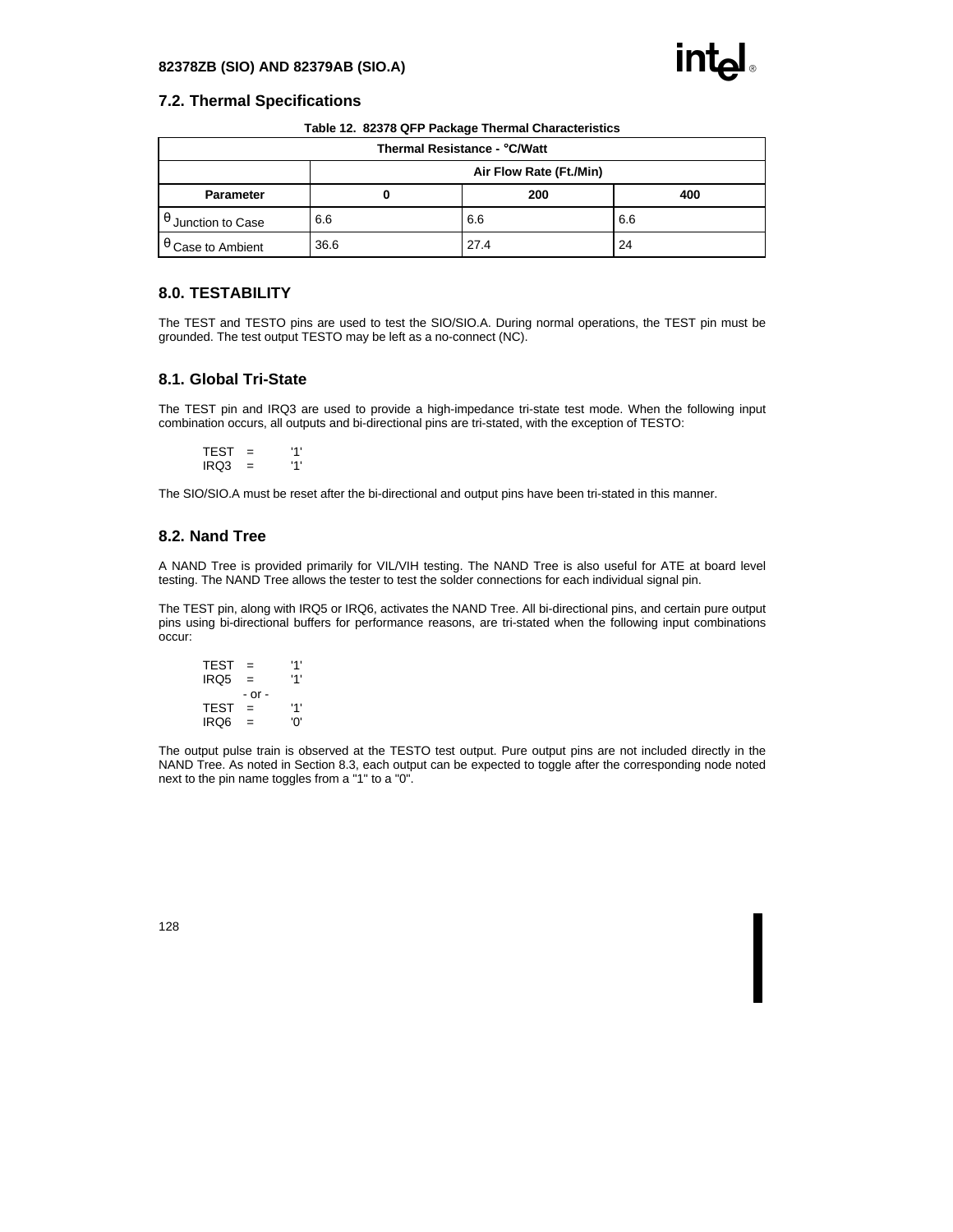## 7.2. Thermal Specifications

**Table 12. 82378 QFP Package Thermal Characteristics**

| Thermal Resistance - °C/Watt | | | |
|---|---|---|---|
| | Air Flow Rate (Ft./Min) | | |
| **Parameter** | **0** | **200** | **400** |
| θ Junction to Case | 6.6 | 6.6 | 6.6 |
| θ Case to Ambient | 36.6 | 27.4 | 24 |

## 8.0. TESTABILITY

The TEST and TESTO pins are used to test the SIO/SIO.A. During normal operations, the TEST pin must be grounded. The test output TESTO may be left as a no-connect (NC).

## 8.1. Global Tri-State

The TEST pin and IRQ3 are used to provide a high-impedance tri-state test mode. When the following input combination occurs, all outputs and bi-directional pins are tri-stated, with the exception of TESTO:

```
TEST  =    '1'
IRQ3  =    '1'
```

The SIO/SIO.A must be reset after the bi-directional and output pins have been tri-stated in this manner.

## 8.2. Nand Tree

A NAND Tree is provided primarily for VIL/VIH testing. The NAND Tree is also useful for ATE at board level testing. The NAND Tree allows the tester to test the solder connections for each individual signal pin.

The TEST pin, along with IRQ5 or IRQ6, activates the NAND Tree. All bi-directional pins, and certain pure output pins using bi-directional buffers for performance reasons, are tri-stated when the following input combinations occur:

```
TEST  =    '1'
IRQ5  =    '1'
     - or -
TEST  =    '1'
IRQ6  =    '0'
```

The output pulse train is observed at the TESTO test output. Pure output pins are not included directly in the NAND Tree. As noted in Section 8.3, each output can be expected to toggle after the corresponding node noted next to the pin name toggles from a "1" to a "0".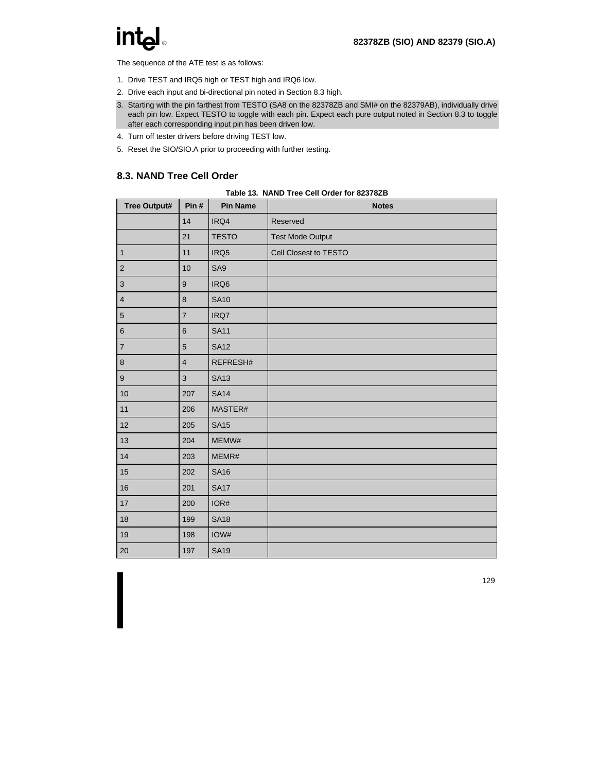The sequence of the ATE test is as follows:

1. Drive TEST and IRQ5 high or TEST high and IRQ6 low.
2. Drive each input and bi-directional pin noted in Section 8.3 high.
3. Starting with the pin farthest from TESTO (SA8 on the 82378ZB and SMI# on the 82379AB), individually drive each pin low. Expect TESTO to toggle with each pin. Expect each pure output noted in Section 8.3 to toggle after each corresponding input pin has been driven low.
4. Turn off tester drivers before driving TEST low.
5. Reset the SIO/SIO.A prior to proceeding with further testing.

## 8.3. NAND Tree Cell Order

**Table 13. NAND Tree Cell Order for 82378ZB**

| Tree Output# | Pin # | Pin Name | Notes |
|---|---|---|---|
| | 14 | IRQ4 | Reserved |
| | 21 | TESTO | Test Mode Output |
| 1 | 11 | IRQ5 | Cell Closest to TESTO |
| 2 | 10 | SA9 | |
| 3 | 9 | IRQ6 | |
| 4 | 8 | SA10 | |
| 5 | 7 | IRQ7 | |
| 6 | 6 | SA11 | |
| 7 | 5 | SA12 | |
| 8 | 4 | REFRESH# | |
| 9 | 3 | SA13 | |
| 10 | 207 | SA14 | |
| 11 | 206 | MASTER# | |
| 12 | 205 | SA15 | |
| 13 | 204 | MEMW# | |
| 14 | 203 | MEMR# | |
| 15 | 202 | SA16 | |
| 16 | 201 | SA17 | |
| 17 | 200 | IOR# | |
| 18 | 199 | SA18 | |
| 19 | 198 | IOW# | |
| 20 | 197 | SA19 | |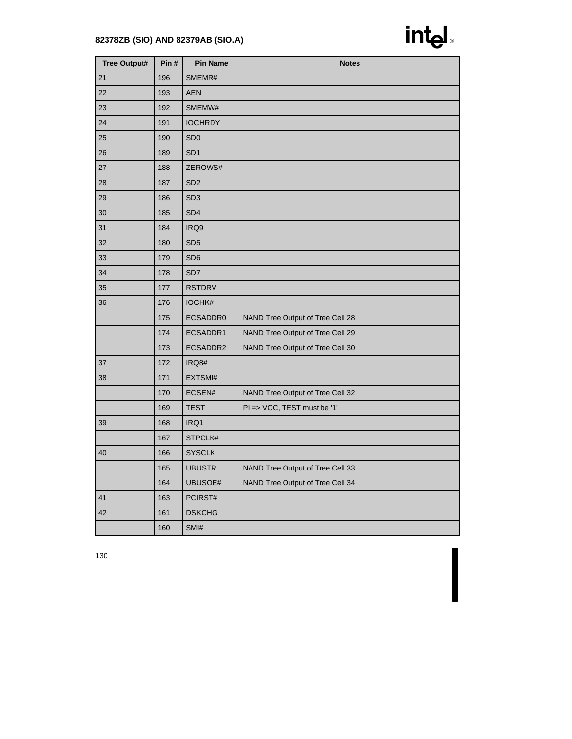| Tree Output# | Pin # | Pin Name | Notes |
|---|---|---|---|
| 21 | 196 | SMEMR# | |
| 22 | 193 | AEN | |
| 23 | 192 | SMEMW# | |
| 24 | 191 | IOCHRDY | |
| 25 | 190 | SD0 | |
| 26 | 189 | SD1 | |
| 27 | 188 | ZEROWS# | |
| 28 | 187 | SD2 | |
| 29 | 186 | SD3 | |
| 30 | 185 | SD4 | |
| 31 | 184 | IRQ9 | |
| 32 | 180 | SD5 | |
| 33 | 179 | SD6 | |
| 34 | 178 | SD7 | |
| 35 | 177 | RSTDRV | |
| 36 | 176 | IOCHK# | |
| | 175 | ECSADDR0 | NAND Tree Output of Tree Cell 28 |
| | 174 | ECSADDR1 | NAND Tree Output of Tree Cell 29 |
| | 173 | ECSADDR2 | NAND Tree Output of Tree Cell 30 |
| 37 | 172 | IRQ8# | |
| 38 | 171 | EXTSMI# | |
| | 170 | ECSEN# | NAND Tree Output of Tree Cell 32 |
| | 169 | TEST | PI => VCC, TEST must be '1' |
| 39 | 168 | IRQ1 | |
| | 167 | STPCLK# | |
| 40 | 166 | SYSCLK | |
| | 165 | UBUSTR | NAND Tree Output of Tree Cell 33 |
| | 164 | UBUSOE# | NAND Tree Output of Tree Cell 34 |
| 41 | 163 | PCIRST# | |
| 42 | 161 | DSKCHG | |
| | 160 | SMI# | |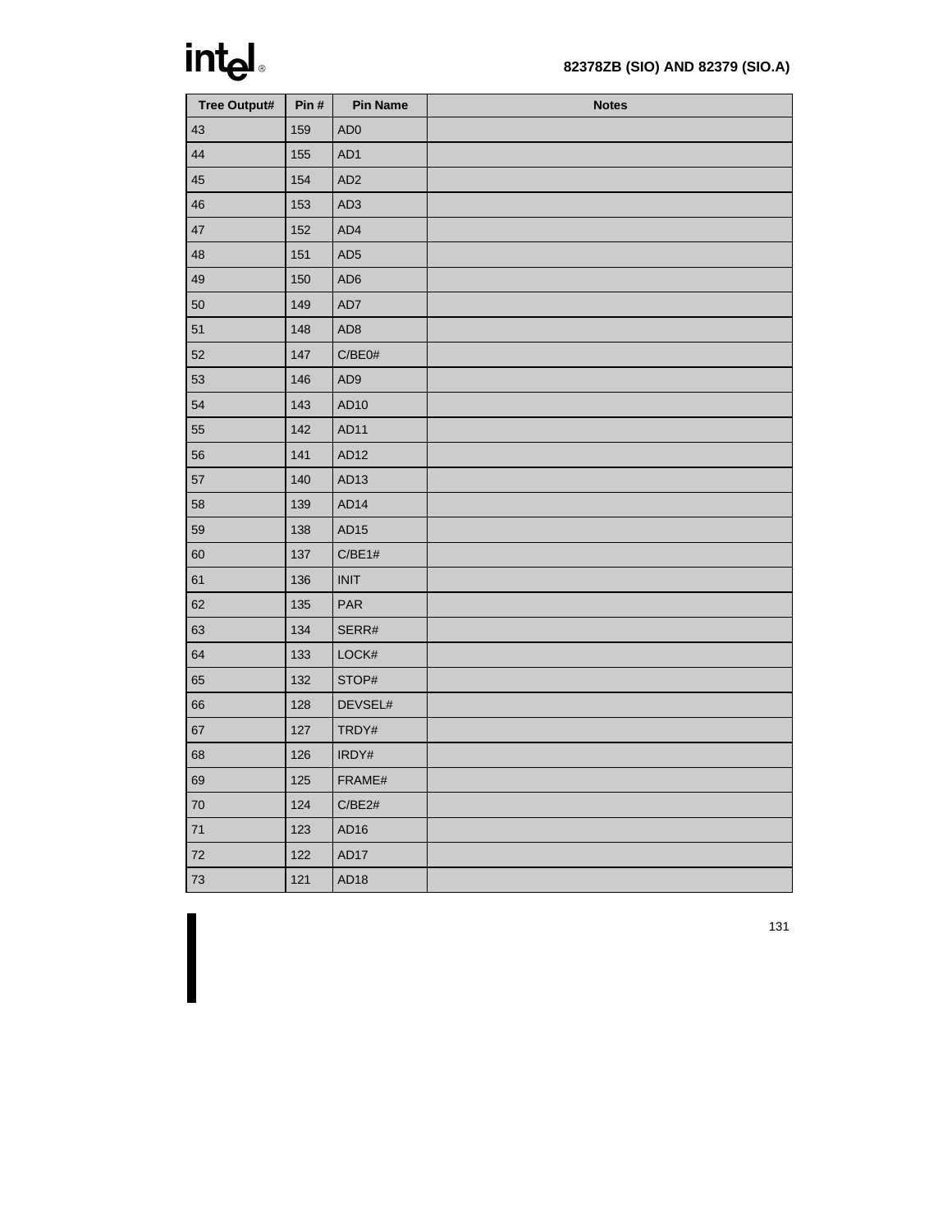| Tree Output# | Pin # | Pin Name | Notes |
|---|---|---|---|
| 43 | 159 | AD0 | |
| 44 | 155 | AD1 | |
| 45 | 154 | AD2 | |
| 46 | 153 | AD3 | |
| 47 | 152 | AD4 | |
| 48 | 151 | AD5 | |
| 49 | 150 | AD6 | |
| 50 | 149 | AD7 | |
| 51 | 148 | AD8 | |
| 52 | 147 | C/BE0# | |
| 53 | 146 | AD9 | |
| 54 | 143 | AD10 | |
| 55 | 142 | AD11 | |
| 56 | 141 | AD12 | |
| 57 | 140 | AD13 | |
| 58 | 139 | AD14 | |
| 59 | 138 | AD15 | |
| 60 | 137 | C/BE1# | |
| 61 | 136 | INIT | |
| 62 | 135 | PAR | |
| 63 | 134 | SERR# | |
| 64 | 133 | LOCK# | |
| 65 | 132 | STOP# | |
| 66 | 128 | DEVSEL# | |
| 67 | 127 | TRDY# | |
| 68 | 126 | IRDY# | |
| 69 | 125 | FRAME# | |
| 70 | 124 | C/BE2# | |
| 71 | 123 | AD16 | |
| 72 | 122 | AD17 | |
| 73 | 121 | AD18 | |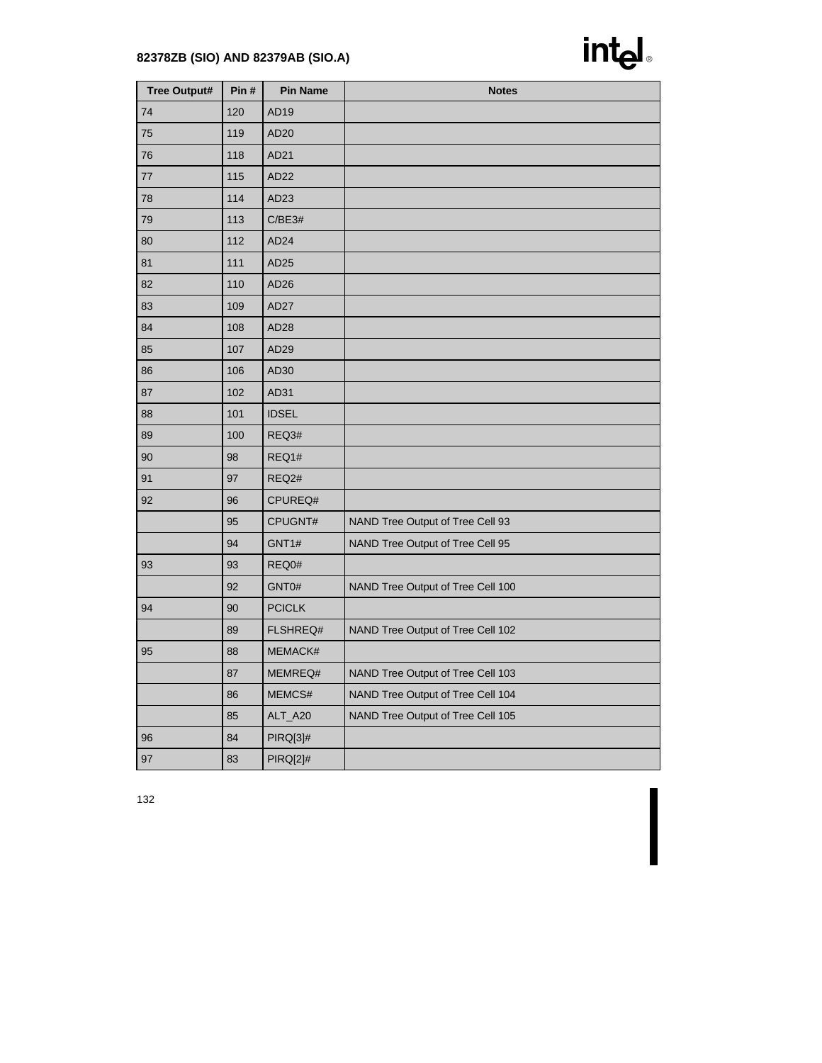| Tree Output# | Pin # | Pin Name | Notes |
|---|---|---|---|
| 74 | 120 | AD19 | |
| 75 | 119 | AD20 | |
| 76 | 118 | AD21 | |
| 77 | 115 | AD22 | |
| 78 | 114 | AD23 | |
| 79 | 113 | C/BE3# | |
| 80 | 112 | AD24 | |
| 81 | 111 | AD25 | |
| 82 | 110 | AD26 | |
| 83 | 109 | AD27 | |
| 84 | 108 | AD28 | |
| 85 | 107 | AD29 | |
| 86 | 106 | AD30 | |
| 87 | 102 | AD31 | |
| 88 | 101 | IDSEL | |
| 89 | 100 | REQ3# | |
| 90 | 98 | REQ1# | |
| 91 | 97 | REQ2# | |
| 92 | 96 | CPUREQ# | |
| | 95 | CPUGNT# | NAND Tree Output of Tree Cell 93 |
| | 94 | GNT1# | NAND Tree Output of Tree Cell 95 |
| 93 | 93 | REQ0# | |
| | 92 | GNT0# | NAND Tree Output of Tree Cell 100 |
| 94 | 90 | PCICLK | |
| | 89 | FLSHREQ# | NAND Tree Output of Tree Cell 102 |
| 95 | 88 | MEMACK# | |
| | 87 | MEMREQ# | NAND Tree Output of Tree Cell 103 |
| | 86 | MEMCS# | NAND Tree Output of Tree Cell 104 |
| | 85 | ALT_A20 | NAND Tree Output of Tree Cell 105 |
| 96 | 84 | PIRQ[3]# | |
| 97 | 83 | PIRQ[2]# | |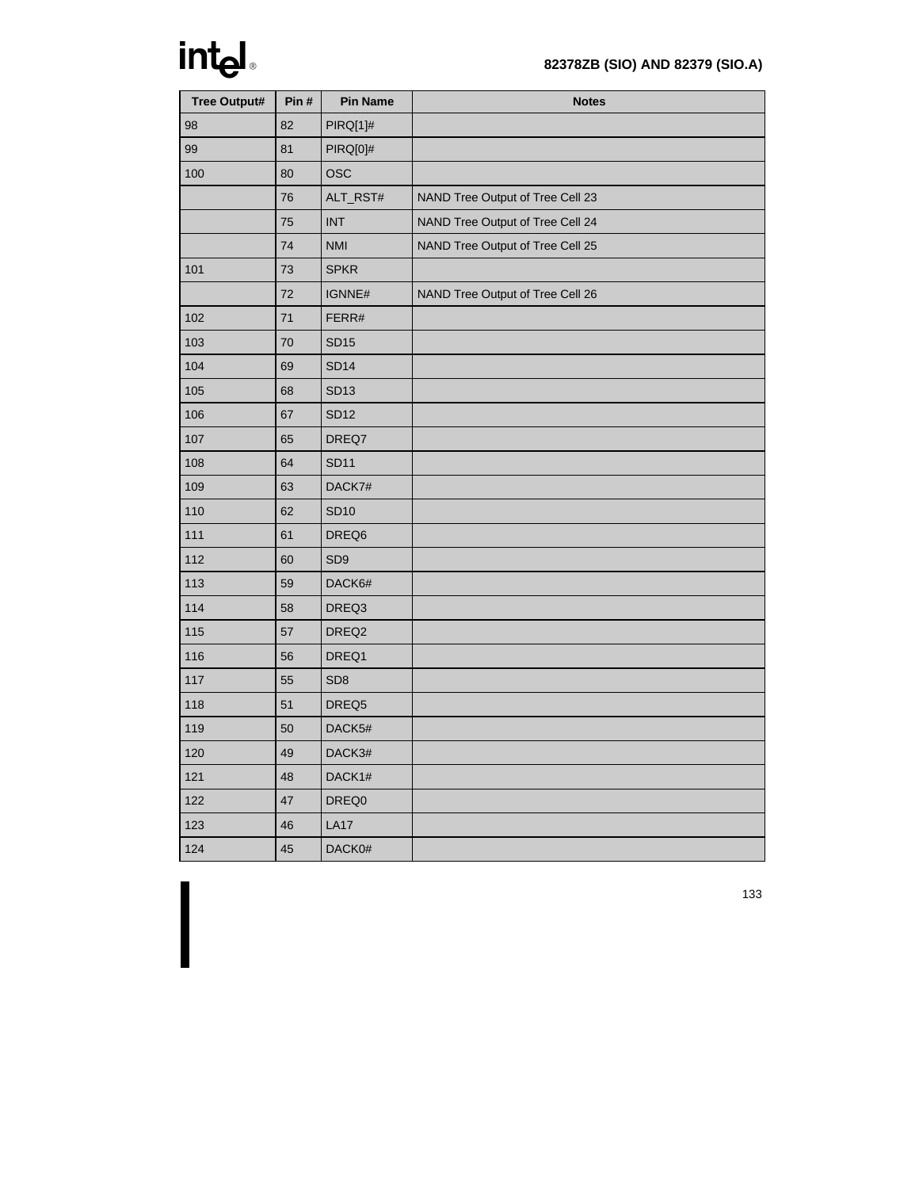| Tree Output# | Pin # | Pin Name | Notes |
|---|---|---|---|
| 98 | 82 | PIRQ[1]# | |
| 99 | 81 | PIRQ[0]# | |
| 100 | 80 | OSC | |
| | 76 | ALT_RST# | NAND Tree Output of Tree Cell 23 |
| | 75 | INT | NAND Tree Output of Tree Cell 24 |
| | 74 | NMI | NAND Tree Output of Tree Cell 25 |
| 101 | 73 | SPKR | |
| | 72 | IGNNE# | NAND Tree Output of Tree Cell 26 |
| 102 | 71 | FERR# | |
| 103 | 70 | SD15 | |
| 104 | 69 | SD14 | |
| 105 | 68 | SD13 | |
| 106 | 67 | SD12 | |
| 107 | 65 | DREQ7 | |
| 108 | 64 | SD11 | |
| 109 | 63 | DACK7# | |
| 110 | 62 | SD10 | |
| 111 | 61 | DREQ6 | |
| 112 | 60 | SD9 | |
| 113 | 59 | DACK6# | |
| 114 | 58 | DREQ3 | |
| 115 | 57 | DREQ2 | |
| 116 | 56 | DREQ1 | |
| 117 | 55 | SD8 | |
| 118 | 51 | DREQ5 | |
| 119 | 50 | DACK5# | |
| 120 | 49 | DACK3# | |
| 121 | 48 | DACK1# | |
| 122 | 47 | DREQ0 | |
| 123 | 46 | LA17 | |
| 124 | 45 | DACK0# | |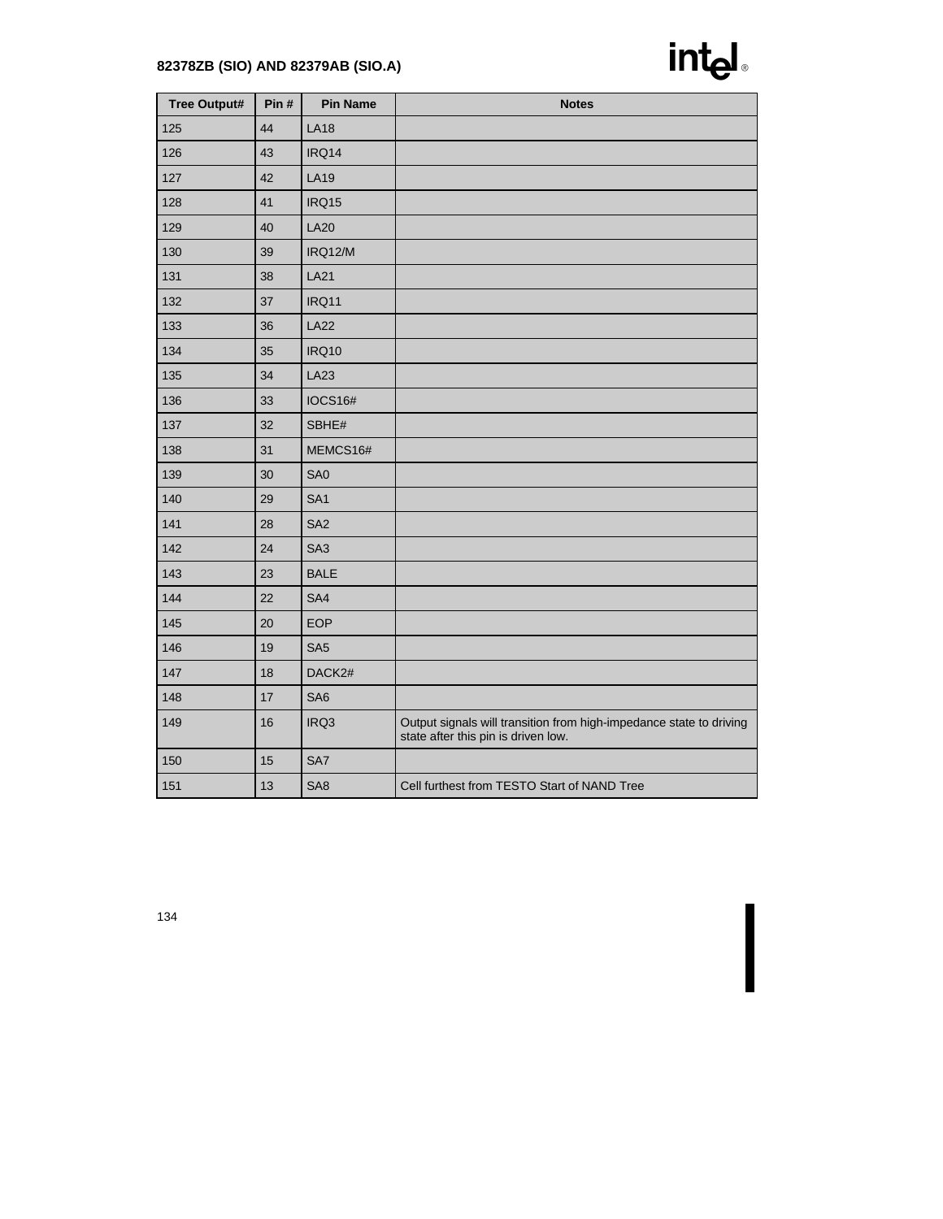| Tree Output# | Pin # | Pin Name | Notes |
|---|---|---|---|
| 125 | 44 | LA18 | |
| 126 | 43 | IRQ14 | |
| 127 | 42 | LA19 | |
| 128 | 41 | IRQ15 | |
| 129 | 40 | LA20 | |
| 130 | 39 | IRQ12/M | |
| 131 | 38 | LA21 | |
| 132 | 37 | IRQ11 | |
| 133 | 36 | LA22 | |
| 134 | 35 | IRQ10 | |
| 135 | 34 | LA23 | |
| 136 | 33 | IOCS16# | |
| 137 | 32 | SBHE# | |
| 138 | 31 | MEMCS16# | |
| 139 | 30 | SA0 | |
| 140 | 29 | SA1 | |
| 141 | 28 | SA2 | |
| 142 | 24 | SA3 | |
| 143 | 23 | BALE | |
| 144 | 22 | SA4 | |
| 145 | 20 | EOP | |
| 146 | 19 | SA5 | |
| 147 | 18 | DACK2# | |
| 148 | 17 | SA6 | |
| 149 | 16 | IRQ3 | Output signals will transition from high-impedance state to driving state after this pin is driven low. |
| 150 | 15 | SA7 | |
| 151 | 13 | SA8 | Cell furthest from TESTO Start of NAND Tree |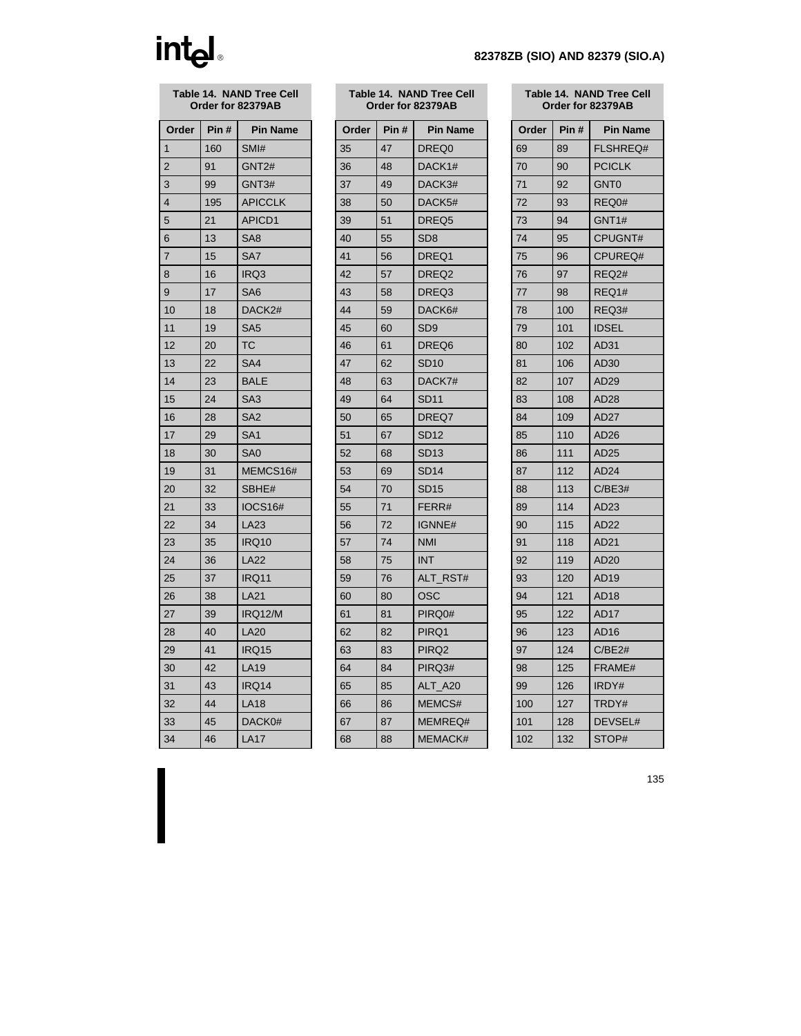**Table 14. NAND Tree Cell Order for 82379AB**

| Order | Pin # | Pin Name |
|---|---|---|
| 1 | 160 | SMI# |
| 2 | 91 | GNT2# |
| 3 | 99 | GNT3# |
| 4 | 195 | APICCLK |
| 5 | 21 | APICD1 |
| 6 | 13 | SA8 |
| 7 | 15 | SA7 |
| 8 | 16 | IRQ3 |
| 9 | 17 | SA6 |
| 10 | 18 | DACK2# |
| 11 | 19 | SA5 |
| 12 | 20 | TC |
| 13 | 22 | SA4 |
| 14 | 23 | BALE |
| 15 | 24 | SA3 |
| 16 | 28 | SA2 |
| 17 | 29 | SA1 |
| 18 | 30 | SA0 |
| 19 | 31 | MEMCS16# |
| 20 | 32 | SBHE# |
| 21 | 33 | IOCS16# |
| 22 | 34 | LA23 |
| 23 | 35 | IRQ10 |
| 24 | 36 | LA22 |
| 25 | 37 | IRQ11 |
| 26 | 38 | LA21 |
| 27 | 39 | IRQ12/M |
| 28 | 40 | LA20 |
| 29 | 41 | IRQ15 |
| 30 | 42 | LA19 |
| 31 | 43 | IRQ14 |
| 32 | 44 | LA18 |
| 33 | 45 | DACK0# |
| 34 | 46 | LA17 |
| 35 | 47 | DREQ0 |
| 36 | 48 | DACK1# |
| 37 | 49 | DACK3# |
| 38 | 50 | DACK5# |
| 39 | 51 | DREQ5 |
| 40 | 55 | SD8 |
| 41 | 56 | DREQ1 |
| 42 | 57 | DREQ2 |
| 43 | 58 | DREQ3 |
| 44 | 59 | DACK6# |
| 45 | 60 | SD9 |
| 46 | 61 | DREQ6 |
| 47 | 62 | SD10 |
| 48 | 63 | DACK7# |
| 49 | 64 | SD11 |
| 50 | 65 | DREQ7 |
| 51 | 67 | SD12 |
| 52 | 68 | SD13 |
| 53 | 69 | SD14 |
| 54 | 70 | SD15 |
| 55 | 71 | FERR# |
| 56 | 72 | IGNNE# |
| 57 | 74 | NMI |
| 58 | 75 | INT |
| 59 | 76 | ALT_RST# |
| 60 | 80 | OSC |
| 61 | 81 | PIRQ0# |
| 62 | 82 | PIRQ1 |
| 63 | 83 | PIRQ2 |
| 64 | 84 | PIRQ3# |
| 65 | 85 | ALT_A20 |
| 66 | 86 | MEMCS# |
| 67 | 87 | MEMREQ# |
| 68 | 88 | MEMACK# |
| 69 | 89 | FLSHREQ# |
| 70 | 90 | PCICLK |
| 71 | 92 | GNT0 |
| 72 | 93 | REQ0# |
| 73 | 94 | GNT1# |
| 74 | 95 | CPUGNT# |
| 75 | 96 | CPUREQ# |
| 76 | 97 | REQ2# |
| 77 | 98 | REQ1# |
| 78 | 100 | REQ3# |
| 79 | 101 | IDSEL |
| 80 | 102 | AD31 |
| 81 | 106 | AD30 |
| 82 | 107 | AD29 |
| 83 | 108 | AD28 |
| 84 | 109 | AD27 |
| 85 | 110 | AD26 |
| 86 | 111 | AD25 |
| 87 | 112 | AD24 |
| 88 | 113 | C/BE3# |
| 89 | 114 | AD23 |
| 90 | 115 | AD22 |
| 91 | 118 | AD21 |
| 92 | 119 | AD20 |
| 93 | 120 | AD19 |
| 94 | 121 | AD18 |
| 95 | 122 | AD17 |
| 96 | 123 | AD16 |
| 97 | 124 | C/BE2# |
| 98 | 125 | FRAME# |
| 99 | 126 | IRDY# |
| 100 | 127 | TRDY# |
| 101 | 128 | DEVSEL# |
| 102 | 132 | STOP# |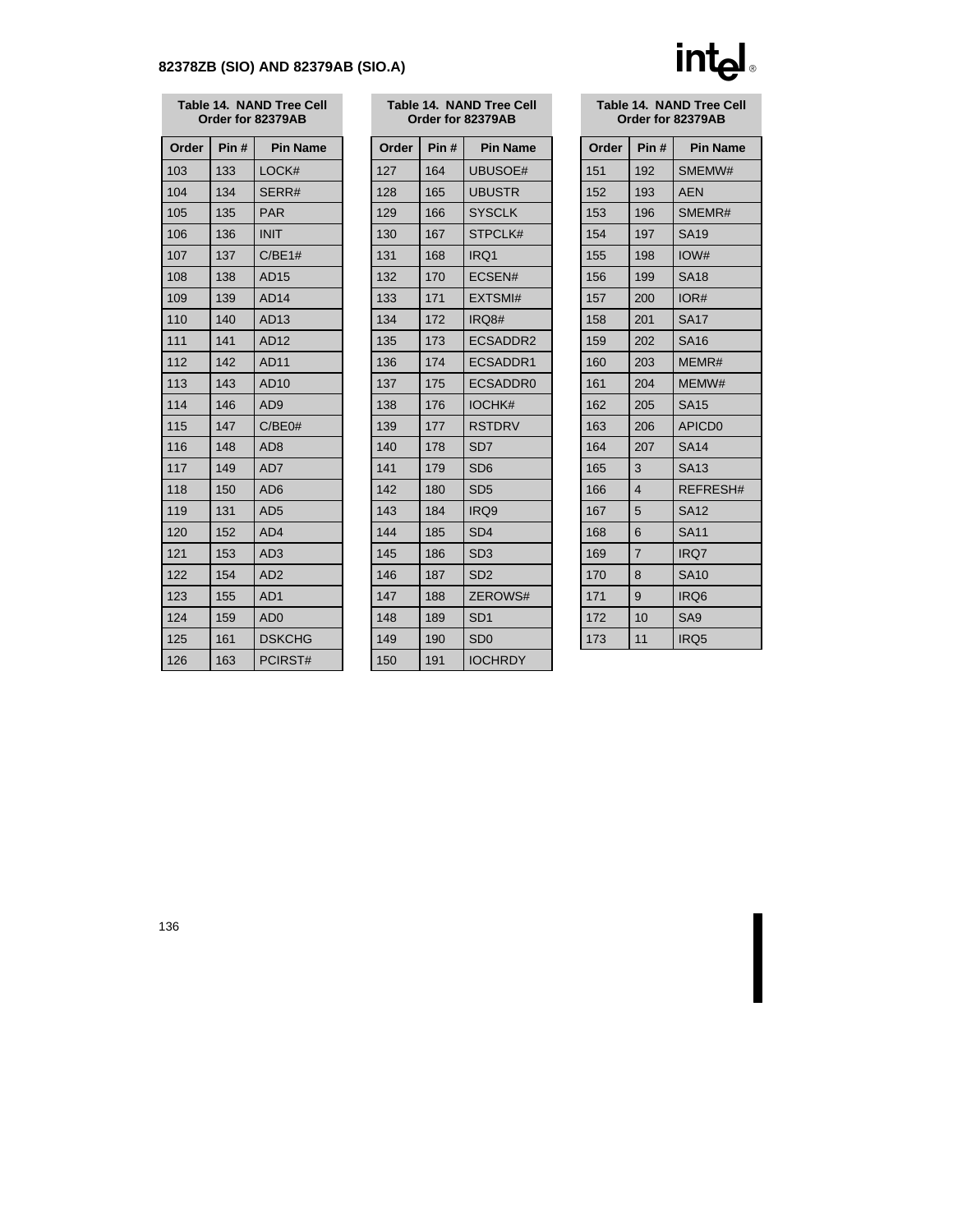**Table 14. NAND Tree Cell Order for 82379AB**

| Order | Pin # | Pin Name |
|---|---|---|
| 103 | 133 | LOCK# |
| 104 | 134 | SERR# |
| 105 | 135 | PAR |
| 106 | 136 | INIT |
| 107 | 137 | C/BE1# |
| 108 | 138 | AD15 |
| 109 | 139 | AD14 |
| 110 | 140 | AD13 |
| 111 | 141 | AD12 |
| 112 | 142 | AD11 |
| 113 | 143 | AD10 |
| 114 | 146 | AD9 |
| 115 | 147 | C/BE0# |
| 116 | 148 | AD8 |
| 117 | 149 | AD7 |
| 118 | 150 | AD6 |
| 119 | 131 | AD5 |
| 120 | 152 | AD4 |
| 121 | 153 | AD3 |
| 122 | 154 | AD2 |
| 123 | 155 | AD1 |
| 124 | 159 | AD0 |
| 125 | 161 | DSKCHG |
| 126 | 163 | PCIRST# |
| 127 | 164 | UBUSOE# |
| 128 | 165 | UBUSTR |
| 129 | 166 | SYSCLK |
| 130 | 167 | STPCLK# |
| 131 | 168 | IRQ1 |
| 132 | 170 | ECSEN# |
| 133 | 171 | EXTSMI# |
| 134 | 172 | IRQ8# |
| 135 | 173 | ECSADDR2 |
| 136 | 174 | ECSADDR1 |
| 137 | 175 | ECSADDR0 |
| 138 | 176 | IOCHK# |
| 139 | 177 | RSTDRV |
| 140 | 178 | SD7 |
| 141 | 179 | SD6 |
| 142 | 180 | SD5 |
| 143 | 184 | IRQ9 |
| 144 | 185 | SD4 |
| 145 | 186 | SD3 |
| 146 | 187 | SD2 |
| 147 | 188 | ZEROWS# |
| 148 | 189 | SD1 |
| 149 | 190 | SD0 |
| 150 | 191 | IOCHRDY |
| 151 | 192 | SMEMW# |
| 152 | 193 | AEN |
| 153 | 196 | SMEMR# |
| 154 | 197 | SA19 |
| 155 | 198 | IOW# |
| 156 | 199 | SA18 |
| 157 | 200 | IOR# |
| 158 | 201 | SA17 |
| 159 | 202 | SA16 |
| 160 | 203 | MEMR# |
| 161 | 204 | MEMW# |
| 162 | 205 | SA15 |
| 163 | 206 | APICD0 |
| 164 | 207 | SA14 |
| 165 | 3 | SA13 |
| 166 | 4 | REFRESH# |
| 167 | 5 | SA12 |
| 168 | 6 | SA11 |
| 169 | 7 | IRQ7 |
| 170 | 8 | SA10 |
| 171 | 9 | IRQ6 |
| 172 | 10 | SA9 |
| 173 | 11 | IRQ5 |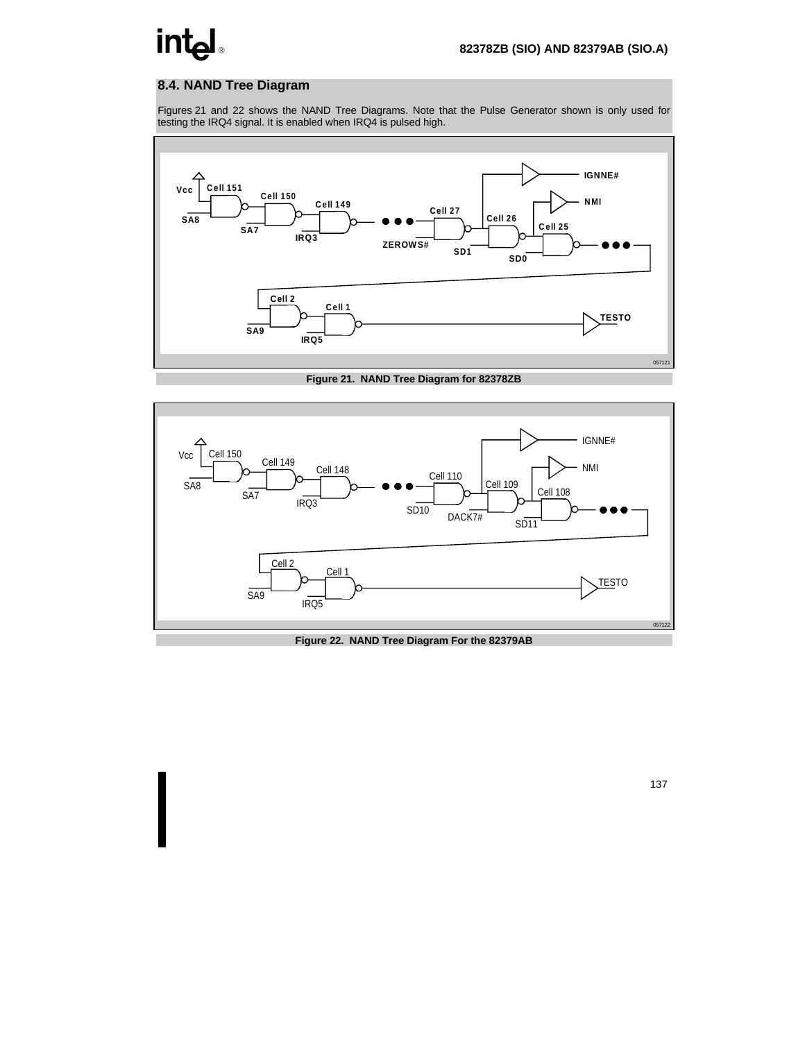## 8.4. NAND Tree Diagram

Figures 21 and 22 shows the NAND Tree Diagrams. Note that the Pulse Generator shown is only used for testing the IRQ4 signal. It is enabled when IRQ4 is pulsed high.

Vcc
Cell 151
Cell 150
Cell 149
Cell 27
Cell 26
Cell 25
SA8
SA7
IRQ3
ZEROWS#
SD1
SD0
IGNNE#
NMI
Cell 2
Cell 1
SA9
IRQ5
TESTO
057121

**Figure 21. NAND Tree Diagram for 82378ZB**

Vcc
Cell 150
Cell 149
Cell 148
Cell 110
Cell 109
Cell 108
SA8
SA7
IRQ3
SD10
DACK7#
SD11
IGNNE#
NMI
Cell 2
Cell 1
SA9
IRQ5
TESTO
057122

**Figure 22. NAND Tree Diagram For the 82379AB**